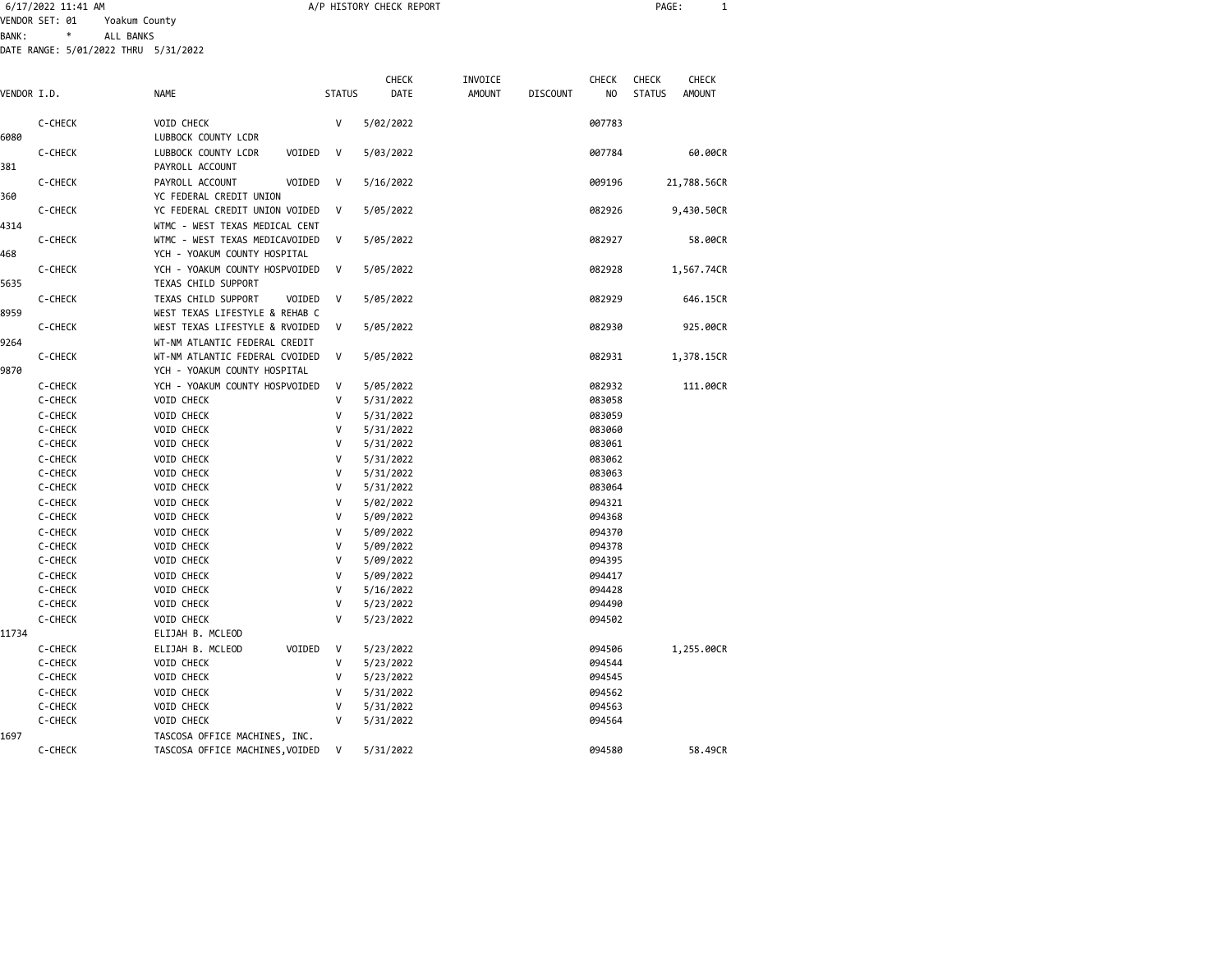6/17/2022 11:41 AM A/P HISTORY CHECK REPORT

VENDOR SET: 01 Yoakum County

BANK: * ALL BANKS

DATE RANGE: 5/01/2022 THRU 5/31/2022

| VENDOR I.D. | NAME | STATUS | CHECK DATE | INVOICE AMOUNT | DISCOUNT | CHECK NO | CHECK STATUS | CHECK AMOUNT |
|---|---|---|---|---|---|---|---|---|
| C-CHECK | VOID CHECK | V | 5/02/2022 | | | 007783 | | |
| 6080 | LUBBOCK COUNTY LCDR | | | | | | | |
| C-CHECK | LUBBOCK COUNTY LCDR VOIDED | V | 5/03/2022 | | | 007784 | | 60.00CR |
| 381 | PAYROLL ACCOUNT | | | | | | | |
| C-CHECK | PAYROLL ACCOUNT VOIDED | V | 5/16/2022 | | | 009196 | | 21,788.56CR |
| 360 | YC FEDERAL CREDIT UNION | | | | | | | |
| C-CHECK | YC FEDERAL CREDIT UNION VOIDED | V | 5/05/2022 | | | 082926 | | 9,430.50CR |
| 4314 | WTMC - WEST TEXAS MEDICAL CENT | | | | | | | |
| C-CHECK | WTMC - WEST TEXAS MEDICAVOIDED | V | 5/05/2022 | | | 082927 | | 58.00CR |
| 468 | YCH - YOAKUM COUNTY HOSPITAL | | | | | | | |
| C-CHECK | YCH - YOAKUM COUNTY HOSPVOIDED | V | 5/05/2022 | | | 082928 | | 1,567.74CR |
| 5635 | TEXAS CHILD SUPPORT | | | | | | | |
| C-CHECK | TEXAS CHILD SUPPORT VOIDED | V | 5/05/2022 | | | 082929 | | 646.15CR |
| 8959 | WEST TEXAS LIFESTYLE & REHAB C | | | | | | | |
| C-CHECK | WEST TEXAS LIFESTYLE & RVOIDED | V | 5/05/2022 | | | 082930 | | 925.00CR |
| 9264 | WT-NM ATLANTIC FEDERAL CREDIT | | | | | | | |
| C-CHECK | WT-NM ATLANTIC FEDERAL CVOIDED | V | 5/05/2022 | | | 082931 | | 1,378.15CR |
| 9870 | YCH - YOAKUM COUNTY HOSPITAL | | | | | | | |
| C-CHECK | YCH - YOAKUM COUNTY HOSPVOIDED | V | 5/05/2022 | | | 082932 | | 111.00CR |
| C-CHECK | VOID CHECK | V | 5/31/2022 | | | 083058 | | |
| C-CHECK | VOID CHECK | V | 5/31/2022 | | | 083059 | | |
| C-CHECK | VOID CHECK | V | 5/31/2022 | | | 083060 | | |
| C-CHECK | VOID CHECK | V | 5/31/2022 | | | 083061 | | |
| C-CHECK | VOID CHECK | V | 5/31/2022 | | | 083062 | | |
| C-CHECK | VOID CHECK | V | 5/31/2022 | | | 083063 | | |
| C-CHECK | VOID CHECK | V | 5/31/2022 | | | 083064 | | |
| C-CHECK | VOID CHECK | V | 5/02/2022 | | | 094321 | | |
| C-CHECK | VOID CHECK | V | 5/09/2022 | | | 094368 | | |
| C-CHECK | VOID CHECK | V | 5/09/2022 | | | 094370 | | |
| C-CHECK | VOID CHECK | V | 5/09/2022 | | | 094378 | | |
| C-CHECK | VOID CHECK | V | 5/09/2022 | | | 094395 | | |
| C-CHECK | VOID CHECK | V | 5/09/2022 | | | 094417 | | |
| C-CHECK | VOID CHECK | V | 5/16/2022 | | | 094428 | | |
| C-CHECK | VOID CHECK | V | 5/23/2022 | | | 094490 | | |
| C-CHECK | VOID CHECK | V | 5/23/2022 | | | 094502 | | |
| 11734 | ELIJAH B. MCLEOD | | | | | | | |
| C-CHECK | ELIJAH B. MCLEOD VOIDED | V | 5/23/2022 | | | 094506 | | 1,255.00CR |
| C-CHECK | VOID CHECK | V | 5/23/2022 | | | 094544 | | |
| C-CHECK | VOID CHECK | V | 5/23/2022 | | | 094545 | | |
| C-CHECK | VOID CHECK | V | 5/31/2022 | | | 094562 | | |
| C-CHECK | VOID CHECK | V | 5/31/2022 | | | 094563 | | |
| C-CHECK | VOID CHECK | V | 5/31/2022 | | | 094564 | | |
| 1697 | TASCOSA OFFICE MACHINES, INC. | | | | | | | |
| C-CHECK | TASCOSA OFFICE MACHINES,VOIDED | V | 5/31/2022 | | | 094580 | | 58.49CR |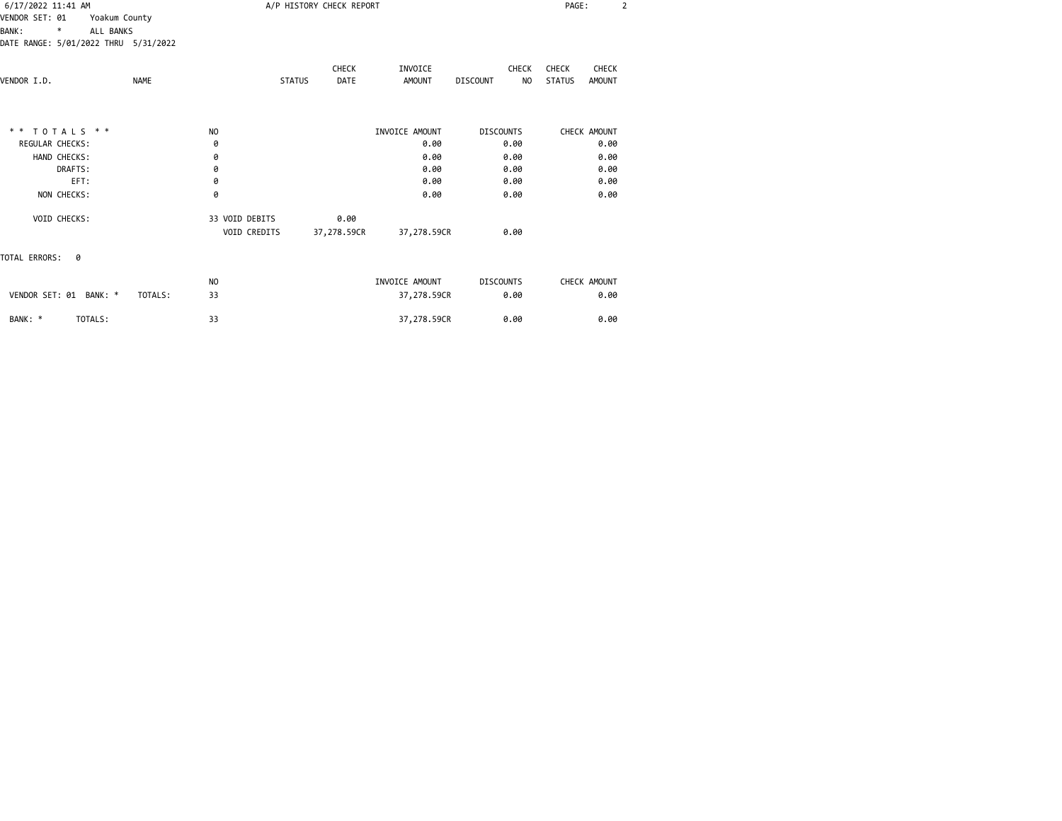VENDOR SET: 01 Yoakum County
BANK: * ALL BANKS
DATE RANGE: 5/01/2022 THRU 5/31/2022

# A/P HISTORY CHECK REPORT

| VENDOR I.D. | NAME | STATUS | CHECK DATE | INVOICE AMOUNT | DISCOUNT | CHECK NO | CHECK STATUS | CHECK AMOUNT |
|---|---|---|---|---|---|---|---|---|

| * * T O T A L S * * | NO | | | INVOICE AMOUNT | DISCOUNTS | CHECK AMOUNT |
|---|---|---|---|---|---|---|
| REGULAR CHECKS: | 0 | | | 0.00 | 0.00 | 0.00 |
| HAND CHECKS: | 0 | | | 0.00 | 0.00 | 0.00 |
| DRAFTS: | 0 | | | 0.00 | 0.00 | 0.00 |
| EFT: | 0 | | | 0.00 | 0.00 | 0.00 |
| NON CHECKS: | 0 | | | 0.00 | 0.00 | 0.00 |
| VOID CHECKS: | 33 | VOID DEBITS | 0.00 | | | |
| | | VOID CREDITS | 37,278.59CR | 37,278.59CR | 0.00 | |

TOTAL ERRORS: 0

| | NO | INVOICE AMOUNT | DISCOUNTS | CHECK AMOUNT |
|---|---|---|---|---|
| VENDOR SET: 01 BANK: * TOTALS: | 33 | 37,278.59CR | 0.00 | 0.00 |
| BANK: * TOTALS: | 33 | 37,278.59CR | 0.00 | 0.00 |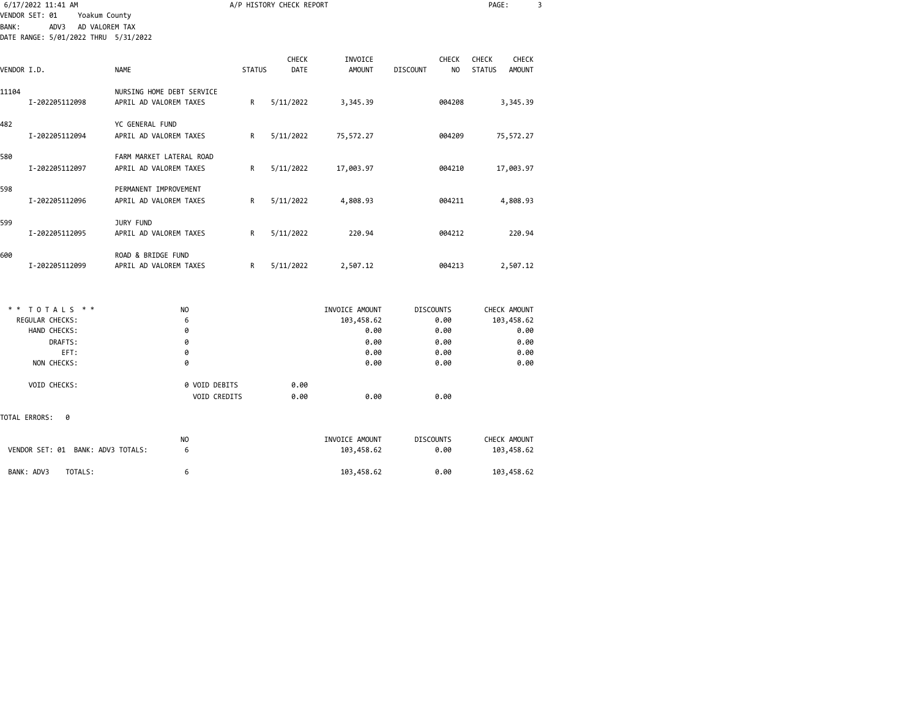6/17/2022 11:41 AM — A/P HISTORY CHECK REPORT

VENDOR SET: 01 Yoakum County
BANK: ADV3 AD VALOREM TAX
DATE RANGE: 5/01/2022 THRU 5/31/2022

| VENDOR I.D. | NAME | STATUS | CHECK DATE | INVOICE AMOUNT | DISCOUNT | CHECK NO | CHECK STATUS | CHECK AMOUNT |
|---|---|---|---|---|---|---|---|---|
| 11104 | NURSING HOME DEBT SERVICE | | | | | | | |
| I-202205112098 | APRIL AD VALOREM TAXES | R | 5/11/2022 | 3,345.39 | | 004208 | | 3,345.39 |
| 482 | YC GENERAL FUND | | | | | | | |
| I-202205112094 | APRIL AD VALOREM TAXES | R | 5/11/2022 | 75,572.27 | | 004209 | | 75,572.27 |
| 580 | FARM MARKET LATERAL ROAD | | | | | | | |
| I-202205112097 | APRIL AD VALOREM TAXES | R | 5/11/2022 | 17,003.97 | | 004210 | | 17,003.97 |
| 598 | PERMANENT IMPROVEMENT | | | | | | | |
| I-202205112096 | APRIL AD VALOREM TAXES | R | 5/11/2022 | 4,808.93 | | 004211 | | 4,808.93 |
| 599 | JURY FUND | | | | | | | |
| I-202205112095 | APRIL AD VALOREM TAXES | R | 5/11/2022 | 220.94 | | 004212 | | 220.94 |
| 600 | ROAD & BRIDGE FUND | | | | | | | |
| I-202205112099 | APRIL AD VALOREM TAXES | R | 5/11/2022 | 2,507.12 | | 004213 | | 2,507.12 |

| * * TOTALS * * | NO | | INVOICE AMOUNT | DISCOUNTS | CHECK AMOUNT |
|---|---|---|---|---|---|
| REGULAR CHECKS: | 6 | | 103,458.62 | 0.00 | 103,458.62 |
| HAND CHECKS: | 0 | | 0.00 | 0.00 | 0.00 |
| DRAFTS: | 0 | | 0.00 | 0.00 | 0.00 |
| EFT: | 0 | | 0.00 | 0.00 | 0.00 |
| NON CHECKS: | 0 | | 0.00 | 0.00 | 0.00 |
| VOID CHECKS: | 0 VOID DEBITS | 0.00 | | | |
| | VOID CREDITS | 0.00 | 0.00 | 0.00 | |

TOTAL ERRORS: 0

| | NO | INVOICE AMOUNT | DISCOUNTS | CHECK AMOUNT |
|---|---|---|---|---|
| VENDOR SET: 01 BANK: ADV3 TOTALS: | 6 | 103,458.62 | 0.00 | 103,458.62 |
| BANK: ADV3 TOTALS: | 6 | 103,458.62 | 0.00 | 103,458.62 |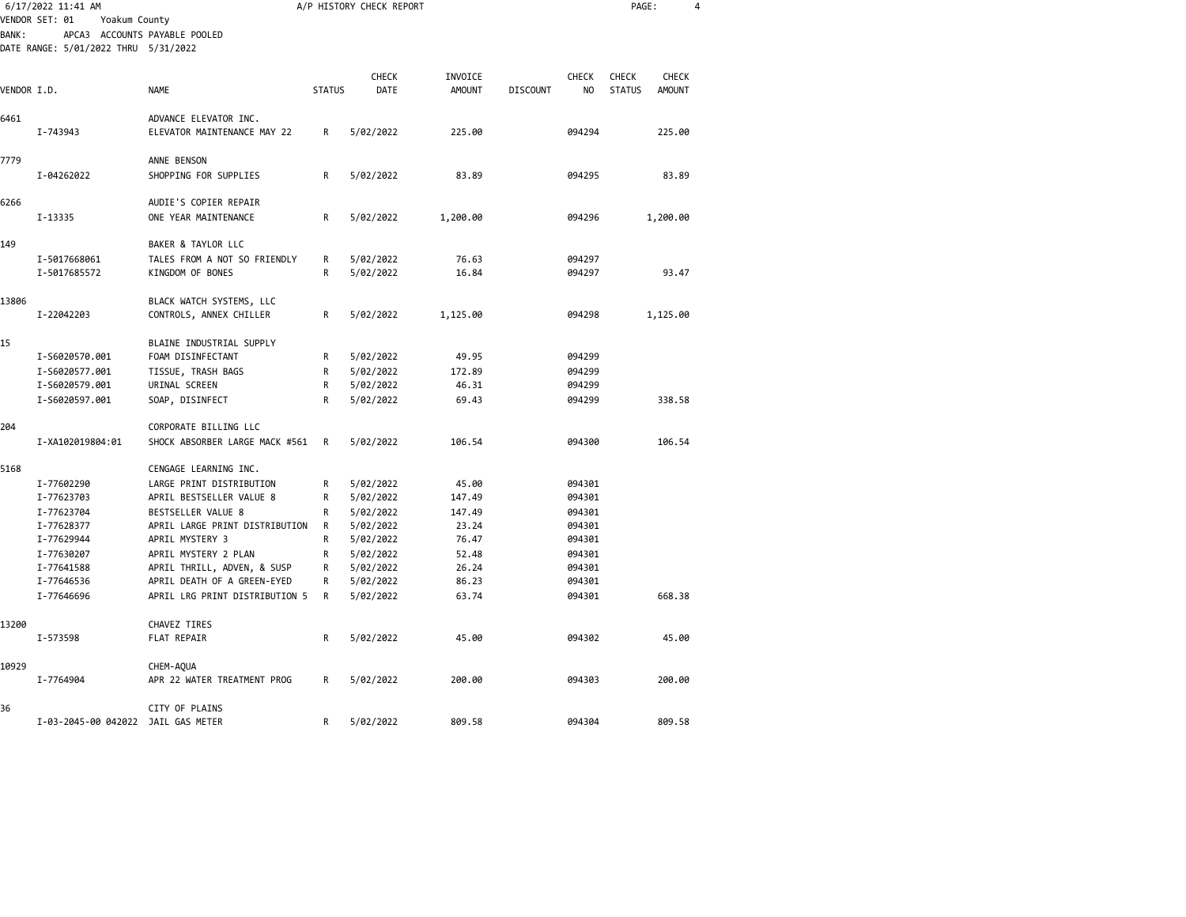6/17/2022 11:41 AM — A/P HISTORY CHECK REPORT

VENDOR SET: 01 Yoakum County
BANK: APCA3 ACCOUNTS PAYABLE POOLED
DATE RANGE: 5/01/2022 THRU 5/31/2022

| VENDOR I.D. | NAME | STATUS | CHECK DATE | INVOICE AMOUNT | DISCOUNT | CHECK NO | CHECK STATUS | CHECK AMOUNT |
|---|---|---|---|---|---|---|---|---|
| 6461 | ADVANCE ELEVATOR INC. | | | | | | | |
| I-743943 | ELEVATOR MAINTENANCE MAY 22 | R | 5/02/2022 | 225.00 | | 094294 | | 225.00 |
| 7779 | ANNE BENSON | | | | | | | |
| I-04262022 | SHOPPING FOR SUPPLIES | R | 5/02/2022 | 83.89 | | 094295 | | 83.89 |
| 6266 | AUDIE'S COPIER REPAIR | | | | | | | |
| I-13335 | ONE YEAR MAINTENANCE | R | 5/02/2022 | 1,200.00 | | 094296 | | 1,200.00 |
| 149 | BAKER & TAYLOR LLC | | | | | | | |
| I-5017668061 | TALES FROM A NOT SO FRIENDLY | R | 5/02/2022 | 76.63 | | 094297 | | |
| I-5017685572 | KINGDOM OF BONES | R | 5/02/2022 | 16.84 | | 094297 | | 93.47 |
| 13806 | BLACK WATCH SYSTEMS, LLC | | | | | | | |
| I-22042203 | CONTROLS, ANNEX CHILLER | R | 5/02/2022 | 1,125.00 | | 094298 | | 1,125.00 |
| 15 | BLAINE INDUSTRIAL SUPPLY | | | | | | | |
| I-S6020570.001 | FOAM DISINFECTANT | R | 5/02/2022 | 49.95 | | 094299 | | |
| I-S6020577.001 | TISSUE, TRASH BAGS | R | 5/02/2022 | 172.89 | | 094299 | | |
| I-S6020579.001 | URINAL SCREEN | R | 5/02/2022 | 46.31 | | 094299 | | |
| I-S6020597.001 | SOAP, DISINFECT | R | 5/02/2022 | 69.43 | | 094299 | | 338.58 |
| 204 | CORPORATE BILLING LLC | | | | | | | |
| I-XA102019804:01 | SHOCK ABSORBER LARGE MACK #561 | R | 5/02/2022 | 106.54 | | 094300 | | 106.54 |
| 5168 | CENGAGE LEARNING INC. | | | | | | | |
| I-77602290 | LARGE PRINT DISTRIBUTION | R | 5/02/2022 | 45.00 | | 094301 | | |
| I-77623703 | APRIL BESTSELLER VALUE 8 | R | 5/02/2022 | 147.49 | | 094301 | | |
| I-77623704 | BESTSELLER VALUE 8 | R | 5/02/2022 | 147.49 | | 094301 | | |
| I-77628377 | APRIL LARGE PRINT DISTRIBUTION | R | 5/02/2022 | 23.24 | | 094301 | | |
| I-77629944 | APRIL MYSTERY 3 | R | 5/02/2022 | 76.47 | | 094301 | | |
| I-77630207 | APRIL MYSTERY 2 PLAN | R | 5/02/2022 | 52.48 | | 094301 | | |
| I-77641588 | APRIL THRILL, ADVEN, & SUSP | R | 5/02/2022 | 26.24 | | 094301 | | |
| I-77646536 | APRIL DEATH OF A GREEN-EYED | R | 5/02/2022 | 86.23 | | 094301 | | |
| I-77646696 | APRIL LRG PRINT DISTRIBUTION 5 | R | 5/02/2022 | 63.74 | | 094301 | | 668.38 |
| 13200 | CHAVEZ TIRES | | | | | | | |
| I-573598 | FLAT REPAIR | R | 5/02/2022 | 45.00 | | 094302 | | 45.00 |
| 10929 | CHEM-AQUA | | | | | | | |
| I-7764904 | APR 22 WATER TREATMENT PROG | R | 5/02/2022 | 200.00 | | 094303 | | 200.00 |
| 36 | CITY OF PLAINS | | | | | | | |
| I-03-2045-00 042022 | JAIL GAS METER | R | 5/02/2022 | 809.58 | | 094304 | | 809.58 |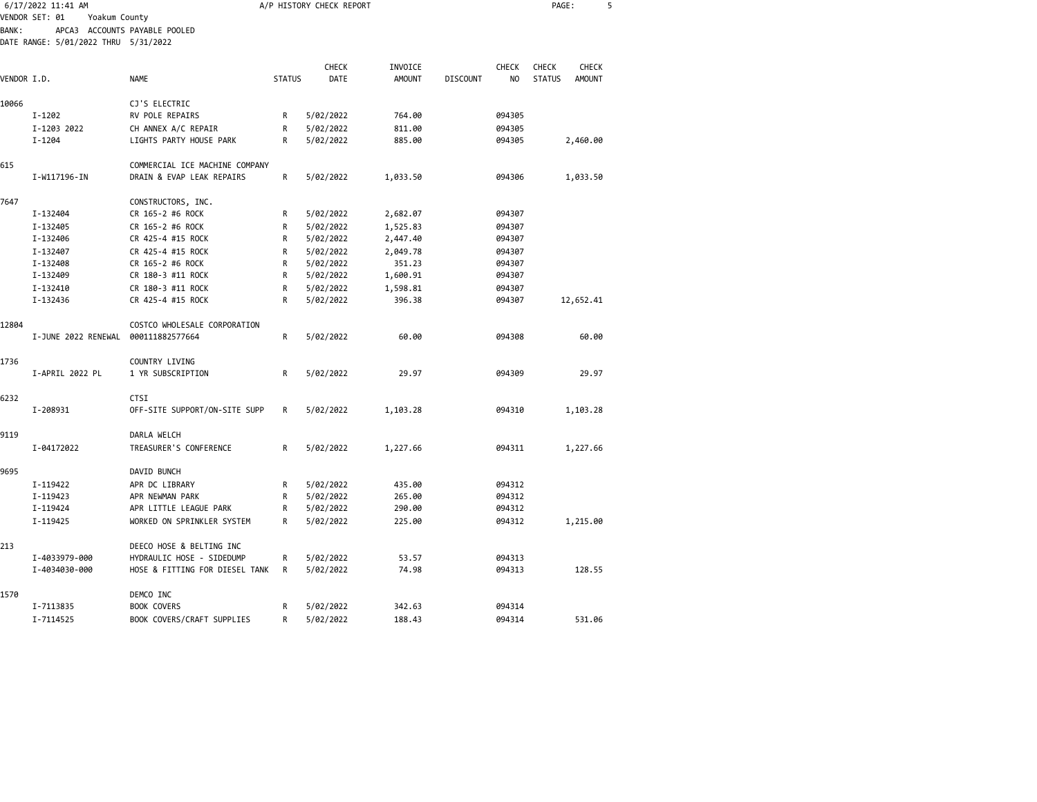A/P HISTORY CHECK REPORT

VENDOR SET: 01 Yoakum County
BANK: APCA3 ACCOUNTS PAYABLE POOLED
DATE RANGE: 5/01/2022 THRU 5/31/2022

| VENDOR I.D. | NAME | STATUS | CHECK DATE | INVOICE AMOUNT | DISCOUNT | CHECK NO | CHECK STATUS | CHECK AMOUNT |
|---|---|---|---|---|---|---|---|---|
| 10066 | CJ'S ELECTRIC | | | | | | | |
| I-1202 | RV POLE REPAIRS | R | 5/02/2022 | 764.00 | | 094305 | | |
| I-1203 2022 | CH ANNEX A/C REPAIR | R | 5/02/2022 | 811.00 | | 094305 | | |
| I-1204 | LIGHTS PARTY HOUSE PARK | R | 5/02/2022 | 885.00 | | 094305 | | 2,460.00 |
| 615 | COMMERCIAL ICE MACHINE COMPANY | | | | | | | |
| I-W117196-IN | DRAIN & EVAP LEAK REPAIRS | R | 5/02/2022 | 1,033.50 | | 094306 | | 1,033.50 |
| 7647 | CONSTRUCTORS, INC. | | | | | | | |
| I-132404 | CR 165-2 #6 ROCK | R | 5/02/2022 | 2,682.07 | | 094307 | | |
| I-132405 | CR 165-2 #6 ROCK | R | 5/02/2022 | 1,525.83 | | 094307 | | |
| I-132406 | CR 425-4 #15 ROCK | R | 5/02/2022 | 2,447.40 | | 094307 | | |
| I-132407 | CR 425-4 #15 ROCK | R | 5/02/2022 | 2,049.78 | | 094307 | | |
| I-132408 | CR 165-2 #6 ROCK | R | 5/02/2022 | 351.23 | | 094307 | | |
| I-132409 | CR 180-3 #11 ROCK | R | 5/02/2022 | 1,600.91 | | 094307 | | |
| I-132410 | CR 180-3 #11 ROCK | R | 5/02/2022 | 1,598.81 | | 094307 | | |
| I-132436 | CR 425-4 #15 ROCK | R | 5/02/2022 | 396.38 | | 094307 | | 12,652.41 |
| 12804 | COSTCO WHOLESALE CORPORATION | | | | | | | |
| I-JUNE 2022 RENEWAL | 000111882577664 | R | 5/02/2022 | 60.00 | | 094308 | | 60.00 |
| 1736 | COUNTRY LIVING | | | | | | | |
| I-APRIL 2022 PL | 1 YR SUBSCRIPTION | R | 5/02/2022 | 29.97 | | 094309 | | 29.97 |
| 6232 | CTSI | | | | | | | |
| I-208931 | OFF-SITE SUPPORT/ON-SITE SUPP | R | 5/02/2022 | 1,103.28 | | 094310 | | 1,103.28 |
| 9119 | DARLA WELCH | | | | | | | |
| I-04172022 | TREASURER'S CONFERENCE | R | 5/02/2022 | 1,227.66 | | 094311 | | 1,227.66 |
| 9695 | DAVID BUNCH | | | | | | | |
| I-119422 | APR DC LIBRARY | R | 5/02/2022 | 435.00 | | 094312 | | |
| I-119423 | APR NEWMAN PARK | R | 5/02/2022 | 265.00 | | 094312 | | |
| I-119424 | APR LITTLE LEAGUE PARK | R | 5/02/2022 | 290.00 | | 094312 | | |
| I-119425 | WORKED ON SPRINKLER SYSTEM | R | 5/02/2022 | 225.00 | | 094312 | | 1,215.00 |
| 213 | DEECO HOSE & BELTING INC | | | | | | | |
| I-4033979-000 | HYDRAULIC HOSE - SIDEDUMP | R | 5/02/2022 | 53.57 | | 094313 | | |
| I-4034030-000 | HOSE & FITTING FOR DIESEL TANK | R | 5/02/2022 | 74.98 | | 094313 | | 128.55 |
| 1570 | DEMCO INC | | | | | | | |
| I-7113835 | BOOK COVERS | R | 5/02/2022 | 342.63 | | 094314 | | |
| I-7114525 | BOOK COVERS/CRAFT SUPPLIES | R | 5/02/2022 | 188.43 | | 094314 | | 531.06 |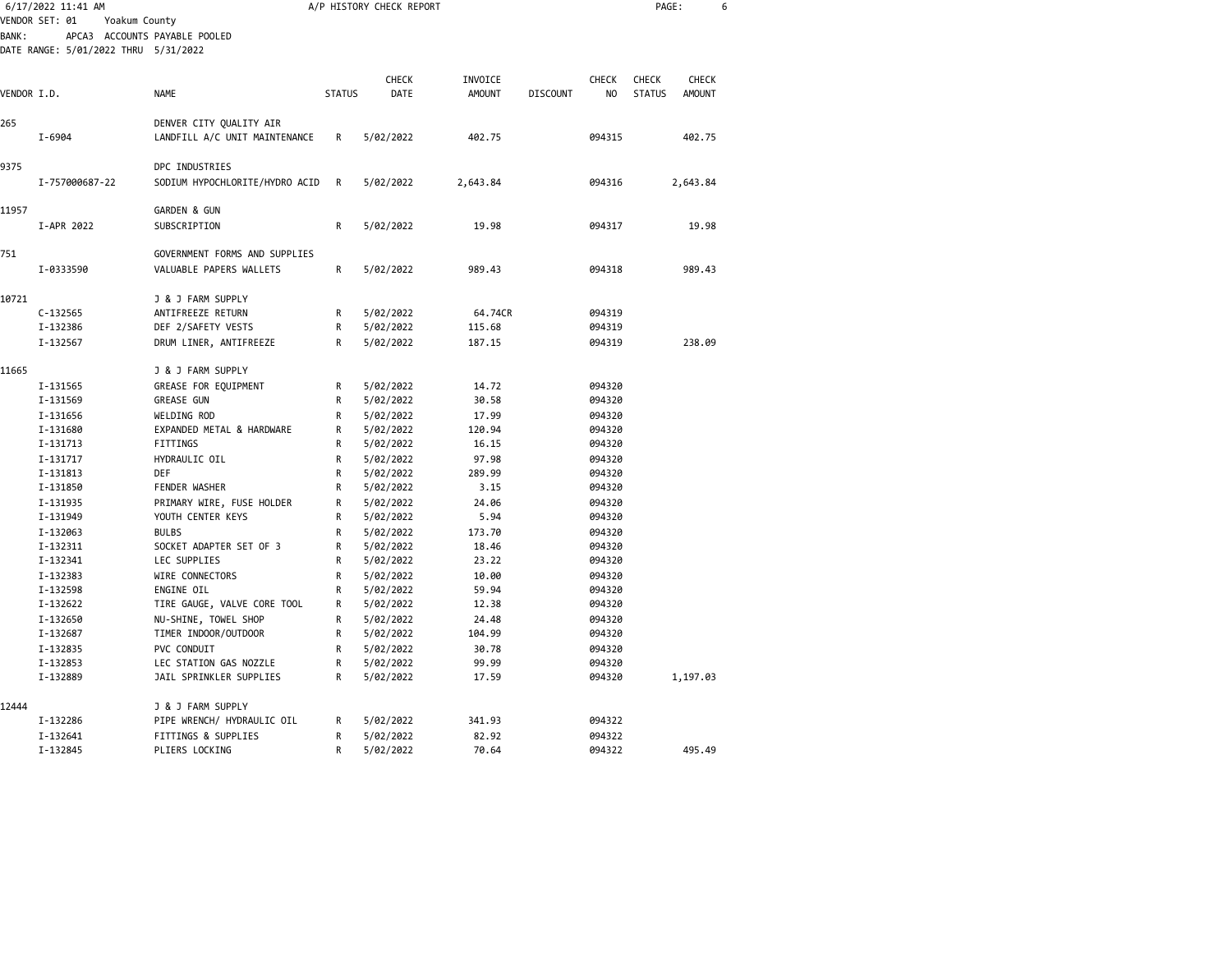VENDOR SET: 01 Yoakum County
BANK: APCA3 ACCOUNTS PAYABLE POOLED
DATE RANGE: 5/01/2022 THRU 5/31/2022

| VENDOR I.D. | | NAME | STATUS | CHECK DATE | INVOICE AMOUNT | DISCOUNT | CHECK NO | CHECK STATUS | CHECK AMOUNT |
|---|---|---|---|---|---|---|---|---|---|
| 265 | | DENVER CITY QUALITY AIR | | | | | | | |
| | I-6904 | LANDFILL A/C UNIT MAINTENANCE | R | 5/02/2022 | 402.75 | | 094315 | | 402.75 |
| 9375 | | DPC INDUSTRIES | | | | | | | |
| | I-757000687-22 | SODIUM HYPOCHLORITE/HYDRO ACID | R | 5/02/2022 | 2,643.84 | | 094316 | | 2,643.84 |
| 11957 | | GARDEN & GUN | | | | | | | |
| | I-APR 2022 | SUBSCRIPTION | R | 5/02/2022 | 19.98 | | 094317 | | 19.98 |
| 751 | | GOVERNMENT FORMS AND SUPPLIES | | | | | | | |
| | I-0333590 | VALUABLE PAPERS WALLETS | R | 5/02/2022 | 989.43 | | 094318 | | 989.43 |
| 10721 | | J & J FARM SUPPLY | | | | | | | |
| | C-132565 | ANTIFREEZE RETURN | R | 5/02/2022 | 64.74CR | | 094319 | | |
| | I-132386 | DEF 2/SAFETY VESTS | R | 5/02/2022 | 115.68 | | 094319 | | |
| | I-132567 | DRUM LINER, ANTIFREEZE | R | 5/02/2022 | 187.15 | | 094319 | | 238.09 |
| 11665 | | J & J FARM SUPPLY | | | | | | | |
| | I-131565 | GREASE FOR EQUIPMENT | R | 5/02/2022 | 14.72 | | 094320 | | |
| | I-131569 | GREASE GUN | R | 5/02/2022 | 30.58 | | 094320 | | |
| | I-131656 | WELDING ROD | R | 5/02/2022 | 17.99 | | 094320 | | |
| | I-131680 | EXPANDED METAL & HARDWARE | R | 5/02/2022 | 120.94 | | 094320 | | |
| | I-131713 | FITTINGS | R | 5/02/2022 | 16.15 | | 094320 | | |
| | I-131717 | HYDRAULIC OIL | R | 5/02/2022 | 97.98 | | 094320 | | |
| | I-131813 | DEF | R | 5/02/2022 | 289.99 | | 094320 | | |
| | I-131850 | FENDER WASHER | R | 5/02/2022 | 3.15 | | 094320 | | |
| | I-131935 | PRIMARY WIRE, FUSE HOLDER | R | 5/02/2022 | 24.06 | | 094320 | | |
| | I-131949 | YOUTH CENTER KEYS | R | 5/02/2022 | 5.94 | | 094320 | | |
| | I-132063 | BULBS | R | 5/02/2022 | 173.70 | | 094320 | | |
| | I-132311 | SOCKET ADAPTER SET OF 3 | R | 5/02/2022 | 18.46 | | 094320 | | |
| | I-132341 | LEC SUPPLIES | R | 5/02/2022 | 23.22 | | 094320 | | |
| | I-132383 | WIRE CONNECTORS | R | 5/02/2022 | 10.00 | | 094320 | | |
| | I-132598 | ENGINE OIL | R | 5/02/2022 | 59.94 | | 094320 | | |
| | I-132622 | TIRE GAUGE, VALVE CORE TOOL | R | 5/02/2022 | 12.38 | | 094320 | | |
| | I-132650 | NU-SHINE, TOWEL SHOP | R | 5/02/2022 | 24.48 | | 094320 | | |
| | I-132687 | TIMER INDOOR/OUTDOOR | R | 5/02/2022 | 104.99 | | 094320 | | |
| | I-132835 | PVC CONDUIT | R | 5/02/2022 | 30.78 | | 094320 | | |
| | I-132853 | LEC STATION GAS NOZZLE | R | 5/02/2022 | 99.99 | | 094320 | | |
| | I-132889 | JAIL SPRINKLER SUPPLIES | R | 5/02/2022 | 17.59 | | 094320 | | 1,197.03 |
| 12444 | | J & J FARM SUPPLY | | | | | | | |
| | I-132286 | PIPE WRENCH/ HYDRAULIC OIL | R | 5/02/2022 | 341.93 | | 094322 | | |
| | I-132641 | FITTINGS & SUPPLIES | R | 5/02/2022 | 82.92 | | 094322 | | |
| | I-132845 | PLIERS LOCKING | R | 5/02/2022 | 70.64 | | 094322 | | 495.49 |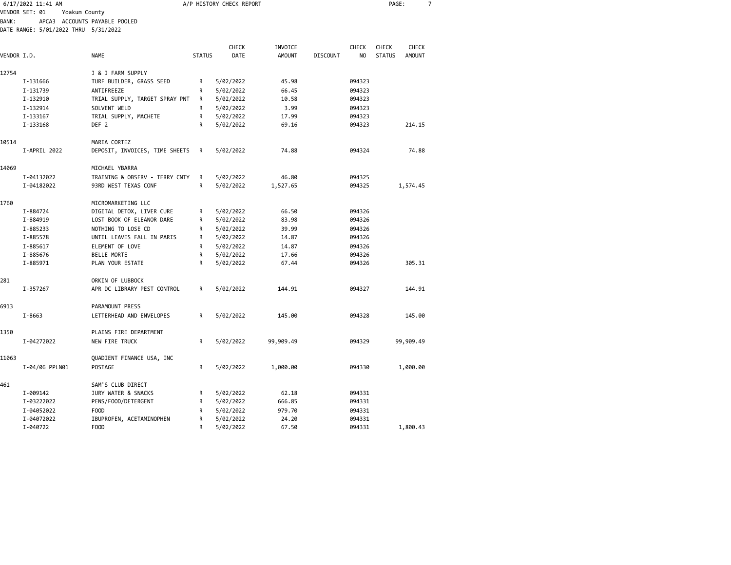A/P HISTORY CHECK REPORT

VENDOR SET: 01 Yoakum County
BANK: APCA3 ACCOUNTS PAYABLE POOLED
DATE RANGE: 5/01/2022 THRU 5/31/2022

| VENDOR I.D. | | NAME | STATUS | CHECK DATE | INVOICE AMOUNT | DISCOUNT | CHECK NO | CHECK STATUS | CHECK AMOUNT |
|---|---|---|---|---|---|---|---|---|---|
| 12754 | | J & J FARM SUPPLY | | | | | | | |
| | I-131666 | TURF BUILDER, GRASS SEED | R | 5/02/2022 | 45.98 | | 094323 | | |
| | I-131739 | ANTIFREEZE | R | 5/02/2022 | 66.45 | | 094323 | | |
| | I-132910 | TRIAL SUPPLY, TARGET SPRAY PNT | R | 5/02/2022 | 10.58 | | 094323 | | |
| | I-132914 | SOLVENT WELD | R | 5/02/2022 | 3.99 | | 094323 | | |
| | I-133167 | TRIAL SUPPLY, MACHETE | R | 5/02/2022 | 17.99 | | 094323 | | |
| | I-133168 | DEF 2 | R | 5/02/2022 | 69.16 | | 094323 | | 214.15 |
| 10514 | | MARIA CORTEZ | | | | | | | |
| | I-APRIL 2022 | DEPOSIT, INVOICES, TIME SHEETS | R | 5/02/2022 | 74.88 | | 094324 | | 74.88 |
| 14069 | | MICHAEL YBARRA | | | | | | | |
| | I-04132022 | TRAINING & OBSERV - TERRY CNTY | R | 5/02/2022 | 46.80 | | 094325 | | |
| | I-04182022 | 93RD WEST TEXAS CONF | R | 5/02/2022 | 1,527.65 | | 094325 | | 1,574.45 |
| 1760 | | MICROMARKETING LLC | | | | | | | |
| | I-884724 | DIGITAL DETOX, LIVER CURE | R | 5/02/2022 | 66.50 | | 094326 | | |
| | I-884919 | LOST BOOK OF ELEANOR DARE | R | 5/02/2022 | 83.98 | | 094326 | | |
| | I-885233 | NOTHING TO LOSE CD | R | 5/02/2022 | 39.99 | | 094326 | | |
| | I-885578 | UNTIL LEAVES FALL IN PARIS | R | 5/02/2022 | 14.87 | | 094326 | | |
| | I-885617 | ELEMENT OF LOVE | R | 5/02/2022 | 14.87 | | 094326 | | |
| | I-885676 | BELLE MORTE | R | 5/02/2022 | 17.66 | | 094326 | | |
| | I-885971 | PLAN YOUR ESTATE | R | 5/02/2022 | 67.44 | | 094326 | | 305.31 |
| 281 | | ORKIN OF LUBBOCK | | | | | | | |
| | I-357267 | APR DC LIBRARY PEST CONTROL | R | 5/02/2022 | 144.91 | | 094327 | | 144.91 |
| 6913 | | PARAMOUNT PRESS | | | | | | | |
| | I-8663 | LETTERHEAD AND ENVELOPES | R | 5/02/2022 | 145.00 | | 094328 | | 145.00 |
| 1350 | | PLAINS FIRE DEPARTMENT | | | | | | | |
| | I-04272022 | NEW FIRE TRUCK | R | 5/02/2022 | 99,909.49 | | 094329 | | 99,909.49 |
| 11063 | | QUADIENT FINANCE USA, INC | | | | | | | |
| | I-04/06 PPLN01 | POSTAGE | R | 5/02/2022 | 1,000.00 | | 094330 | | 1,000.00 |
| 461 | | SAM'S CLUB DIRECT | | | | | | | |
| | I-009142 | JURY WATER & SNACKS | R | 5/02/2022 | 62.18 | | 094331 | | |
| | I-03222022 | PENS/FOOD/DETERGENT | R | 5/02/2022 | 666.85 | | 094331 | | |
| | I-04052022 | FOOD | R | 5/02/2022 | 979.70 | | 094331 | | |
| | I-04072022 | IBUPROFEN, ACETAMINOPHEN | R | 5/02/2022 | 24.20 | | 094331 | | |
| | I-040722 | FOOD | R | 5/02/2022 | 67.50 | | 094331 | | 1,800.43 |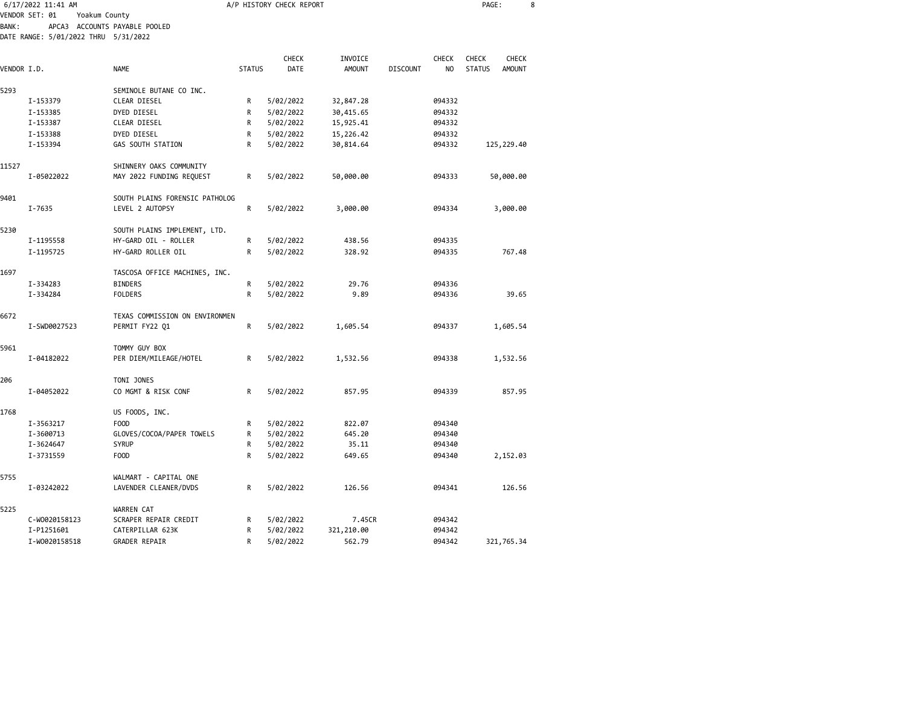6/17/2022 11:41 AM A/P HISTORY CHECK REPORT

VENDOR SET: 01 Yoakum County
BANK: APCA3 ACCOUNTS PAYABLE POOLED
DATE RANGE: 5/01/2022 THRU 5/31/2022

| VENDOR I.D. | NAME | STATUS | CHECK DATE | INVOICE AMOUNT | DISCOUNT | CHECK NO | CHECK STATUS | CHECK AMOUNT |
|---|---|---|---|---|---|---|---|---|
| 5293 | SEMINOLE BUTANE CO INC. | | | | | | | |
| I-153379 | CLEAR DIESEL | R | 5/02/2022 | 32,847.28 | | 094332 | | |
| I-153385 | DYED DIESEL | R | 5/02/2022 | 30,415.65 | | 094332 | | |
| I-153387 | CLEAR DIESEL | R | 5/02/2022 | 15,925.41 | | 094332 | | |
| I-153388 | DYED DIESEL | R | 5/02/2022 | 15,226.42 | | 094332 | | |
| I-153394 | GAS SOUTH STATION | R | 5/02/2022 | 30,814.64 | | 094332 | | 125,229.40 |
| 11527 | SHINNERY OAKS COMMUNITY | | | | | | | |
| I-05022022 | MAY 2022 FUNDING REQUEST | R | 5/02/2022 | 50,000.00 | | 094333 | | 50,000.00 |
| 9401 | SOUTH PLAINS FORENSIC PATHOLOG | | | | | | | |
| I-7635 | LEVEL 2 AUTOPSY | R | 5/02/2022 | 3,000.00 | | 094334 | | 3,000.00 |
| 5230 | SOUTH PLAINS IMPLEMENT, LTD. | | | | | | | |
| I-1195558 | HY-GARD OIL - ROLLER | R | 5/02/2022 | 438.56 | | 094335 | | |
| I-1195725 | HY-GARD ROLLER OIL | R | 5/02/2022 | 328.92 | | 094335 | | 767.48 |
| 1697 | TASCOSA OFFICE MACHINES, INC. | | | | | | | |
| I-334283 | BINDERS | R | 5/02/2022 | 29.76 | | 094336 | | |
| I-334284 | FOLDERS | R | 5/02/2022 | 9.89 | | 094336 | | 39.65 |
| 6672 | TEXAS COMMISSION ON ENVIRONMEN | | | | | | | |
| I-SWD0027523 | PERMIT FY22 Q1 | R | 5/02/2022 | 1,605.54 | | 094337 | | 1,605.54 |
| 5961 | TOMMY GUY BOX | | | | | | | |
| I-04182022 | PER DIEM/MILEAGE/HOTEL | R | 5/02/2022 | 1,532.56 | | 094338 | | 1,532.56 |
| 206 | TONI JONES | | | | | | | |
| I-04052022 | CO MGMT & RISK CONF | R | 5/02/2022 | 857.95 | | 094339 | | 857.95 |
| 1768 | US FOODS, INC. | | | | | | | |
| I-3563217 | FOOD | R | 5/02/2022 | 822.07 | | 094340 | | |
| I-3600713 | GLOVES/COCOA/PAPER TOWELS | R | 5/02/2022 | 645.20 | | 094340 | | |
| I-3624647 | SYRUP | R | 5/02/2022 | 35.11 | | 094340 | | |
| I-3731559 | FOOD | R | 5/02/2022 | 649.65 | | 094340 | | 2,152.03 |
| 5755 | WALMART - CAPITAL ONE | | | | | | | |
| I-03242022 | LAVENDER CLEANER/DVDS | R | 5/02/2022 | 126.56 | | 094341 | | 126.56 |
| 5225 | WARREN CAT | | | | | | | |
| C-WO020158123 | SCRAPER REPAIR CREDIT | R | 5/02/2022 | 7.45CR | | 094342 | | |
| I-P1251601 | CATERPILLAR 623K | R | 5/02/2022 | 321,210.00 | | 094342 | | |
| I-WO020158518 | GRADER REPAIR | R | 5/02/2022 | 562.79 | | 094342 | | 321,765.34 |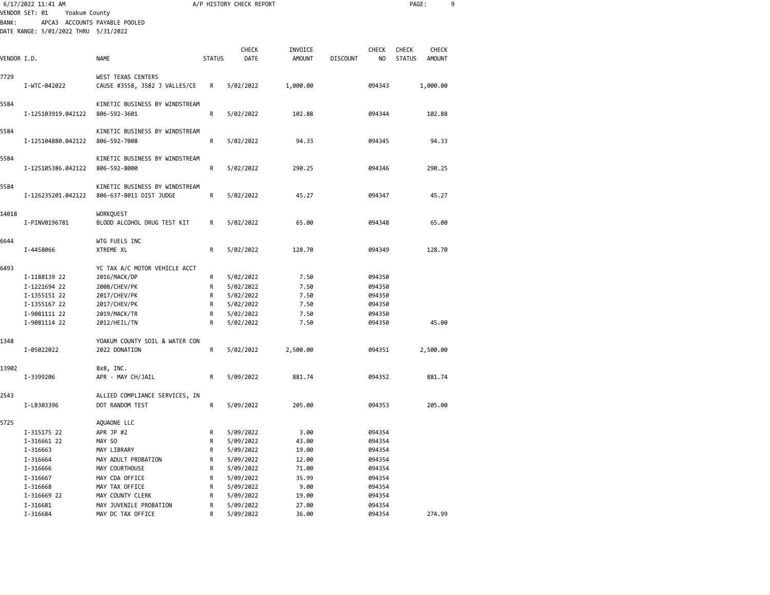6/17/2022 11:41 AM A/P HISTORY CHECK REPORT

VENDOR SET: 01 Yoakum County
BANK: APCA3 ACCOUNTS PAYABLE POOLED
DATE RANGE: 5/01/2022 THRU 5/31/2022

| VENDOR I.D. | | NAME | STATUS | CHECK DATE | INVOICE AMOUNT | DISCOUNT | CHECK NO | CHECK STATUS | CHECK AMOUNT |
|---|---|---|---|---|---|---|---|---|---|
| 7729 | | WEST TEXAS CENTERS | | | | | | | |
| | I-WTC-042022 | CAUSE #3558, 3582 J VALLES/CE | R | 5/02/2022 | 1,000.00 | | 094343 | | 1,000.00 |
| 5584 | | KINETIC BUSINESS BY WINDSTREAM | | | | | | | |
| | I-125103919.042122 | 806-592-3601 | R | 5/02/2022 | 102.88 | | 094344 | | 102.88 |
| 5584 | | KINETIC BUSINESS BY WINDSTREAM | | | | | | | |
| | I-125104880.042122 | 806-592-7008 | R | 5/02/2022 | 94.33 | | 094345 | | 94.33 |
| 5584 | | KINETIC BUSINESS BY WINDSTREAM | | | | | | | |
| | I-125105386.042122 | 806-592-8000 | R | 5/02/2022 | 290.25 | | 094346 | | 290.25 |
| 5584 | | KINETIC BUSINESS BY WINDSTREAM | | | | | | | |
| | I-126235201.042122 | 806-637-8011 DIST JUDGE | R | 5/02/2022 | 45.27 | | 094347 | | 45.27 |
| 14018 | | WORKQUEST | | | | | | | |
| | I-PINV0196781 | BLOOD ALCOHOL DRUG TEST KIT | R | 5/02/2022 | 65.00 | | 094348 | | 65.00 |
| 6644 | | WTG FUELS INC | | | | | | | |
| | I-4458066 | XTREME XL | R | 5/02/2022 | 128.70 | | 094349 | | 128.70 |
| 6493 | | YC TAX A/C MOTOR VEHICLE ACCT | | | | | | | |
| | I-1188139 22 | 2016/MACK/DP | R | 5/02/2022 | 7.50 | | 094350 | | |
| | I-1221694 22 | 2008/CHEV/PK | R | 5/02/2022 | 7.50 | | 094350 | | |
| | I-1355151 22 | 2017/CHEV/PK | R | 5/02/2022 | 7.50 | | 094350 | | |
| | I-1355167 22 | 2017/CHEV/PK | R | 5/02/2022 | 7.50 | | 094350 | | |
| | I-9081111 22 | 2019/MACK/TR | R | 5/02/2022 | 7.50 | | 094350 | | |
| | I-9081114 22 | 2012/HEIL/TN | R | 5/02/2022 | 7.50 | | 094350 | | 45.00 |
| 1348 | | YOAKUM COUNTY SOIL & WATER CON | | | | | | | |
| | I-05022022 | 2022 DONATION | R | 5/02/2022 | 2,500.00 | | 094351 | | 2,500.00 |
| 13902 | | 8x8, INC. | | | | | | | |
| | I-3399206 | APR - MAY CH/JAIL | R | 5/09/2022 | 881.74 | | 094352 | | 881.74 |
| 2543 | | ALLIED COMPLIANCE SERVICES, IN | | | | | | | |
| | I-LB303396 | DOT RANDOM TEST | R | 5/09/2022 | 205.00 | | 094353 | | 205.00 |
| 5725 | | AQUAONE LLC | | | | | | | |
| | I-315175 22 | APR JP #2 | R | 5/09/2022 | 3.00 | | 094354 | | |
| | I-316661 22 | MAY SO | R | 5/09/2022 | 43.00 | | 094354 | | |
| | I-316663 | MAY LIBRARY | R | 5/09/2022 | 19.00 | | 094354 | | |
| | I-316664 | MAY ADULT PROBATION | R | 5/09/2022 | 12.00 | | 094354 | | |
| | I-316666 | MAY COURTHOUSE | R | 5/09/2022 | 71.00 | | 094354 | | |
| | I-316667 | MAY CDA OFFICE | R | 5/09/2022 | 35.99 | | 094354 | | |
| | I-316668 | MAY TAX OFFICE | R | 5/09/2022 | 9.00 | | 094354 | | |
| | I-316669 22 | MAY COUNTY CLERK | R | 5/09/2022 | 19.00 | | 094354 | | |
| | I-316681 | MAY JUVENILE PROBATION | R | 5/09/2022 | 27.00 | | 094354 | | |
| | I-316684 | MAY DC TAX OFFICE | R | 5/09/2022 | 36.00 | | 094354 | | 274.99 |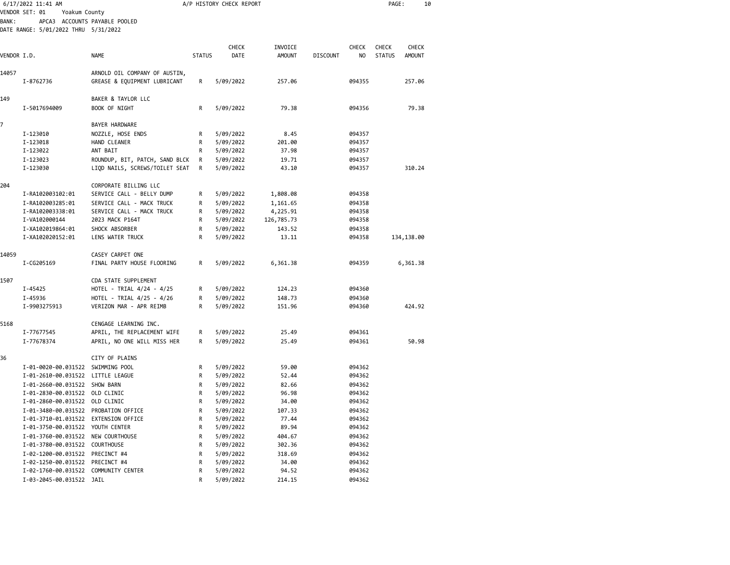VENDOR SET: 01 Yoakum County
BANK: APCA3 ACCOUNTS PAYABLE POOLED
DATE RANGE: 5/01/2022 THRU 5/31/2022

# A/P HISTORY CHECK REPORT

| VENDOR I.D. | NAME | STATUS | CHECK DATE | INVOICE AMOUNT | DISCOUNT | CHECK NO | CHECK STATUS | CHECK AMOUNT |
|---|---|---|---|---|---|---|---|---|
| 14057 | ARNOLD OIL COMPANY OF AUSTIN, | | | | | | | |
| I-8762736 | GREASE & EQUIPMENT LUBRICANT | R | 5/09/2022 | 257.06 | | 094355 | | 257.06 |
| 149 | BAKER & TAYLOR LLC | | | | | | | |
| I-5017694009 | BOOK OF NIGHT | R | 5/09/2022 | 79.38 | | 094356 | | 79.38 |
| 7 | BAYER HARDWARE | | | | | | | |
| I-123010 | NOZZLE, HOSE ENDS | R | 5/09/2022 | 8.45 | | 094357 | | |
| I-123018 | HAND CLEANER | R | 5/09/2022 | 201.00 | | 094357 | | |
| I-123022 | ANT BAIT | R | 5/09/2022 | 37.98 | | 094357 | | |
| I-123023 | ROUNDUP, BIT, PATCH, SAND BLCK | R | 5/09/2022 | 19.71 | | 094357 | | |
| I-123030 | LIQD NAILS, SCREWS/TOILET SEAT | R | 5/09/2022 | 43.10 | | 094357 | | 310.24 |
| 204 | CORPORATE BILLING LLC | | | | | | | |
| I-RA102003102:01 | SERVICE CALL - BELLY DUMP | R | 5/09/2022 | 1,808.08 | | 094358 | | |
| I-RA102003285:01 | SERVICE CALL - MACK TRUCK | R | 5/09/2022 | 1,161.65 | | 094358 | | |
| I-RA102003338:01 | SERVICE CALL - MACK TRUCK | R | 5/09/2022 | 4,225.91 | | 094358 | | |
| I-VA102000144 | 2023 MACK P164T | R | 5/09/2022 | 126,785.73 | | 094358 | | |
| I-XA102019864:01 | SHOCK ABSORBER | R | 5/09/2022 | 143.52 | | 094358 | | |
| I-XA102020152:01 | LENS WATER TRUCK | R | 5/09/2022 | 13.11 | | 094358 | | 134,138.00 |
| 14059 | CASEY CARPET ONE | | | | | | | |
| I-CG205169 | FINAL PARTY HOUSE FLOORING | R | 5/09/2022 | 6,361.38 | | 094359 | | 6,361.38 |
| 1507 | CDA STATE SUPPLEMENT | | | | | | | |
| I-45425 | HOTEL - TRIAL 4/24 - 4/25 | R | 5/09/2022 | 124.23 | | 094360 | | |
| I-45936 | HOTEL - TRIAL 4/25 - 4/26 | R | 5/09/2022 | 148.73 | | 094360 | | |
| I-9903275913 | VERIZON MAR - APR REIMB | R | 5/09/2022 | 151.96 | | 094360 | | 424.92 |
| 5168 | CENGAGE LEARNING INC. | | | | | | | |
| I-77677545 | APRIL, THE REPLACEMENT WIFE | R | 5/09/2022 | 25.49 | | 094361 | | |
| I-77678374 | APRIL, NO ONE WILL MISS HER | R | 5/09/2022 | 25.49 | | 094361 | | 50.98 |
| 36 | CITY OF PLAINS | | | | | | | |
| I-01-0020-00.031522 | SWIMMING POOL | R | 5/09/2022 | 59.00 | | 094362 | | |
| I-01-2610-00.031522 | LITTLE LEAGUE | R | 5/09/2022 | 52.44 | | 094362 | | |
| I-01-2660-00.031522 | SHOW BARN | R | 5/09/2022 | 82.66 | | 094362 | | |
| I-01-2830-00.031522 | OLD CLINIC | R | 5/09/2022 | 96.98 | | 094362 | | |
| I-01-2860-00.031522 | OLD CLINIC | R | 5/09/2022 | 34.00 | | 094362 | | |
| I-01-3480-00.031522 | PROBATION OFFICE | R | 5/09/2022 | 107.33 | | 094362 | | |
| I-01-3710-01.031522 | EXTENSION OFFICE | R | 5/09/2022 | 77.44 | | 094362 | | |
| I-01-3750-00.031522 | YOUTH CENTER | R | 5/09/2022 | 89.94 | | 094362 | | |
| I-01-3760-00.031522 | NEW COURTHOUSE | R | 5/09/2022 | 404.67 | | 094362 | | |
| I-01-3780-00.031522 | COURTHOUSE | R | 5/09/2022 | 302.36 | | 094362 | | |
| I-02-1200-00.031522 | PRECINCT #4 | R | 5/09/2022 | 318.69 | | 094362 | | |
| I-02-1250-00.031522 | PRECINCT #4 | R | 5/09/2022 | 34.00 | | 094362 | | |
| I-02-1760-00.031522 | COMMUNITY CENTER | R | 5/09/2022 | 94.52 | | 094362 | | |
| I-03-2045-00.031522 | JAIL | R | 5/09/2022 | 214.15 | | 094362 | | |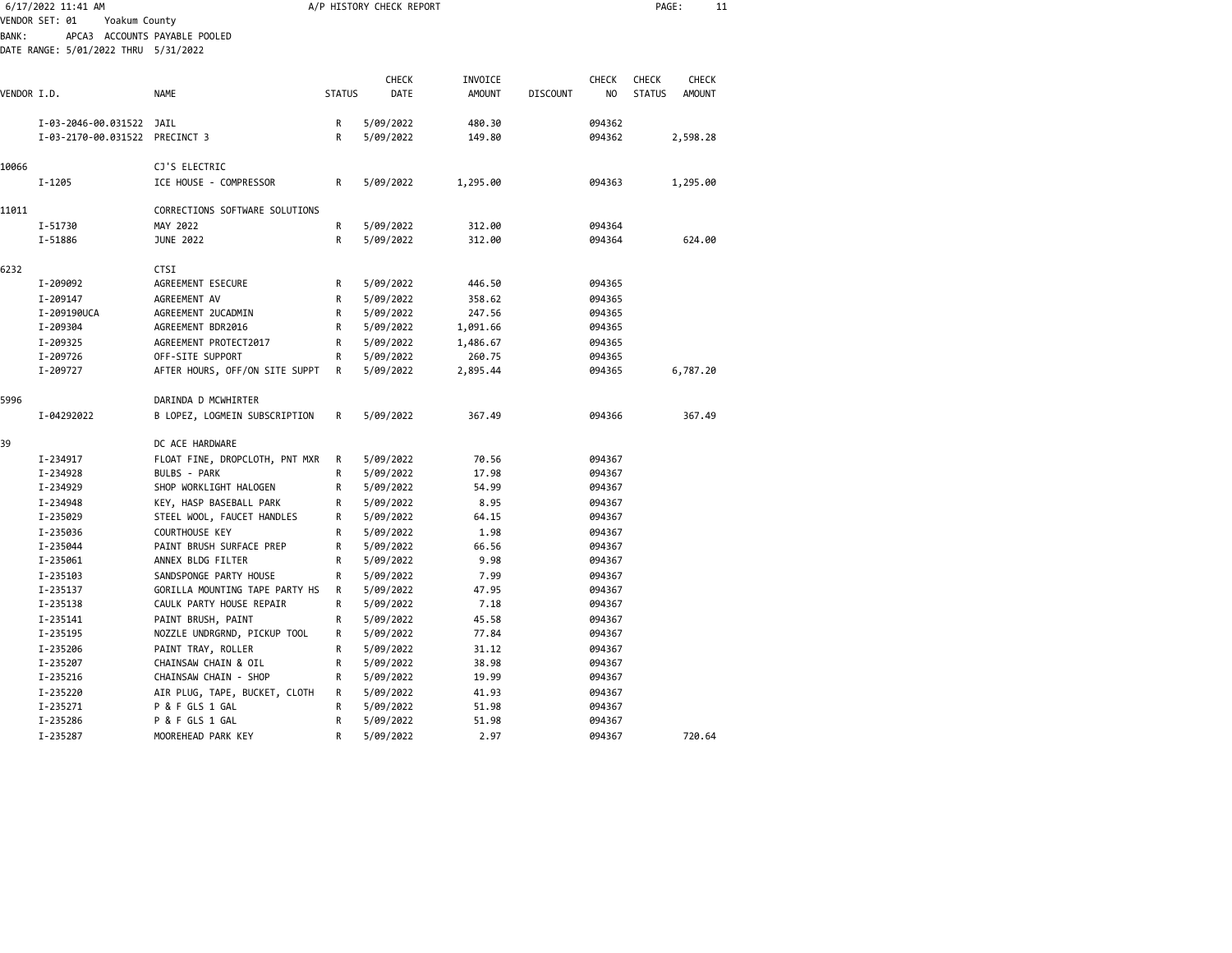6/17/2022 11:41 AM A/P HISTORY CHECK REPORT

VENDOR SET: 01 Yoakum County
BANK: APCA3 ACCOUNTS PAYABLE POOLED
DATE RANGE: 5/01/2022 THRU 5/31/2022

| VENDOR I.D. | | NAME | STATUS | CHECK DATE | INVOICE AMOUNT | DISCOUNT | CHECK NO | CHECK STATUS | CHECK AMOUNT |
|---|---|---|---|---|---|---|---|---|---|
| | I-03-2046-00.031522 | JAIL | R | 5/09/2022 | 480.30 | | 094362 | | |
| | I-03-2170-00.031522 | PRECINCT 3 | R | 5/09/2022 | 149.80 | | 094362 | | 2,598.28 |
| 10066 | | CJ'S ELECTRIC | | | | | | | |
| | I-1205 | ICE HOUSE - COMPRESSOR | R | 5/09/2022 | 1,295.00 | | 094363 | | 1,295.00 |
| 11011 | | CORRECTIONS SOFTWARE SOLUTIONS | | | | | | | |
| | I-51730 | MAY 2022 | R | 5/09/2022 | 312.00 | | 094364 | | |
| | I-51886 | JUNE 2022 | R | 5/09/2022 | 312.00 | | 094364 | | 624.00 |
| 6232 | | CTSI | | | | | | | |
| | I-209092 | AGREEMENT ESECURE | R | 5/09/2022 | 446.50 | | 094365 | | |
| | I-209147 | AGREEMENT AV | R | 5/09/2022 | 358.62 | | 094365 | | |
| | I-209190UCA | AGREEMENT 2UCADMIN | R | 5/09/2022 | 247.56 | | 094365 | | |
| | I-209304 | AGREEMENT BDR2016 | R | 5/09/2022 | 1,091.66 | | 094365 | | |
| | I-209325 | AGREEMENT PROTECT2017 | R | 5/09/2022 | 1,486.67 | | 094365 | | |
| | I-209726 | OFF-SITE SUPPORT | R | 5/09/2022 | 260.75 | | 094365 | | |
| | I-209727 | AFTER HOURS, OFF/ON SITE SUPPT | R | 5/09/2022 | 2,895.44 | | 094365 | | 6,787.20 |
| 5996 | | DARINDA D MCWHIRTER | | | | | | | |
| | I-04292022 | B LOPEZ, LOGMEIN SUBSCRIPTION | R | 5/09/2022 | 367.49 | | 094366 | | 367.49 |
| 39 | | DC ACE HARDWARE | | | | | | | |
| | I-234917 | FLOAT FINE, DROPCLOTH, PNT MXR | R | 5/09/2022 | 70.56 | | 094367 | | |
| | I-234928 | BULBS - PARK | R | 5/09/2022 | 17.98 | | 094367 | | |
| | I-234929 | SHOP WORKLIGHT HALOGEN | R | 5/09/2022 | 54.99 | | 094367 | | |
| | I-234948 | KEY, HASP BASEBALL PARK | R | 5/09/2022 | 8.95 | | 094367 | | |
| | I-235029 | STEEL WOOL, FAUCET HANDLES | R | 5/09/2022 | 64.15 | | 094367 | | |
| | I-235036 | COURTHOUSE KEY | R | 5/09/2022 | 1.98 | | 094367 | | |
| | I-235044 | PAINT BRUSH SURFACE PREP | R | 5/09/2022 | 66.56 | | 094367 | | |
| | I-235061 | ANNEX BLDG FILTER | R | 5/09/2022 | 9.98 | | 094367 | | |
| | I-235103 | SANDSPONGE PARTY HOUSE | R | 5/09/2022 | 7.99 | | 094367 | | |
| | I-235137 | GORILLA MOUNTING TAPE PARTY HS | R | 5/09/2022 | 47.95 | | 094367 | | |
| | I-235138 | CAULK PARTY HOUSE REPAIR | R | 5/09/2022 | 7.18 | | 094367 | | |
| | I-235141 | PAINT BRUSH, PAINT | R | 5/09/2022 | 45.58 | | 094367 | | |
| | I-235195 | NOZZLE UNDRGRND, PICKUP TOOL | R | 5/09/2022 | 77.84 | | 094367 | | |
| | I-235206 | PAINT TRAY, ROLLER | R | 5/09/2022 | 31.12 | | 094367 | | |
| | I-235207 | CHAINSAW CHAIN & OIL | R | 5/09/2022 | 38.98 | | 094367 | | |
| | I-235216 | CHAINSAW CHAIN - SHOP | R | 5/09/2022 | 19.99 | | 094367 | | |
| | I-235220 | AIR PLUG, TAPE, BUCKET, CLOTH | R | 5/09/2022 | 41.93 | | 094367 | | |
| | I-235271 | P & F GLS 1 GAL | R | 5/09/2022 | 51.98 | | 094367 | | |
| | I-235286 | P & F GLS 1 GAL | R | 5/09/2022 | 51.98 | | 094367 | | |
| | I-235287 | MOOREHEAD PARK KEY | R | 5/09/2022 | 2.97 | | 094367 | | 720.64 |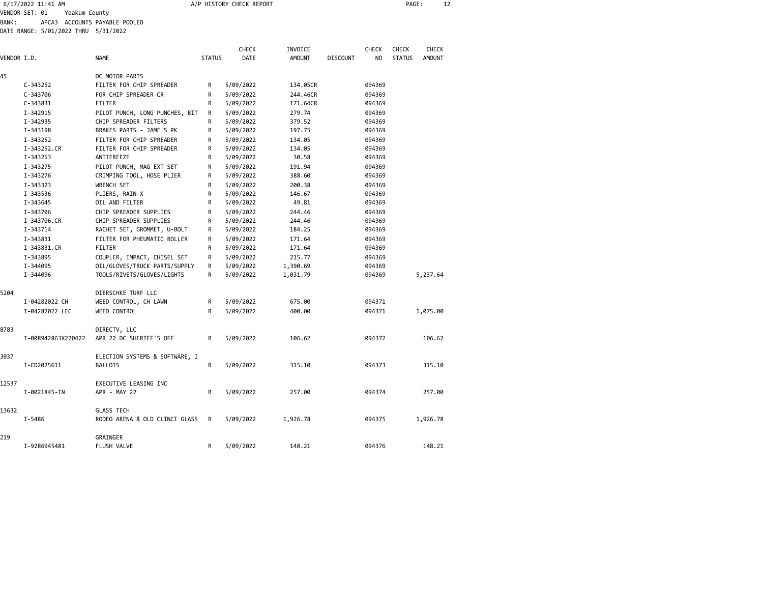6/17/2022 11:41 AM — A/P HISTORY CHECK REPORT

VENDOR SET: 01 Yoakum County
BANK: APCA3 ACCOUNTS PAYABLE POOLED
DATE RANGE: 5/01/2022 THRU 5/31/2022

| VENDOR I.D. | NAME | STATUS | CHECK DATE | INVOICE AMOUNT | DISCOUNT | CHECK NO | CHECK STATUS | CHECK AMOUNT |
|---|---|---|---|---|---|---|---|---|
| 45 | DC MOTOR PARTS | | | | | | | |
| C-343252 | FILTER FOR CHIP SPREADER | R | 5/09/2022 | 134.05CR | | 094369 | | |
| C-343706 | FOR CHIP SPREADER CR | R | 5/09/2022 | 244.46CR | | 094369 | | |
| C-343831 | FILTER | R | 5/09/2022 | 171.64CR | | 094369 | | |
| I-342915 | PILOT PUNCH, LONG PUNCHES, BIT | R | 5/09/2022 | 279.74 | | 094369 | | |
| I-342935 | CHIP SPREADER FILTERS | R | 5/09/2022 | 379.52 | | 094369 | | |
| I-343198 | BRAKES PARTS - JAME'S PK | R | 5/09/2022 | 197.75 | | 094369 | | |
| I-343252 | FILTER FOR CHIP SPREADER | R | 5/09/2022 | 134.05 | | 094369 | | |
| I-343252.CR | FILTER FOR CHIP SPREADER | R | 5/09/2022 | 134.05 | | 094369 | | |
| I-343253 | ANTIFREEZE | R | 5/09/2022 | 30.58 | | 094369 | | |
| I-343275 | PILOT PUNCH, MAG EXT SET | R | 5/09/2022 | 191.94 | | 094369 | | |
| I-343276 | CRIMPING TOOL, HOSE PLIER | R | 5/09/2022 | 388.60 | | 094369 | | |
| I-343323 | WRENCH SET | R | 5/09/2022 | 200.38 | | 094369 | | |
| I-343536 | PLIERS, RAIN-X | R | 5/09/2022 | 146.67 | | 094369 | | |
| I-343645 | OIL AND FILTER | R | 5/09/2022 | 49.81 | | 094369 | | |
| I-343706 | CHIP SPREADER SUPPLIES | R | 5/09/2022 | 244.46 | | 094369 | | |
| I-343706.CR | CHIP SPREADER SUPPLIES | R | 5/09/2022 | 244.46 | | 094369 | | |
| I-343714 | RACHET SET, GROMMET, U-BOLT | R | 5/09/2022 | 184.25 | | 094369 | | |
| I-343831 | FILTER FOR PHEUMATIC ROLLER | R | 5/09/2022 | 171.64 | | 094369 | | |
| I-343831.CR | FILTER | R | 5/09/2022 | 171.64 | | 094369 | | |
| I-343895 | COUPLER, IMPACT, CHISEL SET | R | 5/09/2022 | 215.77 | | 094369 | | |
| I-344095 | OIL/GLOVES/TRUCK PARTS/SUPPLY | R | 5/09/2022 | 1,390.69 | | 094369 | | |
| I-344096 | TOOLS/RIVETS/GLOVES/LIGHTS | R | 5/09/2022 | 1,031.79 | | 094369 | | 5,237.64 |
| 5204 | DIERSCHKE TURF LLC | | | | | | | |
| I-04282022 CH | WEED CONTROL, CH LAWN | R | 5/09/2022 | 675.00 | | 094371 | | |
| I-04282022 LEC | WEED CONTROL | R | 5/09/2022 | 400.00 | | 094371 | | 1,075.00 |
| 8783 | DIRECTV, LLC | | | | | | | |
| I-008942863X220422 | APR 22 DC SHERIFF'S OFF | R | 5/09/2022 | 106.62 | | 094372 | | 106.62 |
| 3037 | ELECTION SYSTEMS & SOFTWARE, I | | | | | | | |
| I-CD2025611 | BALLOTS | R | 5/09/2022 | 315.10 | | 094373 | | 315.10 |
| 12537 | EXECUTIVE LEASING INC | | | | | | | |
| I-0021845-IN | APR - MAY 22 | R | 5/09/2022 | 257.00 | | 094374 | | 257.00 |
| 13632 | GLASS TECH | | | | | | | |
| I-5486 | RODEO ARENA & OLD CLINCI GLASS | R | 5/09/2022 | 1,926.78 | | 094375 | | 1,926.78 |
| 219 | GRAINGER | | | | | | | |
| I-9286945481 | FLUSH VALVE | R | 5/09/2022 | 148.21 | | 094376 | | 148.21 |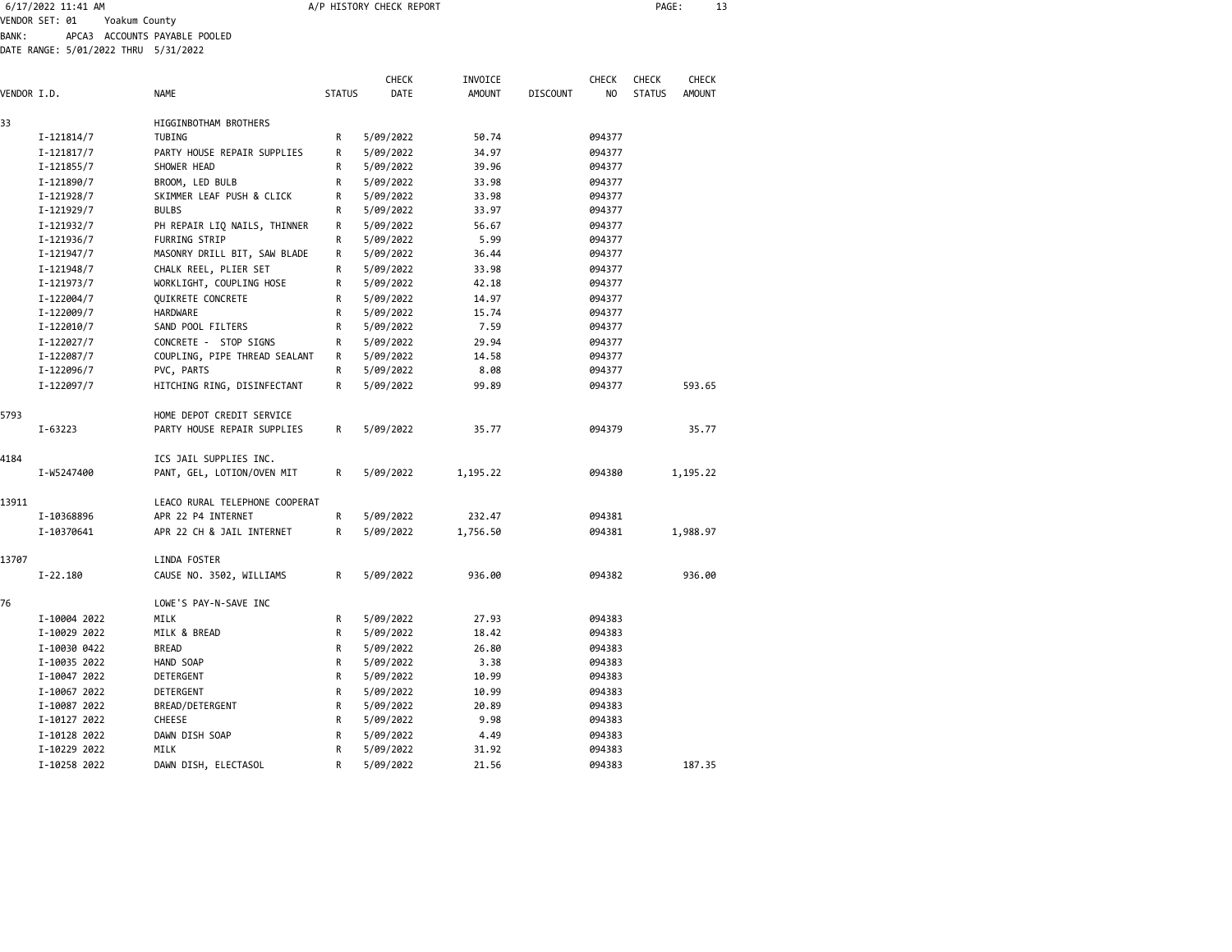6/17/2022 11:41 AM A/P HISTORY CHECK REPORT

VENDOR SET: 01 Yoakum County
BANK: APCA3 ACCOUNTS PAYABLE POOLED
DATE RANGE: 5/01/2022 THRU 5/31/2022

| VENDOR I.D. | | NAME | STATUS | CHECK DATE | INVOICE AMOUNT | DISCOUNT | CHECK NO | CHECK STATUS | CHECK AMOUNT |
|---|---|---|---|---|---|---|---|---|---|
| 33 | | HIGGINBOTHAM BROTHERS | | | | | | | |
| | I-121814/7 | TUBING | R | 5/09/2022 | 50.74 | | 094377 | | |
| | I-121817/7 | PARTY HOUSE REPAIR SUPPLIES | R | 5/09/2022 | 34.97 | | 094377 | | |
| | I-121855/7 | SHOWER HEAD | R | 5/09/2022 | 39.96 | | 094377 | | |
| | I-121890/7 | BROOM, LED BULB | R | 5/09/2022 | 33.98 | | 094377 | | |
| | I-121928/7 | SKIMMER LEAF PUSH & CLICK | R | 5/09/2022 | 33.98 | | 094377 | | |
| | I-121929/7 | BULBS | R | 5/09/2022 | 33.97 | | 094377 | | |
| | I-121932/7 | PH REPAIR LIQ NAILS, THINNER | R | 5/09/2022 | 56.67 | | 094377 | | |
| | I-121936/7 | FURRING STRIP | R | 5/09/2022 | 5.99 | | 094377 | | |
| | I-121947/7 | MASONRY DRILL BIT, SAW BLADE | R | 5/09/2022 | 36.44 | | 094377 | | |
| | I-121948/7 | CHALK REEL, PLIER SET | R | 5/09/2022 | 33.98 | | 094377 | | |
| | I-121973/7 | WORKLIGHT, COUPLING HOSE | R | 5/09/2022 | 42.18 | | 094377 | | |
| | I-122004/7 | QUIKRETE CONCRETE | R | 5/09/2022 | 14.97 | | 094377 | | |
| | I-122009/7 | HARDWARE | R | 5/09/2022 | 15.74 | | 094377 | | |
| | I-122010/7 | SAND POOL FILTERS | R | 5/09/2022 | 7.59 | | 094377 | | |
| | I-122027/7 | CONCRETE - STOP SIGNS | R | 5/09/2022 | 29.94 | | 094377 | | |
| | I-122087/7 | COUPLING, PIPE THREAD SEALANT | R | 5/09/2022 | 14.58 | | 094377 | | |
| | I-122096/7 | PVC, PARTS | R | 5/09/2022 | 8.08 | | 094377 | | |
| | I-122097/7 | HITCHING RING, DISINFECTANT | R | 5/09/2022 | 99.89 | | 094377 | | 593.65 |
| 5793 | | HOME DEPOT CREDIT SERVICE | | | | | | | |
| | I-63223 | PARTY HOUSE REPAIR SUPPLIES | R | 5/09/2022 | 35.77 | | 094379 | | 35.77 |
| 4184 | | ICS JAIL SUPPLIES INC. | | | | | | | |
| | I-W5247400 | PANT, GEL, LOTION/OVEN MIT | R | 5/09/2022 | 1,195.22 | | 094380 | | 1,195.22 |
| 13911 | | LEACO RURAL TELEPHONE COOPERAT | | | | | | | |
| | I-10368896 | APR 22 P4 INTERNET | R | 5/09/2022 | 232.47 | | 094381 | | |
| | I-10370641 | APR 22 CH & JAIL INTERNET | R | 5/09/2022 | 1,756.50 | | 094381 | | 1,988.97 |
| 13707 | | LINDA FOSTER | | | | | | | |
| | I-22.180 | CAUSE NO. 3502, WILLIAMS | R | 5/09/2022 | 936.00 | | 094382 | | 936.00 |
| 76 | | LOWE'S PAY-N-SAVE INC | | | | | | | |
| | I-10004 2022 | MILK | R | 5/09/2022 | 27.93 | | 094383 | | |
| | I-10029 2022 | MILK & BREAD | R | 5/09/2022 | 18.42 | | 094383 | | |
| | I-10030 0422 | BREAD | R | 5/09/2022 | 26.80 | | 094383 | | |
| | I-10035 2022 | HAND SOAP | R | 5/09/2022 | 3.38 | | 094383 | | |
| | I-10047 2022 | DETERGENT | R | 5/09/2022 | 10.99 | | 094383 | | |
| | I-10067 2022 | DETERGENT | R | 5/09/2022 | 10.99 | | 094383 | | |
| | I-10087 2022 | BREAD/DETERGENT | R | 5/09/2022 | 20.89 | | 094383 | | |
| | I-10127 2022 | CHEESE | R | 5/09/2022 | 9.98 | | 094383 | | |
| | I-10128 2022 | DAWN DISH SOAP | R | 5/09/2022 | 4.49 | | 094383 | | |
| | I-10229 2022 | MILK | R | 5/09/2022 | 31.92 | | 094383 | | |
| | I-10258 2022 | DAWN DISH, ELECTASOL | R | 5/09/2022 | 21.56 | | 094383 | | 187.35 |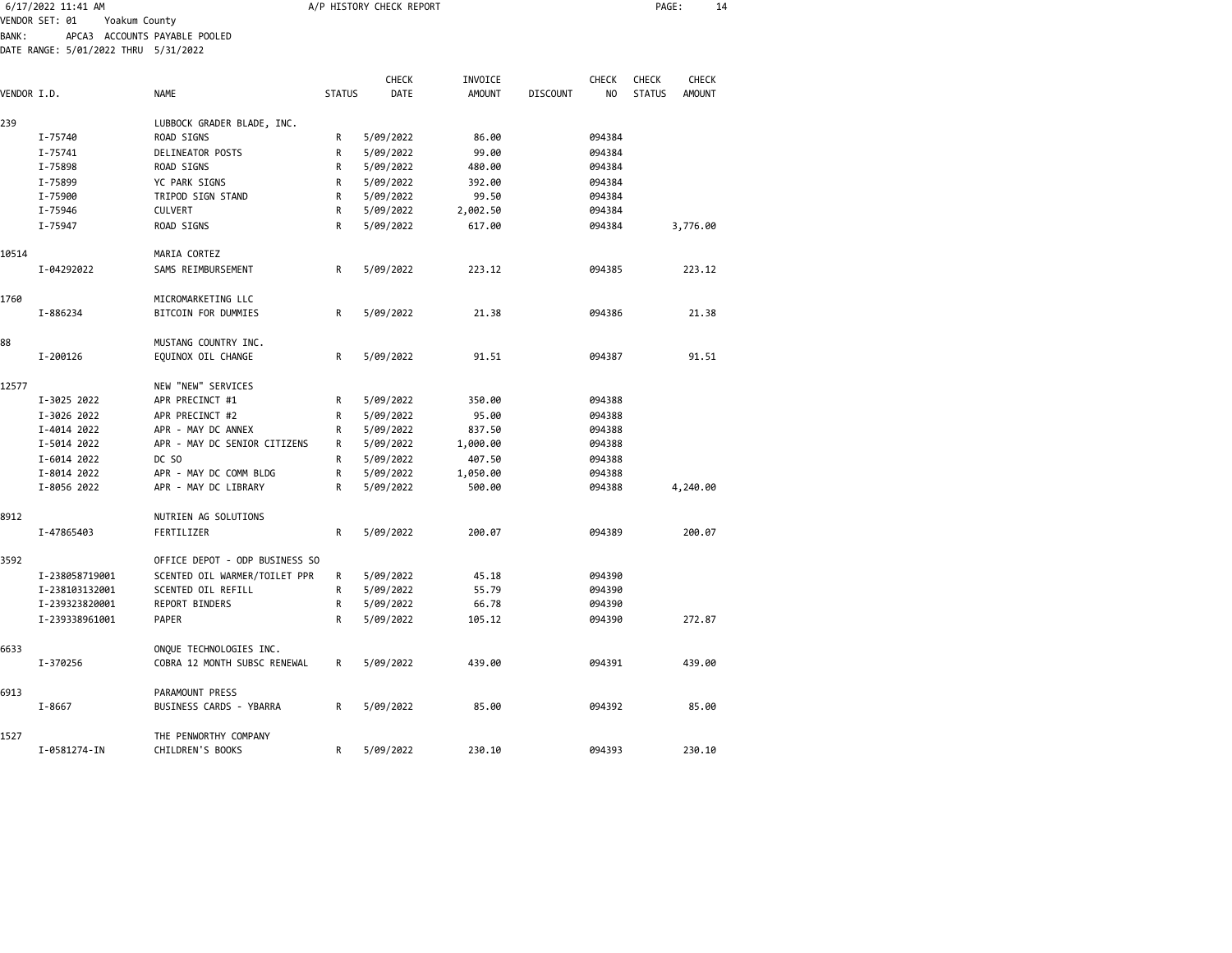A/P HISTORY CHECK REPORT

VENDOR SET: 01 Yoakum County
BANK: APCA3 ACCOUNTS PAYABLE POOLED
DATE RANGE: 5/01/2022 THRU 5/31/2022

| VENDOR I.D. | NAME | STATUS | CHECK DATE | INVOICE AMOUNT | DISCOUNT | CHECK NO | CHECK STATUS | CHECK AMOUNT |
|---|---|---|---|---|---|---|---|---|
| 239 | LUBBOCK GRADER BLADE, INC. | | | | | | | |
| I-75740 | ROAD SIGNS | R | 5/09/2022 | 86.00 | | 094384 | | |
| I-75741 | DELINEATOR POSTS | R | 5/09/2022 | 99.00 | | 094384 | | |
| I-75898 | ROAD SIGNS | R | 5/09/2022 | 480.00 | | 094384 | | |
| I-75899 | YC PARK SIGNS | R | 5/09/2022 | 392.00 | | 094384 | | |
| I-75900 | TRIPOD SIGN STAND | R | 5/09/2022 | 99.50 | | 094384 | | |
| I-75946 | CULVERT | R | 5/09/2022 | 2,002.50 | | 094384 | | |
| I-75947 | ROAD SIGNS | R | 5/09/2022 | 617.00 | | 094384 | | 3,776.00 |
| 10514 | MARIA CORTEZ | | | | | | | |
| I-04292022 | SAMS REIMBURSEMENT | R | 5/09/2022 | 223.12 | | 094385 | | 223.12 |
| 1760 | MICROMARKETING LLC | | | | | | | |
| I-886234 | BITCOIN FOR DUMMIES | R | 5/09/2022 | 21.38 | | 094386 | | 21.38 |
| 88 | MUSTANG COUNTRY INC. | | | | | | | |
| I-200126 | EQUINOX OIL CHANGE | R | 5/09/2022 | 91.51 | | 094387 | | 91.51 |
| 12577 | NEW "NEW" SERVICES | | | | | | | |
| I-3025 2022 | APR PRECINCT #1 | R | 5/09/2022 | 350.00 | | 094388 | | |
| I-3026 2022 | APR PRECINCT #2 | R | 5/09/2022 | 95.00 | | 094388 | | |
| I-4014 2022 | APR - MAY DC ANNEX | R | 5/09/2022 | 837.50 | | 094388 | | |
| I-5014 2022 | APR - MAY DC SENIOR CITIZENS | R | 5/09/2022 | 1,000.00 | | 094388 | | |
| I-6014 2022 | DC SO | R | 5/09/2022 | 407.50 | | 094388 | | |
| I-8014 2022 | APR - MAY DC COMM BLDG | R | 5/09/2022 | 1,050.00 | | 094388 | | |
| I-8056 2022 | APR - MAY DC LIBRARY | R | 5/09/2022 | 500.00 | | 094388 | | 4,240.00 |
| 8912 | NUTRIEN AG SOLUTIONS | | | | | | | |
| I-47865403 | FERTILIZER | R | 5/09/2022 | 200.07 | | 094389 | | 200.07 |
| 3592 | OFFICE DEPOT - ODP BUSINESS SO | | | | | | | |
| I-238058719001 | SCENTED OIL WARMER/TOILET PPR | R | 5/09/2022 | 45.18 | | 094390 | | |
| I-238103132001 | SCENTED OIL REFILL | R | 5/09/2022 | 55.79 | | 094390 | | |
| I-239323820001 | REPORT BINDERS | R | 5/09/2022 | 66.78 | | 094390 | | |
| I-239338961001 | PAPER | R | 5/09/2022 | 105.12 | | 094390 | | 272.87 |
| 6633 | ONQUE TECHNOLOGIES INC. | | | | | | | |
| I-370256 | COBRA 12 MONTH SUBSC RENEWAL | R | 5/09/2022 | 439.00 | | 094391 | | 439.00 |
| 6913 | PARAMOUNT PRESS | | | | | | | |
| I-8667 | BUSINESS CARDS - YBARRA | R | 5/09/2022 | 85.00 | | 094392 | | 85.00 |
| 1527 | THE PENWORTHY COMPANY | | | | | | | |
| I-0581274-IN | CHILDREN'S BOOKS | R | 5/09/2022 | 230.10 | | 094393 | | 230.10 |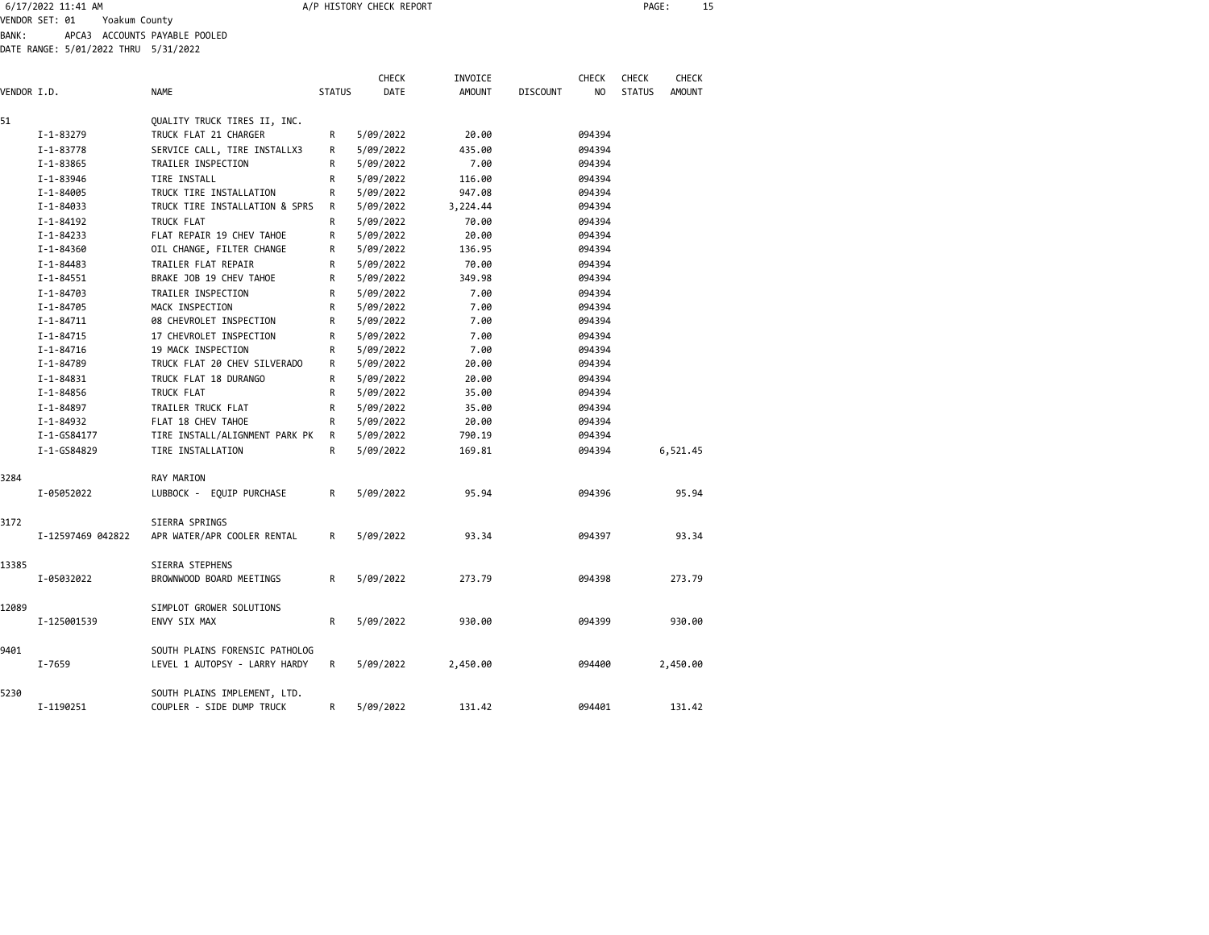6/17/2022 11:41 AM — A/P HISTORY CHECK REPORT

VENDOR SET: 01 Yoakum County
BANK: APCA3 ACCOUNTS PAYABLE POOLED
DATE RANGE: 5/01/2022 THRU 5/31/2022

| VENDOR I.D. | NAME | STATUS | CHECK DATE | INVOICE AMOUNT | DISCOUNT | CHECK NO | CHECK STATUS | CHECK AMOUNT |
|---|---|---|---|---|---|---|---|---|
| 51 | QUALITY TRUCK TIRES II, INC. | | | | | | | |
| I-1-83279 | TRUCK FLAT 21 CHARGER | R | 5/09/2022 | 20.00 | | 094394 | | |
| I-1-83778 | SERVICE CALL, TIRE INSTALLX3 | R | 5/09/2022 | 435.00 | | 094394 | | |
| I-1-83865 | TRAILER INSPECTION | R | 5/09/2022 | 7.00 | | 094394 | | |
| I-1-83946 | TIRE INSTALL | R | 5/09/2022 | 116.00 | | 094394 | | |
| I-1-84005 | TRUCK TIRE INSTALLATION | R | 5/09/2022 | 947.08 | | 094394 | | |
| I-1-84033 | TRUCK TIRE INSTALLATION & SPRS | R | 5/09/2022 | 3,224.44 | | 094394 | | |
| I-1-84192 | TRUCK FLAT | R | 5/09/2022 | 70.00 | | 094394 | | |
| I-1-84233 | FLAT REPAIR 19 CHEV TAHOE | R | 5/09/2022 | 20.00 | | 094394 | | |
| I-1-84360 | OIL CHANGE, FILTER CHANGE | R | 5/09/2022 | 136.95 | | 094394 | | |
| I-1-84483 | TRAILER FLAT REPAIR | R | 5/09/2022 | 70.00 | | 094394 | | |
| I-1-84551 | BRAKE JOB 19 CHEV TAHOE | R | 5/09/2022 | 349.98 | | 094394 | | |
| I-1-84703 | TRAILER INSPECTION | R | 5/09/2022 | 7.00 | | 094394 | | |
| I-1-84705 | MACK INSPECTION | R | 5/09/2022 | 7.00 | | 094394 | | |
| I-1-84711 | 08 CHEVROLET INSPECTION | R | 5/09/2022 | 7.00 | | 094394 | | |
| I-1-84715 | 17 CHEVROLET INSPECTION | R | 5/09/2022 | 7.00 | | 094394 | | |
| I-1-84716 | 19 MACK INSPECTION | R | 5/09/2022 | 7.00 | | 094394 | | |
| I-1-84789 | TRUCK FLAT 20 CHEV SILVERADO | R | 5/09/2022 | 20.00 | | 094394 | | |
| I-1-84831 | TRUCK FLAT 18 DURANGO | R | 5/09/2022 | 20.00 | | 094394 | | |
| I-1-84856 | TRUCK FLAT | R | 5/09/2022 | 35.00 | | 094394 | | |
| I-1-84897 | TRAILER TRUCK FLAT | R | 5/09/2022 | 35.00 | | 094394 | | |
| I-1-84932 | FLAT 18 CHEV TAHOE | R | 5/09/2022 | 20.00 | | 094394 | | |
| I-1-GS84177 | TIRE INSTALL/ALIGNMENT PARK PK | R | 5/09/2022 | 790.19 | | 094394 | | |
| I-1-GS84829 | TIRE INSTALLATION | R | 5/09/2022 | 169.81 | | 094394 | | 6,521.45 |
| 3284 | RAY MARION | | | | | | | |
| I-05052022 | LUBBOCK - EQUIP PURCHASE | R | 5/09/2022 | 95.94 | | 094396 | | 95.94 |
| 3172 | SIERRA SPRINGS | | | | | | | |
| I-12597469 042822 | APR WATER/APR COOLER RENTAL | R | 5/09/2022 | 93.34 | | 094397 | | 93.34 |
| 13385 | SIERRA STEPHENS | | | | | | | |
| I-05032022 | BROWNWOOD BOARD MEETINGS | R | 5/09/2022 | 273.79 | | 094398 | | 273.79 |
| 12089 | SIMPLOT GROWER SOLUTIONS | | | | | | | |
| I-125001539 | ENVY SIX MAX | R | 5/09/2022 | 930.00 | | 094399 | | 930.00 |
| 9401 | SOUTH PLAINS FORENSIC PATHOLOG | | | | | | | |
| I-7659 | LEVEL 1 AUTOPSY - LARRY HARDY | R | 5/09/2022 | 2,450.00 | | 094400 | | 2,450.00 |
| 5230 | SOUTH PLAINS IMPLEMENT, LTD. | | | | | | | |
| I-1190251 | COUPLER - SIDE DUMP TRUCK | R | 5/09/2022 | 131.42 | | 094401 | | 131.42 |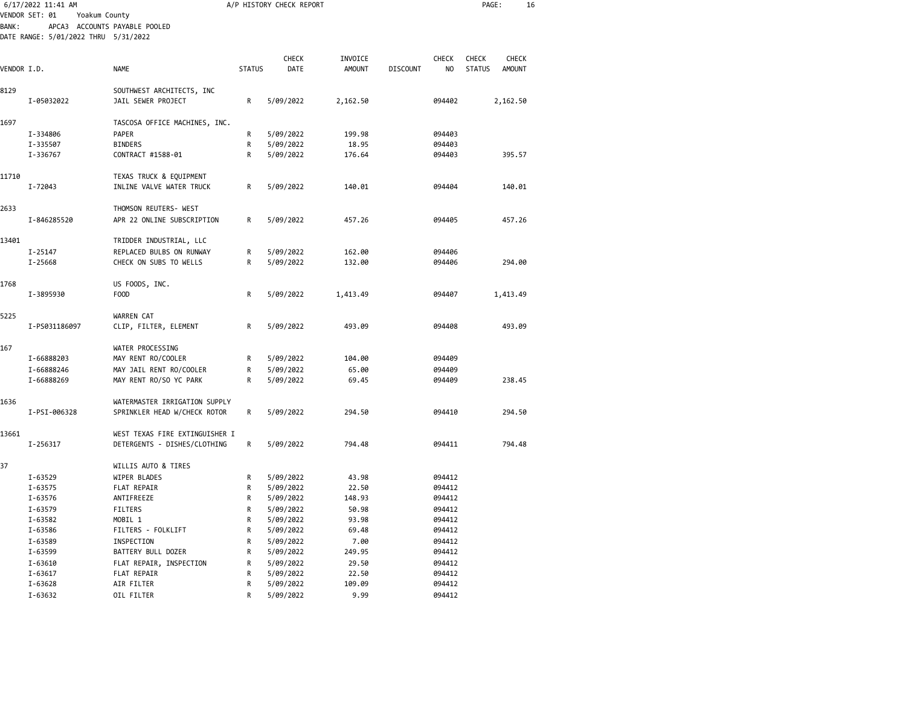6/17/2022 11:41 AM A/P HISTORY CHECK REPORT

VENDOR SET: 01 Yoakum County
BANK: APCA3 ACCOUNTS PAYABLE POOLED
DATE RANGE: 5/01/2022 THRU 5/31/2022

| VENDOR I.D. | NAME | STATUS | CHECK DATE | INVOICE AMOUNT | DISCOUNT | CHECK NO | CHECK STATUS | CHECK AMOUNT |
|---|---|---|---|---|---|---|---|---|
| 8129 | SOUTHWEST ARCHITECTS, INC | | | | | | | |
| I-05032022 | JAIL SEWER PROJECT | R | 5/09/2022 | 2,162.50 | | 094402 | | 2,162.50 |
| 1697 | TASCOSA OFFICE MACHINES, INC. | | | | | | | |
| I-334806 | PAPER | R | 5/09/2022 | 199.98 | | 094403 | | |
| I-335507 | BINDERS | R | 5/09/2022 | 18.95 | | 094403 | | |
| I-336767 | CONTRACT #1588-01 | R | 5/09/2022 | 176.64 | | 094403 | | 395.57 |
| 11710 | TEXAS TRUCK & EQUIPMENT | | | | | | | |
| I-72043 | INLINE VALVE WATER TRUCK | R | 5/09/2022 | 140.01 | | 094404 | | 140.01 |
| 2633 | THOMSON REUTERS- WEST | | | | | | | |
| I-846285520 | APR 22 ONLINE SUBSCRIPTION | R | 5/09/2022 | 457.26 | | 094405 | | 457.26 |
| 13401 | TRIDDER INDUSTRIAL, LLC | | | | | | | |
| I-25147 | REPLACED BULBS ON RUNWAY | R | 5/09/2022 | 162.00 | | 094406 | | |
| I-25668 | CHECK ON SUBS TO WELLS | R | 5/09/2022 | 132.00 | | 094406 | | 294.00 |
| 1768 | US FOODS, INC. | | | | | | | |
| I-3895930 | FOOD | R | 5/09/2022 | 1,413.49 | | 094407 | | 1,413.49 |
| 5225 | WARREN CAT | | | | | | | |
| I-PS031186097 | CLIP, FILTER, ELEMENT | R | 5/09/2022 | 493.09 | | 094408 | | 493.09 |
| 167 | WATER PROCESSING | | | | | | | |
| I-66888203 | MAY RENT RO/COOLER | R | 5/09/2022 | 104.00 | | 094409 | | |
| I-66888246 | MAY JAIL RENT RO/COOLER | R | 5/09/2022 | 65.00 | | 094409 | | |
| I-66888269 | MAY RENT RO/SO YC PARK | R | 5/09/2022 | 69.45 | | 094409 | | 238.45 |
| 1636 | WATERMASTER IRRIGATION SUPPLY | | | | | | | |
| I-PSI-006328 | SPRINKLER HEAD W/CHECK ROTOR | R | 5/09/2022 | 294.50 | | 094410 | | 294.50 |
| 13661 | WEST TEXAS FIRE EXTINGUISHER I | | | | | | | |
| I-256317 | DETERGENTS - DISHES/CLOTHING | R | 5/09/2022 | 794.48 | | 094411 | | 794.48 |
| 37 | WILLIS AUTO & TIRES | | | | | | | |
| I-63529 | WIPER BLADES | R | 5/09/2022 | 43.98 | | 094412 | | |
| I-63575 | FLAT REPAIR | R | 5/09/2022 | 22.50 | | 094412 | | |
| I-63576 | ANTIFREEZE | R | 5/09/2022 | 148.93 | | 094412 | | |
| I-63579 | FILTERS | R | 5/09/2022 | 50.98 | | 094412 | | |
| I-63582 | MOBIL 1 | R | 5/09/2022 | 93.98 | | 094412 | | |
| I-63586 | FILTERS - FOLKLIFT | R | 5/09/2022 | 69.48 | | 094412 | | |
| I-63589 | INSPECTION | R | 5/09/2022 | 7.00 | | 094412 | | |
| I-63599 | BATTERY BULL DOZER | R | 5/09/2022 | 249.95 | | 094412 | | |
| I-63610 | FLAT REPAIR, INSPECTION | R | 5/09/2022 | 29.50 | | 094412 | | |
| I-63617 | FLAT REPAIR | R | 5/09/2022 | 22.50 | | 094412 | | |
| I-63628 | AIR FILTER | R | 5/09/2022 | 109.09 | | 094412 | | |
| I-63632 | OIL FILTER | R | 5/09/2022 | 9.99 | | 094412 | | |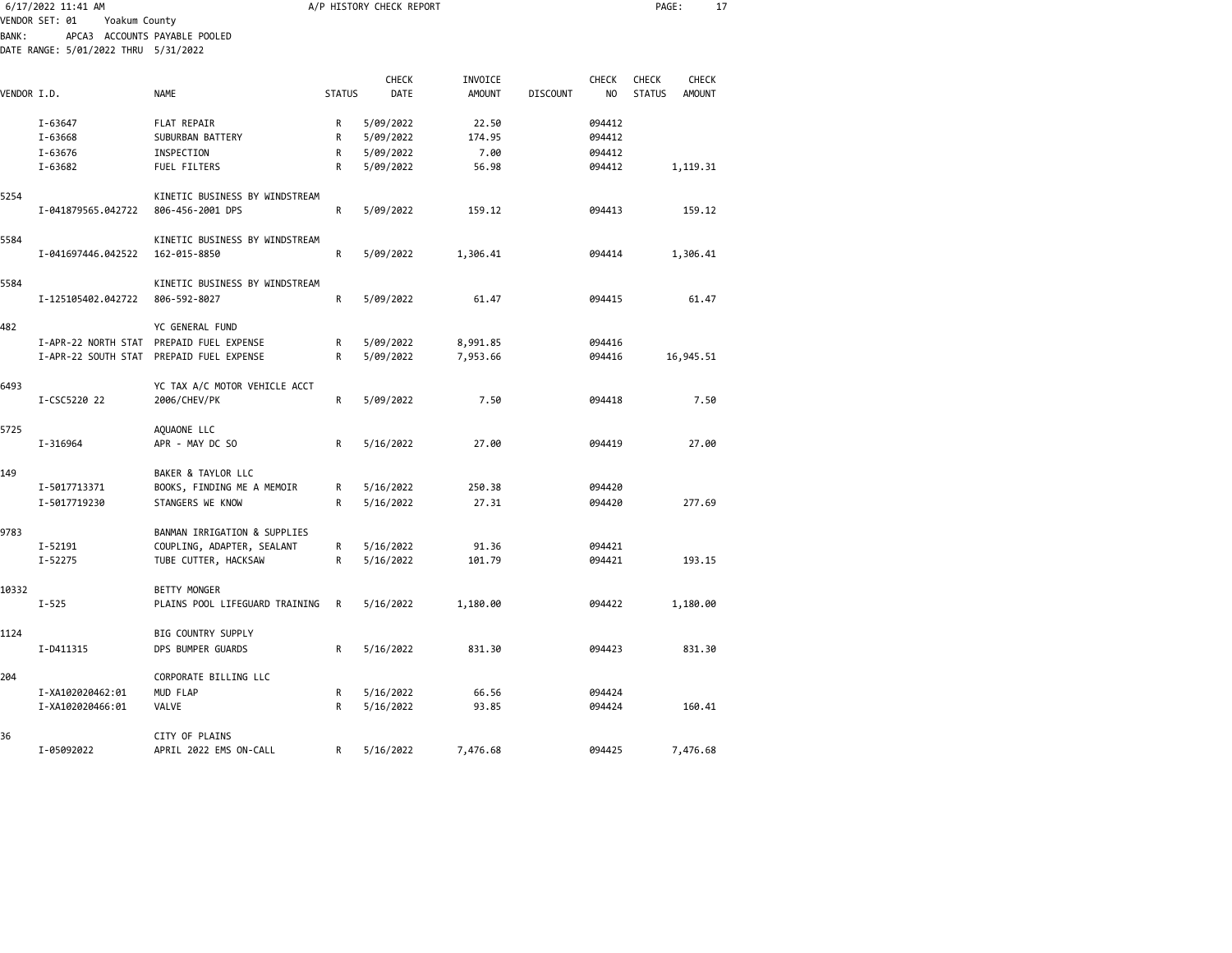A/P HISTORY CHECK REPORT

VENDOR SET: 01 Yoakum County
BANK: APCA3 ACCOUNTS PAYABLE POOLED
DATE RANGE: 5/01/2022 THRU 5/31/2022

| VENDOR I.D. | NAME | STATUS | CHECK DATE | INVOICE AMOUNT | DISCOUNT | CHECK NO | CHECK STATUS | CHECK AMOUNT |
|---|---|---|---|---|---|---|---|---|
| I-63647 | FLAT REPAIR | R | 5/09/2022 | 22.50 | | 094412 | | |
| I-63668 | SUBURBAN BATTERY | R | 5/09/2022 | 174.95 | | 094412 | | |
| I-63676 | INSPECTION | R | 5/09/2022 | 7.00 | | 094412 | | |
| I-63682 | FUEL FILTERS | R | 5/09/2022 | 56.98 | | 094412 | | 1,119.31 |
| 5254 | KINETIC BUSINESS BY WINDSTREAM | | | | | | | |
| I-041879565.042722 | 806-456-2001 DPS | R | 5/09/2022 | 159.12 | | 094413 | | 159.12 |
| 5584 | KINETIC BUSINESS BY WINDSTREAM | | | | | | | |
| I-041697446.042522 | 162-015-8850 | R | 5/09/2022 | 1,306.41 | | 094414 | | 1,306.41 |
| 5584 | KINETIC BUSINESS BY WINDSTREAM | | | | | | | |
| I-125105402.042722 | 806-592-8027 | R | 5/09/2022 | 61.47 | | 094415 | | 61.47 |
| 482 | YC GENERAL FUND | | | | | | | |
| I-APR-22 NORTH STAT | PREPAID FUEL EXPENSE | R | 5/09/2022 | 8,991.85 | | 094416 | | |
| I-APR-22 SOUTH STAT | PREPAID FUEL EXPENSE | R | 5/09/2022 | 7,953.66 | | 094416 | | 16,945.51 |
| 6493 | YC TAX A/C MOTOR VEHICLE ACCT | | | | | | | |
| I-CSC5220 22 | 2006/CHEV/PK | R | 5/09/2022 | 7.50 | | 094418 | | 7.50 |
| 5725 | AQUAONE LLC | | | | | | | |
| I-316964 | APR - MAY DC SO | R | 5/16/2022 | 27.00 | | 094419 | | 27.00 |
| 149 | BAKER & TAYLOR LLC | | | | | | | |
| I-5017713371 | BOOKS, FINDING ME A MEMOIR | R | 5/16/2022 | 250.38 | | 094420 | | |
| I-5017719230 | STANGERS WE KNOW | R | 5/16/2022 | 27.31 | | 094420 | | 277.69 |
| 9783 | BANMAN IRRIGATION & SUPPLIES | | | | | | | |
| I-52191 | COUPLING, ADAPTER, SEALANT | R | 5/16/2022 | 91.36 | | 094421 | | |
| I-52275 | TUBE CUTTER, HACKSAW | R | 5/16/2022 | 101.79 | | 094421 | | 193.15 |
| 10332 | BETTY MONGER | | | | | | | |
| I-525 | PLAINS POOL LIFEGUARD TRAINING | R | 5/16/2022 | 1,180.00 | | 094422 | | 1,180.00 |
| 1124 | BIG COUNTRY SUPPLY | | | | | | | |
| I-D411315 | DPS BUMPER GUARDS | R | 5/16/2022 | 831.30 | | 094423 | | 831.30 |
| 204 | CORPORATE BILLING LLC | | | | | | | |
| I-XA102020462:01 | MUD FLAP | R | 5/16/2022 | 66.56 | | 094424 | | |
| I-XA102020466:01 | VALVE | R | 5/16/2022 | 93.85 | | 094424 | | 160.41 |
| 36 | CITY OF PLAINS | | | | | | | |
| I-05092022 | APRIL 2022 EMS ON-CALL | R | 5/16/2022 | 7,476.68 | | 094425 | | 7,476.68 |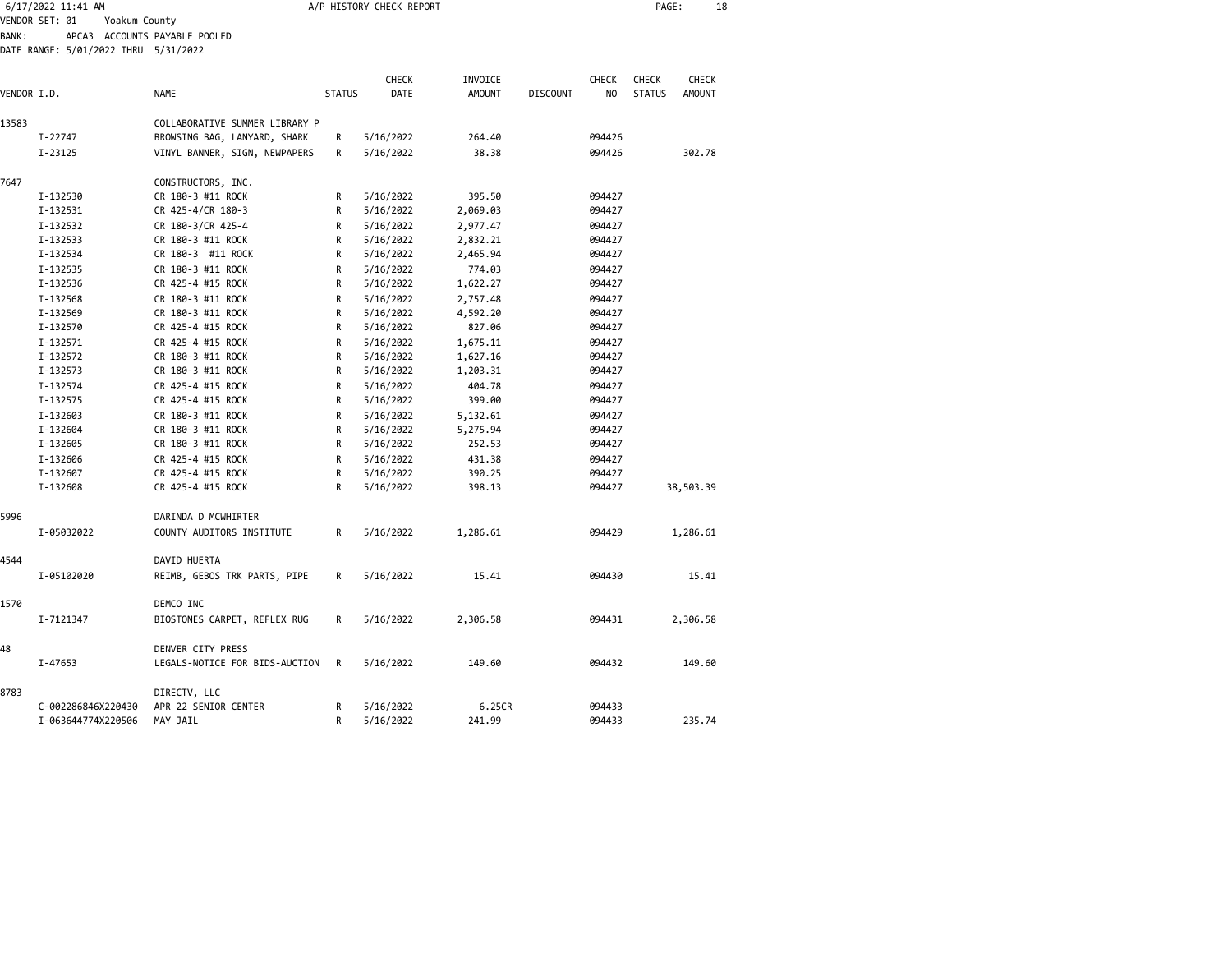6/17/2022 11:41 AM — A/P HISTORY CHECK REPORT

VENDOR SET: 01 Yoakum County
BANK: APCA3 ACCOUNTS PAYABLE POOLED
DATE RANGE: 5/01/2022 THRU 5/31/2022

| VENDOR I.D. | NAME | STATUS | CHECK DATE | INVOICE AMOUNT | DISCOUNT | CHECK NO | CHECK STATUS | CHECK AMOUNT |
|---|---|---|---|---|---|---|---|---|
| 13583 | COLLABORATIVE SUMMER LIBRARY P | | | | | | | |
| I-22747 | BROWSING BAG, LANYARD, SHARK | R | 5/16/2022 | 264.40 | | 094426 | | |
| I-23125 | VINYL BANNER, SIGN, NEWPAPERS | R | 5/16/2022 | 38.38 | | 094426 | | 302.78 |
| 7647 | CONSTRUCTORS, INC. | | | | | | | |
| I-132530 | CR 180-3 #11 ROCK | R | 5/16/2022 | 395.50 | | 094427 | | |
| I-132531 | CR 425-4/CR 180-3 | R | 5/16/2022 | 2,069.03 | | 094427 | | |
| I-132532 | CR 180-3/CR 425-4 | R | 5/16/2022 | 2,977.47 | | 094427 | | |
| I-132533 | CR 180-3 #11 ROCK | R | 5/16/2022 | 2,832.21 | | 094427 | | |
| I-132534 | CR 180-3 #11 ROCK | R | 5/16/2022 | 2,465.94 | | 094427 | | |
| I-132535 | CR 180-3 #11 ROCK | R | 5/16/2022 | 774.03 | | 094427 | | |
| I-132536 | CR 425-4 #15 ROCK | R | 5/16/2022 | 1,622.27 | | 094427 | | |
| I-132568 | CR 180-3 #11 ROCK | R | 5/16/2022 | 2,757.48 | | 094427 | | |
| I-132569 | CR 180-3 #11 ROCK | R | 5/16/2022 | 4,592.20 | | 094427 | | |
| I-132570 | CR 425-4 #15 ROCK | R | 5/16/2022 | 827.06 | | 094427 | | |
| I-132571 | CR 425-4 #15 ROCK | R | 5/16/2022 | 1,675.11 | | 094427 | | |
| I-132572 | CR 180-3 #11 ROCK | R | 5/16/2022 | 1,627.16 | | 094427 | | |
| I-132573 | CR 180-3 #11 ROCK | R | 5/16/2022 | 1,203.31 | | 094427 | | |
| I-132574 | CR 425-4 #15 ROCK | R | 5/16/2022 | 404.78 | | 094427 | | |
| I-132575 | CR 425-4 #15 ROCK | R | 5/16/2022 | 399.00 | | 094427 | | |
| I-132603 | CR 180-3 #11 ROCK | R | 5/16/2022 | 5,132.61 | | 094427 | | |
| I-132604 | CR 180-3 #11 ROCK | R | 5/16/2022 | 5,275.94 | | 094427 | | |
| I-132605 | CR 180-3 #11 ROCK | R | 5/16/2022 | 252.53 | | 094427 | | |
| I-132606 | CR 425-4 #15 ROCK | R | 5/16/2022 | 431.38 | | 094427 | | |
| I-132607 | CR 425-4 #15 ROCK | R | 5/16/2022 | 390.25 | | 094427 | | |
| I-132608 | CR 425-4 #15 ROCK | R | 5/16/2022 | 398.13 | | 094427 | | 38,503.39 |
| 5996 | DARINDA D MCWHIRTER | | | | | | | |
| I-05032022 | COUNTY AUDITORS INSTITUTE | R | 5/16/2022 | 1,286.61 | | 094429 | | 1,286.61 |
| 4544 | DAVID HUERTA | | | | | | | |
| I-05102020 | REIMB, GEBOS TRK PARTS, PIPE | R | 5/16/2022 | 15.41 | | 094430 | | 15.41 |
| 1570 | DEMCO INC | | | | | | | |
| I-7121347 | BIOSTONES CARPET, REFLEX RUG | R | 5/16/2022 | 2,306.58 | | 094431 | | 2,306.58 |
| 48 | DENVER CITY PRESS | | | | | | | |
| I-47653 | LEGALS-NOTICE FOR BIDS-AUCTION | R | 5/16/2022 | 149.60 | | 094432 | | 149.60 |
| 8783 | DIRECTV, LLC | | | | | | | |
| C-002286846X220430 | APR 22 SENIOR CENTER | R | 5/16/2022 | 6.25CR | | 094433 | | |
| I-063644774X220506 | MAY JAIL | R | 5/16/2022 | 241.99 | | 094433 | | 235.74 |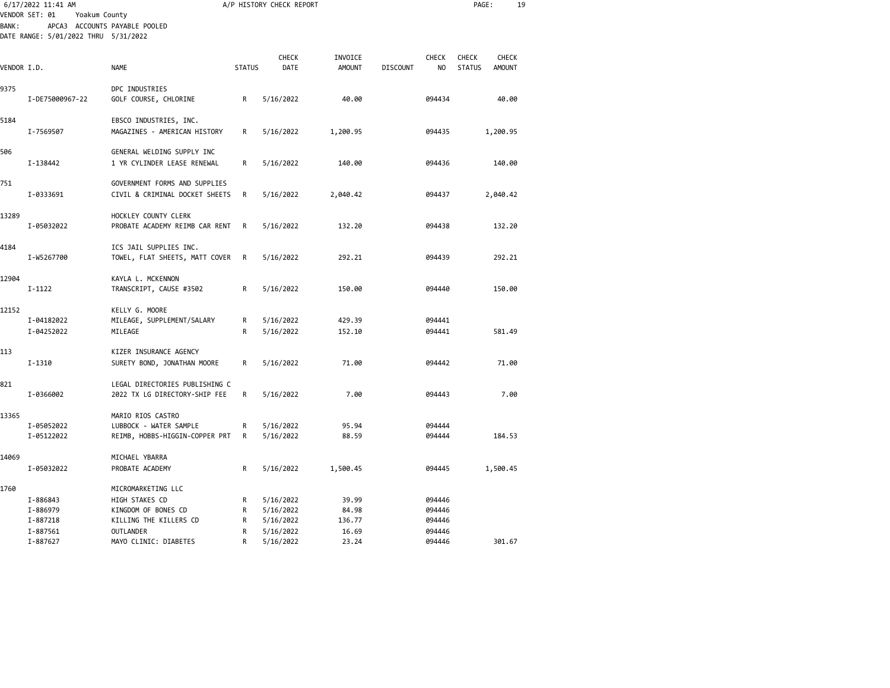6/17/2022 11:41 AM A/P HISTORY CHECK REPORT

VENDOR SET: 01 Yoakum County
BANK: APCA3 ACCOUNTS PAYABLE POOLED
DATE RANGE: 5/01/2022 THRU 5/31/2022

| VENDOR I.D. | NAME | STATUS | CHECK DATE | INVOICE AMOUNT | DISCOUNT | CHECK NO | CHECK STATUS | CHECK AMOUNT |
|---|---|---|---|---|---|---|---|---|
| 9375 | DPC INDUSTRIES | | | | | | | |
| I-DE75000967-22 | GOLF COURSE, CHLORINE | R | 5/16/2022 | 40.00 | | 094434 | | 40.00 |
| 5184 | EBSCO INDUSTRIES, INC. | | | | | | | |
| I-7569507 | MAGAZINES - AMERICAN HISTORY | R | 5/16/2022 | 1,200.95 | | 094435 | | 1,200.95 |
| 506 | GENERAL WELDING SUPPLY INC | | | | | | | |
| I-138442 | 1 YR CYLINDER LEASE RENEWAL | R | 5/16/2022 | 140.00 | | 094436 | | 140.00 |
| 751 | GOVERNMENT FORMS AND SUPPLIES | | | | | | | |
| I-0333691 | CIVIL & CRIMINAL DOCKET SHEETS | R | 5/16/2022 | 2,040.42 | | 094437 | | 2,040.42 |
| 13289 | HOCKLEY COUNTY CLERK | | | | | | | |
| I-05032022 | PROBATE ACADEMY REIMB CAR RENT | R | 5/16/2022 | 132.20 | | 094438 | | 132.20 |
| 4184 | ICS JAIL SUPPLIES INC. | | | | | | | |
| I-W5267700 | TOWEL, FLAT SHEETS, MATT COVER | R | 5/16/2022 | 292.21 | | 094439 | | 292.21 |
| 12904 | KAYLA L. MCKENNON | | | | | | | |
| I-1122 | TRANSCRIPT, CAUSE #3502 | R | 5/16/2022 | 150.00 | | 094440 | | 150.00 |
| 12152 | KELLY G. MOORE | | | | | | | |
| I-04182022 | MILEAGE, SUPPLEMENT/SALARY | R | 5/16/2022 | 429.39 | | 094441 | | |
| I-04252022 | MILEAGE | R | 5/16/2022 | 152.10 | | 094441 | | 581.49 |
| 113 | KIZER INSURANCE AGENCY | | | | | | | |
| I-1310 | SURETY BOND, JONATHAN MOORE | R | 5/16/2022 | 71.00 | | 094442 | | 71.00 |
| 821 | LEGAL DIRECTORIES PUBLISHING C | | | | | | | |
| I-0366002 | 2022 TX LG DIRECTORY-SHIP FEE | R | 5/16/2022 | 7.00 | | 094443 | | 7.00 |
| 13365 | MARIO RIOS CASTRO | | | | | | | |
| I-05052022 | LUBBOCK - WATER SAMPLE | R | 5/16/2022 | 95.94 | | 094444 | | |
| I-05122022 | REIMB, HOBBS-HIGGIN-COPPER PRT | R | 5/16/2022 | 88.59 | | 094444 | | 184.53 |
| 14069 | MICHAEL YBARRA | | | | | | | |
| I-05032022 | PROBATE ACADEMY | R | 5/16/2022 | 1,500.45 | | 094445 | | 1,500.45 |
| 1760 | MICROMARKETING LLC | | | | | | | |
| I-886843 | HIGH STAKES CD | R | 5/16/2022 | 39.99 | | 094446 | | |
| I-886979 | KINGDOM OF BONES CD | R | 5/16/2022 | 84.98 | | 094446 | | |
| I-887218 | KILLING THE KILLERS CD | R | 5/16/2022 | 136.77 | | 094446 | | |
| I-887561 | OUTLANDER | R | 5/16/2022 | 16.69 | | 094446 | | |
| I-887627 | MAYO CLINIC: DIABETES | R | 5/16/2022 | 23.24 | | 094446 | | 301.67 |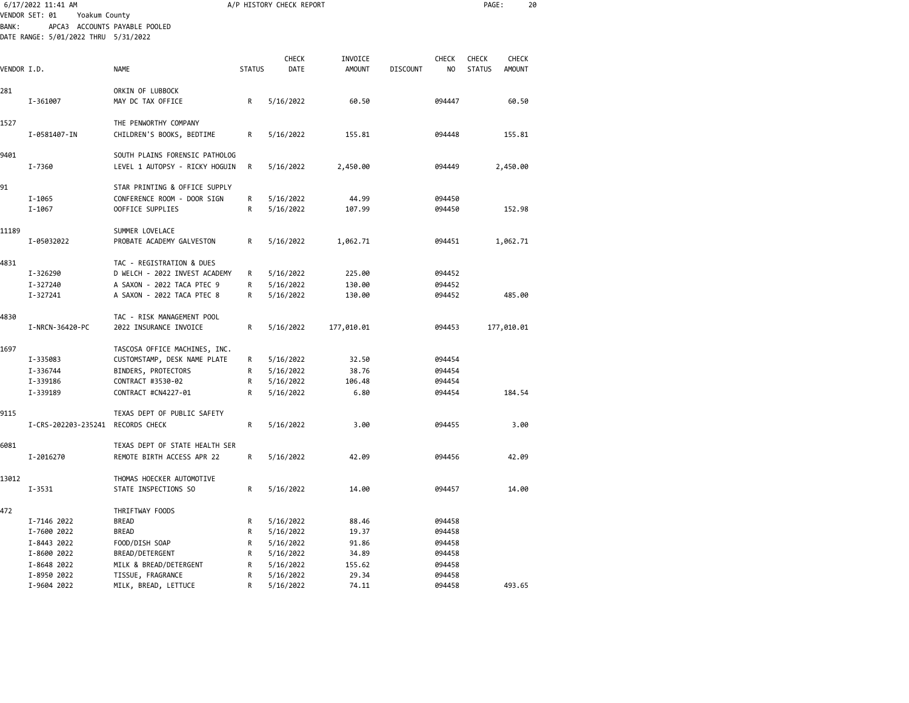6/17/2022 11:41 AM A/P HISTORY CHECK REPORT

VENDOR SET: 01 Yoakum County
BANK: APCA3 ACCOUNTS PAYABLE POOLED
DATE RANGE: 5/01/2022 THRU 5/31/2022

| VENDOR I.D. | NAME | STATUS | CHECK DATE | INVOICE AMOUNT | DISCOUNT | CHECK NO | CHECK STATUS | CHECK AMOUNT |
|---|---|---|---|---|---|---|---|---|
| 281 | ORKIN OF LUBBOCK | | | | | | | |
| I-361007 | MAY DC TAX OFFICE | R | 5/16/2022 | 60.50 | | 094447 | | 60.50 |
| 1527 | THE PENWORTHY COMPANY | | | | | | | |
| I-0581407-IN | CHILDREN'S BOOKS, BEDTIME | R | 5/16/2022 | 155.81 | | 094448 | | 155.81 |
| 9401 | SOUTH PLAINS FORENSIC PATHOLOG | | | | | | | |
| I-7360 | LEVEL 1 AUTOPSY - RICKY HOGUIN | R | 5/16/2022 | 2,450.00 | | 094449 | | 2,450.00 |
| 91 | STAR PRINTING & OFFICE SUPPLY | | | | | | | |
| I-1065 | CONFERENCE ROOM - DOOR SIGN | R | 5/16/2022 | 44.99 | | 094450 | | |
| I-1067 | OOFFICE SUPPLIES | R | 5/16/2022 | 107.99 | | 094450 | | 152.98 |
| 11189 | SUMMER LOVELACE | | | | | | | |
| I-05032022 | PROBATE ACADEMY GALVESTON | R | 5/16/2022 | 1,062.71 | | 094451 | | 1,062.71 |
| 4831 | TAC - REGISTRATION & DUES | | | | | | | |
| I-326290 | D WELCH - 2022 INVEST ACADEMY | R | 5/16/2022 | 225.00 | | 094452 | | |
| I-327240 | A SAXON - 2022 TACA PTEC 9 | R | 5/16/2022 | 130.00 | | 094452 | | |
| I-327241 | A SAXON - 2022 TACA PTEC 8 | R | 5/16/2022 | 130.00 | | 094452 | | 485.00 |
| 4830 | TAC - RISK MANAGEMENT POOL | | | | | | | |
| I-NRCN-36420-PC | 2022 INSURANCE INVOICE | R | 5/16/2022 | 177,010.01 | | 094453 | | 177,010.01 |
| 1697 | TASCOSA OFFICE MACHINES, INC. | | | | | | | |
| I-335083 | CUSTOMSTAMP, DESK NAME PLATE | R | 5/16/2022 | 32.50 | | 094454 | | |
| I-336744 | BINDERS, PROTECTORS | R | 5/16/2022 | 38.76 | | 094454 | | |
| I-339186 | CONTRACT #3530-02 | R | 5/16/2022 | 106.48 | | 094454 | | |
| I-339189 | CONTRACT #CN4227-01 | R | 5/16/2022 | 6.80 | | 094454 | | 184.54 |
| 9115 | TEXAS DEPT OF PUBLIC SAFETY | | | | | | | |
| I-CRS-202203-235241 | RECORDS CHECK | R | 5/16/2022 | 3.00 | | 094455 | | 3.00 |
| 6081 | TEXAS DEPT OF STATE HEALTH SER | | | | | | | |
| I-2016270 | REMOTE BIRTH ACCESS APR 22 | R | 5/16/2022 | 42.09 | | 094456 | | 42.09 |
| 13012 | THOMAS HOECKER AUTOMOTIVE | | | | | | | |
| I-3531 | STATE INSPECTIONS SO | R | 5/16/2022 | 14.00 | | 094457 | | 14.00 |
| 472 | THRIFTWAY FOODS | | | | | | | |
| I-7146 2022 | BREAD | R | 5/16/2022 | 88.46 | | 094458 | | |
| I-7600 2022 | BREAD | R | 5/16/2022 | 19.37 | | 094458 | | |
| I-8443 2022 | FOOD/DISH SOAP | R | 5/16/2022 | 91.86 | | 094458 | | |
| I-8600 2022 | BREAD/DETERGENT | R | 5/16/2022 | 34.89 | | 094458 | | |
| I-8648 2022 | MILK & BREAD/DETERGENT | R | 5/16/2022 | 155.62 | | 094458 | | |
| I-8950 2022 | TISSUE, FRAGRANCE | R | 5/16/2022 | 29.34 | | 094458 | | |
| I-9604 2022 | MILK, BREAD, LETTUCE | R | 5/16/2022 | 74.11 | | 094458 | | 493.65 |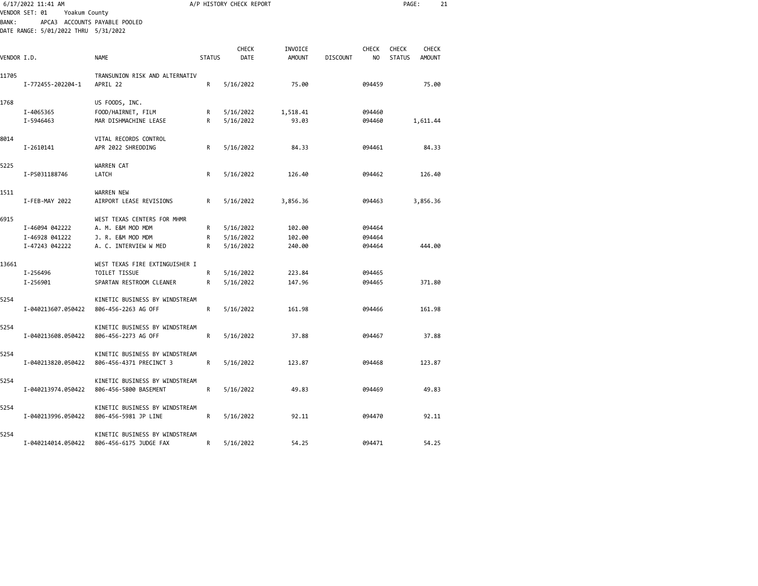6/17/2022 11:41 AM A/P HISTORY CHECK REPORT

VENDOR SET: 01 Yoakum County
BANK: APCA3 ACCOUNTS PAYABLE POOLED
DATE RANGE: 5/01/2022 THRU 5/31/2022

| VENDOR I.D. | NAME | STATUS | CHECK DATE | INVOICE AMOUNT | DISCOUNT | CHECK NO | CHECK STATUS | CHECK AMOUNT |
|---|---|---|---|---|---|---|---|---|
| 11705 | TRANSUNION RISK AND ALTERNATIV | | | | | | | |
| I-772455-202204-1 | APRIL 22 | R | 5/16/2022 | 75.00 | | 094459 | | 75.00 |
| 1768 | US FOODS, INC. | | | | | | | |
| I-4065365 | FOOD/HAIRNET, FILM | R | 5/16/2022 | 1,518.41 | | 094460 | | |
| I-5946463 | MAR DISHMACHINE LEASE | R | 5/16/2022 | 93.03 | | 094460 | | 1,611.44 |
| 8014 | VITAL RECORDS CONTROL | | | | | | | |
| I-2610141 | APR 2022 SHREDDING | R | 5/16/2022 | 84.33 | | 094461 | | 84.33 |
| 5225 | WARREN CAT | | | | | | | |
| I-PS031188746 | LATCH | R | 5/16/2022 | 126.40 | | 094462 | | 126.40 |
| 1511 | WARREN NEW | | | | | | | |
| I-FEB-MAY 2022 | AIRPORT LEASE REVISIONS | R | 5/16/2022 | 3,856.36 | | 094463 | | 3,856.36 |
| 6915 | WEST TEXAS CENTERS FOR MHMR | | | | | | | |
| I-46094 042222 | A. M. E&M MOD MDM | R | 5/16/2022 | 102.00 | | 094464 | | |
| I-46928 041222 | J. R. E&M MOD MDM | R | 5/16/2022 | 102.00 | | 094464 | | |
| I-47243 042222 | A. C. INTERVIEW W MED | R | 5/16/2022 | 240.00 | | 094464 | | 444.00 |
| 13661 | WEST TEXAS FIRE EXTINGUISHER I | | | | | | | |
| I-256496 | TOILET TISSUE | R | 5/16/2022 | 223.84 | | 094465 | | |
| I-256901 | SPARTAN RESTROOM CLEANER | R | 5/16/2022 | 147.96 | | 094465 | | 371.80 |
| 5254 | KINETIC BUSINESS BY WINDSTREAM | | | | | | | |
| I-040213607.050422 | 806-456-2263 AG OFF | R | 5/16/2022 | 161.98 | | 094466 | | 161.98 |
| 5254 | KINETIC BUSINESS BY WINDSTREAM | | | | | | | |
| I-040213608.050422 | 806-456-2273 AG OFF | R | 5/16/2022 | 37.88 | | 094467 | | 37.88 |
| 5254 | KINETIC BUSINESS BY WINDSTREAM | | | | | | | |
| I-040213820.050422 | 806-456-4371 PRECINCT 3 | R | 5/16/2022 | 123.87 | | 094468 | | 123.87 |
| 5254 | KINETIC BUSINESS BY WINDSTREAM | | | | | | | |
| I-040213974.050422 | 806-456-5800 BASEMENT | R | 5/16/2022 | 49.83 | | 094469 | | 49.83 |
| 5254 | KINETIC BUSINESS BY WINDSTREAM | | | | | | | |
| I-040213996.050422 | 806-456-5981 JP LINE | R | 5/16/2022 | 92.11 | | 094470 | | 92.11 |
| 5254 | KINETIC BUSINESS BY WINDSTREAM | | | | | | | |
| I-040214014.050422 | 806-456-6175 JUDGE FAX | R | 5/16/2022 | 54.25 | | 094471 | | 54.25 |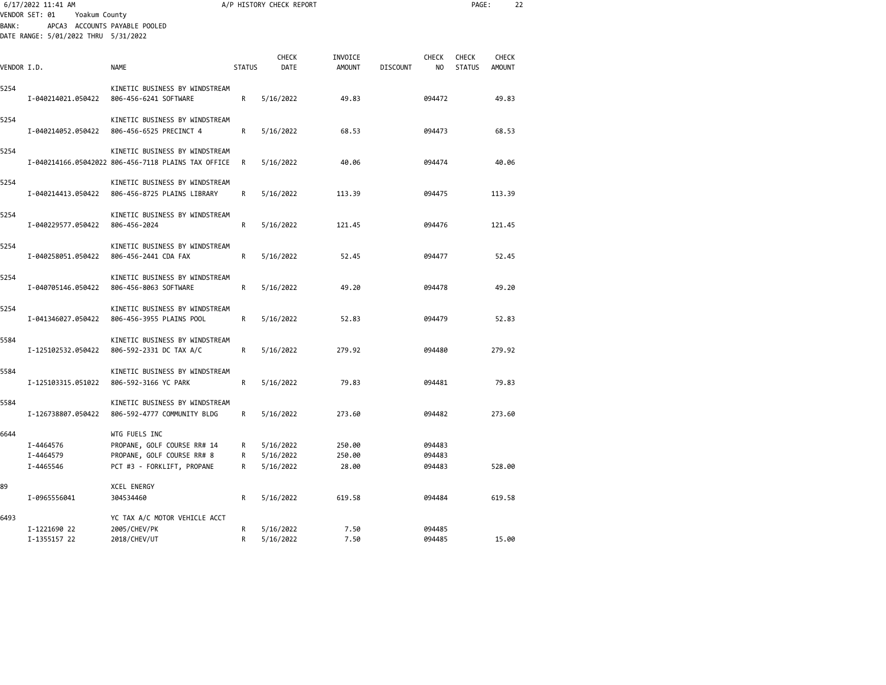6/17/2022 11:41 AM — A/P HISTORY CHECK REPORT

VENDOR SET: 01 Yoakum County
BANK: APCA3 ACCOUNTS PAYABLE POOLED
DATE RANGE: 5/01/2022 THRU 5/31/2022

| VENDOR I.D. | NAME | STATUS | CHECK DATE | INVOICE AMOUNT | DISCOUNT | CHECK NO | CHECK STATUS | CHECK AMOUNT |
|---|---|---|---|---|---|---|---|---|
| 5254 | KINETIC BUSINESS BY WINDSTREAM | | | | | | | |
| I-040214021.050422 | 806-456-6241 SOFTWARE | R | 5/16/2022 | 49.83 | | 094472 | | 49.83 |
| 5254 | KINETIC BUSINESS BY WINDSTREAM | | | | | | | |
| I-040214052.050422 | 806-456-6525 PRECINCT 4 | R | 5/16/2022 | 68.53 | | 094473 | | 68.53 |
| 5254 | KINETIC BUSINESS BY WINDSTREAM | | | | | | | |
| I-040214166.05042022 | 806-456-7118 PLAINS TAX OFFICE | R | 5/16/2022 | 40.06 | | 094474 | | 40.06 |
| 5254 | KINETIC BUSINESS BY WINDSTREAM | | | | | | | |
| I-040214413.050422 | 806-456-8725 PLAINS LIBRARY | R | 5/16/2022 | 113.39 | | 094475 | | 113.39 |
| 5254 | KINETIC BUSINESS BY WINDSTREAM | | | | | | | |
| I-040229577.050422 | 806-456-2024 | R | 5/16/2022 | 121.45 | | 094476 | | 121.45 |
| 5254 | KINETIC BUSINESS BY WINDSTREAM | | | | | | | |
| I-040258051.050422 | 806-456-2441 CDA FAX | R | 5/16/2022 | 52.45 | | 094477 | | 52.45 |
| 5254 | KINETIC BUSINESS BY WINDSTREAM | | | | | | | |
| I-040705146.050422 | 806-456-8063 SOFTWARE | R | 5/16/2022 | 49.20 | | 094478 | | 49.20 |
| 5254 | KINETIC BUSINESS BY WINDSTREAM | | | | | | | |
| I-041346027.050422 | 806-456-3955 PLAINS POOL | R | 5/16/2022 | 52.83 | | 094479 | | 52.83 |
| 5584 | KINETIC BUSINESS BY WINDSTREAM | | | | | | | |
| I-125102532.050422 | 806-592-2331 DC TAX A/C | R | 5/16/2022 | 279.92 | | 094480 | | 279.92 |
| 5584 | KINETIC BUSINESS BY WINDSTREAM | | | | | | | |
| I-125103315.051022 | 806-592-3166 YC PARK | R | 5/16/2022 | 79.83 | | 094481 | | 79.83 |
| 5584 | KINETIC BUSINESS BY WINDSTREAM | | | | | | | |
| I-126738807.050422 | 806-592-4777 COMMUNITY BLDG | R | 5/16/2022 | 273.60 | | 094482 | | 273.60 |
| 6644 | WTG FUELS INC | | | | | | | |
| I-4464576 | PROPANE, GOLF COURSE RR# 14 | R | 5/16/2022 | 250.00 | | 094483 | | |
| I-4464579 | PROPANE, GOLF COURSE RR# 8 | R | 5/16/2022 | 250.00 | | 094483 | | |
| I-4465546 | PCT #3 - FORKLIFT, PROPANE | R | 5/16/2022 | 28.00 | | 094483 | | 528.00 |
| 89 | XCEL ENERGY | | | | | | | |
| I-0965556041 | 304534460 | R | 5/16/2022 | 619.58 | | 094484 | | 619.58 |
| 6493 | YC TAX A/C MOTOR VEHICLE ACCT | | | | | | | |
| I-1221690 22 | 2005/CHEV/PK | R | 5/16/2022 | 7.50 | | 094485 | | |
| I-1355157 22 | 2018/CHEV/UT | R | 5/16/2022 | 7.50 | | 094485 | | 15.00 |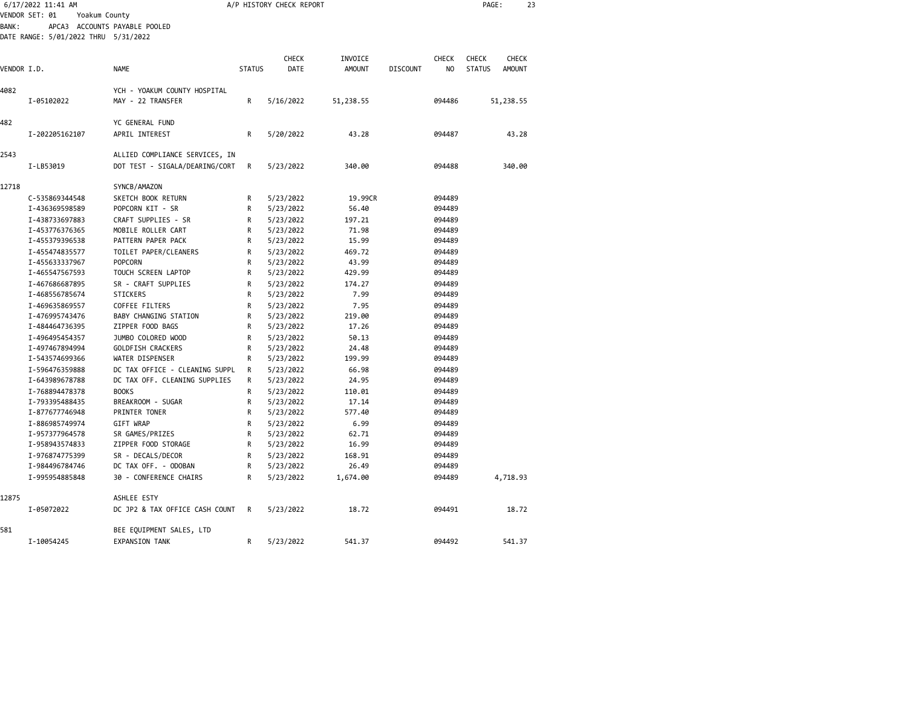6/17/2022 11:41 AM — A/P HISTORY CHECK REPORT

VENDOR SET: 01 Yoakum County
BANK: APCA3 ACCOUNTS PAYABLE POOLED
DATE RANGE: 5/01/2022 THRU 5/31/2022

| VENDOR I.D. | NAME | STATUS | CHECK DATE | INVOICE AMOUNT | DISCOUNT | CHECK NO | CHECK STATUS | CHECK AMOUNT |
|---|---|---|---|---|---|---|---|---|
| 4082 | YCH - YOAKUM COUNTY HOSPITAL | | | | | | | |
| I-05102022 | MAY - 22 TRANSFER | R | 5/16/2022 | 51,238.55 | | 094486 | | 51,238.55 |
| 482 | YC GENERAL FUND | | | | | | | |
| I-202205162107 | APRIL INTEREST | R | 5/20/2022 | 43.28 | | 094487 | | 43.28 |
| 2543 | ALLIED COMPLIANCE SERVICES, IN | | | | | | | |
| I-LB53019 | DOT TEST - SIGALA/DEARING/CORT | R | 5/23/2022 | 340.00 | | 094488 | | 340.00 |
| 12718 | SYNCB/AMAZON | | | | | | | |
| C-535869344548 | SKETCH BOOK RETURN | R | 5/23/2022 | 19.99CR | | 094489 | | |
| I-436369598589 | POPCORN KIT - SR | R | 5/23/2022 | 56.40 | | 094489 | | |
| I-438733697883 | CRAFT SUPPLIES - SR | R | 5/23/2022 | 197.21 | | 094489 | | |
| I-453776376365 | MOBILE ROLLER CART | R | 5/23/2022 | 71.98 | | 094489 | | |
| I-455379396538 | PATTERN PAPER PACK | R | 5/23/2022 | 15.99 | | 094489 | | |
| I-455474835577 | TOILET PAPER/CLEANERS | R | 5/23/2022 | 469.72 | | 094489 | | |
| I-455633337967 | POPCORN | R | 5/23/2022 | 43.99 | | 094489 | | |
| I-465547567593 | TOUCH SCREEN LAPTOP | R | 5/23/2022 | 429.99 | | 094489 | | |
| I-467686687895 | SR - CRAFT SUPPLIES | R | 5/23/2022 | 174.27 | | 094489 | | |
| I-468556785674 | STICKERS | R | 5/23/2022 | 7.99 | | 094489 | | |
| I-469635869557 | COFFEE FILTERS | R | 5/23/2022 | 7.95 | | 094489 | | |
| I-476995743476 | BABY CHANGING STATION | R | 5/23/2022 | 219.00 | | 094489 | | |
| I-484464736395 | ZIPPER FOOD BAGS | R | 5/23/2022 | 17.26 | | 094489 | | |
| I-496495454357 | JUMBO COLORED WOOD | R | 5/23/2022 | 50.13 | | 094489 | | |
| I-497467894994 | GOLDFISH CRACKERS | R | 5/23/2022 | 24.48 | | 094489 | | |
| I-543574699366 | WATER DISPENSER | R | 5/23/2022 | 199.99 | | 094489 | | |
| I-596476359888 | DC TAX OFFICE - CLEANING SUPPL | R | 5/23/2022 | 66.98 | | 094489 | | |
| I-643989678788 | DC TAX OFF. CLEANING SUPPLIES | R | 5/23/2022 | 24.95 | | 094489 | | |
| I-768894478378 | BOOKS | R | 5/23/2022 | 110.01 | | 094489 | | |
| I-793395488435 | BREAKROOM - SUGAR | R | 5/23/2022 | 17.14 | | 094489 | | |
| I-877677746948 | PRINTER TONER | R | 5/23/2022 | 577.40 | | 094489 | | |
| I-886985749974 | GIFT WRAP | R | 5/23/2022 | 6.99 | | 094489 | | |
| I-957377964578 | SR GAMES/PRIZES | R | 5/23/2022 | 62.71 | | 094489 | | |
| I-958943574833 | ZIPPER FOOD STORAGE | R | 5/23/2022 | 16.99 | | 094489 | | |
| I-976874775399 | SR - DECALS/DECOR | R | 5/23/2022 | 168.91 | | 094489 | | |
| I-984496784746 | DC TAX OFF. - ODOBAN | R | 5/23/2022 | 26.49 | | 094489 | | |
| I-995954885848 | 30 - CONFERENCE CHAIRS | R | 5/23/2022 | 1,674.00 | | 094489 | | 4,718.93 |
| 12875 | ASHLEE ESTY | | | | | | | |
| I-05072022 | DC JP2 & TAX OFFICE CASH COUNT | R | 5/23/2022 | 18.72 | | 094491 | | 18.72 |
| 581 | BEE EQUIPMENT SALES, LTD | | | | | | | |
| I-10054245 | EXPANSION TANK | R | 5/23/2022 | 541.37 | | 094492 | | 541.37 |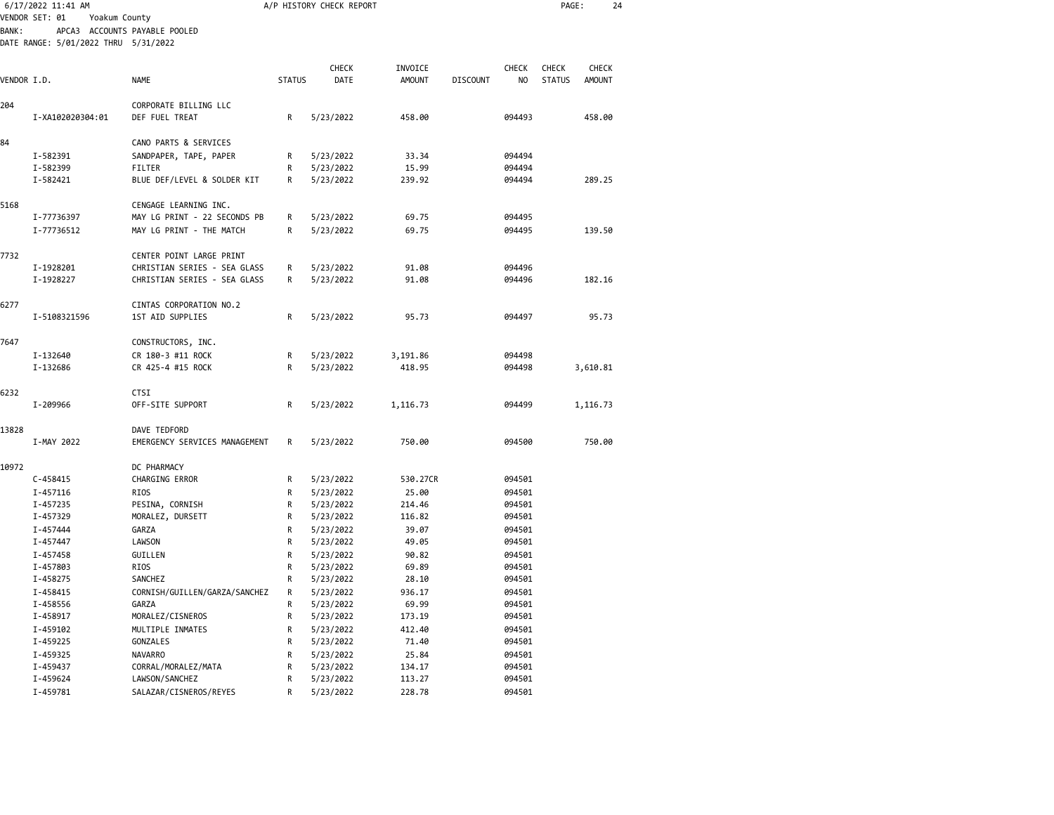6/17/2022 11:41 AM — A/P HISTORY CHECK REPORT

VENDOR SET: 01 Yoakum County
BANK: APCA3 ACCOUNTS PAYABLE POOLED
DATE RANGE: 5/01/2022 THRU 5/31/2022

| VENDOR I.D. | NAME | STATUS | CHECK DATE | INVOICE AMOUNT | DISCOUNT | CHECK NO | CHECK STATUS | CHECK AMOUNT |
|---|---|---|---|---|---|---|---|---|
| 204 | CORPORATE BILLING LLC | | | | | | | |
| I-XA102020304:01 | DEF FUEL TREAT | R | 5/23/2022 | 458.00 | | 094493 | | 458.00 |
| 84 | CANO PARTS & SERVICES | | | | | | | |
| I-582391 | SANDPAPER, TAPE, PAPER | R | 5/23/2022 | 33.34 | | 094494 | | |
| I-582399 | FILTER | R | 5/23/2022 | 15.99 | | 094494 | | |
| I-582421 | BLUE DEF/LEVEL & SOLDER KIT | R | 5/23/2022 | 239.92 | | 094494 | | 289.25 |
| 5168 | CENGAGE LEARNING INC. | | | | | | | |
| I-77736397 | MAY LG PRINT - 22 SECONDS PB | R | 5/23/2022 | 69.75 | | 094495 | | |
| I-77736512 | MAY LG PRINT - THE MATCH | R | 5/23/2022 | 69.75 | | 094495 | | 139.50 |
| 7732 | CENTER POINT LARGE PRINT | | | | | | | |
| I-1928201 | CHRISTIAN SERIES - SEA GLASS | R | 5/23/2022 | 91.08 | | 094496 | | |
| I-1928227 | CHRISTIAN SERIES - SEA GLASS | R | 5/23/2022 | 91.08 | | 094496 | | 182.16 |
| 6277 | CINTAS CORPORATION NO.2 | | | | | | | |
| I-5108321596 | 1ST AID SUPPLIES | R | 5/23/2022 | 95.73 | | 094497 | | 95.73 |
| 7647 | CONSTRUCTORS, INC. | | | | | | | |
| I-132640 | CR 180-3 #11 ROCK | R | 5/23/2022 | 3,191.86 | | 094498 | | |
| I-132686 | CR 425-4 #15 ROCK | R | 5/23/2022 | 418.95 | | 094498 | | 3,610.81 |
| 6232 | CTSI | | | | | | | |
| I-209966 | OFF-SITE SUPPORT | R | 5/23/2022 | 1,116.73 | | 094499 | | 1,116.73 |
| 13828 | DAVE TEDFORD | | | | | | | |
| I-MAY 2022 | EMERGENCY SERVICES MANAGEMENT | R | 5/23/2022 | 750.00 | | 094500 | | 750.00 |
| 10972 | DC PHARMACY | | | | | | | |
| C-458415 | CHARGING ERROR | R | 5/23/2022 | 530.27CR | | 094501 | | |
| I-457116 | RIOS | R | 5/23/2022 | 25.00 | | 094501 | | |
| I-457235 | PESINA, CORNISH | R | 5/23/2022 | 214.46 | | 094501 | | |
| I-457329 | MORALEZ, DURSETT | R | 5/23/2022 | 116.82 | | 094501 | | |
| I-457444 | GARZA | R | 5/23/2022 | 39.07 | | 094501 | | |
| I-457447 | LAWSON | R | 5/23/2022 | 49.05 | | 094501 | | |
| I-457458 | GUILLEN | R | 5/23/2022 | 90.82 | | 094501 | | |
| I-457803 | RIOS | R | 5/23/2022 | 69.89 | | 094501 | | |
| I-458275 | SANCHEZ | R | 5/23/2022 | 28.10 | | 094501 | | |
| I-458415 | CORNISH/GUILLEN/GARZA/SANCHEZ | R | 5/23/2022 | 936.17 | | 094501 | | |
| I-458556 | GARZA | R | 5/23/2022 | 69.99 | | 094501 | | |
| I-458917 | MORALEZ/CISNEROS | R | 5/23/2022 | 173.19 | | 094501 | | |
| I-459102 | MULTIPLE INMATES | R | 5/23/2022 | 412.40 | | 094501 | | |
| I-459225 | GONZALES | R | 5/23/2022 | 71.40 | | 094501 | | |
| I-459325 | NAVARRO | R | 5/23/2022 | 25.84 | | 094501 | | |
| I-459437 | CORRAL/MORALEZ/MATA | R | 5/23/2022 | 134.17 | | 094501 | | |
| I-459624 | LAWSON/SANCHEZ | R | 5/23/2022 | 113.27 | | 094501 | | |
| I-459781 | SALAZAR/CISNEROS/REYES | R | 5/23/2022 | 228.78 | | 094501 | | |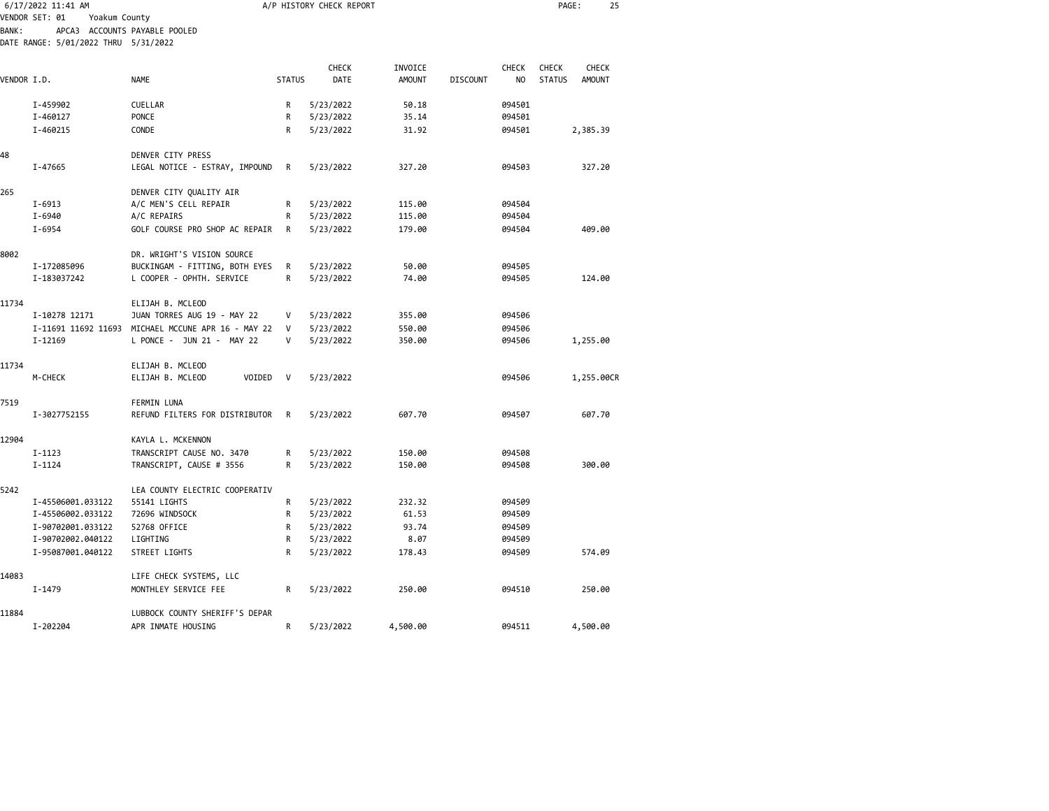6/17/2022 11:41 AM A/P HISTORY CHECK REPORT

VENDOR SET: 01 Yoakum County
BANK: APCA3 ACCOUNTS PAYABLE POOLED
DATE RANGE: 5/01/2022 THRU 5/31/2022

| VENDOR I.D. | | NAME | STATUS | CHECK DATE | INVOICE AMOUNT | DISCOUNT | CHECK NO | CHECK STATUS | CHECK AMOUNT |
|---|---|---|---|---|---|---|---|---|---|
| | I-459902 | CUELLAR | R | 5/23/2022 | 50.18 | | 094501 | | |
| | I-460127 | PONCE | R | 5/23/2022 | 35.14 | | 094501 | | |
| | I-460215 | CONDE | R | 5/23/2022 | 31.92 | | 094501 | | 2,385.39 |
| 48 | | DENVER CITY PRESS | | | | | | | |
| | I-47665 | LEGAL NOTICE - ESTRAY, IMPOUND | R | 5/23/2022 | 327.20 | | 094503 | | 327.20 |
| 265 | | DENVER CITY QUALITY AIR | | | | | | | |
| | I-6913 | A/C MEN'S CELL REPAIR | R | 5/23/2022 | 115.00 | | 094504 | | |
| | I-6940 | A/C REPAIRS | R | 5/23/2022 | 115.00 | | 094504 | | |
| | I-6954 | GOLF COURSE PRO SHOP AC REPAIR | R | 5/23/2022 | 179.00 | | 094504 | | 409.00 |
| 8002 | | DR. WRIGHT'S VISION SOURCE | | | | | | | |
| | I-172085096 | BUCKINGAM - FITTING, BOTH EYES | R | 5/23/2022 | 50.00 | | 094505 | | |
| | I-183037242 | L COOPER - OPHTH. SERVICE | R | 5/23/2022 | 74.00 | | 094505 | | 124.00 |
| 11734 | | ELIJAH B. MCLEOD | | | | | | | |
| | I-10278 12171 | JUAN TORRES AUG 19 - MAY 22 | V | 5/23/2022 | 355.00 | | 094506 | | |
| | I-11691 11692 11693 | MICHAEL MCCUNE APR 16 - MAY 22 | V | 5/23/2022 | 550.00 | | 094506 | | |
| | I-12169 | L PONCE - JUN 21 - MAY 22 | V | 5/23/2022 | 350.00 | | 094506 | | 1,255.00 |
| 11734 | | ELIJAH B. MCLEOD | | | | | | | |
| | M-CHECK | ELIJAH B. MCLEOD VOIDED | V | 5/23/2022 | | | 094506 | | 1,255.00CR |
| 7519 | | FERMIN LUNA | | | | | | | |
| | I-3027752155 | REFUND FILTERS FOR DISTRIBUTOR | R | 5/23/2022 | 607.70 | | 094507 | | 607.70 |
| 12904 | | KAYLA L. MCKENNON | | | | | | | |
| | I-1123 | TRANSCRIPT CAUSE NO. 3470 | R | 5/23/2022 | 150.00 | | 094508 | | |
| | I-1124 | TRANSCRIPT, CAUSE # 3556 | R | 5/23/2022 | 150.00 | | 094508 | | 300.00 |
| 5242 | | LEA COUNTY ELECTRIC COOPERATIV | | | | | | | |
| | I-45506001.033122 | 55141 LIGHTS | R | 5/23/2022 | 232.32 | | 094509 | | |
| | I-45506002.033122 | 72696 WINDSOCK | R | 5/23/2022 | 61.53 | | 094509 | | |
| | I-90702001.033122 | 52768 OFFICE | R | 5/23/2022 | 93.74 | | 094509 | | |
| | I-90702002.040122 | LIGHTING | R | 5/23/2022 | 8.07 | | 094509 | | |
| | I-95087001.040122 | STREET LIGHTS | R | 5/23/2022 | 178.43 | | 094509 | | 574.09 |
| 14083 | | LIFE CHECK SYSTEMS, LLC | | | | | | | |
| | I-1479 | MONTHLEY SERVICE FEE | R | 5/23/2022 | 250.00 | | 094510 | | 250.00 |
| 11884 | | LUBBOCK COUNTY SHERIFF'S DEPAR | | | | | | | |
| | I-202204 | APR INMATE HOUSING | R | 5/23/2022 | 4,500.00 | | 094511 | | 4,500.00 |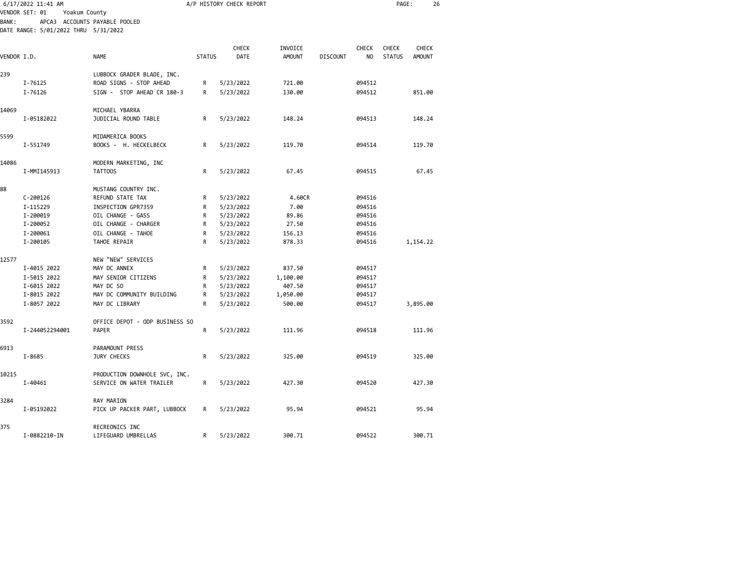A/P HISTORY CHECK REPORT

VENDOR SET: 01 Yoakum County
BANK: APCA3 ACCOUNTS PAYABLE POOLED
DATE RANGE: 5/01/2022 THRU 5/31/2022

| VENDOR I.D. | NAME | STATUS | CHECK DATE | INVOICE AMOUNT | DISCOUNT | CHECK NO | CHECK STATUS | CHECK AMOUNT |
|---|---|---|---|---|---|---|---|---|
| 239 | LUBBOCK GRADER BLADE, INC. | | | | | | | |
| I-76125 | ROAD SIGNS - STOP AHEAD | R | 5/23/2022 | 721.00 | | 094512 | | |
| I-76126 | SIGN - STOP AHEAD CR 180-3 | R | 5/23/2022 | 130.00 | | 094512 | | 851.00 |
| 14069 | MICHAEL YBARRA | | | | | | | |
| I-05182022 | JUDICIAL ROUND TABLE | R | 5/23/2022 | 148.24 | | 094513 | | 148.24 |
| 5599 | MIDAMERICA BOOKS | | | | | | | |
| I-551749 | BOOKS - H. HECKELBECK | R | 5/23/2022 | 119.70 | | 094514 | | 119.70 |
| 14086 | MODERN MARKETING, INC | | | | | | | |
| I-MMI145913 | TATTOOS | R | 5/23/2022 | 67.45 | | 094515 | | 67.45 |
| 88 | MUSTANG COUNTRY INC. | | | | | | | |
| C-200126 | REFUND STATE TAX | R | 5/23/2022 | 4.60CR | | 094516 | | |
| I-115229 | INSPECTION GPR7359 | R | 5/23/2022 | 7.00 | | 094516 | | |
| I-200019 | OIL CHANGE - GASS | R | 5/23/2022 | 89.86 | | 094516 | | |
| I-200052 | OIL CHANGE - CHARGER | R | 5/23/2022 | 27.50 | | 094516 | | |
| I-200061 | OIL CHANGE - TAHOE | R | 5/23/2022 | 156.13 | | 094516 | | |
| I-200105 | TAHOE REPAIR | R | 5/23/2022 | 878.33 | | 094516 | | 1,154.22 |
| 12577 | NEW "NEW" SERVICES | | | | | | | |
| I-4015 2022 | MAY DC ANNEX | R | 5/23/2022 | 837.50 | | 094517 | | |
| I-5015 2022 | MAY SENIOR CITIZENS | R | 5/23/2022 | 1,100.00 | | 094517 | | |
| I-6015 2022 | MAY DC SO | R | 5/23/2022 | 407.50 | | 094517 | | |
| I-8015 2022 | MAY DC COMMUNITY BUILDING | R | 5/23/2022 | 1,050.00 | | 094517 | | |
| I-8057 2022 | MAY DC LIBRARY | R | 5/23/2022 | 500.00 | | 094517 | | 3,895.00 |
| 3592 | OFFICE DEPOT - ODP BUSINESS SO | | | | | | | |
| I-244052294001 | PAPER | R | 5/23/2022 | 111.96 | | 094518 | | 111.96 |
| 6913 | PARAMOUNT PRESS | | | | | | | |
| I-8685 | JURY CHECKS | R | 5/23/2022 | 325.00 | | 094519 | | 325.00 |
| 10215 | PRODUCTION DOWNHOLE SVC, INC. | | | | | | | |
| I-40461 | SERVICE ON WATER TRAILER | R | 5/23/2022 | 427.30 | | 094520 | | 427.30 |
| 3284 | RAY MARION | | | | | | | |
| I-05192022 | PICK UP PACKER PART, LUBBOCK | R | 5/23/2022 | 95.94 | | 094521 | | 95.94 |
| 375 | RECREONICS INC | | | | | | | |
| I-0882210-IN | LIFEGUARD UMBRELLAS | R | 5/23/2022 | 300.71 | | 094522 | | 300.71 |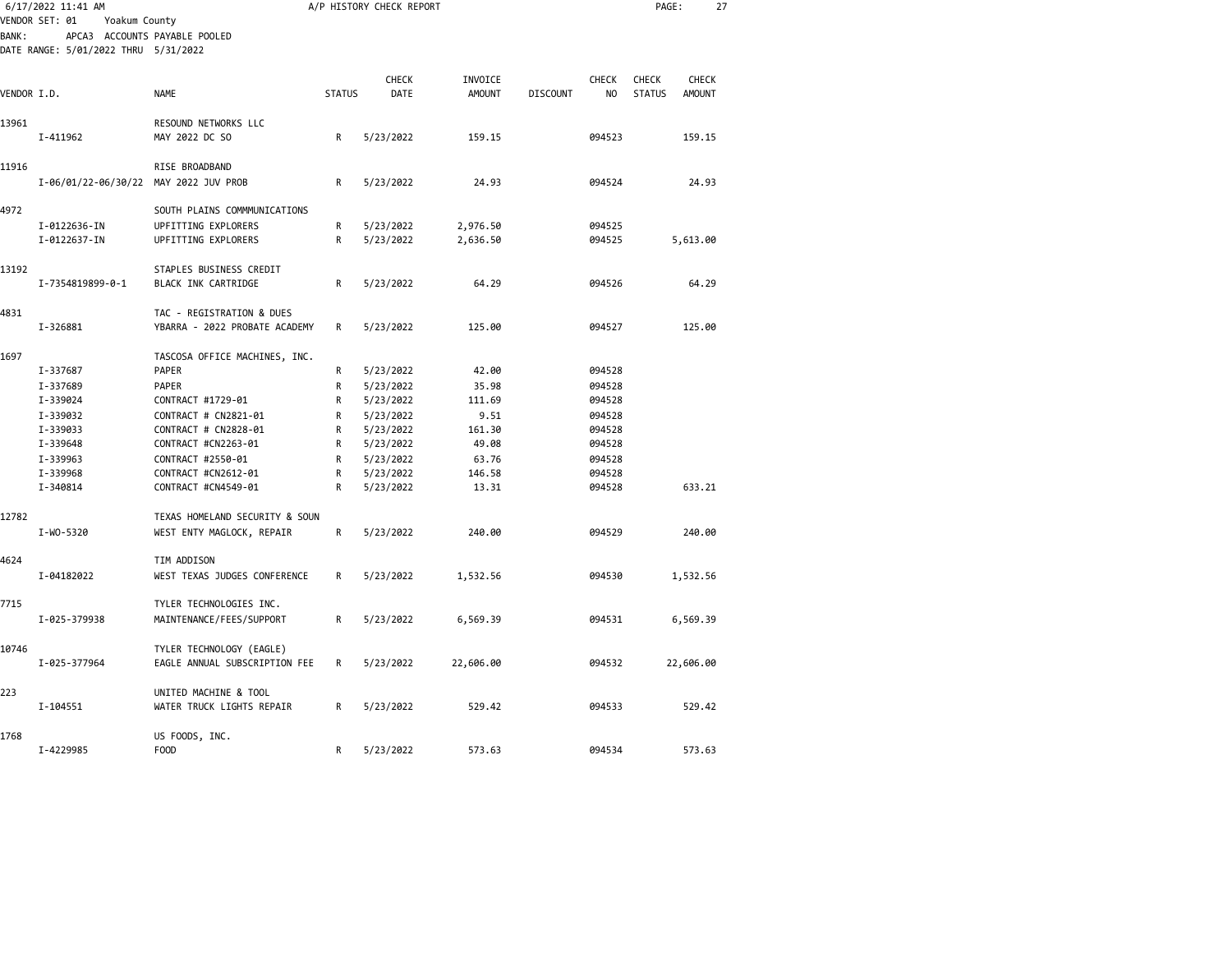A/P HISTORY CHECK REPORT

VENDOR SET: 01 Yoakum County
BANK: APCA3 ACCOUNTS PAYABLE POOLED
DATE RANGE: 5/01/2022 THRU 5/31/2022

| VENDOR I.D. | | NAME | STATUS | CHECK DATE | INVOICE AMOUNT | DISCOUNT | CHECK NO | CHECK STATUS | CHECK AMOUNT |
|---|---|---|---|---|---|---|---|---|---|
| 13961 | | RESOUND NETWORKS LLC | | | | | | | |
| | I-411962 | MAY 2022 DC SO | R | 5/23/2022 | 159.15 | | 094523 | | 159.15 |
| 11916 | | RISE BROADBAND | | | | | | | |
| | I-06/01/22-06/30/22 | MAY 2022 JUV PROB | R | 5/23/2022 | 24.93 | | 094524 | | 24.93 |
| 4972 | | SOUTH PLAINS COMMMUNICATIONS | | | | | | | |
| | I-0122636-IN | UPFITTING EXPLORERS | R | 5/23/2022 | 2,976.50 | | 094525 | | |
| | I-0122637-IN | UPFITTING EXPLORERS | R | 5/23/2022 | 2,636.50 | | 094525 | | 5,613.00 |
| 13192 | | STAPLES BUSINESS CREDIT | | | | | | | |
| | I-7354819899-0-1 | BLACK INK CARTRIDGE | R | 5/23/2022 | 64.29 | | 094526 | | 64.29 |
| 4831 | | TAC - REGISTRATION & DUES | | | | | | | |
| | I-326881 | YBARRA - 2022 PROBATE ACADEMY | R | 5/23/2022 | 125.00 | | 094527 | | 125.00 |
| 1697 | | TASCOSA OFFICE MACHINES, INC. | | | | | | | |
| | I-337687 | PAPER | R | 5/23/2022 | 42.00 | | 094528 | | |
| | I-337689 | PAPER | R | 5/23/2022 | 35.98 | | 094528 | | |
| | I-339024 | CONTRACT #1729-01 | R | 5/23/2022 | 111.69 | | 094528 | | |
| | I-339032 | CONTRACT # CN2821-01 | R | 5/23/2022 | 9.51 | | 094528 | | |
| | I-339033 | CONTRACT # CN2828-01 | R | 5/23/2022 | 161.30 | | 094528 | | |
| | I-339648 | CONTRACT #CN2263-01 | R | 5/23/2022 | 49.08 | | 094528 | | |
| | I-339963 | CONTRACT #2550-01 | R | 5/23/2022 | 63.76 | | 094528 | | |
| | I-339968 | CONTRACT #CN2612-01 | R | 5/23/2022 | 146.58 | | 094528 | | |
| | I-340814 | CONTRACT #CN4549-01 | R | 5/23/2022 | 13.31 | | 094528 | | 633.21 |
| 12782 | | TEXAS HOMELAND SECURITY & SOUN | | | | | | | |
| | I-WO-5320 | WEST ENTY MAGLOCK, REPAIR | R | 5/23/2022 | 240.00 | | 094529 | | 240.00 |
| 4624 | | TIM ADDISON | | | | | | | |
| | I-04182022 | WEST TEXAS JUDGES CONFERENCE | R | 5/23/2022 | 1,532.56 | | 094530 | | 1,532.56 |
| 7715 | | TYLER TECHNOLOGIES INC. | | | | | | | |
| | I-025-379938 | MAINTENANCE/FEES/SUPPORT | R | 5/23/2022 | 6,569.39 | | 094531 | | 6,569.39 |
| 10746 | | TYLER TECHNOLOGY (EAGLE) | | | | | | | |
| | I-025-377964 | EAGLE ANNUAL SUBSCRIPTION FEE | R | 5/23/2022 | 22,606.00 | | 094532 | | 22,606.00 |
| 223 | | UNITED MACHINE & TOOL | | | | | | | |
| | I-104551 | WATER TRUCK LIGHTS REPAIR | R | 5/23/2022 | 529.42 | | 094533 | | 529.42 |
| 1768 | | US FOODS, INC. | | | | | | | |
| | I-4229985 | FOOD | R | 5/23/2022 | 573.63 | | 094534 | | 573.63 |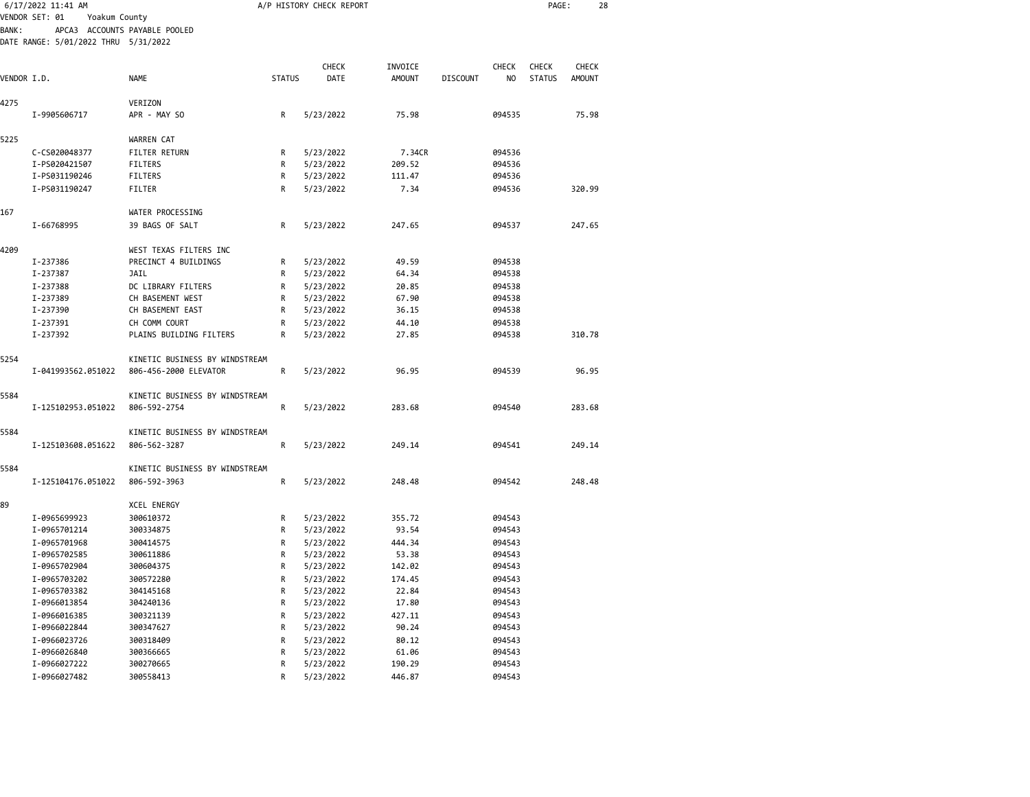6/17/2022 11:41 AM A/P HISTORY CHECK REPORT

VENDOR SET: 01 Yoakum County
BANK: APCA3 ACCOUNTS PAYABLE POOLED
DATE RANGE: 5/01/2022 THRU 5/31/2022

| VENDOR I.D. | | NAME | STATUS | CHECK DATE | INVOICE AMOUNT | DISCOUNT | CHECK NO | CHECK STATUS | CHECK AMOUNT |
|---|---|---|---|---|---|---|---|---|---|
| 4275 | | VERIZON | | | | | | | |
| | I-9905606717 | APR - MAY SO | R | 5/23/2022 | 75.98 | | 094535 | | 75.98 |
| 5225 | | WARREN CAT | | | | | | | |
| | C-CS020048377 | FILTER RETURN | R | 5/23/2022 | 7.34CR | | 094536 | | |
| | I-PS020421507 | FILTERS | R | 5/23/2022 | 209.52 | | 094536 | | |
| | I-PS031190246 | FILTERS | R | 5/23/2022 | 111.47 | | 094536 | | |
| | I-PS031190247 | FILTER | R | 5/23/2022 | 7.34 | | 094536 | | 320.99 |
| 167 | | WATER PROCESSING | | | | | | | |
| | I-66768995 | 39 BAGS OF SALT | R | 5/23/2022 | 247.65 | | 094537 | | 247.65 |
| 4209 | | WEST TEXAS FILTERS INC | | | | | | | |
| | I-237386 | PRECINCT 4 BUILDINGS | R | 5/23/2022 | 49.59 | | 094538 | | |
| | I-237387 | JAIL | R | 5/23/2022 | 64.34 | | 094538 | | |
| | I-237388 | DC LIBRARY FILTERS | R | 5/23/2022 | 20.85 | | 094538 | | |
| | I-237389 | CH BASEMENT WEST | R | 5/23/2022 | 67.90 | | 094538 | | |
| | I-237390 | CH BASEMENT EAST | R | 5/23/2022 | 36.15 | | 094538 | | |
| | I-237391 | CH COMM COURT | R | 5/23/2022 | 44.10 | | 094538 | | |
| | I-237392 | PLAINS BUILDING FILTERS | R | 5/23/2022 | 27.85 | | 094538 | | 310.78 |
| 5254 | | KINETIC BUSINESS BY WINDSTREAM | | | | | | | |
| | I-041993562.051022 | 806-456-2000 ELEVATOR | R | 5/23/2022 | 96.95 | | 094539 | | 96.95 |
| 5584 | | KINETIC BUSINESS BY WINDSTREAM | | | | | | | |
| | I-125102953.051022 | 806-592-2754 | R | 5/23/2022 | 283.68 | | 094540 | | 283.68 |
| 5584 | | KINETIC BUSINESS BY WINDSTREAM | | | | | | | |
| | I-125103608.051622 | 806-562-3287 | R | 5/23/2022 | 249.14 | | 094541 | | 249.14 |
| 5584 | | KINETIC BUSINESS BY WINDSTREAM | | | | | | | |
| | I-125104176.051022 | 806-592-3963 | R | 5/23/2022 | 248.48 | | 094542 | | 248.48 |
| 89 | | XCEL ENERGY | | | | | | | |
| | I-0965699923 | 300610372 | R | 5/23/2022 | 355.72 | | 094543 | | |
| | I-0965701214 | 300334875 | R | 5/23/2022 | 93.54 | | 094543 | | |
| | I-0965701968 | 300414575 | R | 5/23/2022 | 444.34 | | 094543 | | |
| | I-0965702585 | 300611886 | R | 5/23/2022 | 53.38 | | 094543 | | |
| | I-0965702904 | 300604375 | R | 5/23/2022 | 142.02 | | 094543 | | |
| | I-0965703202 | 300572280 | R | 5/23/2022 | 174.45 | | 094543 | | |
| | I-0965703382 | 304145168 | R | 5/23/2022 | 22.84 | | 094543 | | |
| | I-0966013854 | 304240136 | R | 5/23/2022 | 17.80 | | 094543 | | |
| | I-0966016385 | 300321139 | R | 5/23/2022 | 427.11 | | 094543 | | |
| | I-0966022844 | 300347627 | R | 5/23/2022 | 90.24 | | 094543 | | |
| | I-0966023726 | 300318409 | R | 5/23/2022 | 80.12 | | 094543 | | |
| | I-0966026840 | 300366665 | R | 5/23/2022 | 61.06 | | 094543 | | |
| | I-0966027222 | 300270665 | R | 5/23/2022 | 190.29 | | 094543 | | |
| | I-0966027482 | 300558413 | R | 5/23/2022 | 446.87 | | 094543 | | |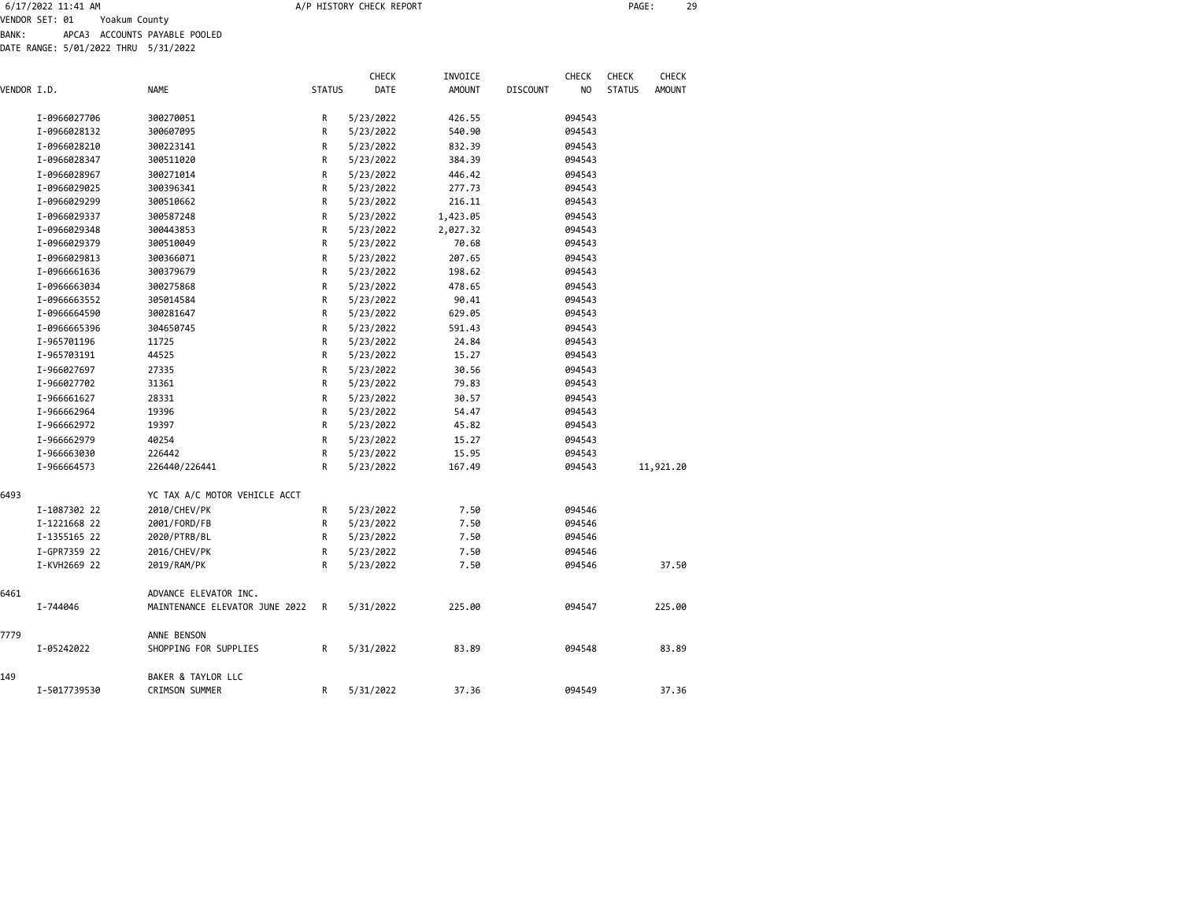6/17/2022 11:41 AM A/P HISTORY CHECK REPORT

VENDOR SET: 01 Yoakum County

BANK: APCA3 ACCOUNTS PAYABLE POOLED

DATE RANGE: 5/01/2022 THRU 5/31/2022

| VENDOR I.D. | NAME | STATUS | CHECK DATE | INVOICE AMOUNT | DISCOUNT | CHECK NO | CHECK STATUS | CHECK AMOUNT |
|---|---|---|---|---|---|---|---|---|
| I-0966027706 | 300270051 | R | 5/23/2022 | 426.55 | | 094543 | | |
| I-0966028132 | 300607095 | R | 5/23/2022 | 540.90 | | 094543 | | |
| I-0966028210 | 300223141 | R | 5/23/2022 | 832.39 | | 094543 | | |
| I-0966028347 | 300511020 | R | 5/23/2022 | 384.39 | | 094543 | | |
| I-0966028967 | 300271014 | R | 5/23/2022 | 446.42 | | 094543 | | |
| I-0966029025 | 300396341 | R | 5/23/2022 | 277.73 | | 094543 | | |
| I-0966029299 | 300510662 | R | 5/23/2022 | 216.11 | | 094543 | | |
| I-0966029337 | 300587248 | R | 5/23/2022 | 1,423.05 | | 094543 | | |
| I-0966029348 | 300443853 | R | 5/23/2022 | 2,027.32 | | 094543 | | |
| I-0966029379 | 300510049 | R | 5/23/2022 | 70.68 | | 094543 | | |
| I-0966029813 | 300366071 | R | 5/23/2022 | 207.65 | | 094543 | | |
| I-0966661636 | 300379679 | R | 5/23/2022 | 198.62 | | 094543 | | |
| I-0966663034 | 300275868 | R | 5/23/2022 | 478.65 | | 094543 | | |
| I-0966663552 | 305014584 | R | 5/23/2022 | 90.41 | | 094543 | | |
| I-0966664590 | 300281647 | R | 5/23/2022 | 629.05 | | 094543 | | |
| I-0966665396 | 304650745 | R | 5/23/2022 | 591.43 | | 094543 | | |
| I-965701196 | 11725 | R | 5/23/2022 | 24.84 | | 094543 | | |
| I-965703191 | 44525 | R | 5/23/2022 | 15.27 | | 094543 | | |
| I-966027697 | 27335 | R | 5/23/2022 | 30.56 | | 094543 | | |
| I-966027702 | 31361 | R | 5/23/2022 | 79.83 | | 094543 | | |
| I-966661627 | 28331 | R | 5/23/2022 | 30.57 | | 094543 | | |
| I-966662964 | 19396 | R | 5/23/2022 | 54.47 | | 094543 | | |
| I-966662972 | 19397 | R | 5/23/2022 | 45.82 | | 094543 | | |
| I-966662979 | 40254 | R | 5/23/2022 | 15.27 | | 094543 | | |
| I-966663030 | 226442 | R | 5/23/2022 | 15.95 | | 094543 | | |
| I-966664573 | 226440/226441 | R | 5/23/2022 | 167.49 | | 094543 | | 11,921.20 |
| 6493 | YC TAX A/C MOTOR VEHICLE ACCT | | | | | | | |
| I-1087302 22 | 2010/CHEV/PK | R | 5/23/2022 | 7.50 | | 094546 | | |
| I-1221668 22 | 2001/FORD/FB | R | 5/23/2022 | 7.50 | | 094546 | | |
| I-1355165 22 | 2020/PTRB/BL | R | 5/23/2022 | 7.50 | | 094546 | | |
| I-GPR7359 22 | 2016/CHEV/PK | R | 5/23/2022 | 7.50 | | 094546 | | |
| I-KVH2669 22 | 2019/RAM/PK | R | 5/23/2022 | 7.50 | | 094546 | | 37.50 |
| 6461 | ADVANCE ELEVATOR INC. | | | | | | | |
| I-744046 | MAINTENANCE ELEVATOR JUNE 2022 | R | 5/31/2022 | 225.00 | | 094547 | | 225.00 |
| 7779 | ANNE BENSON | | | | | | | |
| I-05242022 | SHOPPING FOR SUPPLIES | R | 5/31/2022 | 83.89 | | 094548 | | 83.89 |
| 149 | BAKER & TAYLOR LLC | | | | | | | |
| I-5017739530 | CRIMSON SUMMER | R | 5/31/2022 | 37.36 | | 094549 | | 37.36 |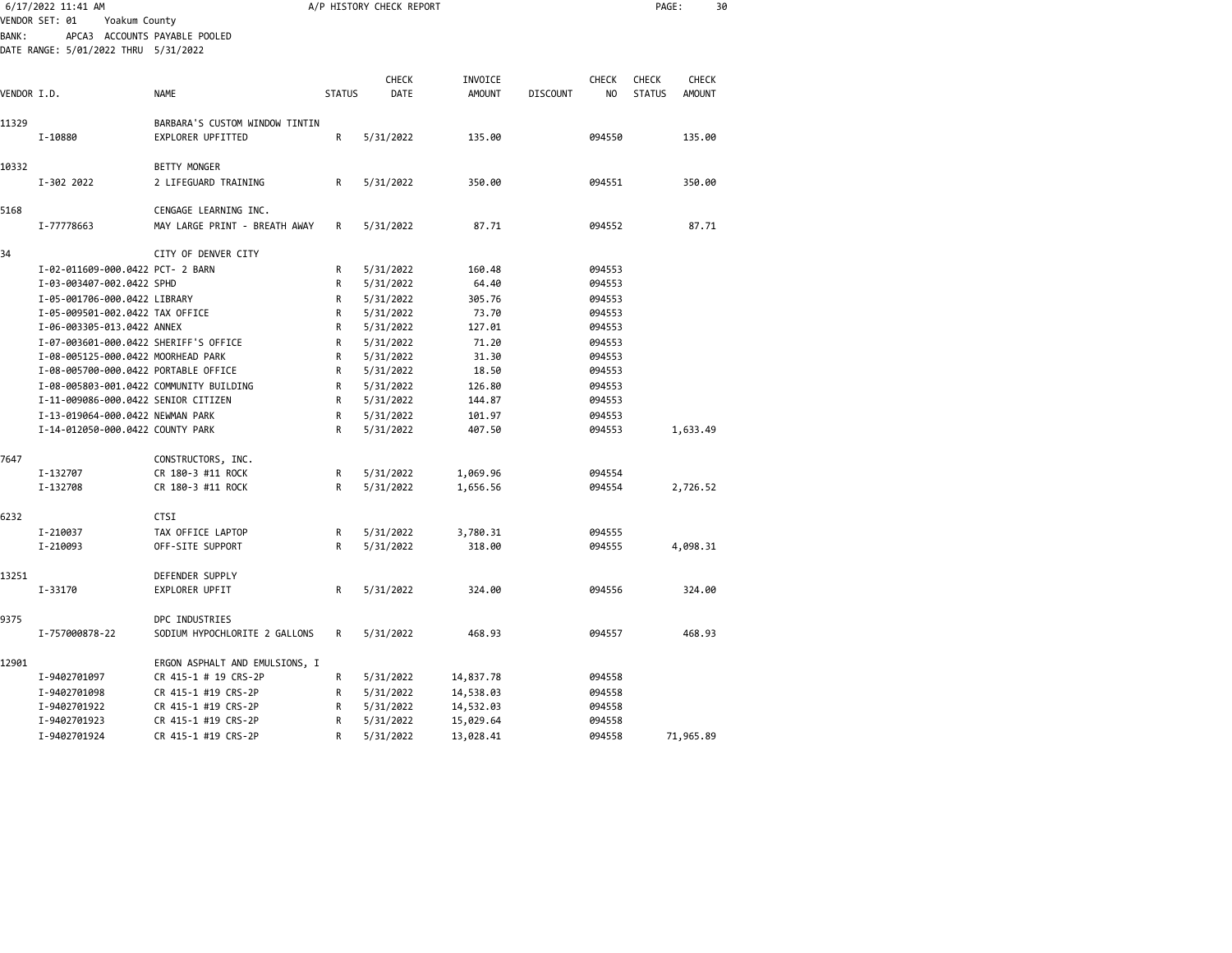6/17/2022 11:41 AM A/P HISTORY CHECK REPORT

VENDOR SET: 01 Yoakum County
BANK: APCA3 ACCOUNTS PAYABLE POOLED
DATE RANGE: 5/01/2022 THRU 5/31/2022

| VENDOR I.D. | NAME | STATUS | CHECK DATE | INVOICE AMOUNT | DISCOUNT | CHECK NO | CHECK STATUS | CHECK AMOUNT |
|---|---|---|---|---|---|---|---|---|
| 11329 | BARBARA'S CUSTOM WINDOW TINTIN | | | | | | | |
| I-10880 | EXPLORER UPFITTED | R | 5/31/2022 | 135.00 | | 094550 | | 135.00 |
| 10332 | BETTY MONGER | | | | | | | |
| I-302 2022 | 2 LIFEGUARD TRAINING | R | 5/31/2022 | 350.00 | | 094551 | | 350.00 |
| 5168 | CENGAGE LEARNING INC. | | | | | | | |
| I-77778663 | MAY LARGE PRINT - BREATH AWAY | R | 5/31/2022 | 87.71 | | 094552 | | 87.71 |
| 34 | CITY OF DENVER CITY | | | | | | | |
| I-02-011609-000.0422 | PCT- 2 BARN | R | 5/31/2022 | 160.48 | | 094553 | | |
| I-03-003407-002.0422 | SPHD | R | 5/31/2022 | 64.40 | | 094553 | | |
| I-05-001706-000.0422 | LIBRARY | R | 5/31/2022 | 305.76 | | 094553 | | |
| I-05-009501-002.0422 | TAX OFFICE | R | 5/31/2022 | 73.70 | | 094553 | | |
| I-06-003305-013.0422 | ANNEX | R | 5/31/2022 | 127.01 | | 094553 | | |
| I-07-003601-000.0422 | SHERIFF'S OFFICE | R | 5/31/2022 | 71.20 | | 094553 | | |
| I-08-005125-000.0422 | MOORHEAD PARK | R | 5/31/2022 | 31.30 | | 094553 | | |
| I-08-005700-000.0422 | PORTABLE OFFICE | R | 5/31/2022 | 18.50 | | 094553 | | |
| I-08-005803-001.0422 | COMMUNITY BUILDING | R | 5/31/2022 | 126.80 | | 094553 | | |
| I-11-009086-000.0422 | SENIOR CITIZEN | R | 5/31/2022 | 144.87 | | 094553 | | |
| I-13-019064-000.0422 | NEWMAN PARK | R | 5/31/2022 | 101.97 | | 094553 | | |
| I-14-012050-000.0422 | COUNTY PARK | R | 5/31/2022 | 407.50 | | 094553 | | 1,633.49 |
| 7647 | CONSTRUCTORS, INC. | | | | | | | |
| I-132707 | CR 180-3 #11 ROCK | R | 5/31/2022 | 1,069.96 | | 094554 | | |
| I-132708 | CR 180-3 #11 ROCK | R | 5/31/2022 | 1,656.56 | | 094554 | | 2,726.52 |
| 6232 | CTSI | | | | | | | |
| I-210037 | TAX OFFICE LAPTOP | R | 5/31/2022 | 3,780.31 | | 094555 | | |
| I-210093 | OFF-SITE SUPPORT | R | 5/31/2022 | 318.00 | | 094555 | | 4,098.31 |
| 13251 | DEFENDER SUPPLY | | | | | | | |
| I-33170 | EXPLORER UPFIT | R | 5/31/2022 | 324.00 | | 094556 | | 324.00 |
| 9375 | DPC INDUSTRIES | | | | | | | |
| I-757000878-22 | SODIUM HYPOCHLORITE 2 GALLONS | R | 5/31/2022 | 468.93 | | 094557 | | 468.93 |
| 12901 | ERGON ASPHALT AND EMULSIONS, I | | | | | | | |
| I-9402701097 | CR 415-1 # 19 CRS-2P | R | 5/31/2022 | 14,837.78 | | 094558 | | |
| I-9402701098 | CR 415-1 #19 CRS-2P | R | 5/31/2022 | 14,538.03 | | 094558 | | |
| I-9402701922 | CR 415-1 #19 CRS-2P | R | 5/31/2022 | 14,532.03 | | 094558 | | |
| I-9402701923 | CR 415-1 #19 CRS-2P | R | 5/31/2022 | 15,029.64 | | 094558 | | |
| I-9402701924 | CR 415-1 #19 CRS-2P | R | 5/31/2022 | 13,028.41 | | 094558 | | 71,965.89 |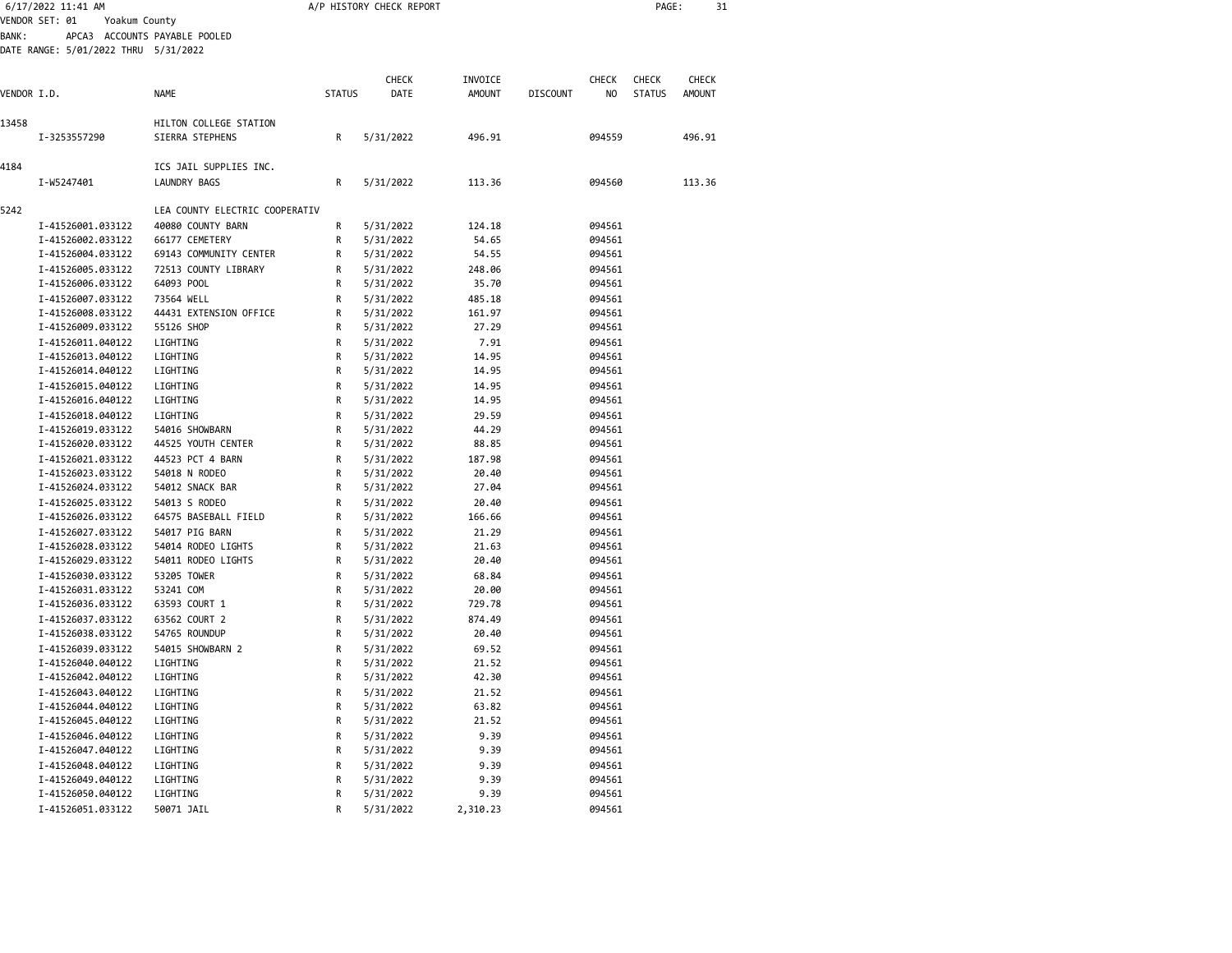6/17/2022 11:41 AM A/P HISTORY CHECK REPORT

VENDOR SET: 01 Yoakum County
BANK: APCA3 ACCOUNTS PAYABLE POOLED
DATE RANGE: 5/01/2022 THRU 5/31/2022

| VENDOR I.D. | NAME | STATUS | CHECK DATE | INVOICE AMOUNT | DISCOUNT | CHECK NO | CHECK STATUS | CHECK AMOUNT |
|---|---|---|---|---|---|---|---|---|
| 13458 | HILTON COLLEGE STATION | | | | | | | |
| I-3253557290 | SIERRA STEPHENS | R | 5/31/2022 | 496.91 | | 094559 | | 496.91 |
| 4184 | ICS JAIL SUPPLIES INC. | | | | | | | |
| I-W5247401 | LAUNDRY BAGS | R | 5/31/2022 | 113.36 | | 094560 | | 113.36 |
| 5242 | LEA COUNTY ELECTRIC COOPERATIV | | | | | | | |
| I-41526001.033122 | 40080 COUNTY BARN | R | 5/31/2022 | 124.18 | | 094561 | | |
| I-41526002.033122 | 66177 CEMETERY | R | 5/31/2022 | 54.65 | | 094561 | | |
| I-41526004.033122 | 69143 COMMUNITY CENTER | R | 5/31/2022 | 54.55 | | 094561 | | |
| I-41526005.033122 | 72513 COUNTY LIBRARY | R | 5/31/2022 | 248.06 | | 094561 | | |
| I-41526006.033122 | 64093 POOL | R | 5/31/2022 | 35.70 | | 094561 | | |
| I-41526007.033122 | 73564 WELL | R | 5/31/2022 | 485.18 | | 094561 | | |
| I-41526008.033122 | 44431 EXTENSION OFFICE | R | 5/31/2022 | 161.97 | | 094561 | | |
| I-41526009.033122 | 55126 SHOP | R | 5/31/2022 | 27.29 | | 094561 | | |
| I-41526011.040122 | LIGHTING | R | 5/31/2022 | 7.91 | | 094561 | | |
| I-41526013.040122 | LIGHTING | R | 5/31/2022 | 14.95 | | 094561 | | |
| I-41526014.040122 | LIGHTING | R | 5/31/2022 | 14.95 | | 094561 | | |
| I-41526015.040122 | LIGHTING | R | 5/31/2022 | 14.95 | | 094561 | | |
| I-41526016.040122 | LIGHTING | R | 5/31/2022 | 14.95 | | 094561 | | |
| I-41526018.040122 | LIGHTING | R | 5/31/2022 | 29.59 | | 094561 | | |
| I-41526019.033122 | 54016 SHOWBARN | R | 5/31/2022 | 44.29 | | 094561 | | |
| I-41526020.033122 | 44525 YOUTH CENTER | R | 5/31/2022 | 88.85 | | 094561 | | |
| I-41526021.033122 | 44523 PCT 4 BARN | R | 5/31/2022 | 187.98 | | 094561 | | |
| I-41526023.033122 | 54018 N RODEO | R | 5/31/2022 | 20.40 | | 094561 | | |
| I-41526024.033122 | 54012 SNACK BAR | R | 5/31/2022 | 27.04 | | 094561 | | |
| I-41526025.033122 | 54013 S RODEO | R | 5/31/2022 | 20.40 | | 094561 | | |
| I-41526026.033122 | 64575 BASEBALL FIELD | R | 5/31/2022 | 166.66 | | 094561 | | |
| I-41526027.033122 | 54017 PIG BARN | R | 5/31/2022 | 21.29 | | 094561 | | |
| I-41526028.033122 | 54014 RODEO LIGHTS | R | 5/31/2022 | 21.63 | | 094561 | | |
| I-41526029.033122 | 54011 RODEO LIGHTS | R | 5/31/2022 | 20.40 | | 094561 | | |
| I-41526030.033122 | 53205 TOWER | R | 5/31/2022 | 68.84 | | 094561 | | |
| I-41526031.033122 | 53241 COM | R | 5/31/2022 | 20.00 | | 094561 | | |
| I-41526036.033122 | 63593 COURT 1 | R | 5/31/2022 | 729.78 | | 094561 | | |
| I-41526037.033122 | 63562 COURT 2 | R | 5/31/2022 | 874.49 | | 094561 | | |
| I-41526038.033122 | 54765 ROUNDUP | R | 5/31/2022 | 20.40 | | 094561 | | |
| I-41526039.033122 | 54015 SHOWBARN 2 | R | 5/31/2022 | 69.52 | | 094561 | | |
| I-41526040.040122 | LIGHTING | R | 5/31/2022 | 21.52 | | 094561 | | |
| I-41526042.040122 | LIGHTING | R | 5/31/2022 | 42.30 | | 094561 | | |
| I-41526043.040122 | LIGHTING | R | 5/31/2022 | 21.52 | | 094561 | | |
| I-41526044.040122 | LIGHTING | R | 5/31/2022 | 63.82 | | 094561 | | |
| I-41526045.040122 | LIGHTING | R | 5/31/2022 | 21.52 | | 094561 | | |
| I-41526046.040122 | LIGHTING | R | 5/31/2022 | 9.39 | | 094561 | | |
| I-41526047.040122 | LIGHTING | R | 5/31/2022 | 9.39 | | 094561 | | |
| I-41526048.040122 | LIGHTING | R | 5/31/2022 | 9.39 | | 094561 | | |
| I-41526049.040122 | LIGHTING | R | 5/31/2022 | 9.39 | | 094561 | | |
| I-41526050.040122 | LIGHTING | R | 5/31/2022 | 9.39 | | 094561 | | |
| I-41526051.033122 | 50071 JAIL | R | 5/31/2022 | 2,310.23 | | 094561 | | |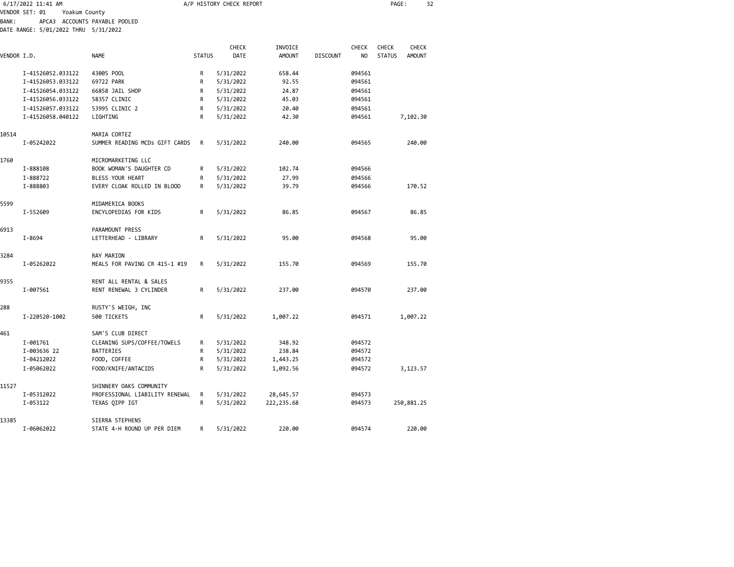VENDOR SET: 01 Yoakum County
BANK: APCA3 ACCOUNTS PAYABLE POOLED
DATE RANGE: 5/01/2022 THRU 5/31/2022

A/P HISTORY CHECK REPORT

| VENDOR I.D. | NAME | STATUS | CHECK DATE | INVOICE AMOUNT | DISCOUNT | CHECK NO | CHECK STATUS | CHECK AMOUNT |
|---|---|---|---|---|---|---|---|---|
| I-41526052.033122 | 43005 POOL | R | 5/31/2022 | 658.44 | | 094561 | | |
| I-41526053.033122 | 69722 PARK | R | 5/31/2022 | 92.55 | | 094561 | | |
| I-41526054.033122 | 66858 JAIL SHOP | R | 5/31/2022 | 24.87 | | 094561 | | |
| I-41526056.033122 | 58357 CLINIC | R | 5/31/2022 | 45.03 | | 094561 | | |
| I-41526057.033122 | 53995 CLINIC 2 | R | 5/31/2022 | 20.40 | | 094561 | | |
| I-41526058.040122 | LIGHTING | R | 5/31/2022 | 42.30 | | 094561 | | 7,102.30 |
| 10514 | MARIA CORTEZ | | | | | | | |
| I-05242022 | SUMMER READING MCDs GIFT CARDS | R | 5/31/2022 | 240.00 | | 094565 | | 240.00 |
| 1760 | MICROMARKETING LLC | | | | | | | |
| I-888108 | BOOK WOMAN'S DAUGHTER CD | R | 5/31/2022 | 102.74 | | 094566 | | |
| I-888722 | BLESS YOUR HEART | R | 5/31/2022 | 27.99 | | 094566 | | |
| I-888803 | EVERY CLOAK ROLLED IN BLOOD | R | 5/31/2022 | 39.79 | | 094566 | | 170.52 |
| 5599 | MIDAMERICA BOOKS | | | | | | | |
| I-552609 | ENCYLOPEDIAS FOR KIDS | R | 5/31/2022 | 86.85 | | 094567 | | 86.85 |
| 6913 | PARAMOUNT PRESS | | | | | | | |
| I-8694 | LETTERHEAD - LIBRARY | R | 5/31/2022 | 95.00 | | 094568 | | 95.00 |
| 3284 | RAY MARION | | | | | | | |
| I-05262022 | MEALS FOR PAVING CR 415-1 #19 | R | 5/31/2022 | 155.70 | | 094569 | | 155.70 |
| 9355 | RENT ALL RENTAL & SALES | | | | | | | |
| I-007561 | RENT RENEWAL 3 CYLINDER | R | 5/31/2022 | 237.00 | | 094570 | | 237.00 |
| 288 | RUSTY'S WEIGH, INC | | | | | | | |
| I-220520-1002 | 500 TICKETS | R | 5/31/2022 | 1,007.22 | | 094571 | | 1,007.22 |
| 461 | SAM'S CLUB DIRECT | | | | | | | |
| I-001761 | CLEANING SUPS/COFFEE/TOWELS | R | 5/31/2022 | 348.92 | | 094572 | | |
| I-003636 22 | BATTERIES | R | 5/31/2022 | 238.84 | | 094572 | | |
| I-04212022 | FOOD, COFFEE | R | 5/31/2022 | 1,443.25 | | 094572 | | |
| I-05062022 | FOOD/KNIFE/ANTACIDS | R | 5/31/2022 | 1,092.56 | | 094572 | | 3,123.57 |
| 11527 | SHINNERY OAKS COMMUNITY | | | | | | | |
| I-05312022 | PROFESSIONAL LIABILITY RENEWAL | R | 5/31/2022 | 28,645.57 | | 094573 | | |
| I-053122 | TEXAS QIPP IGT | R | 5/31/2022 | 222,235.68 | | 094573 | | 250,881.25 |
| 13385 | SIERRA STEPHENS | | | | | | | |
| I-06062022 | STATE 4-H ROUND UP PER DIEM | R | 5/31/2022 | 220.00 | | 094574 | | 220.00 |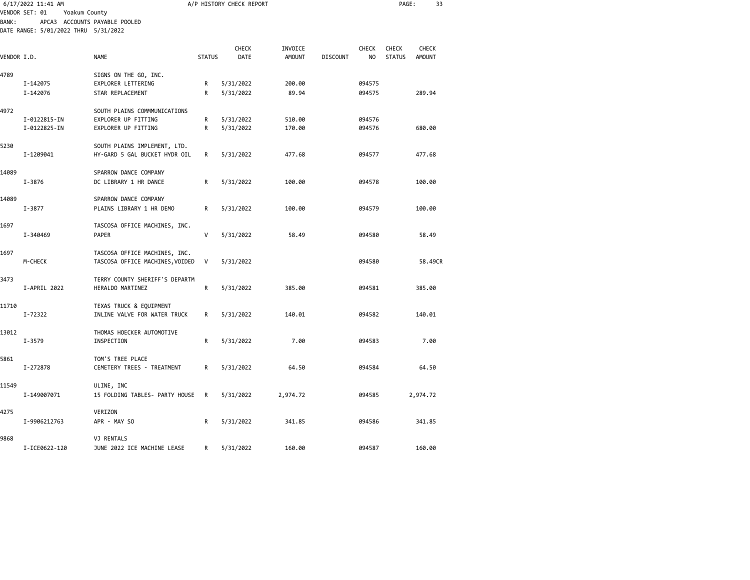6/17/2022 11:41 AM A/P HISTORY CHECK REPORT

VENDOR SET: 01 Yoakum County
BANK: APCA3 ACCOUNTS PAYABLE POOLED
DATE RANGE: 5/01/2022 THRU 5/31/2022

| VENDOR I.D. | NAME | STATUS | CHECK DATE | INVOICE AMOUNT | DISCOUNT | CHECK NO | CHECK STATUS | CHECK AMOUNT |
|---|---|---|---|---|---|---|---|---|
| 4789 | SIGNS ON THE GO, INC. | | | | | | | |
| I-142075 | EXPLORER LETTERING | R | 5/31/2022 | 200.00 | | 094575 | | |
| I-142076 | STAR REPLACEMENT | R | 5/31/2022 | 89.94 | | 094575 | | 289.94 |
| 4972 | SOUTH PLAINS COMMMUNICATIONS | | | | | | | |
| I-0122815-IN | EXPLORER UP FITTING | R | 5/31/2022 | 510.00 | | 094576 | | |
| I-0122825-IN | EXPLORER UP FITTING | R | 5/31/2022 | 170.00 | | 094576 | | 680.00 |
| 5230 | SOUTH PLAINS IMPLEMENT, LTD. | | | | | | | |
| I-1209041 | HY-GARD 5 GAL BUCKET HYDR OIL | R | 5/31/2022 | 477.68 | | 094577 | | 477.68 |
| 14089 | SPARROW DANCE COMPANY | | | | | | | |
| I-3876 | DC LIBRARY 1 HR DANCE | R | 5/31/2022 | 100.00 | | 094578 | | 100.00 |
| 14089 | SPARROW DANCE COMPANY | | | | | | | |
| I-3877 | PLAINS LIBRARY 1 HR DEMO | R | 5/31/2022 | 100.00 | | 094579 | | 100.00 |
| 1697 | TASCOSA OFFICE MACHINES, INC. | | | | | | | |
| I-340469 | PAPER | V | 5/31/2022 | 58.49 | | 094580 | | 58.49 |
| 1697 | TASCOSA OFFICE MACHINES, INC. | | | | | | | |
| M-CHECK | TASCOSA OFFICE MACHINES,VOIDED | V | 5/31/2022 | | | 094580 | | 58.49CR |
| 3473 | TERRY COUNTY SHERIFF'S DEPARTM | | | | | | | |
| I-APRIL 2022 | HERALDO MARTINEZ | R | 5/31/2022 | 385.00 | | 094581 | | 385.00 |
| 11710 | TEXAS TRUCK & EQUIPMENT | | | | | | | |
| I-72322 | INLINE VALVE FOR WATER TRUCK | R | 5/31/2022 | 140.01 | | 094582 | | 140.01 |
| 13012 | THOMAS HOECKER AUTOMOTIVE | | | | | | | |
| I-3579 | INSPECTION | R | 5/31/2022 | 7.00 | | 094583 | | 7.00 |
| 5861 | TOM'S TREE PLACE | | | | | | | |
| I-272878 | CEMETERY TREES - TREATMENT | R | 5/31/2022 | 64.50 | | 094584 | | 64.50 |
| 11549 | ULINE, INC | | | | | | | |
| I-149007071 | 15 FOLDING TABLES- PARTY HOUSE | R | 5/31/2022 | 2,974.72 | | 094585 | | 2,974.72 |
| 4275 | VERIZON | | | | | | | |
| I-9906212763 | APR - MAY SO | R | 5/31/2022 | 341.85 | | 094586 | | 341.85 |
| 9868 | VJ RENTALS | | | | | | | |
| I-ICE0622-120 | JUNE 2022 ICE MACHINE LEASE | R | 5/31/2022 | 160.00 | | 094587 | | 160.00 |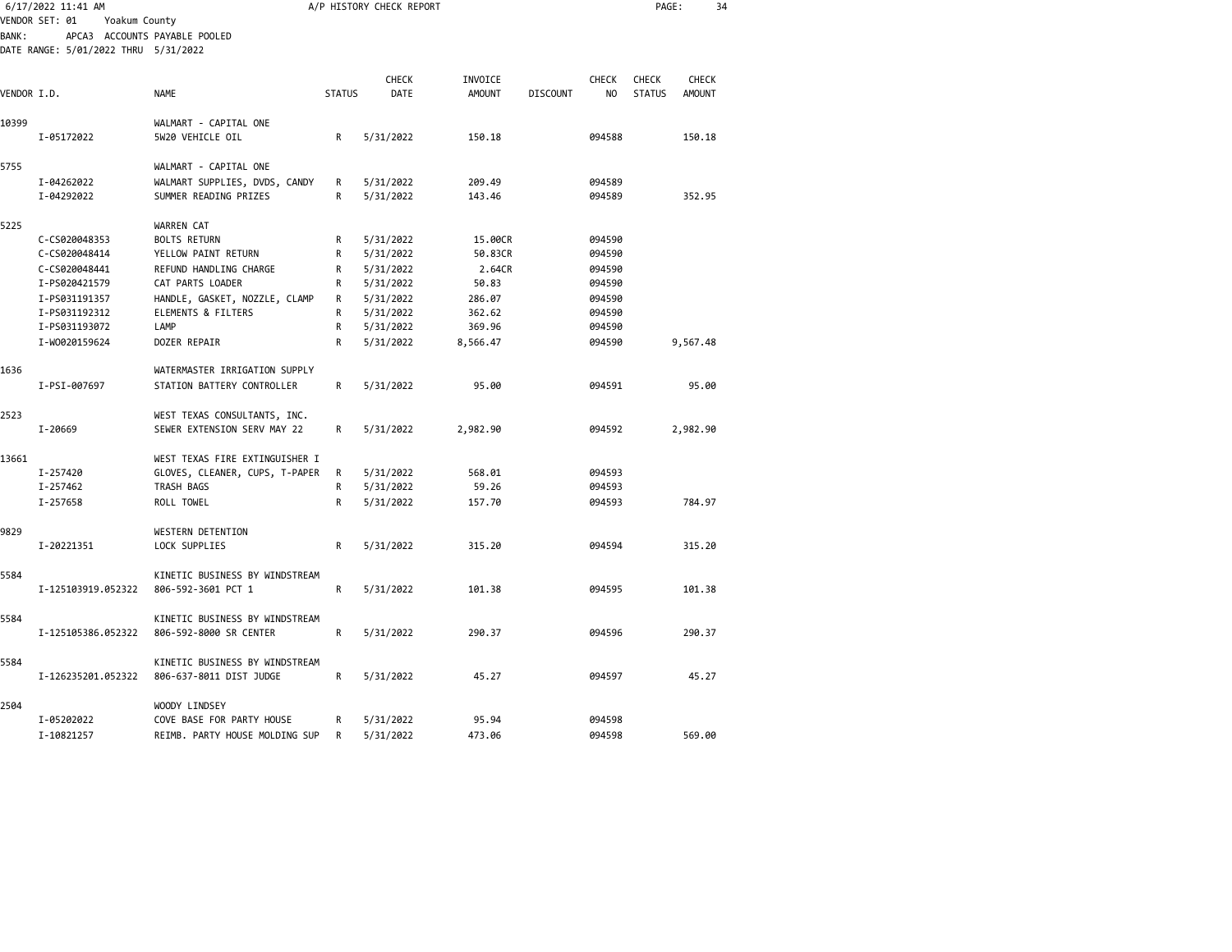6/17/2022 11:41 AM A/P HISTORY CHECK REPORT

VENDOR SET: 01 Yoakum County
BANK: APCA3 ACCOUNTS PAYABLE POOLED
DATE RANGE: 5/01/2022 THRU 5/31/2022

| VENDOR I.D. | NAME | STATUS | CHECK DATE | INVOICE AMOUNT | DISCOUNT | CHECK NO | CHECK STATUS | CHECK AMOUNT |
|---|---|---|---|---|---|---|---|---|
| 10399 | WALMART - CAPITAL ONE | | | | | | | |
| I-05172022 | 5W20 VEHICLE OIL | R | 5/31/2022 | 150.18 | | 094588 | | 150.18 |
| 5755 | WALMART - CAPITAL ONE | | | | | | | |
| I-04262022 | WALMART SUPPLIES, DVDS, CANDY | R | 5/31/2022 | 209.49 | | 094589 | | |
| I-04292022 | SUMMER READING PRIZES | R | 5/31/2022 | 143.46 | | 094589 | | 352.95 |
| 5225 | WARREN CAT | | | | | | | |
| C-CS020048353 | BOLTS RETURN | R | 5/31/2022 | 15.00CR | | 094590 | | |
| C-CS020048414 | YELLOW PAINT RETURN | R | 5/31/2022 | 50.83CR | | 094590 | | |
| C-CS020048441 | REFUND HANDLING CHARGE | R | 5/31/2022 | 2.64CR | | 094590 | | |
| I-PS020421579 | CAT PARTS LOADER | R | 5/31/2022 | 50.83 | | 094590 | | |
| I-PS031191357 | HANDLE, GASKET, NOZZLE, CLAMP | R | 5/31/2022 | 286.07 | | 094590 | | |
| I-PS031192312 | ELEMENTS & FILTERS | R | 5/31/2022 | 362.62 | | 094590 | | |
| I-PS031193072 | LAMP | R | 5/31/2022 | 369.96 | | 094590 | | |
| I-WO020159624 | DOZER REPAIR | R | 5/31/2022 | 8,566.47 | | 094590 | | 9,567.48 |
| 1636 | WATERMASTER IRRIGATION SUPPLY | | | | | | | |
| I-PSI-007697 | STATION BATTERY CONTROLLER | R | 5/31/2022 | 95.00 | | 094591 | | 95.00 |
| 2523 | WEST TEXAS CONSULTANTS, INC. | | | | | | | |
| I-20669 | SEWER EXTENSION SERV MAY 22 | R | 5/31/2022 | 2,982.90 | | 094592 | | 2,982.90 |
| 13661 | WEST TEXAS FIRE EXTINGUISHER I | | | | | | | |
| I-257420 | GLOVES, CLEANER, CUPS, T-PAPER | R | 5/31/2022 | 568.01 | | 094593 | | |
| I-257462 | TRASH BAGS | R | 5/31/2022 | 59.26 | | 094593 | | |
| I-257658 | ROLL TOWEL | R | 5/31/2022 | 157.70 | | 094593 | | 784.97 |
| 9829 | WESTERN DETENTION | | | | | | | |
| I-20221351 | LOCK SUPPLIES | R | 5/31/2022 | 315.20 | | 094594 | | 315.20 |
| 5584 | KINETIC BUSINESS BY WINDSTREAM | | | | | | | |
| I-125103919.052322 | 806-592-3601 PCT 1 | R | 5/31/2022 | 101.38 | | 094595 | | 101.38 |
| 5584 | KINETIC BUSINESS BY WINDSTREAM | | | | | | | |
| I-125105386.052322 | 806-592-8000 SR CENTER | R | 5/31/2022 | 290.37 | | 094596 | | 290.37 |
| 5584 | KINETIC BUSINESS BY WINDSTREAM | | | | | | | |
| I-126235201.052322 | 806-637-8011 DIST JUDGE | R | 5/31/2022 | 45.27 | | 094597 | | 45.27 |
| 2504 | WOODY LINDSEY | | | | | | | |
| I-05202022 | COVE BASE FOR PARTY HOUSE | R | 5/31/2022 | 95.94 | | 094598 | | |
| I-10821257 | REIMB. PARTY HOUSE MOLDING SUP | R | 5/31/2022 | 473.06 | | 094598 | | 569.00 |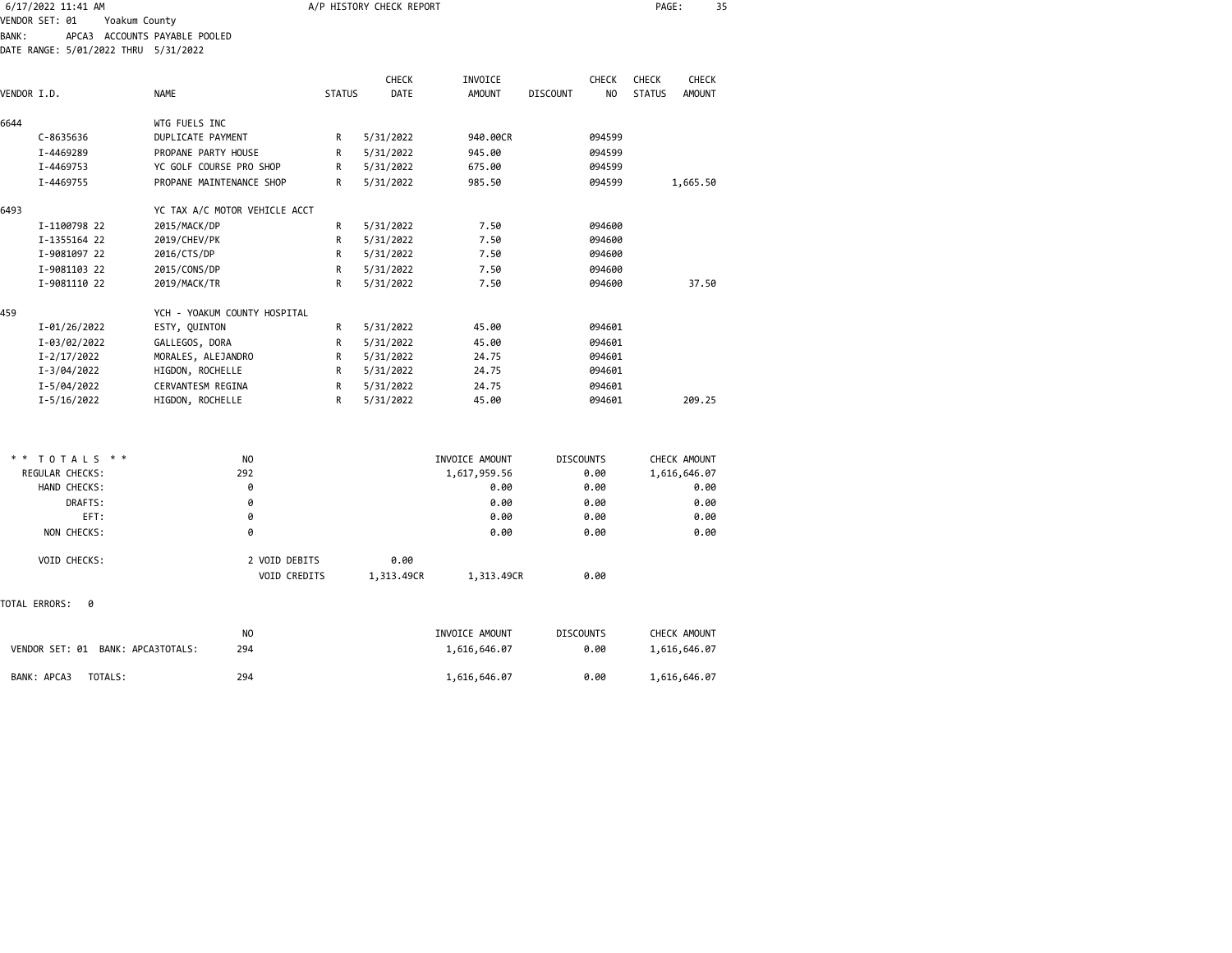6/17/2022 11:41 AM — A/P HISTORY CHECK REPORT

VENDOR SET: 01 Yoakum County
BANK: APCA3 ACCOUNTS PAYABLE POOLED
DATE RANGE: 5/01/2022 THRU 5/31/2022

| VENDOR I.D. | NAME | STATUS | CHECK DATE | INVOICE AMOUNT | DISCOUNT | CHECK NO | CHECK STATUS | CHECK AMOUNT |
|---|---|---|---|---|---|---|---|---|
| 6644 | WTG FUELS INC | | | | | | | |
| C-8635636 | DUPLICATE PAYMENT | R | 5/31/2022 | 940.00CR | | 094599 | | |
| I-4469289 | PROPANE PARTY HOUSE | R | 5/31/2022 | 945.00 | | 094599 | | |
| I-4469753 | YC GOLF COURSE PRO SHOP | R | 5/31/2022 | 675.00 | | 094599 | | |
| I-4469755 | PROPANE MAINTENANCE SHOP | R | 5/31/2022 | 985.50 | | 094599 | | 1,665.50 |
| 6493 | YC TAX A/C MOTOR VEHICLE ACCT | | | | | | | |
| I-1100798 22 | 2015/MACK/DP | R | 5/31/2022 | 7.50 | | 094600 | | |
| I-1355164 22 | 2019/CHEV/PK | R | 5/31/2022 | 7.50 | | 094600 | | |
| I-9081097 22 | 2016/CTS/DP | R | 5/31/2022 | 7.50 | | 094600 | | |
| I-9081103 22 | 2015/CONS/DP | R | 5/31/2022 | 7.50 | | 094600 | | |
| I-9081110 22 | 2019/MACK/TR | R | 5/31/2022 | 7.50 | | 094600 | | 37.50 |
| 459 | YCH - YOAKUM COUNTY HOSPITAL | | | | | | | |
| I-01/26/2022 | ESTY, QUINTON | R | 5/31/2022 | 45.00 | | 094601 | | |
| I-03/02/2022 | GALLEGOS, DORA | R | 5/31/2022 | 45.00 | | 094601 | | |
| I-2/17/2022 | MORALES, ALEJANDRO | R | 5/31/2022 | 24.75 | | 094601 | | |
| I-3/04/2022 | HIGDON, ROCHELLE | R | 5/31/2022 | 24.75 | | 094601 | | |
| I-5/04/2022 | CERVANTESM REGINA | R | 5/31/2022 | 24.75 | | 094601 | | |
| I-5/16/2022 | HIGDON, ROCHELLE | R | 5/31/2022 | 45.00 | | 094601 | | 209.25 |

| * * TOTALS * * | NO | | INVOICE AMOUNT | DISCOUNTS | CHECK AMOUNT |
|---|---|---|---|---|---|
| REGULAR CHECKS: | 292 | | 1,617,959.56 | 0.00 | 1,616,646.07 |
| HAND CHECKS: | 0 | | 0.00 | 0.00 | 0.00 |
| DRAFTS: | 0 | | 0.00 | 0.00 | 0.00 |
| EFT: | 0 | | 0.00 | 0.00 | 0.00 |
| NON CHECKS: | 0 | | 0.00 | 0.00 | 0.00 |
| VOID CHECKS: | 2 VOID DEBITS | 0.00 | | | |
| | VOID CREDITS | 1,313.49CR | 1,313.49CR | 0.00 | |

TOTAL ERRORS: 0

| | NO | INVOICE AMOUNT | DISCOUNTS | CHECK AMOUNT |
|---|---|---|---|---|
| VENDOR SET: 01 BANK: APCA3TOTALS: | 294 | 1,616,646.07 | 0.00 | 1,616,646.07 |
| BANK: APCA3 TOTALS: | 294 | 1,616,646.07 | 0.00 | 1,616,646.07 |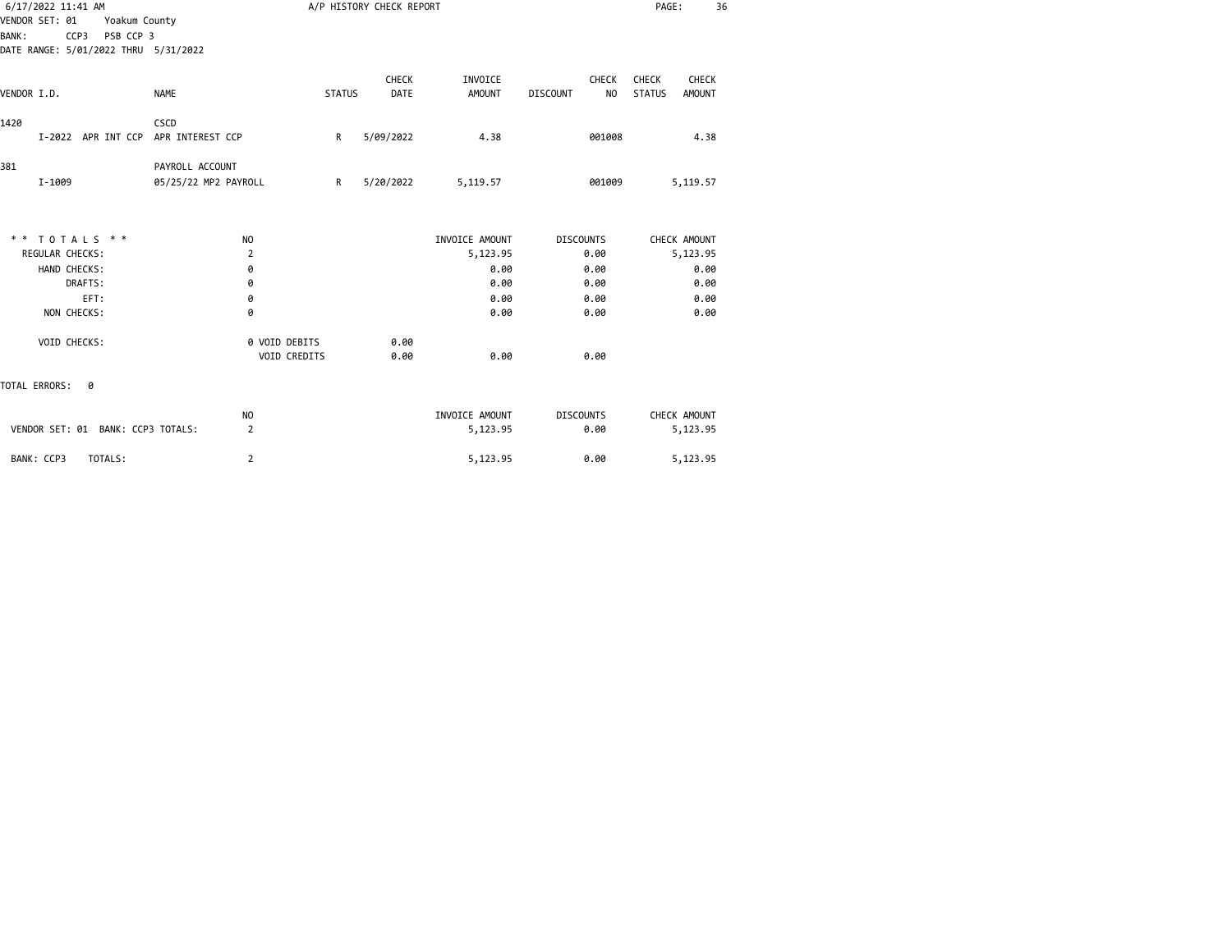6/17/2022 11:41 AM

A/P HISTORY CHECK REPORT

VENDOR SET: 01 Yoakum County
BANK: CCP3 PSB CCP 3
DATE RANGE: 5/01/2022 THRU 5/31/2022

| VENDOR I.D. | NAME | STATUS | CHECK DATE | INVOICE AMOUNT | DISCOUNT | CHECK NO | CHECK STATUS | CHECK AMOUNT |
|---|---|---|---|---|---|---|---|---|
| 1420 | CSCD | | | | | | | |
| I-2022 APR INT CCP | APR INTEREST CCP | R | 5/09/2022 | 4.38 | | 001008 | | 4.38 |
| 381 | PAYROLL ACCOUNT | | | | | | | |
| I-1009 | 05/25/22 MP2 PAYROLL | R | 5/20/2022 | 5,119.57 | | 001009 | | 5,119.57 |

| * * T O T A L S * * | NO | | | INVOICE AMOUNT | DISCOUNTS | CHECK AMOUNT |
|---|---|---|---|---|---|---|
| REGULAR CHECKS: | 2 | | | 5,123.95 | 0.00 | 5,123.95 |
| HAND CHECKS: | 0 | | | 0.00 | 0.00 | 0.00 |
| DRAFTS: | 0 | | | 0.00 | 0.00 | 0.00 |
| EFT: | 0 | | | 0.00 | 0.00 | 0.00 |
| NON CHECKS: | 0 | | | 0.00 | 0.00 | 0.00 |
| VOID CHECKS: | 0 | VOID DEBITS | 0.00 | | | |
| | | VOID CREDITS | 0.00 | 0.00 | 0.00 | |

TOTAL ERRORS: 0

| | NO | INVOICE AMOUNT | DISCOUNTS | CHECK AMOUNT |
|---|---|---|---|---|
| VENDOR SET: 01 BANK: CCP3 TOTALS: | 2 | 5,123.95 | 0.00 | 5,123.95 |
| BANK: CCP3 TOTALS: | 2 | 5,123.95 | 0.00 | 5,123.95 |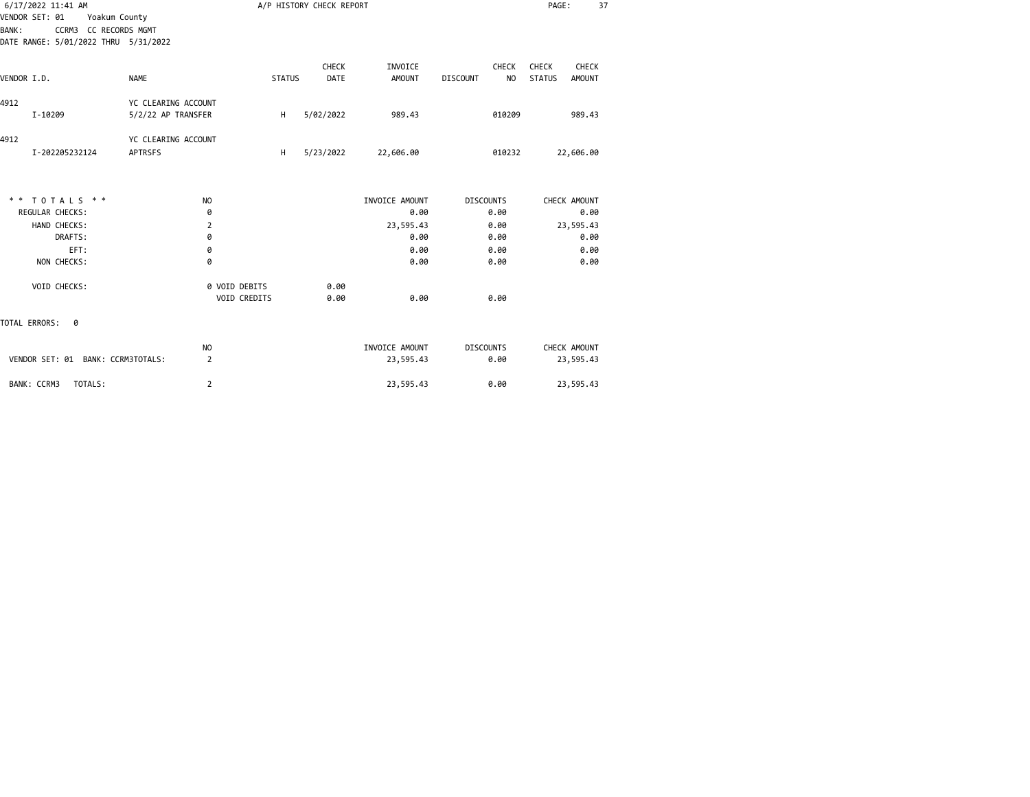6/17/2022 11:41 AM

A/P HISTORY CHECK REPORT

VENDOR SET: 01 Yoakum County
BANK: CCRM3 CC RECORDS MGMT
DATE RANGE: 5/01/2022 THRU 5/31/2022

| VENDOR I.D. | NAME | STATUS | CHECK DATE | INVOICE AMOUNT | DISCOUNT | CHECK NO | CHECK STATUS | CHECK AMOUNT |
|---|---|---|---|---|---|---|---|---|
| 4912 | YC CLEARING ACCOUNT | | | | | | | |
| I-10209 | 5/2/22 AP TRANSFER | H | 5/02/2022 | 989.43 | | 010209 | | 989.43 |
| 4912 | YC CLEARING ACCOUNT | | | | | | | |
| I-202205232124 | APTRSFS | H | 5/23/2022 | 22,606.00 | | 010232 | | 22,606.00 |

| * * TOTALS * * | NO | | | INVOICE AMOUNT | DISCOUNTS | CHECK AMOUNT |
|---|---|---|---|---|---|---|
| REGULAR CHECKS: | 0 | | | 0.00 | 0.00 | 0.00 |
| HAND CHECKS: | 2 | | | 23,595.43 | 0.00 | 23,595.43 |
| DRAFTS: | 0 | | | 0.00 | 0.00 | 0.00 |
| EFT: | 0 | | | 0.00 | 0.00 | 0.00 |
| NON CHECKS: | 0 | | | 0.00 | 0.00 | 0.00 |
| VOID CHECKS: | 0 | VOID DEBITS | 0.00 | | | |
| | | VOID CREDITS | 0.00 | 0.00 | 0.00 | |

TOTAL ERRORS: 0

| | NO | INVOICE AMOUNT | DISCOUNTS | CHECK AMOUNT |
|---|---|---|---|---|
| VENDOR SET: 01 BANK: CCRM3TOTALS: | 2 | 23,595.43 | 0.00 | 23,595.43 |
| BANK: CCRM3 TOTALS: | 2 | 23,595.43 | 0.00 | 23,595.43 |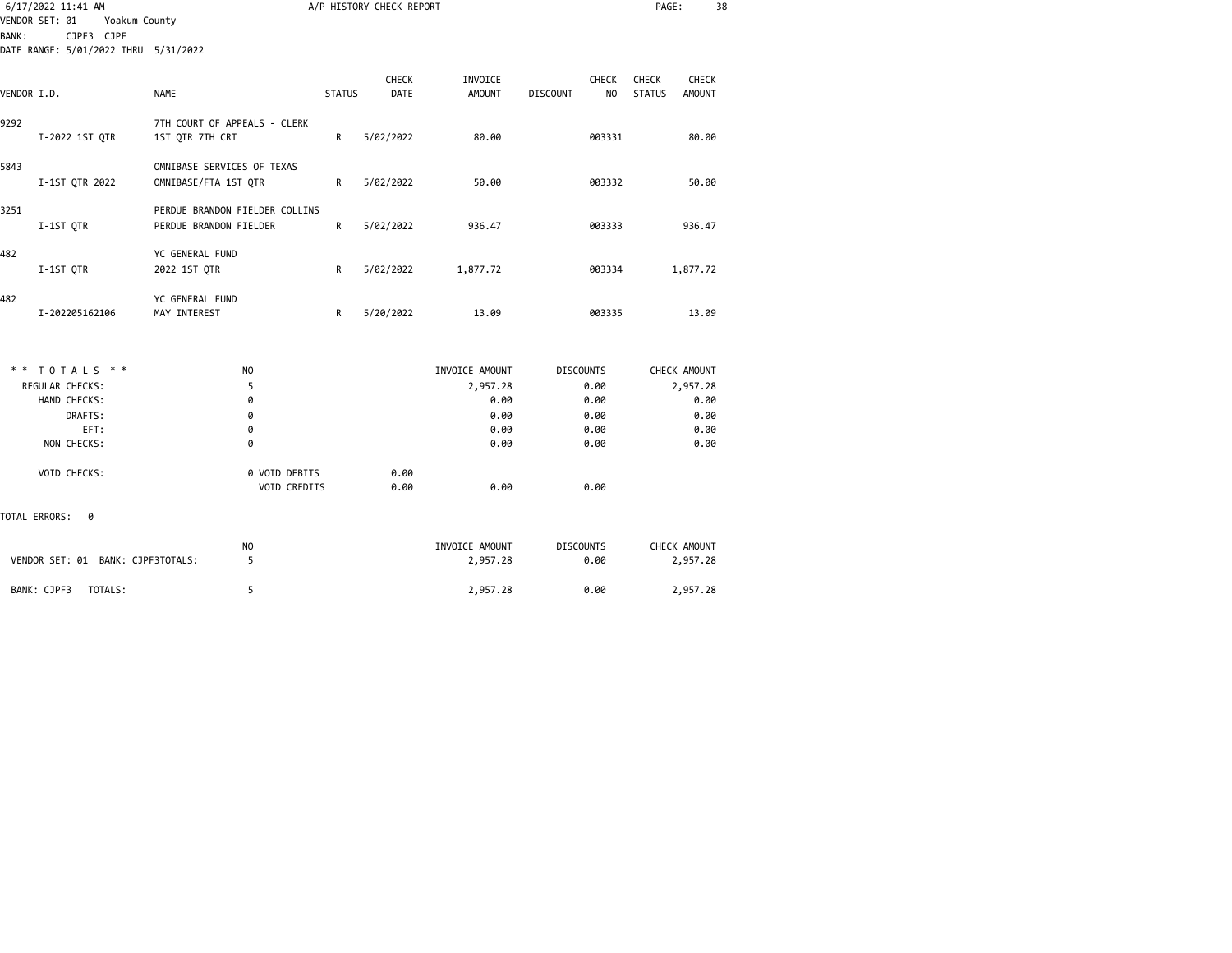6/17/2022 11:41 AM — A/P HISTORY CHECK REPORT

VENDOR SET: 01 Yoakum County
BANK: CJPF3 CJPF
DATE RANGE: 5/01/2022 THRU 5/31/2022

| VENDOR I.D. | NAME | STATUS | CHECK DATE | INVOICE AMOUNT | DISCOUNT | CHECK NO | CHECK STATUS | CHECK AMOUNT |
|---|---|---|---|---|---|---|---|---|
| 9292 | 7TH COURT OF APPEALS - CLERK | | | | | | | |
| I-2022 1ST QTR | 1ST QTR 7TH CRT | R | 5/02/2022 | 80.00 | | 003331 | | 80.00 |
| 5843 | OMNIBASE SERVICES OF TEXAS | | | | | | | |
| I-1ST QTR 2022 | OMNIBASE/FTA 1ST QTR | R | 5/02/2022 | 50.00 | | 003332 | | 50.00 |
| 3251 | PERDUE BRANDON FIELDER COLLINS | | | | | | | |
| I-1ST QTR | PERDUE BRANDON FIELDER | R | 5/02/2022 | 936.47 | | 003333 | | 936.47 |
| 482 | YC GENERAL FUND | | | | | | | |
| I-1ST QTR | 2022 1ST QTR | R | 5/02/2022 | 1,877.72 | | 003334 | | 1,877.72 |
| 482 | YC GENERAL FUND | | | | | | | |
| I-202205162106 | MAY INTEREST | R | 5/20/2022 | 13.09 | | 003335 | | 13.09 |

| ** TOTALS ** | NO | | INVOICE AMOUNT | DISCOUNTS | CHECK AMOUNT |
|---|---|---|---|---|---|
| REGULAR CHECKS: | 5 | | 2,957.28 | 0.00 | 2,957.28 |
| HAND CHECKS: | 0 | | 0.00 | 0.00 | 0.00 |
| DRAFTS: | 0 | | 0.00 | 0.00 | 0.00 |
| EFT: | 0 | | 0.00 | 0.00 | 0.00 |
| NON CHECKS: | 0 | | 0.00 | 0.00 | 0.00 |
| VOID CHECKS: | 0 VOID DEBITS | 0.00 | | | |
| | VOID CREDITS | 0.00 | 0.00 | 0.00 | |

TOTAL ERRORS: 0

| | NO | INVOICE AMOUNT | DISCOUNTS | CHECK AMOUNT |
|---|---|---|---|---|
| VENDOR SET: 01 BANK: CJPF3TOTALS: | 5 | 2,957.28 | 0.00 | 2,957.28 |
| BANK: CJPF3 TOTALS: | 5 | 2,957.28 | 0.00 | 2,957.28 |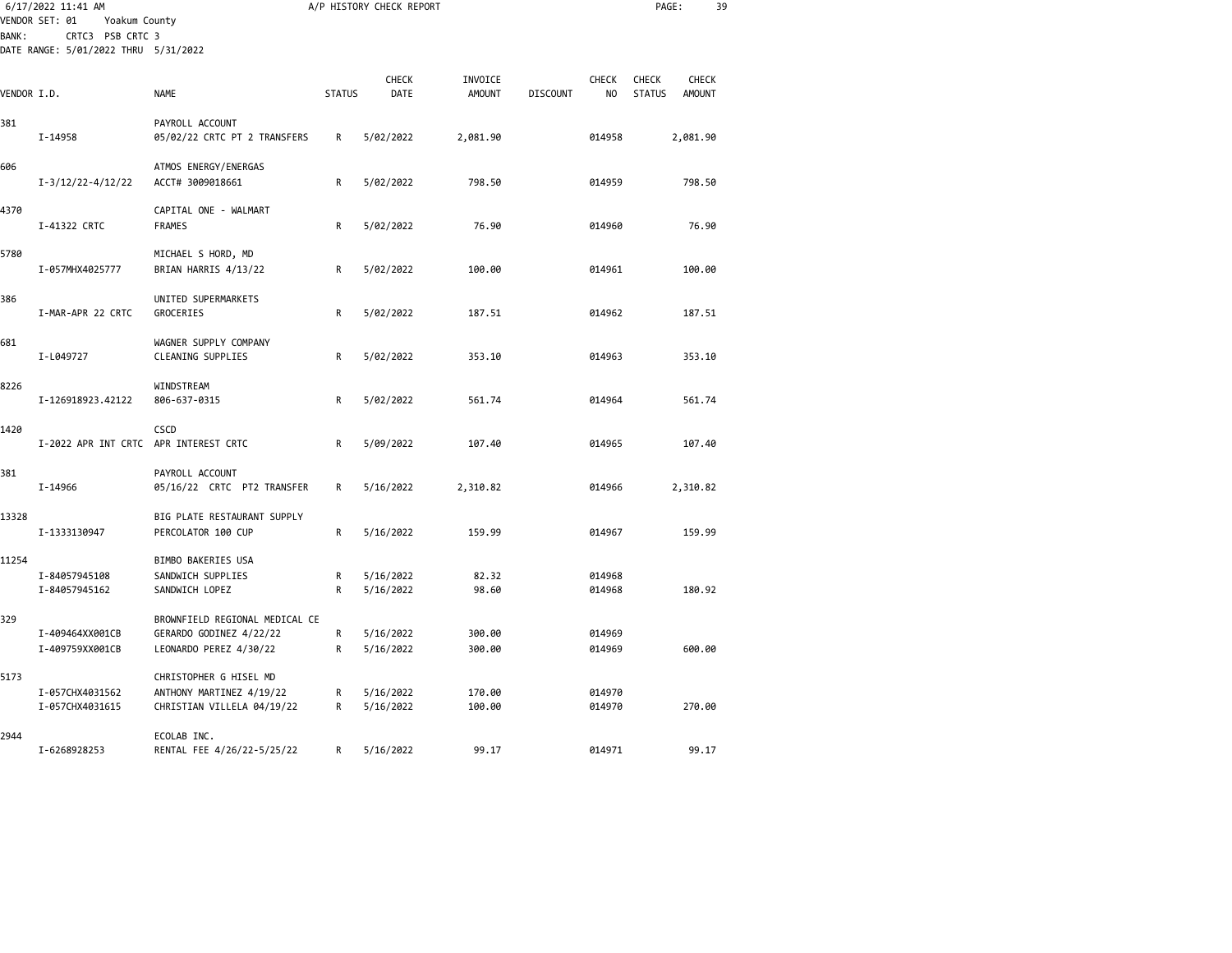6/17/2022 11:41 AM A/P HISTORY CHECK REPORT

VENDOR SET: 01 Yoakum County
BANK: CRTC3 PSB CRTC 3
DATE RANGE: 5/01/2022 THRU 5/31/2022

| VENDOR I.D. | | NAME | STATUS | CHECK DATE | INVOICE AMOUNT | DISCOUNT | CHECK NO | CHECK STATUS | CHECK AMOUNT |
|---|---|---|---|---|---|---|---|---|---|
| 381 | | PAYROLL ACCOUNT | | | | | | | |
| | I-14958 | 05/02/22 CRTC PT 2 TRANSFERS | R | 5/02/2022 | 2,081.90 | | 014958 | | 2,081.90 |
| 606 | | ATMOS ENERGY/ENERGAS | | | | | | | |
| | I-3/12/22-4/12/22 | ACCT# 3009018661 | R | 5/02/2022 | 798.50 | | 014959 | | 798.50 |
| 4370 | | CAPITAL ONE - WALMART | | | | | | | |
| | I-41322 CRTC | FRAMES | R | 5/02/2022 | 76.90 | | 014960 | | 76.90 |
| 5780 | | MICHAEL S HORD, MD | | | | | | | |
| | I-057MHX4025777 | BRIAN HARRIS 4/13/22 | R | 5/02/2022 | 100.00 | | 014961 | | 100.00 |
| 386 | | UNITED SUPERMARKETS | | | | | | | |
| | I-MAR-APR 22 CRTC | GROCERIES | R | 5/02/2022 | 187.51 | | 014962 | | 187.51 |
| 681 | | WAGNER SUPPLY COMPANY | | | | | | | |
| | I-L049727 | CLEANING SUPPLIES | R | 5/02/2022 | 353.10 | | 014963 | | 353.10 |
| 8226 | | WINDSTREAM | | | | | | | |
| | I-126918923.42122 | 806-637-0315 | R | 5/02/2022 | 561.74 | | 014964 | | 561.74 |
| 1420 | | CSCD | | | | | | | |
| | I-2022 APR INT CRTC | APR INTEREST CRTC | R | 5/09/2022 | 107.40 | | 014965 | | 107.40 |
| 381 | | PAYROLL ACCOUNT | | | | | | | |
| | I-14966 | 05/16/22 CRTC PT2 TRANSFER | R | 5/16/2022 | 2,310.82 | | 014966 | | 2,310.82 |
| 13328 | | BIG PLATE RESTAURANT SUPPLY | | | | | | | |
| | I-1333130947 | PERCOLATOR 100 CUP | R | 5/16/2022 | 159.99 | | 014967 | | 159.99 |
| 11254 | | BIMBO BAKERIES USA | | | | | | | |
| | I-84057945108 | SANDWICH SUPPLIES | R | 5/16/2022 | 82.32 | | 014968 | | |
| | I-84057945162 | SANDWICH LOPEZ | R | 5/16/2022 | 98.60 | | 014968 | | 180.92 |
| 329 | | BROWNFIELD REGIONAL MEDICAL CE | | | | | | | |
| | I-409464XX001CB | GERARDO GODINEZ 4/22/22 | R | 5/16/2022 | 300.00 | | 014969 | | |
| | I-409759XX001CB | LEONARDO PEREZ 4/30/22 | R | 5/16/2022 | 300.00 | | 014969 | | 600.00 |
| 5173 | | CHRISTOPHER G HISEL MD | | | | | | | |
| | I-057CHX4031562 | ANTHONY MARTINEZ 4/19/22 | R | 5/16/2022 | 170.00 | | 014970 | | |
| | I-057CHX4031615 | CHRISTIAN VILLELA 04/19/22 | R | 5/16/2022 | 100.00 | | 014970 | | 270.00 |
| 2944 | | ECOLAB INC. | | | | | | | |
| | I-6268928253 | RENTAL FEE 4/26/22-5/25/22 | R | 5/16/2022 | 99.17 | | 014971 | | 99.17 |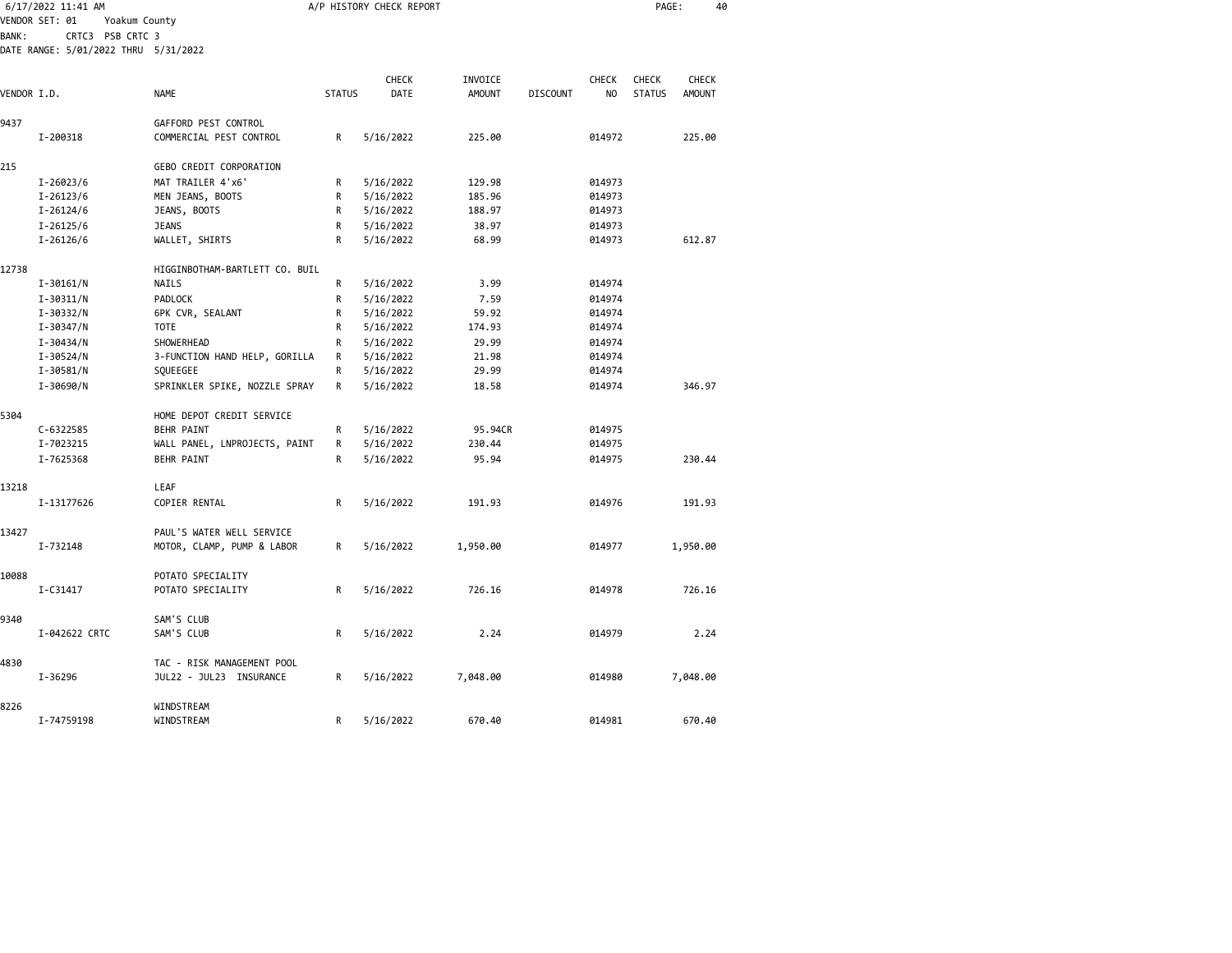6/17/2022 11:41 AM A/P HISTORY CHECK REPORT

VENDOR SET: 01 Yoakum County
BANK: CRTC3 PSB CRTC 3
DATE RANGE: 5/01/2022 THRU 5/31/2022

| VENDOR I.D. | NAME | STATUS | CHECK DATE | INVOICE AMOUNT | DISCOUNT | CHECK NO | CHECK STATUS | CHECK AMOUNT |
|---|---|---|---|---|---|---|---|---|
| 9437 | GAFFORD PEST CONTROL | | | | | | | |
| I-200318 | COMMERCIAL PEST CONTROL | R | 5/16/2022 | 225.00 | | 014972 | | 225.00 |
| 215 | GEBO CREDIT CORPORATION | | | | | | | |
| I-26023/6 | MAT TRAILER 4'x6' | R | 5/16/2022 | 129.98 | | 014973 | | |
| I-26123/6 | MEN JEANS, BOOTS | R | 5/16/2022 | 185.96 | | 014973 | | |
| I-26124/6 | JEANS, BOOTS | R | 5/16/2022 | 188.97 | | 014973 | | |
| I-26125/6 | JEANS | R | 5/16/2022 | 38.97 | | 014973 | | |
| I-26126/6 | WALLET, SHIRTS | R | 5/16/2022 | 68.99 | | 014973 | | 612.87 |
| 12738 | HIGGINBOTHAM-BARTLETT CO. BUIL | | | | | | | |
| I-30161/N | NAILS | R | 5/16/2022 | 3.99 | | 014974 | | |
| I-30311/N | PADLOCK | R | 5/16/2022 | 7.59 | | 014974 | | |
| I-30332/N | 6PK CVR, SEALANT | R | 5/16/2022 | 59.92 | | 014974 | | |
| I-30347/N | TOTE | R | 5/16/2022 | 174.93 | | 014974 | | |
| I-30434/N | SHOWERHEAD | R | 5/16/2022 | 29.99 | | 014974 | | |
| I-30524/N | 3-FUNCTION HAND HELP, GORILLA | R | 5/16/2022 | 21.98 | | 014974 | | |
| I-30581/N | SQUEEGEE | R | 5/16/2022 | 29.99 | | 014974 | | |
| I-30690/N | SPRINKLER SPIKE, NOZZLE SPRAY | R | 5/16/2022 | 18.58 | | 014974 | | 346.97 |
| 5304 | HOME DEPOT CREDIT SERVICE | | | | | | | |
| C-6322585 | BEHR PAINT | R | 5/16/2022 | 95.94CR | | 014975 | | |
| I-7023215 | WALL PANEL, LNPROJECTS, PAINT | R | 5/16/2022 | 230.44 | | 014975 | | |
| I-7625368 | BEHR PAINT | R | 5/16/2022 | 95.94 | | 014975 | | 230.44 |
| 13218 | LEAF | | | | | | | |
| I-13177626 | COPIER RENTAL | R | 5/16/2022 | 191.93 | | 014976 | | 191.93 |
| 13427 | PAUL'S WATER WELL SERVICE | | | | | | | |
| I-732148 | MOTOR, CLAMP, PUMP & LABOR | R | 5/16/2022 | 1,950.00 | | 014977 | | 1,950.00 |
| 10088 | POTATO SPECIALITY | | | | | | | |
| I-C31417 | POTATO SPECIALITY | R | 5/16/2022 | 726.16 | | 014978 | | 726.16 |
| 9340 | SAM'S CLUB | | | | | | | |
| I-042622 CRTC | SAM'S CLUB | R | 5/16/2022 | 2.24 | | 014979 | | 2.24 |
| 4830 | TAC - RISK MANAGEMENT POOL | | | | | | | |
| I-36296 | JUL22 - JUL23 INSURANCE | R | 5/16/2022 | 7,048.00 | | 014980 | | 7,048.00 |
| 8226 | WINDSTREAM | | | | | | | |
| I-74759198 | WINDSTREAM | R | 5/16/2022 | 670.40 | | 014981 | | 670.40 |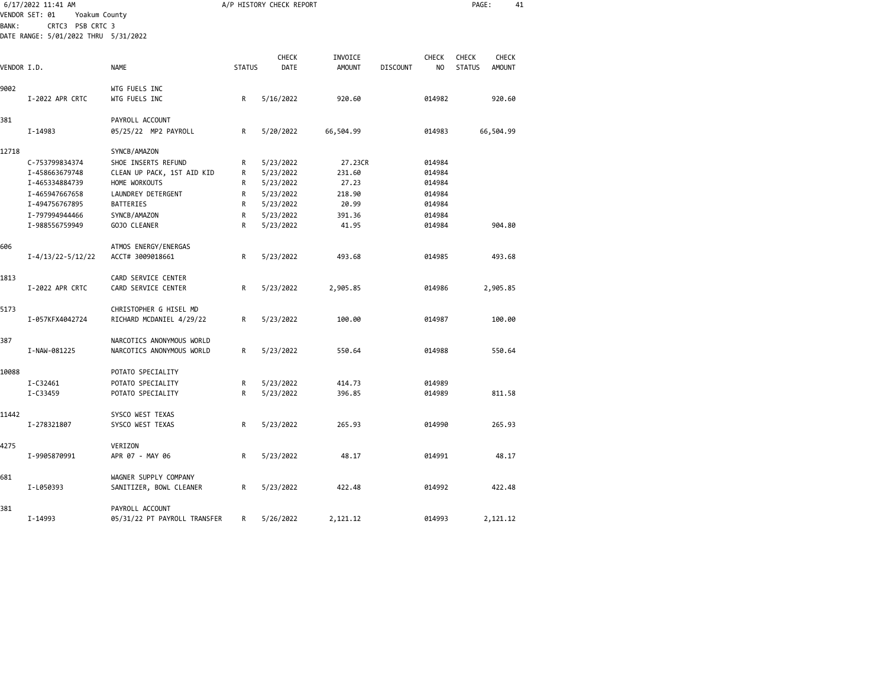6/17/2022 11:41 AM

A/P HISTORY CHECK REPORT

VENDOR SET: 01 Yoakum County
BANK: CRTC3 PSB CRTC 3
DATE RANGE: 5/01/2022 THRU 5/31/2022

| VENDOR I.D. | | NAME | STATUS | CHECK DATE | INVOICE AMOUNT | DISCOUNT | CHECK NO | CHECK STATUS | CHECK AMOUNT |
|---|---|---|---|---|---|---|---|---|---|
| 9002 | | WTG FUELS INC | | | | | | | |
| | I-2022 APR CRTC | WTG FUELS INC | R | 5/16/2022 | 920.60 | | 014982 | | 920.60 |
| 381 | | PAYROLL ACCOUNT | | | | | | | |
| | I-14983 | 05/25/22 MP2 PAYROLL | R | 5/20/2022 | 66,504.99 | | 014983 | | 66,504.99 |
| 12718 | | SYNCB/AMAZON | | | | | | | |
| | C-753799834374 | SHOE INSERTS REFUND | R | 5/23/2022 | 27.23CR | | 014984 | | |
| | I-458663679748 | CLEAN UP PACK, 1ST AID KID | R | 5/23/2022 | 231.60 | | 014984 | | |
| | I-465334884739 | HOME WORKOUTS | R | 5/23/2022 | 27.23 | | 014984 | | |
| | I-465947667658 | LAUNDREY DETERGENT | R | 5/23/2022 | 218.90 | | 014984 | | |
| | I-494756767895 | BATTERIES | R | 5/23/2022 | 20.99 | | 014984 | | |
| | I-797994944466 | SYNCB/AMAZON | R | 5/23/2022 | 391.36 | | 014984 | | |
| | I-988556759949 | GOJO CLEANER | R | 5/23/2022 | 41.95 | | 014984 | | 904.80 |
| 606 | | ATMOS ENERGY/ENERGAS | | | | | | | |
| | I-4/13/22-5/12/22 | ACCT# 3009018661 | R | 5/23/2022 | 493.68 | | 014985 | | 493.68 |
| 1813 | | CARD SERVICE CENTER | | | | | | | |
| | I-2022 APR CRTC | CARD SERVICE CENTER | R | 5/23/2022 | 2,905.85 | | 014986 | | 2,905.85 |
| 5173 | | CHRISTOPHER G HISEL MD | | | | | | | |
| | I-057KFX4042724 | RICHARD MCDANIEL 4/29/22 | R | 5/23/2022 | 100.00 | | 014987 | | 100.00 |
| 387 | | NARCOTICS ANONYMOUS WORLD | | | | | | | |
| | I-NAW-081225 | NARCOTICS ANONYMOUS WORLD | R | 5/23/2022 | 550.64 | | 014988 | | 550.64 |
| 10088 | | POTATO SPECIALITY | | | | | | | |
| | I-C32461 | POTATO SPECIALITY | R | 5/23/2022 | 414.73 | | 014989 | | |
| | I-C33459 | POTATO SPECIALITY | R | 5/23/2022 | 396.85 | | 014989 | | 811.58 |
| 11442 | | SYSCO WEST TEXAS | | | | | | | |
| | I-278321807 | SYSCO WEST TEXAS | R | 5/23/2022 | 265.93 | | 014990 | | 265.93 |
| 4275 | | VERIZON | | | | | | | |
| | I-9905870991 | APR 07 - MAY 06 | R | 5/23/2022 | 48.17 | | 014991 | | 48.17 |
| 681 | | WAGNER SUPPLY COMPANY | | | | | | | |
| | I-L050393 | SANITIZER, BOWL CLEANER | R | 5/23/2022 | 422.48 | | 014992 | | 422.48 |
| 381 | | PAYROLL ACCOUNT | | | | | | | |
| | I-14993 | 05/31/22 PT PAYROLL TRANSFER | R | 5/26/2022 | 2,121.12 | | 014993 | | 2,121.12 |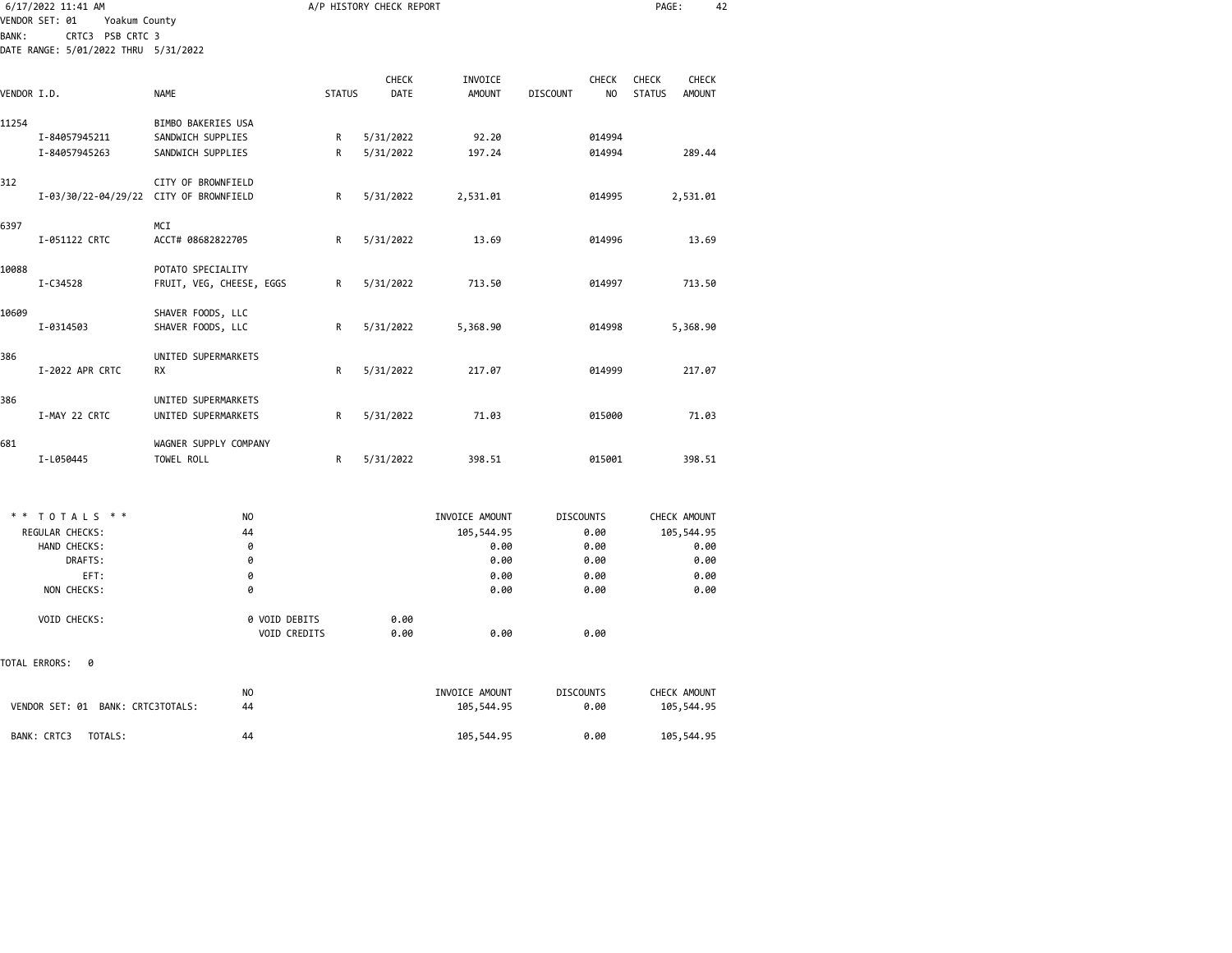6/17/2022 11:41 AM — A/P HISTORY CHECK REPORT

VENDOR SET: 01 Yoakum County
BANK: CRTC3 PSB CRTC 3
DATE RANGE: 5/01/2022 THRU 5/31/2022

| VENDOR I.D. | NAME | STATUS | CHECK DATE | INVOICE AMOUNT | DISCOUNT | CHECK NO | CHECK STATUS | CHECK AMOUNT |
|---|---|---|---|---|---|---|---|---|
| 11254 | BIMBO BAKERIES USA | | | | | | | |
| I-84057945211 | SANDWICH SUPPLIES | R | 5/31/2022 | 92.20 | | 014994 | | |
| I-84057945263 | SANDWICH SUPPLIES | R | 5/31/2022 | 197.24 | | 014994 | | 289.44 |
| 312 | CITY OF BROWNFIELD | | | | | | | |
| I-03/30/22-04/29/22 | CITY OF BROWNFIELD | R | 5/31/2022 | 2,531.01 | | 014995 | | 2,531.01 |
| 6397 | MCI | | | | | | | |
| I-051122 CRTC | ACCT# 08682822705 | R | 5/31/2022 | 13.69 | | 014996 | | 13.69 |
| 10088 | POTATO SPECIALITY | | | | | | | |
| I-C34528 | FRUIT, VEG, CHEESE, EGGS | R | 5/31/2022 | 713.50 | | 014997 | | 713.50 |
| 10609 | SHAVER FOODS, LLC | | | | | | | |
| I-0314503 | SHAVER FOODS, LLC | R | 5/31/2022 | 5,368.90 | | 014998 | | 5,368.90 |
| 386 | UNITED SUPERMARKETS | | | | | | | |
| I-2022 APR CRTC | RX | R | 5/31/2022 | 217.07 | | 014999 | | 217.07 |
| 386 | UNITED SUPERMARKETS | | | | | | | |
| I-MAY 22 CRTC | UNITED SUPERMARKETS | R | 5/31/2022 | 71.03 | | 015000 | | 71.03 |
| 681 | WAGNER SUPPLY COMPANY | | | | | | | |
| I-L050445 | TOWEL ROLL | R | 5/31/2022 | 398.51 | | 015001 | | 398.51 |

| ** TOTALS ** | NO | | INVOICE AMOUNT | DISCOUNTS | CHECK AMOUNT |
|---|---|---|---|---|---|
| REGULAR CHECKS: | 44 | | 105,544.95 | 0.00 | 105,544.95 |
| HAND CHECKS: | 0 | | 0.00 | 0.00 | 0.00 |
| DRAFTS: | 0 | | 0.00 | 0.00 | 0.00 |
| EFT: | 0 | | 0.00 | 0.00 | 0.00 |
| NON CHECKS: | 0 | | 0.00 | 0.00 | 0.00 |
| VOID CHECKS: | 0 VOID DEBITS | 0.00 | | | |
| | VOID CREDITS | 0.00 | 0.00 | 0.00 | |

TOTAL ERRORS: 0

| | NO | INVOICE AMOUNT | DISCOUNTS | CHECK AMOUNT |
|---|---|---|---|---|
| VENDOR SET: 01 BANK: CRTC3TOTALS: | 44 | 105,544.95 | 0.00 | 105,544.95 |
| BANK: CRTC3 TOTALS: | 44 | 105,544.95 | 0.00 | 105,544.95 |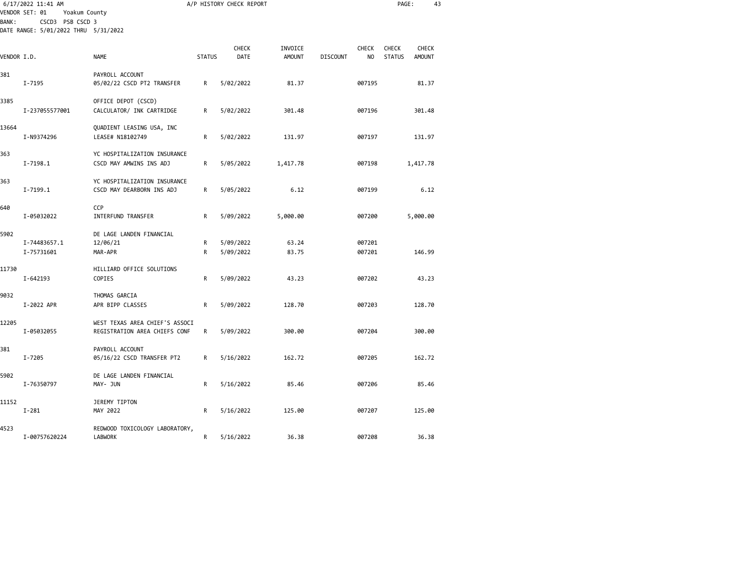6/17/2022 11:41 AM A/P HISTORY CHECK REPORT

VENDOR SET: 01 Yoakum County
BANK: CSCD3 PSB CSCD 3
DATE RANGE: 5/01/2022 THRU 5/31/2022

| VENDOR I.D. | NAME | STATUS | CHECK DATE | INVOICE AMOUNT | DISCOUNT | CHECK NO | CHECK STATUS | CHECK AMOUNT |
|---|---|---|---|---|---|---|---|---|
| 381 | PAYROLL ACCOUNT | | | | | | | |
| I-7195 | 05/02/22 CSCD PT2 TRANSFER | R | 5/02/2022 | 81.37 | | 007195 | | 81.37 |
| 3385 | OFFICE DEPOT (CSCD) | | | | | | | |
| I-237055577001 | CALCULATOR/ INK CARTRIDGE | R | 5/02/2022 | 301.48 | | 007196 | | 301.48 |
| 13664 | QUADIENT LEASING USA, INC | | | | | | | |
| I-N9374296 | LEASE# N18102749 | R | 5/02/2022 | 131.97 | | 007197 | | 131.97 |
| 363 | YC HOSPITALIZATION INSURANCE | | | | | | | |
| I-7198.1 | CSCD MAY AMWINS INS ADJ | R | 5/05/2022 | 1,417.78 | | 007198 | | 1,417.78 |
| 363 | YC HOSPITALIZATION INSURANCE | | | | | | | |
| I-7199.1 | CSCD MAY DEARBORN INS ADJ | R | 5/05/2022 | 6.12 | | 007199 | | 6.12 |
| 640 | CCP | | | | | | | |
| I-05032022 | INTERFUND TRANSFER | R | 5/09/2022 | 5,000.00 | | 007200 | | 5,000.00 |
| 5902 | DE LAGE LANDEN FINANCIAL | | | | | | | |
| I-74483657.1 | 12/06/21 | R | 5/09/2022 | 63.24 | | 007201 | | |
| I-75731601 | MAR-APR | R | 5/09/2022 | 83.75 | | 007201 | | 146.99 |
| 11730 | HILLIARD OFFICE SOLUTIONS | | | | | | | |
| I-642193 | COPIES | R | 5/09/2022 | 43.23 | | 007202 | | 43.23 |
| 9032 | THOMAS GARCIA | | | | | | | |
| I-2022 APR | APR BIPP CLASSES | R | 5/09/2022 | 128.70 | | 007203 | | 128.70 |
| 12205 | WEST TEXAS AREA CHIEF'S ASSOCI | | | | | | | |
| I-05032055 | REGISTRATION AREA CHIEFS CONF | R | 5/09/2022 | 300.00 | | 007204 | | 300.00 |
| 381 | PAYROLL ACCOUNT | | | | | | | |
| I-7205 | 05/16/22 CSCD TRANSFER PT2 | R | 5/16/2022 | 162.72 | | 007205 | | 162.72 |
| 5902 | DE LAGE LANDEN FINANCIAL | | | | | | | |
| I-76350797 | MAY- JUN | R | 5/16/2022 | 85.46 | | 007206 | | 85.46 |
| 11152 | JEREMY TIPTON | | | | | | | |
| I-281 | MAY 2022 | R | 5/16/2022 | 125.00 | | 007207 | | 125.00 |
| 4523 | REDWOOD TOXICOLOGY LABORATORY, | | | | | | | |
| I-00757620224 | LABWORK | R | 5/16/2022 | 36.38 | | 007208 | | 36.38 |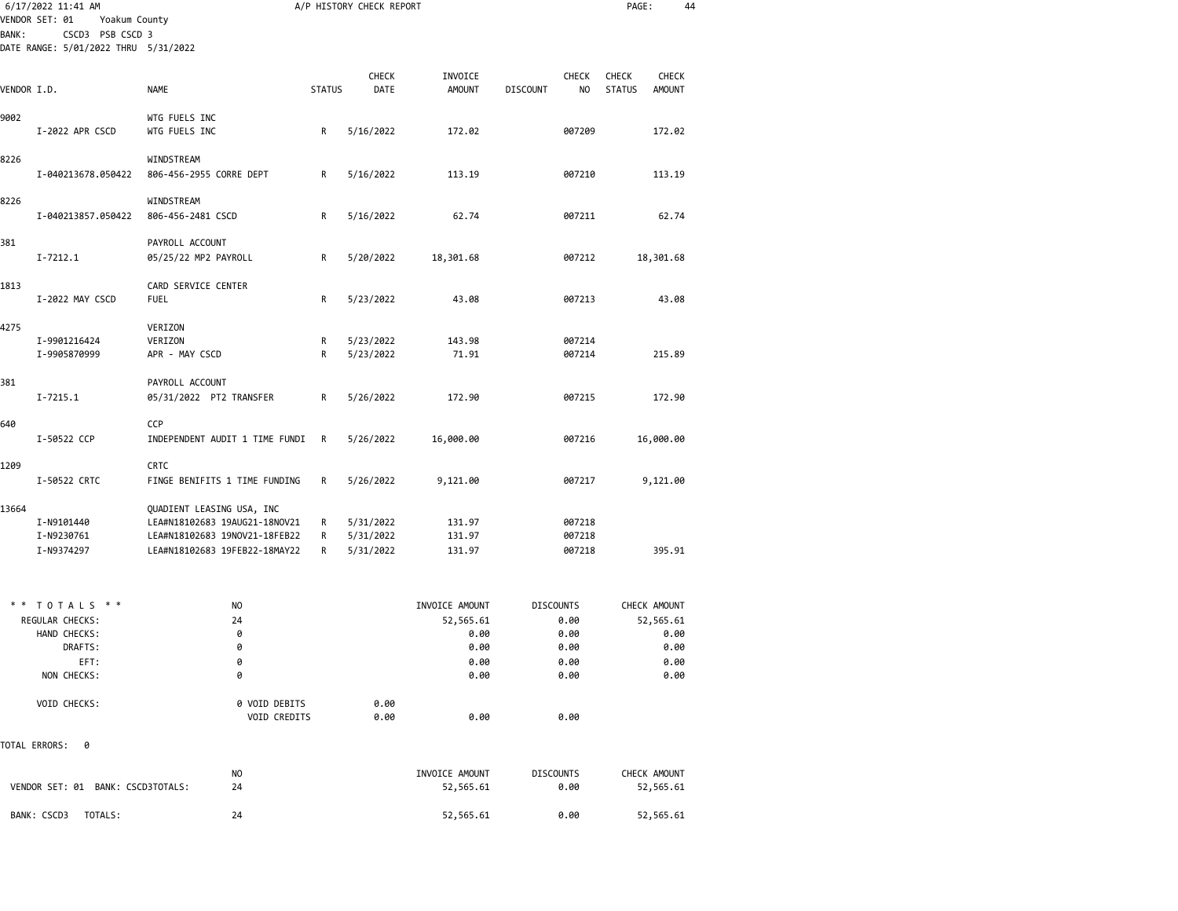6/17/2022 11:41 AM A/P HISTORY CHECK REPORT

VENDOR SET: 01 Yoakum County
BANK: CSCD3 PSB CSCD 3
DATE RANGE: 5/01/2022 THRU 5/31/2022

| VENDOR I.D. | NAME | STATUS | CHECK DATE | INVOICE AMOUNT | DISCOUNT | CHECK NO | CHECK STATUS | CHECK AMOUNT |
|---|---|---|---|---|---|---|---|---|
| 9002 | WTG FUELS INC | | | | | | | |
| I-2022 APR CSCD | WTG FUELS INC | R | 5/16/2022 | 172.02 | | 007209 | | 172.02 |
| 8226 | WINDSTREAM | | | | | | | |
| I-040213678.050422 | 806-456-2955 CORRE DEPT | R | 5/16/2022 | 113.19 | | 007210 | | 113.19 |
| 8226 | WINDSTREAM | | | | | | | |
| I-040213857.050422 | 806-456-2481 CSCD | R | 5/16/2022 | 62.74 | | 007211 | | 62.74 |
| 381 | PAYROLL ACCOUNT | | | | | | | |
| I-7212.1 | 05/25/22 MP2 PAYROLL | R | 5/20/2022 | 18,301.68 | | 007212 | | 18,301.68 |
| 1813 | CARD SERVICE CENTER | | | | | | | |
| I-2022 MAY CSCD | FUEL | R | 5/23/2022 | 43.08 | | 007213 | | 43.08 |
| 4275 | VERIZON | | | | | | | |
| I-9901216424 | VERIZON | R | 5/23/2022 | 143.98 | | 007214 | | |
| I-9905870999 | APR - MAY CSCD | R | 5/23/2022 | 71.91 | | 007214 | | 215.89 |
| 381 | PAYROLL ACCOUNT | | | | | | | |
| I-7215.1 | 05/31/2022 PT2 TRANSFER | R | 5/26/2022 | 172.90 | | 007215 | | 172.90 |
| 640 | CCP | | | | | | | |
| I-50522 CCP | INDEPENDENT AUDIT 1 TIME FUNDI | R | 5/26/2022 | 16,000.00 | | 007216 | | 16,000.00 |
| 1209 | CRTC | | | | | | | |
| I-50522 CRTC | FINGE BENIFITS 1 TIME FUNDING | R | 5/26/2022 | 9,121.00 | | 007217 | | 9,121.00 |
| 13664 | QUADIENT LEASING USA, INC | | | | | | | |
| I-N9101440 | LEA#N18102683 19AUG21-18NOV21 | R | 5/31/2022 | 131.97 | | 007218 | | |
| I-N9230761 | LEA#N18102683 19NOV21-18FEB22 | R | 5/31/2022 | 131.97 | | 007218 | | |
| I-N9374297 | LEA#N18102683 19FEB22-18MAY22 | R | 5/31/2022 | 131.97 | | 007218 | | 395.91 |

| ** TOTALS ** | NO | | INVOICE AMOUNT | DISCOUNTS | CHECK AMOUNT |
|---|---|---|---|---|---|
| REGULAR CHECKS: | 24 | | 52,565.61 | 0.00 | 52,565.61 |
| HAND CHECKS: | 0 | | 0.00 | 0.00 | 0.00 |
| DRAFTS: | 0 | | 0.00 | 0.00 | 0.00 |
| EFT: | 0 | | 0.00 | 0.00 | 0.00 |
| NON CHECKS: | 0 | | 0.00 | 0.00 | 0.00 |
| VOID CHECKS: | 0 VOID DEBITS | 0.00 | | | |
| | VOID CREDITS | 0.00 | 0.00 | 0.00 | |

TOTAL ERRORS: 0

| | NO | INVOICE AMOUNT | DISCOUNTS | CHECK AMOUNT |
|---|---|---|---|---|
| VENDOR SET: 01 BANK: CSCD3TOTALS: | 24 | 52,565.61 | 0.00 | 52,565.61 |
| BANK: CSCD3 TOTALS: | 24 | 52,565.61 | 0.00 | 52,565.61 |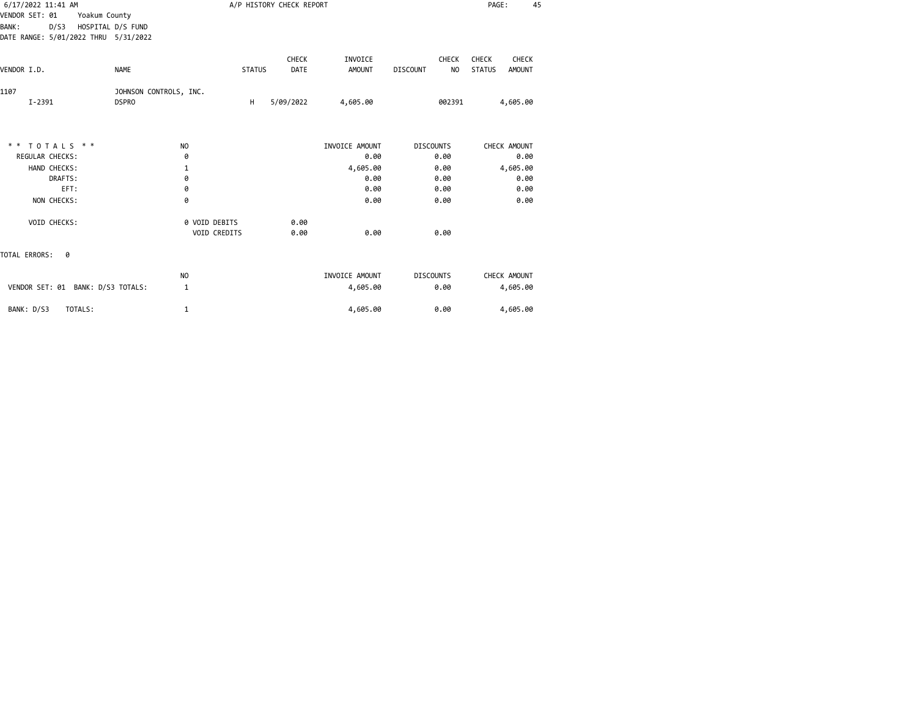6/17/2022 11:41 AM — A/P HISTORY CHECK REPORT

VENDOR SET: 01 Yoakum County
BANK: D/S3 HOSPITAL D/S FUND
DATE RANGE: 5/01/2022 THRU 5/31/2022

| VENDOR I.D. | NAME | STATUS | CHECK DATE | INVOICE AMOUNT | DISCOUNT | CHECK NO | CHECK STATUS | CHECK AMOUNT |
|---|---|---|---|---|---|---|---|---|
| 1107 | JOHNSON CONTROLS, INC. | | | | | | | |
| I-2391 | DSPRO | H | 5/09/2022 | 4,605.00 | | 002391 | | 4,605.00 |

| * * T O T A L S * * | NO | | INVOICE AMOUNT | DISCOUNTS | CHECK AMOUNT |
|---|---|---|---|---|---|
| REGULAR CHECKS: | 0 | | 0.00 | 0.00 | 0.00 |
| HAND CHECKS: | 1 | | 4,605.00 | 0.00 | 4,605.00 |
| DRAFTS: | 0 | | 0.00 | 0.00 | 0.00 |
| EFT: | 0 | | 0.00 | 0.00 | 0.00 |
| NON CHECKS: | 0 | | 0.00 | 0.00 | 0.00 |
| VOID CHECKS: | 0 VOID DEBITS | 0.00 | | | |
| | VOID CREDITS | 0.00 | 0.00 | 0.00 | |

TOTAL ERRORS: 0

| | NO | INVOICE AMOUNT | DISCOUNTS | CHECK AMOUNT |
|---|---|---|---|---|
| VENDOR SET: 01 BANK: D/S3 TOTALS: | 1 | 4,605.00 | 0.00 | 4,605.00 |
| BANK: D/S3 TOTALS: | 1 | 4,605.00 | 0.00 | 4,605.00 |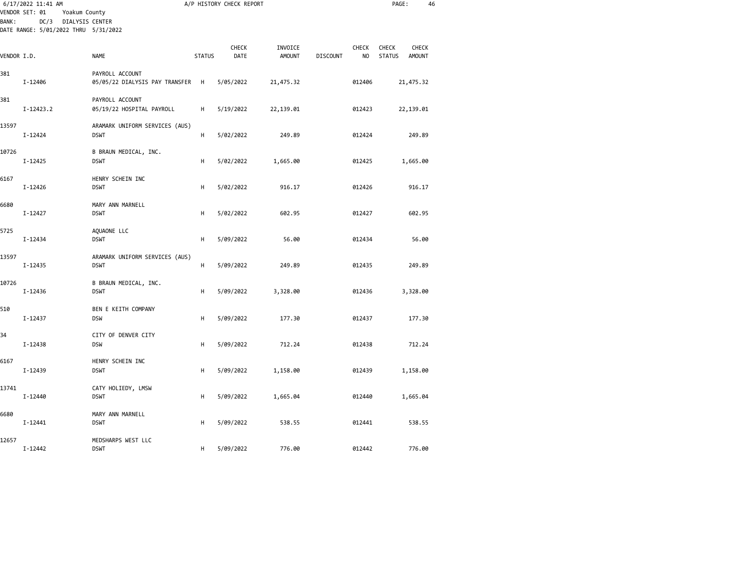VENDOR SET: 01 Yoakum County
BANK: DC/3 DIALYSIS CENTER
DATE RANGE: 5/01/2022 THRU 5/31/2022

# A/P HISTORY CHECK REPORT

| VENDOR I.D. | NAME | STATUS | CHECK DATE | INVOICE AMOUNT | DISCOUNT | CHECK NO | CHECK STATUS | CHECK AMOUNT |
|---|---|---|---|---|---|---|---|---|
| 381 | PAYROLL ACCOUNT | | | | | | | |
| I-12406 | 05/05/22 DIALYSIS PAY TRANSFER | H | 5/05/2022 | 21,475.32 | | 012406 | | 21,475.32 |
| 381 | PAYROLL ACCOUNT | | | | | | | |
| I-12423.2 | 05/19/22 HOSPITAL PAYROLL | H | 5/19/2022 | 22,139.01 | | 012423 | | 22,139.01 |
| 13597 | ARAMARK UNIFORM SERVICES (AUS) | | | | | | | |
| I-12424 | DSWT | H | 5/02/2022 | 249.89 | | 012424 | | 249.89 |
| 10726 | B BRAUN MEDICAL, INC. | | | | | | | |
| I-12425 | DSWT | H | 5/02/2022 | 1,665.00 | | 012425 | | 1,665.00 |
| 6167 | HENRY SCHEIN INC | | | | | | | |
| I-12426 | DSWT | H | 5/02/2022 | 916.17 | | 012426 | | 916.17 |
| 6680 | MARY ANN MARNELL | | | | | | | |
| I-12427 | DSWT | H | 5/02/2022 | 602.95 | | 012427 | | 602.95 |
| 5725 | AQUAONE LLC | | | | | | | |
| I-12434 | DSWT | H | 5/09/2022 | 56.00 | | 012434 | | 56.00 |
| 13597 | ARAMARK UNIFORM SERVICES (AUS) | | | | | | | |
| I-12435 | DSWT | H | 5/09/2022 | 249.89 | | 012435 | | 249.89 |
| 10726 | B BRAUN MEDICAL, INC. | | | | | | | |
| I-12436 | DSWT | H | 5/09/2022 | 3,328.00 | | 012436 | | 3,328.00 |
| 510 | BEN E KEITH COMPANY | | | | | | | |
| I-12437 | DSW | H | 5/09/2022 | 177.30 | | 012437 | | 177.30 |
| 34 | CITY OF DENVER CITY | | | | | | | |
| I-12438 | DSW | H | 5/09/2022 | 712.24 | | 012438 | | 712.24 |
| 6167 | HENRY SCHEIN INC | | | | | | | |
| I-12439 | DSWT | H | 5/09/2022 | 1,158.00 | | 012439 | | 1,158.00 |
| 13741 | CATY HOLIEDY, LMSW | | | | | | | |
| I-12440 | DSWT | H | 5/09/2022 | 1,665.04 | | 012440 | | 1,665.04 |
| 6680 | MARY ANN MARNELL | | | | | | | |
| I-12441 | DSWT | H | 5/09/2022 | 538.55 | | 012441 | | 538.55 |
| 12657 | MEDSHARPS WEST LLC | | | | | | | |
| I-12442 | DSWT | H | 5/09/2022 | 776.00 | | 012442 | | 776.00 |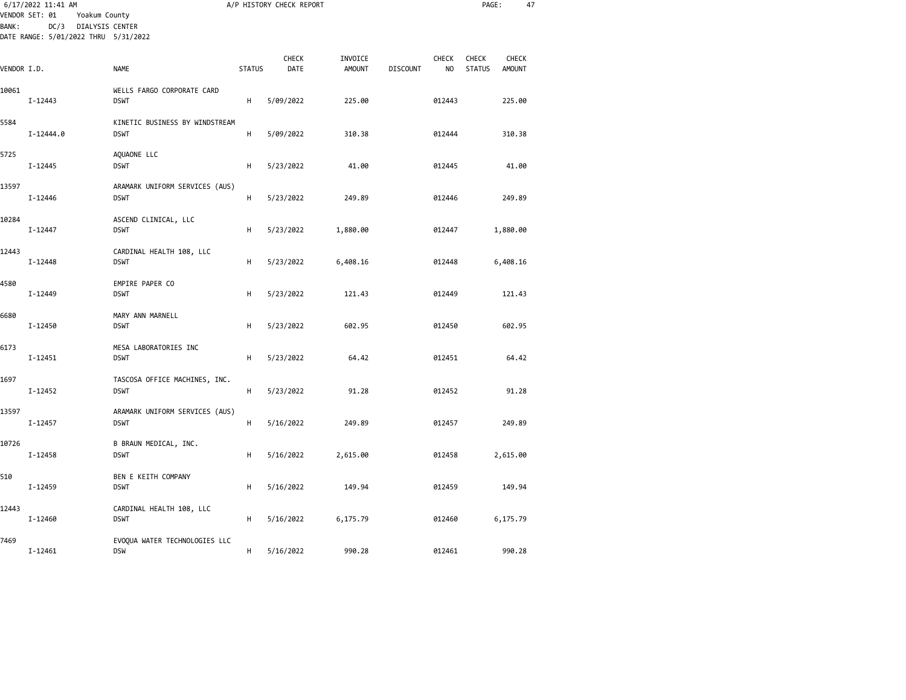6/17/2022 11:41 AM

A/P HISTORY CHECK REPORT

VENDOR SET: 01 Yoakum County
BANK: DC/3 DIALYSIS CENTER
DATE RANGE: 5/01/2022 THRU 5/31/2022

| VENDOR I.D. | | NAME | STATUS | CHECK DATE | INVOICE AMOUNT | DISCOUNT | CHECK NO | CHECK STATUS | CHECK AMOUNT |
|---|---|---|---|---|---|---|---|---|---|
| 10061 | | WELLS FARGO CORPORATE CARD | | | | | | | |
| | I-12443 | DSWT | H | 5/09/2022 | 225.00 | | 012443 | | 225.00 |
| 5584 | | KINETIC BUSINESS BY WINDSTREAM | | | | | | | |
| | I-12444.0 | DSWT | H | 5/09/2022 | 310.38 | | 012444 | | 310.38 |
| 5725 | | AQUAONE LLC | | | | | | | |
| | I-12445 | DSWT | H | 5/23/2022 | 41.00 | | 012445 | | 41.00 |
| 13597 | | ARAMARK UNIFORM SERVICES (AUS) | | | | | | | |
| | I-12446 | DSWT | H | 5/23/2022 | 249.89 | | 012446 | | 249.89 |
| 10284 | | ASCEND CLINICAL, LLC | | | | | | | |
| | I-12447 | DSWT | H | 5/23/2022 | 1,880.00 | | 012447 | | 1,880.00 |
| 12443 | | CARDINAL HEALTH 108, LLC | | | | | | | |
| | I-12448 | DSWT | H | 5/23/2022 | 6,408.16 | | 012448 | | 6,408.16 |
| 4580 | | EMPIRE PAPER CO | | | | | | | |
| | I-12449 | DSWT | H | 5/23/2022 | 121.43 | | 012449 | | 121.43 |
| 6680 | | MARY ANN MARNELL | | | | | | | |
| | I-12450 | DSWT | H | 5/23/2022 | 602.95 | | 012450 | | 602.95 |
| 6173 | | MESA LABORATORIES INC | | | | | | | |
| | I-12451 | DSWT | H | 5/23/2022 | 64.42 | | 012451 | | 64.42 |
| 1697 | | TASCOSA OFFICE MACHINES, INC. | | | | | | | |
| | I-12452 | DSWT | H | 5/23/2022 | 91.28 | | 012452 | | 91.28 |
| 13597 | | ARAMARK UNIFORM SERVICES (AUS) | | | | | | | |
| | I-12457 | DSWT | H | 5/16/2022 | 249.89 | | 012457 | | 249.89 |
| 10726 | | B BRAUN MEDICAL, INC. | | | | | | | |
| | I-12458 | DSWT | H | 5/16/2022 | 2,615.00 | | 012458 | | 2,615.00 |
| 510 | | BEN E KEITH COMPANY | | | | | | | |
| | I-12459 | DSWT | H | 5/16/2022 | 149.94 | | 012459 | | 149.94 |
| 12443 | | CARDINAL HEALTH 108, LLC | | | | | | | |
| | I-12460 | DSWT | H | 5/16/2022 | 6,175.79 | | 012460 | | 6,175.79 |
| 7469 | | EVOQUA WATER TECHNOLOGIES LLC | | | | | | | |
| | I-12461 | DSW | H | 5/16/2022 | 990.28 | | 012461 | | 990.28 |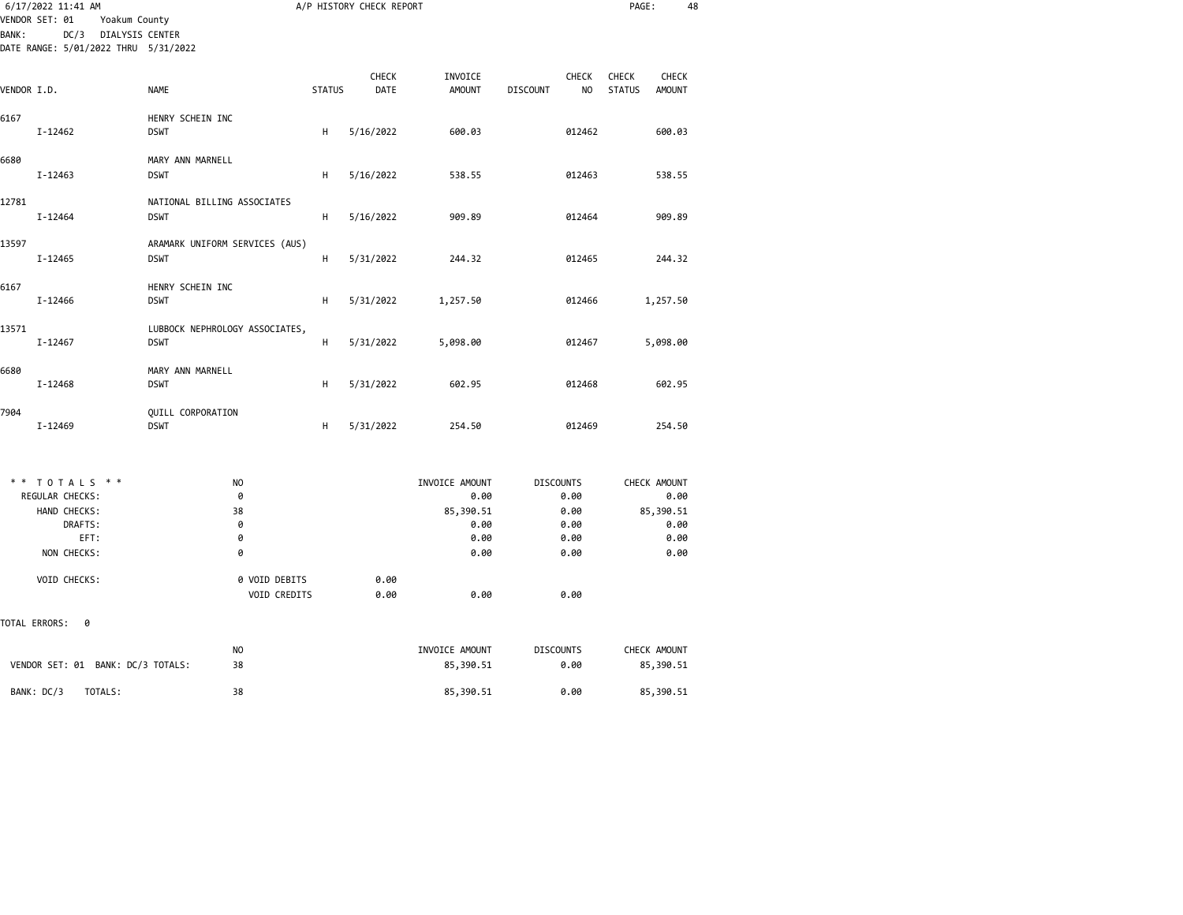6/17/2022 11:41 AM A/P HISTORY CHECK REPORT

VENDOR SET: 01 Yoakum County
BANK: DC/3 DIALYSIS CENTER
DATE RANGE: 5/01/2022 THRU 5/31/2022

| VENDOR I.D. | NAME | STATUS | CHECK DATE | INVOICE AMOUNT | DISCOUNT | CHECK NO | CHECK STATUS | CHECK AMOUNT |
|---|---|---|---|---|---|---|---|---|
| 6167 | HENRY SCHEIN INC | | | | | | | |
| I-12462 | DSWT | H | 5/16/2022 | 600.03 | | 012462 | | 600.03 |
| 6680 | MARY ANN MARNELL | | | | | | | |
| I-12463 | DSWT | H | 5/16/2022 | 538.55 | | 012463 | | 538.55 |
| 12781 | NATIONAL BILLING ASSOCIATES | | | | | | | |
| I-12464 | DSWT | H | 5/16/2022 | 909.89 | | 012464 | | 909.89 |
| 13597 | ARAMARK UNIFORM SERVICES (AUS) | | | | | | | |
| I-12465 | DSWT | H | 5/31/2022 | 244.32 | | 012465 | | 244.32 |
| 6167 | HENRY SCHEIN INC | | | | | | | |
| I-12466 | DSWT | H | 5/31/2022 | 1,257.50 | | 012466 | | 1,257.50 |
| 13571 | LUBBOCK NEPHROLOGY ASSOCIATES, | | | | | | | |
| I-12467 | DSWT | H | 5/31/2022 | 5,098.00 | | 012467 | | 5,098.00 |
| 6680 | MARY ANN MARNELL | | | | | | | |
| I-12468 | DSWT | H | 5/31/2022 | 602.95 | | 012468 | | 602.95 |
| 7904 | QUILL CORPORATION | | | | | | | |
| I-12469 | DSWT | H | 5/31/2022 | 254.50 | | 012469 | | 254.50 |

| ** TOTALS ** | NO | | INVOICE AMOUNT | DISCOUNTS | CHECK AMOUNT |
|---|---|---|---|---|---|
| REGULAR CHECKS: | 0 | | 0.00 | 0.00 | 0.00 |
| HAND CHECKS: | 38 | | 85,390.51 | 0.00 | 85,390.51 |
| DRAFTS: | 0 | | 0.00 | 0.00 | 0.00 |
| EFT: | 0 | | 0.00 | 0.00 | 0.00 |
| NON CHECKS: | 0 | | 0.00 | 0.00 | 0.00 |
| VOID CHECKS: | 0 VOID DEBITS | 0.00 | | | |
| | VOID CREDITS | 0.00 | 0.00 | 0.00 | |

TOTAL ERRORS: 0

| | NO | INVOICE AMOUNT | DISCOUNTS | CHECK AMOUNT |
|---|---|---|---|---|
| VENDOR SET: 01 BANK: DC/3 TOTALS: | 38 | 85,390.51 | 0.00 | 85,390.51 |
| BANK: DC/3 TOTALS: | 38 | 85,390.51 | 0.00 | 85,390.51 |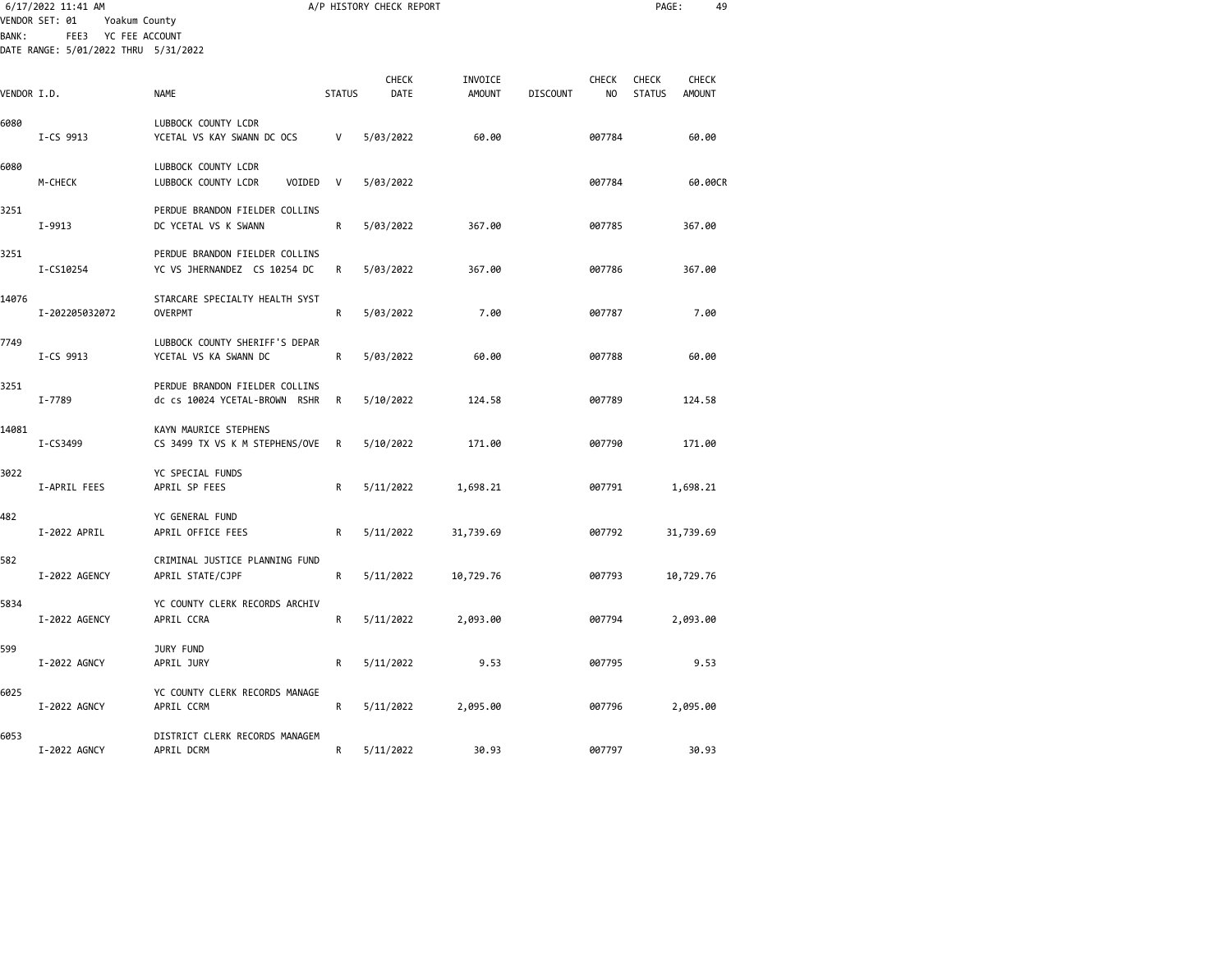6/17/2022 11:41 AM A/P HISTORY CHECK REPORT

VENDOR SET: 01 Yoakum County
BANK: FEE3 YC FEE ACCOUNT
DATE RANGE: 5/01/2022 THRU 5/31/2022

| VENDOR I.D. | NAME | STATUS | CHECK DATE | INVOICE AMOUNT | DISCOUNT | CHECK NO | CHECK STATUS | CHECK AMOUNT |
|---|---|---|---|---|---|---|---|---|
| 6080 | LUBBOCK COUNTY LCDR | | | | | | | |
| I-CS 9913 | YCETAL VS KAY SWANN DC OCS | V | 5/03/2022 | 60.00 | | 007784 | | 60.00 |
| 6080 | LUBBOCK COUNTY LCDR | | | | | | | |
| M-CHECK | LUBBOCK COUNTY LCDR VOIDED | V | 5/03/2022 | | | 007784 | | 60.00CR |
| 3251 | PERDUE BRANDON FIELDER COLLINS | | | | | | | |
| I-9913 | DC YCETAL VS K SWANN | R | 5/03/2022 | 367.00 | | 007785 | | 367.00 |
| 3251 | PERDUE BRANDON FIELDER COLLINS | | | | | | | |
| I-CS10254 | YC VS JHERNANDEZ CS 10254 DC | R | 5/03/2022 | 367.00 | | 007786 | | 367.00 |
| 14076 | STARCARE SPECIALTY HEALTH SYST | | | | | | | |
| I-202205032072 | OVERPMT | R | 5/03/2022 | 7.00 | | 007787 | | 7.00 |
| 7749 | LUBBOCK COUNTY SHERIFF'S DEPAR | | | | | | | |
| I-CS 9913 | YCETAL VS KA SWANN DC | R | 5/03/2022 | 60.00 | | 007788 | | 60.00 |
| 3251 | PERDUE BRANDON FIELDER COLLINS | | | | | | | |
| I-7789 | dc cs 10024 YCETAL-BROWN RSHR | R | 5/10/2022 | 124.58 | | 007789 | | 124.58 |
| 14081 | KAYN MAURICE STEPHENS | | | | | | | |
| I-CS3499 | CS 3499 TX VS K M STEPHENS/OVE | R | 5/10/2022 | 171.00 | | 007790 | | 171.00 |
| 3022 | YC SPECIAL FUNDS | | | | | | | |
| I-APRIL FEES | APRIL SP FEES | R | 5/11/2022 | 1,698.21 | | 007791 | | 1,698.21 |
| 482 | YC GENERAL FUND | | | | | | | |
| I-2022 APRIL | APRIL OFFICE FEES | R | 5/11/2022 | 31,739.69 | | 007792 | | 31,739.69 |
| 582 | CRIMINAL JUSTICE PLANNING FUND | | | | | | | |
| I-2022 AGENCY | APRIL STATE/CJPF | R | 5/11/2022 | 10,729.76 | | 007793 | | 10,729.76 |
| 5834 | YC COUNTY CLERK RECORDS ARCHIV | | | | | | | |
| I-2022 AGENCY | APRIL CCRA | R | 5/11/2022 | 2,093.00 | | 007794 | | 2,093.00 |
| 599 | JURY FUND | | | | | | | |
| I-2022 AGNCY | APRIL JURY | R | 5/11/2022 | 9.53 | | 007795 | | 9.53 |
| 6025 | YC COUNTY CLERK RECORDS MANAGE | | | | | | | |
| I-2022 AGNCY | APRIL CCRM | R | 5/11/2022 | 2,095.00 | | 007796 | | 2,095.00 |
| 6053 | DISTRICT CLERK RECORDS MANAGEM | | | | | | | |
| I-2022 AGNCY | APRIL DCRM | R | 5/11/2022 | 30.93 | | 007797 | | 30.93 |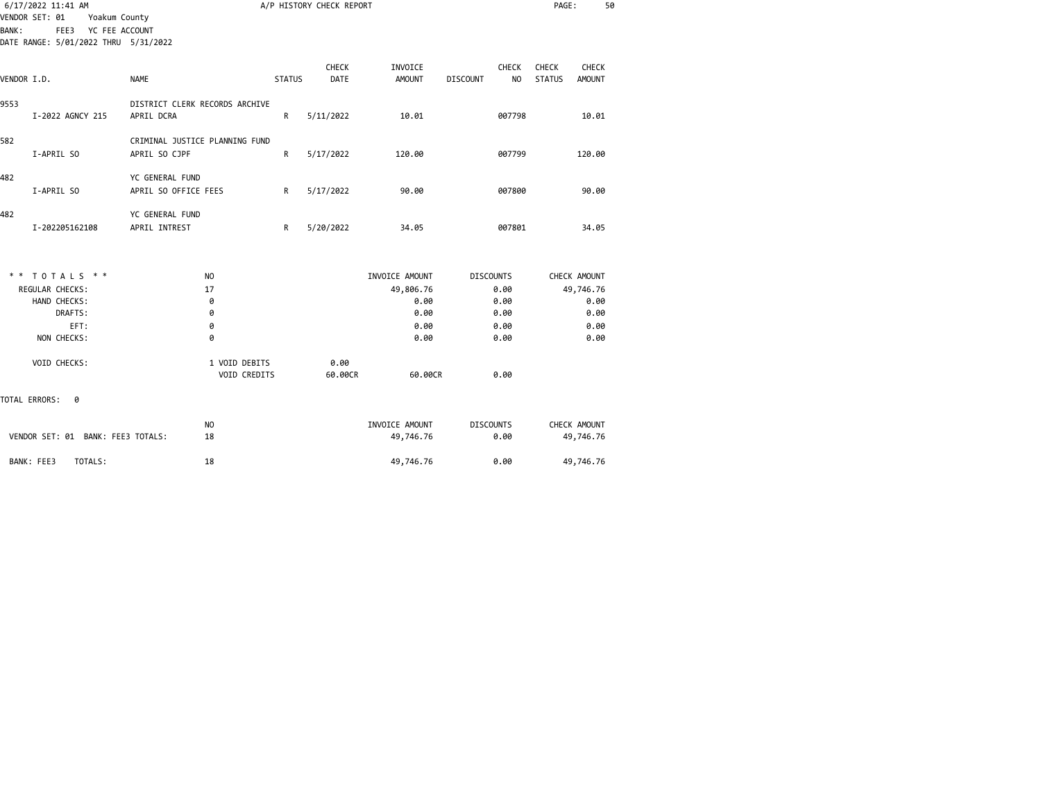A/P HISTORY CHECK REPORT

VENDOR SET: 01 Yoakum County
BANK: FEE3 YC FEE ACCOUNT
DATE RANGE: 5/01/2022 THRU 5/31/2022

| VENDOR I.D. | NAME | STATUS | CHECK DATE | INVOICE AMOUNT | DISCOUNT | CHECK NO | CHECK STATUS | CHECK AMOUNT |
|---|---|---|---|---|---|---|---|---|
| 9553 | DISTRICT CLERK RECORDS ARCHIVE | | | | | | | |
| I-2022 AGNCY 215 | APRIL DCRA | R | 5/11/2022 | 10.01 | | 007798 | | 10.01 |
| 582 | CRIMINAL JUSTICE PLANNING FUND | | | | | | | |
| I-APRIL SO | APRIL SO CJPF | R | 5/17/2022 | 120.00 | | 007799 | | 120.00 |
| 482 | YC GENERAL FUND | | | | | | | |
| I-APRIL SO | APRIL SO OFFICE FEES | R | 5/17/2022 | 90.00 | | 007800 | | 90.00 |
| 482 | YC GENERAL FUND | | | | | | | |
| I-202205162108 | APRIL INTREST | R | 5/20/2022 | 34.05 | | 007801 | | 34.05 |

| ** TOTALS ** | NO | | INVOICE AMOUNT | DISCOUNTS | CHECK AMOUNT |
|---|---|---|---|---|---|
| REGULAR CHECKS: | 17 | | 49,806.76 | 0.00 | 49,746.76 |
| HAND CHECKS: | 0 | | 0.00 | 0.00 | 0.00 |
| DRAFTS: | 0 | | 0.00 | 0.00 | 0.00 |
| EFT: | 0 | | 0.00 | 0.00 | 0.00 |
| NON CHECKS: | 0 | | 0.00 | 0.00 | 0.00 |
| VOID CHECKS: | 1 VOID DEBITS | 0.00 | | | |
| | VOID CREDITS | 60.00CR | 60.00CR | 0.00 | |

TOTAL ERRORS: 0

| | NO | INVOICE AMOUNT | DISCOUNTS | CHECK AMOUNT |
|---|---|---|---|---|
| VENDOR SET: 01 BANK: FEE3 TOTALS: | 18 | 49,746.76 | 0.00 | 49,746.76 |
| BANK: FEE3 TOTALS: | 18 | 49,746.76 | 0.00 | 49,746.76 |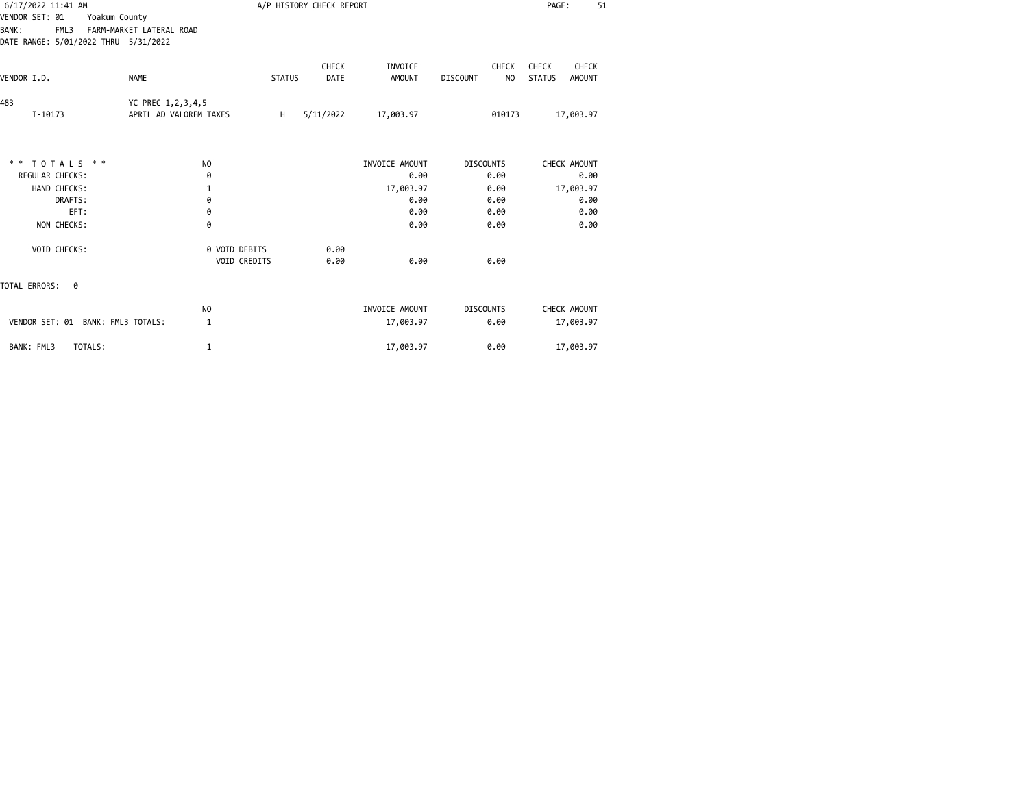6/17/2022 11:41 AM — A/P HISTORY CHECK REPORT

VENDOR SET: 01 Yoakum County
BANK: FML3 FARM-MARKET LATERAL ROAD
DATE RANGE: 5/01/2022 THRU 5/31/2022

| VENDOR I.D. | NAME | STATUS | CHECK DATE | INVOICE AMOUNT | DISCOUNT | CHECK NO | CHECK STATUS | CHECK AMOUNT |
|---|---|---|---|---|---|---|---|---|
| 483 | YC PREC 1,2,3,4,5 | | | | | | | |
| I-10173 | APRIL AD VALOREM TAXES | H | 5/11/2022 | 17,003.97 | | 010173 | | 17,003.97 |

| * * T O T A L S * * | NO | | INVOICE AMOUNT | DISCOUNTS | CHECK AMOUNT |
|---|---|---|---|---|---|
| REGULAR CHECKS: | 0 | | 0.00 | 0.00 | 0.00 |
| HAND CHECKS: | 1 | | 17,003.97 | 0.00 | 17,003.97 |
| DRAFTS: | 0 | | 0.00 | 0.00 | 0.00 |
| EFT: | 0 | | 0.00 | 0.00 | 0.00 |
| NON CHECKS: | 0 | | 0.00 | 0.00 | 0.00 |
| VOID CHECKS: | 0 VOID DEBITS | 0.00 | | | |
| | VOID CREDITS | 0.00 | 0.00 | 0.00 | |

TOTAL ERRORS: 0

| | NO | INVOICE AMOUNT | DISCOUNTS | CHECK AMOUNT |
|---|---|---|---|---|
| VENDOR SET: 01 BANK: FML3 TOTALS: | 1 | 17,003.97 | 0.00 | 17,003.97 |
| BANK: FML3 TOTALS: | 1 | 17,003.97 | 0.00 | 17,003.97 |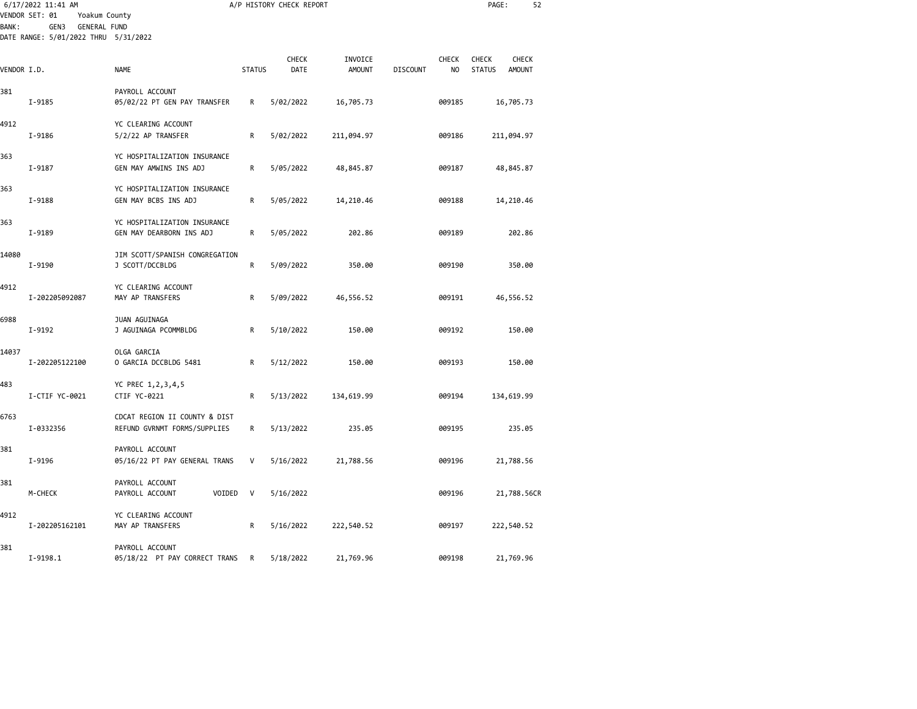A/P HISTORY CHECK REPORT

VENDOR SET: 01 Yoakum County
BANK: GEN3 GENERAL FUND
DATE RANGE: 5/01/2022 THRU 5/31/2022

| VENDOR I.D. | NAME | STATUS | CHECK DATE | INVOICE AMOUNT | DISCOUNT | CHECK NO | CHECK STATUS | CHECK AMOUNT |
|---|---|---|---|---|---|---|---|---|
| 381 | PAYROLL ACCOUNT | | | | | | | |
| I-9185 | 05/02/22 PT GEN PAY TRANSFER | R | 5/02/2022 | 16,705.73 | | 009185 | | 16,705.73 |
| 4912 | YC CLEARING ACCOUNT | | | | | | | |
| I-9186 | 5/2/22 AP TRANSFER | R | 5/02/2022 | 211,094.97 | | 009186 | | 211,094.97 |
| 363 | YC HOSPITALIZATION INSURANCE | | | | | | | |
| I-9187 | GEN MAY AMWINS INS ADJ | R | 5/05/2022 | 48,845.87 | | 009187 | | 48,845.87 |
| 363 | YC HOSPITALIZATION INSURANCE | | | | | | | |
| I-9188 | GEN MAY BCBS INS ADJ | R | 5/05/2022 | 14,210.46 | | 009188 | | 14,210.46 |
| 363 | YC HOSPITALIZATION INSURANCE | | | | | | | |
| I-9189 | GEN MAY DEARBORN INS ADJ | R | 5/05/2022 | 202.86 | | 009189 | | 202.86 |
| 14080 | JIM SCOTT/SPANISH CONGREGATION | | | | | | | |
| I-9190 | J SCOTT/DCCBLDG | R | 5/09/2022 | 350.00 | | 009190 | | 350.00 |
| 4912 | YC CLEARING ACCOUNT | | | | | | | |
| I-202205092087 | MAY AP TRANSFERS | R | 5/09/2022 | 46,556.52 | | 009191 | | 46,556.52 |
| 6988 | JUAN AGUINAGA | | | | | | | |
| I-9192 | J AGUINAGA PCOMMBLDG | R | 5/10/2022 | 150.00 | | 009192 | | 150.00 |
| 14037 | OLGA GARCIA | | | | | | | |
| I-202205122100 | O GARCIA DCCBLDG 5481 | R | 5/12/2022 | 150.00 | | 009193 | | 150.00 |
| 483 | YC PREC 1,2,3,4,5 | | | | | | | |
| I-CTIF YC-0021 | CTIF YC-0221 | R | 5/13/2022 | 134,619.99 | | 009194 | | 134,619.99 |
| 6763 | CDCAT REGION II COUNTY & DIST | | | | | | | |
| I-0332356 | REFUND GVRNMT FORMS/SUPPLIES | R | 5/13/2022 | 235.05 | | 009195 | | 235.05 |
| 381 | PAYROLL ACCOUNT | | | | | | | |
| I-9196 | 05/16/22 PT PAY GENERAL TRANS | V | 5/16/2022 | 21,788.56 | | 009196 | | 21,788.56 |
| 381 | PAYROLL ACCOUNT | | | | | | | |
| M-CHECK | PAYROLL ACCOUNT VOIDED | V | 5/16/2022 | | | 009196 | | 21,788.56CR |
| 4912 | YC CLEARING ACCOUNT | | | | | | | |
| I-202205162101 | MAY AP TRANSFERS | R | 5/16/2022 | 222,540.52 | | 009197 | | 222,540.52 |
| 381 | PAYROLL ACCOUNT | | | | | | | |
| I-9198.1 | 05/18/22 PT PAY CORRECT TRANS | R | 5/18/2022 | 21,769.96 | | 009198 | | 21,769.96 |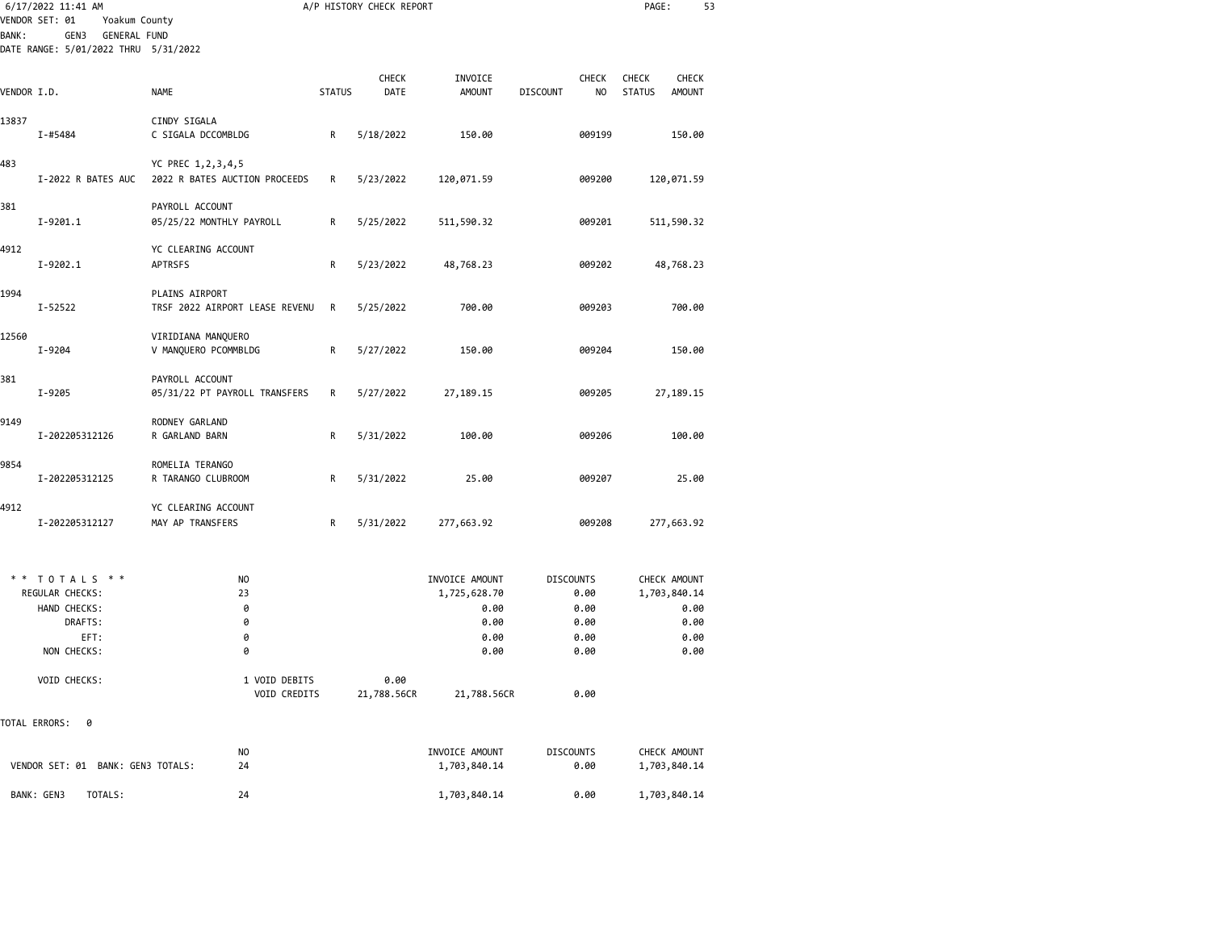6/17/2022 11:41 AM A/P HISTORY CHECK REPORT

VENDOR SET: 01 Yoakum County
BANK: GEN3 GENERAL FUND
DATE RANGE: 5/01/2022 THRU 5/31/2022

| VENDOR I.D. | NAME | STATUS | CHECK DATE | INVOICE AMOUNT | DISCOUNT | CHECK NO | CHECK STATUS | CHECK AMOUNT |
|---|---|---|---|---|---|---|---|---|
| 13837 | CINDY SIGALA | | | | | | | |
| I-#5484 | C SIGALA DCCOMBLDG | R | 5/18/2022 | 150.00 | | 009199 | | 150.00 |
| 483 | YC PREC 1,2,3,4,5 | | | | | | | |
| I-2022 R BATES AUC | 2022 R BATES AUCTION PROCEEDS | R | 5/23/2022 | 120,071.59 | | 009200 | | 120,071.59 |
| 381 | PAYROLL ACCOUNT | | | | | | | |
| I-9201.1 | 05/25/22 MONTHLY PAYROLL | R | 5/25/2022 | 511,590.32 | | 009201 | | 511,590.32 |
| 4912 | YC CLEARING ACCOUNT | | | | | | | |
| I-9202.1 | APTRSFS | R | 5/23/2022 | 48,768.23 | | 009202 | | 48,768.23 |
| 1994 | PLAINS AIRPORT | | | | | | | |
| I-52522 | TRSF 2022 AIRPORT LEASE REVENU | R | 5/25/2022 | 700.00 | | 009203 | | 700.00 |
| 12560 | VIRIDIANA MANQUERO | | | | | | | |
| I-9204 | V MANQUERO PCOMMBLDG | R | 5/27/2022 | 150.00 | | 009204 | | 150.00 |
| 381 | PAYROLL ACCOUNT | | | | | | | |
| I-9205 | 05/31/22 PT PAYROLL TRANSFERS | R | 5/27/2022 | 27,189.15 | | 009205 | | 27,189.15 |
| 9149 | RODNEY GARLAND | | | | | | | |
| I-202205312126 | R GARLAND BARN | R | 5/31/2022 | 100.00 | | 009206 | | 100.00 |
| 9854 | ROMELIA TERANGO | | | | | | | |
| I-202205312125 | R TARANGO CLUBROOM | R | 5/31/2022 | 25.00 | | 009207 | | 25.00 |
| 4912 | YC CLEARING ACCOUNT | | | | | | | |
| I-202205312127 | MAY AP TRANSFERS | R | 5/31/2022 | 277,663.92 | | 009208 | | 277,663.92 |

| ** TOTALS ** | NO | | INVOICE AMOUNT | DISCOUNTS | CHECK AMOUNT |
|---|---|---|---|---|---|
| REGULAR CHECKS: | 23 | | 1,725,628.70 | 0.00 | 1,703,840.14 |
| HAND CHECKS: | 0 | | 0.00 | 0.00 | 0.00 |
| DRAFTS: | 0 | | 0.00 | 0.00 | 0.00 |
| EFT: | 0 | | 0.00 | 0.00 | 0.00 |
| NON CHECKS: | 0 | | 0.00 | 0.00 | 0.00 |
| VOID CHECKS: | 1 VOID DEBITS | 0.00 | | | |
| | VOID CREDITS | 21,788.56CR | 21,788.56CR | 0.00 | |

TOTAL ERRORS: 0

| | NO | INVOICE AMOUNT | DISCOUNTS | CHECK AMOUNT |
|---|---|---|---|---|
| VENDOR SET: 01 BANK: GEN3 TOTALS: | 24 | 1,703,840.14 | 0.00 | 1,703,840.14 |
| BANK: GEN3 TOTALS: | 24 | 1,703,840.14 | 0.00 | 1,703,840.14 |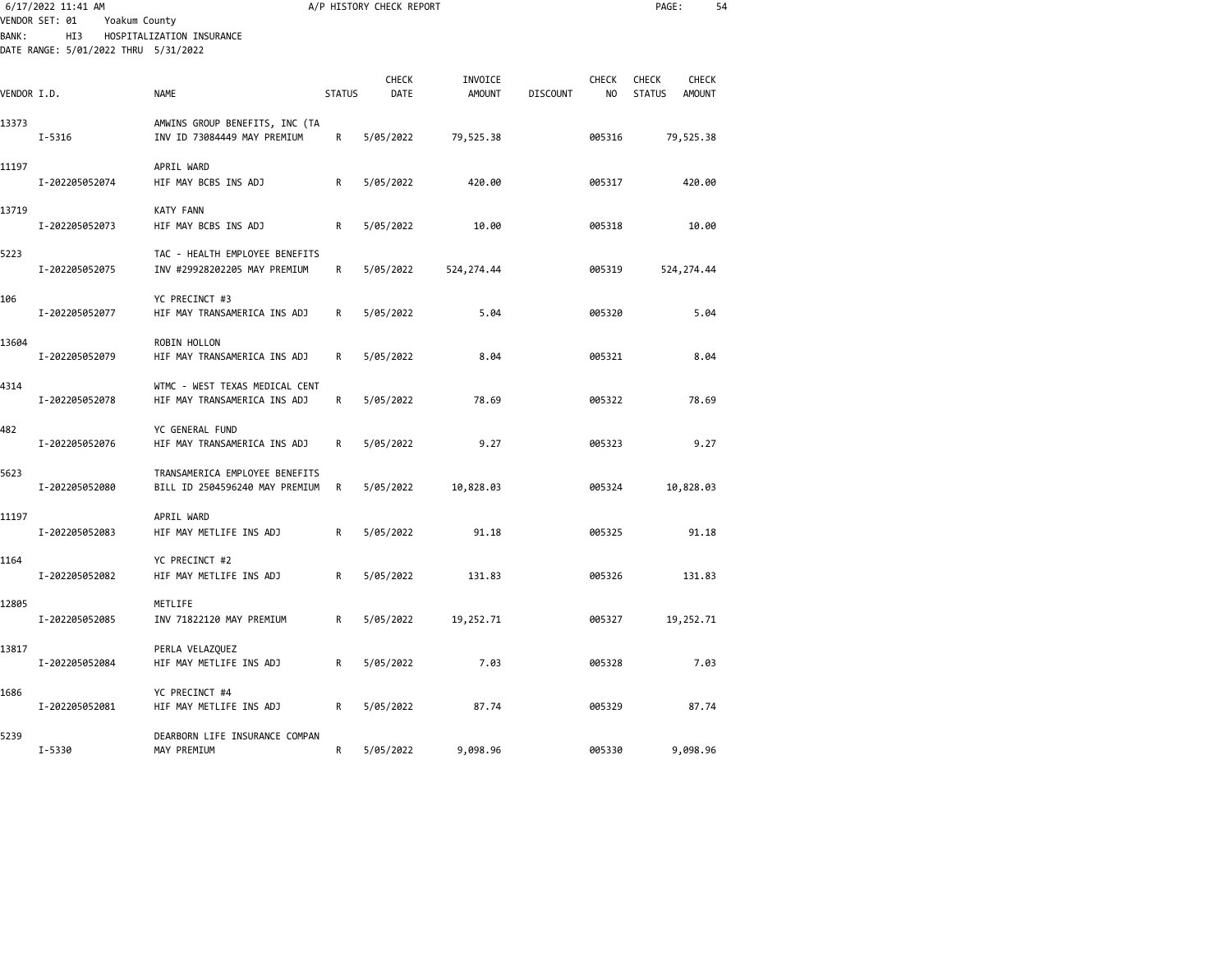6/17/2022 11:41 AM A/P HISTORY CHECK REPORT

VENDOR SET: 01 Yoakum County
BANK: HI3 HOSPITALIZATION INSURANCE
DATE RANGE: 5/01/2022 THRU 5/31/2022

| VENDOR I.D. | | NAME | STATUS | CHECK DATE | INVOICE AMOUNT | DISCOUNT | CHECK NO | CHECK STATUS | CHECK AMOUNT |
|---|---|---|---|---|---|---|---|---|---|
| 13373 | | AMWINS GROUP BENEFITS, INC (TA | | | | | | | |
| | I-5316 | INV ID 73084449 MAY PREMIUM | R | 5/05/2022 | 79,525.38 | | 005316 | | 79,525.38 |
| 11197 | | APRIL WARD | | | | | | | |
| | I-202205052074 | HIF MAY BCBS INS ADJ | R | 5/05/2022 | 420.00 | | 005317 | | 420.00 |
| 13719 | | KATY FANN | | | | | | | |
| | I-202205052073 | HIF MAY BCBS INS ADJ | R | 5/05/2022 | 10.00 | | 005318 | | 10.00 |
| 5223 | | TAC - HEALTH EMPLOYEE BENEFITS | | | | | | | |
| | I-202205052075 | INV #29928202205 MAY PREMIUM | R | 5/05/2022 | 524,274.44 | | 005319 | | 524,274.44 |
| 106 | | YC PRECINCT #3 | | | | | | | |
| | I-202205052077 | HIF MAY TRANSAMERICA INS ADJ | R | 5/05/2022 | 5.04 | | 005320 | | 5.04 |
| 13604 | | ROBIN HOLLON | | | | | | | |
| | I-202205052079 | HIF MAY TRANSAMERICA INS ADJ | R | 5/05/2022 | 8.04 | | 005321 | | 8.04 |
| 4314 | | WTMC - WEST TEXAS MEDICAL CENT | | | | | | | |
| | I-202205052078 | HIF MAY TRANSAMERICA INS ADJ | R | 5/05/2022 | 78.69 | | 005322 | | 78.69 |
| 482 | | YC GENERAL FUND | | | | | | | |
| | I-202205052076 | HIF MAY TRANSAMERICA INS ADJ | R | 5/05/2022 | 9.27 | | 005323 | | 9.27 |
| 5623 | | TRANSAMERICA EMPLOYEE BENEFITS | | | | | | | |
| | I-202205052080 | BILL ID 2504596240 MAY PREMIUM | R | 5/05/2022 | 10,828.03 | | 005324 | | 10,828.03 |
| 11197 | | APRIL WARD | | | | | | | |
| | I-202205052083 | HIF MAY METLIFE INS ADJ | R | 5/05/2022 | 91.18 | | 005325 | | 91.18 |
| 1164 | | YC PRECINCT #2 | | | | | | | |
| | I-202205052082 | HIF MAY METLIFE INS ADJ | R | 5/05/2022 | 131.83 | | 005326 | | 131.83 |
| 12805 | | METLIFE | | | | | | | |
| | I-202205052085 | INV 71822120 MAY PREMIUM | R | 5/05/2022 | 19,252.71 | | 005327 | | 19,252.71 |
| 13817 | | PERLA VELAZQUEZ | | | | | | | |
| | I-202205052084 | HIF MAY METLIFE INS ADJ | R | 5/05/2022 | 7.03 | | 005328 | | 7.03 |
| 1686 | | YC PRECINCT #4 | | | | | | | |
| | I-202205052081 | HIF MAY METLIFE INS ADJ | R | 5/05/2022 | 87.74 | | 005329 | | 87.74 |
| 5239 | | DEARBORN LIFE INSURANCE COMPAN | | | | | | | |
| | I-5330 | MAY PREMIUM | R | 5/05/2022 | 9,098.96 | | 005330 | | 9,098.96 |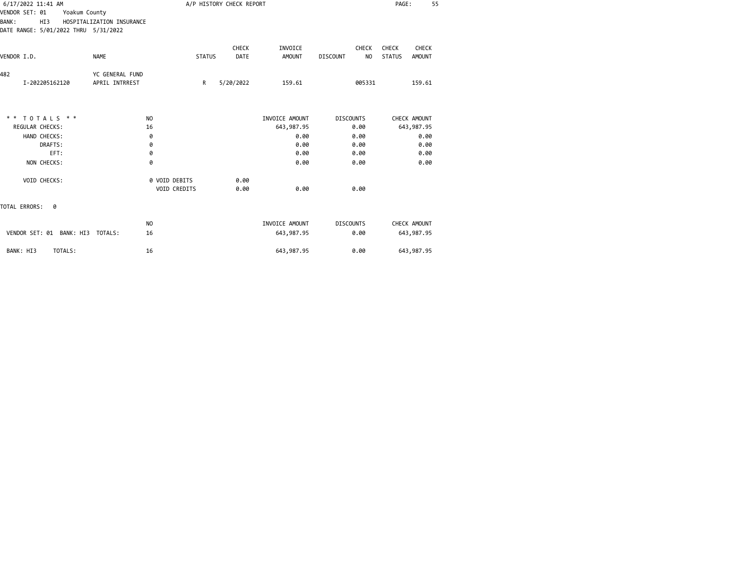6/17/2022 11:41 AM A/P HISTORY CHECK REPORT

VENDOR SET: 01 Yoakum County
BANK: HI3 HOSPITALIZATION INSURANCE
DATE RANGE: 5/01/2022 THRU 5/31/2022

| VENDOR I.D. | NAME | STATUS | CHECK DATE | INVOICE AMOUNT | DISCOUNT | CHECK NO | CHECK STATUS | CHECK AMOUNT |
|---|---|---|---|---|---|---|---|---|
| 482 | YC GENERAL FUND | | | | | | | |
| I-202205162120 | APRIL INTRREST | R | 5/20/2022 | 159.61 | | 005331 | | 159.61 |

| * * T O T A L S * * | NO | | | INVOICE AMOUNT | DISCOUNTS | CHECK AMOUNT |
|---|---|---|---|---|---|---|
| REGULAR CHECKS: | 16 | | | 643,987.95 | 0.00 | 643,987.95 |
| HAND CHECKS: | 0 | | | 0.00 | 0.00 | 0.00 |
| DRAFTS: | 0 | | | 0.00 | 0.00 | 0.00 |
| EFT: | 0 | | | 0.00 | 0.00 | 0.00 |
| NON CHECKS: | 0 | | | 0.00 | 0.00 | 0.00 |
| VOID CHECKS: | 0 | VOID DEBITS | 0.00 | | | |
| | | VOID CREDITS | 0.00 | 0.00 | 0.00 | |

TOTAL ERRORS: 0

| | NO | INVOICE AMOUNT | DISCOUNTS | CHECK AMOUNT |
|---|---|---|---|---|
| VENDOR SET: 01 BANK: HI3 TOTALS: | 16 | 643,987.95 | 0.00 | 643,987.95 |
| BANK: HI3 TOTALS: | 16 | 643,987.95 | 0.00 | 643,987.95 |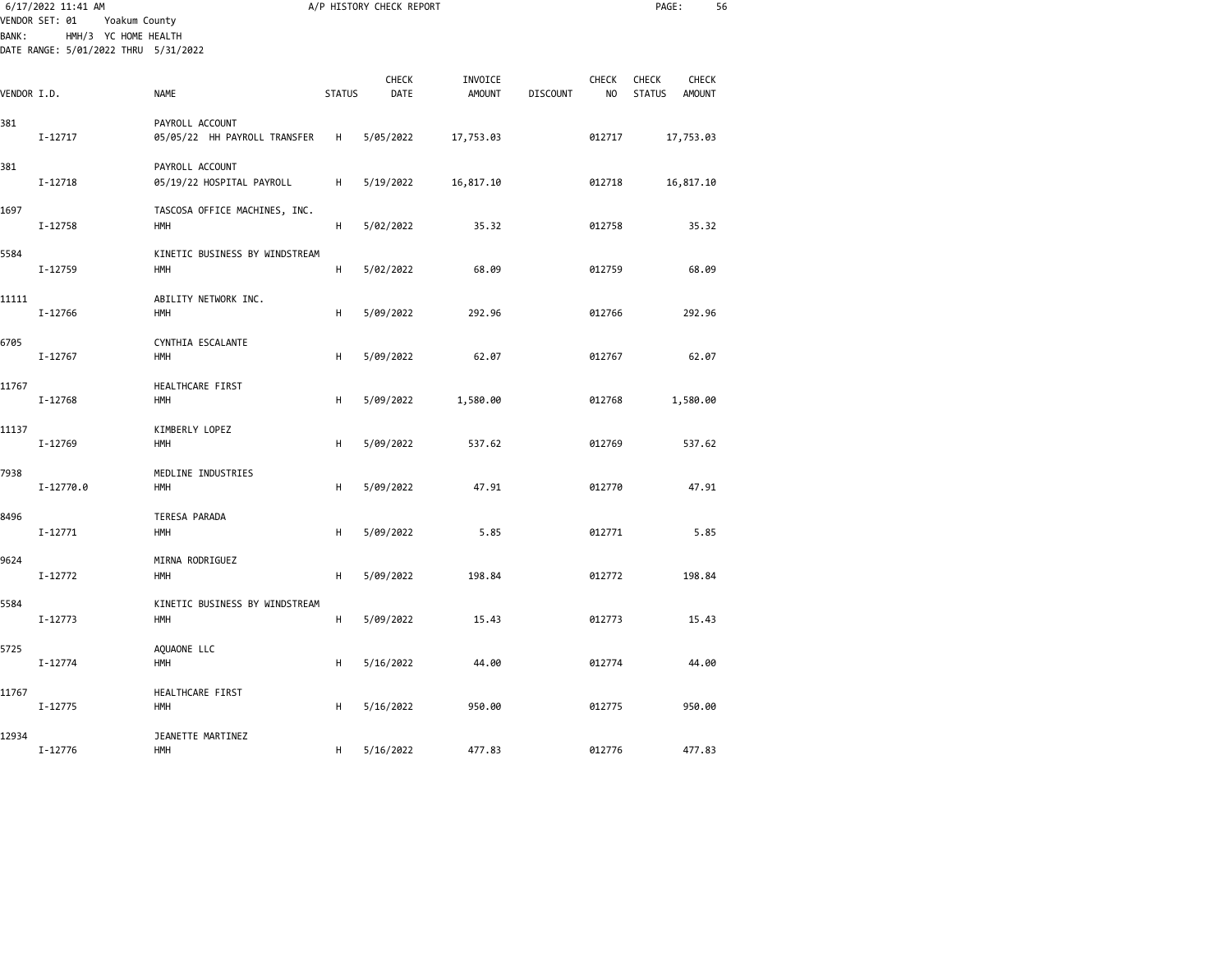A/P HISTORY CHECK REPORT

VENDOR SET: 01 Yoakum County
BANK: HMH/3 YC HOME HEALTH
DATE RANGE: 5/01/2022 THRU 5/31/2022

| VENDOR I.D. | NAME | STATUS | CHECK DATE | INVOICE AMOUNT | DISCOUNT | CHECK NO | CHECK STATUS | CHECK AMOUNT |
|---|---|---|---|---|---|---|---|---|
| 381 | PAYROLL ACCOUNT | | | | | | | |
| I-12717 | 05/05/22 HH PAYROLL TRANSFER | H | 5/05/2022 | 17,753.03 | | 012717 | | 17,753.03 |
| 381 | PAYROLL ACCOUNT | | | | | | | |
| I-12718 | 05/19/22 HOSPITAL PAYROLL | H | 5/19/2022 | 16,817.10 | | 012718 | | 16,817.10 |
| 1697 | TASCOSA OFFICE MACHINES, INC. | | | | | | | |
| I-12758 | HMH | H | 5/02/2022 | 35.32 | | 012758 | | 35.32 |
| 5584 | KINETIC BUSINESS BY WINDSTREAM | | | | | | | |
| I-12759 | HMH | H | 5/02/2022 | 68.09 | | 012759 | | 68.09 |
| 11111 | ABILITY NETWORK INC. | | | | | | | |
| I-12766 | HMH | H | 5/09/2022 | 292.96 | | 012766 | | 292.96 |
| 6705 | CYNTHIA ESCALANTE | | | | | | | |
| I-12767 | HMH | H | 5/09/2022 | 62.07 | | 012767 | | 62.07 |
| 11767 | HEALTHCARE FIRST | | | | | | | |
| I-12768 | HMH | H | 5/09/2022 | 1,580.00 | | 012768 | | 1,580.00 |
| 11137 | KIMBERLY LOPEZ | | | | | | | |
| I-12769 | HMH | H | 5/09/2022 | 537.62 | | 012769 | | 537.62 |
| 7938 | MEDLINE INDUSTRIES | | | | | | | |
| I-12770.0 | HMH | H | 5/09/2022 | 47.91 | | 012770 | | 47.91 |
| 8496 | TERESA PARADA | | | | | | | |
| I-12771 | HMH | H | 5/09/2022 | 5.85 | | 012771 | | 5.85 |
| 9624 | MIRNA RODRIGUEZ | | | | | | | |
| I-12772 | HMH | H | 5/09/2022 | 198.84 | | 012772 | | 198.84 |
| 5584 | KINETIC BUSINESS BY WINDSTREAM | | | | | | | |
| I-12773 | HMH | H | 5/09/2022 | 15.43 | | 012773 | | 15.43 |
| 5725 | AQUAONE LLC | | | | | | | |
| I-12774 | HMH | H | 5/16/2022 | 44.00 | | 012774 | | 44.00 |
| 11767 | HEALTHCARE FIRST | | | | | | | |
| I-12775 | HMH | H | 5/16/2022 | 950.00 | | 012775 | | 950.00 |
| 12934 | JEANETTE MARTINEZ | | | | | | | |
| I-12776 | HMH | H | 5/16/2022 | 477.83 | | 012776 | | 477.83 |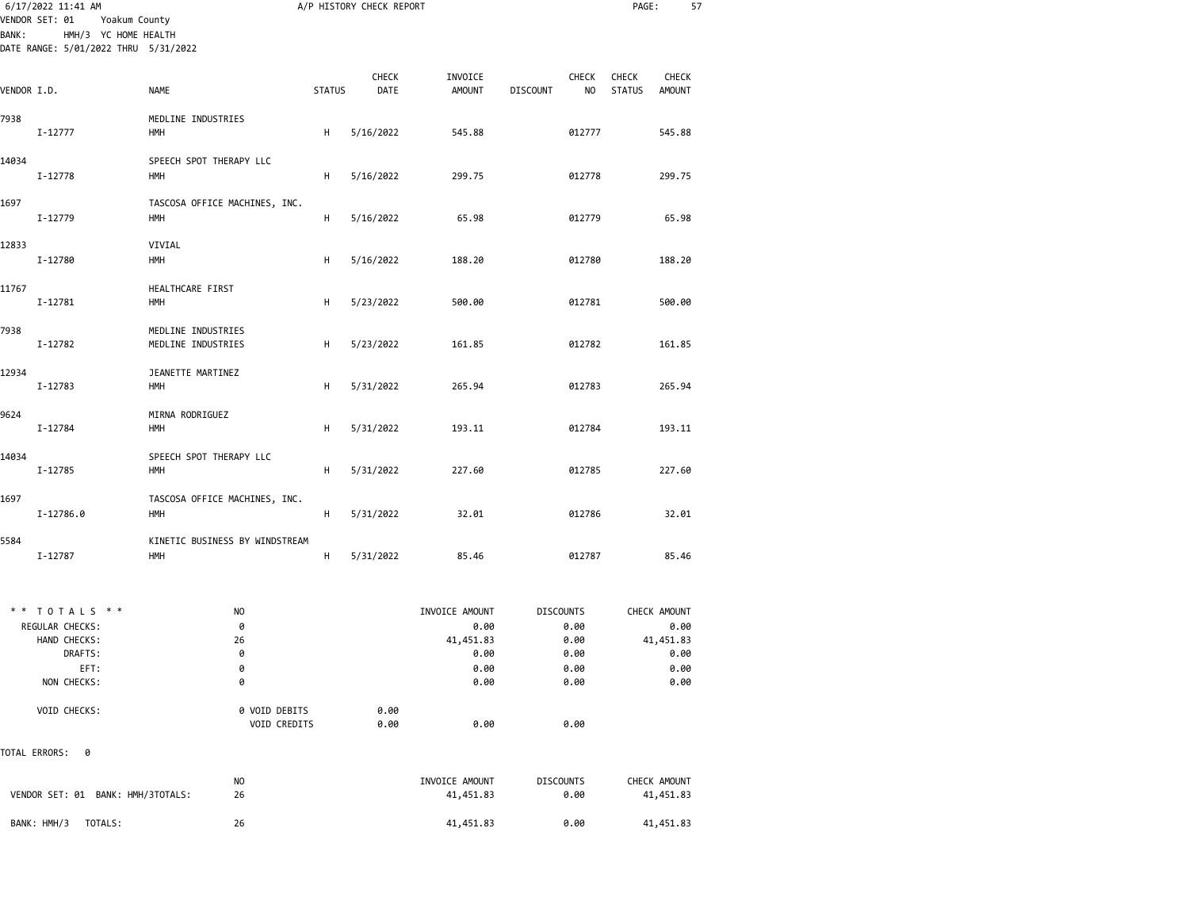6/17/2022 11:41 AM A/P HISTORY CHECK REPORT

VENDOR SET: 01 Yoakum County
BANK: HMH/3 YC HOME HEALTH
DATE RANGE: 5/01/2022 THRU 5/31/2022

| VENDOR I.D. | NAME | STATUS | CHECK DATE | INVOICE AMOUNT | DISCOUNT | CHECK NO | CHECK STATUS | CHECK AMOUNT |
|---|---|---|---|---|---|---|---|---|
| 7938 | MEDLINE INDUSTRIES | | | | | | | |
| I-12777 | HMH | H | 5/16/2022 | 545.88 | | 012777 | | 545.88 |
| 14034 | SPEECH SPOT THERAPY LLC | | | | | | | |
| I-12778 | HMH | H | 5/16/2022 | 299.75 | | 012778 | | 299.75 |
| 1697 | TASCOSA OFFICE MACHINES, INC. | | | | | | | |
| I-12779 | HMH | H | 5/16/2022 | 65.98 | | 012779 | | 65.98 |
| 12833 | VIVIAL | | | | | | | |
| I-12780 | HMH | H | 5/16/2022 | 188.20 | | 012780 | | 188.20 |
| 11767 | HEALTHCARE FIRST | | | | | | | |
| I-12781 | HMH | H | 5/23/2022 | 500.00 | | 012781 | | 500.00 |
| 7938 | MEDLINE INDUSTRIES | | | | | | | |
| I-12782 | MEDLINE INDUSTRIES | H | 5/23/2022 | 161.85 | | 012782 | | 161.85 |
| 12934 | JEANETTE MARTINEZ | | | | | | | |
| I-12783 | HMH | H | 5/31/2022 | 265.94 | | 012783 | | 265.94 |
| 9624 | MIRNA RODRIGUEZ | | | | | | | |
| I-12784 | HMH | H | 5/31/2022 | 193.11 | | 012784 | | 193.11 |
| 14034 | SPEECH SPOT THERAPY LLC | | | | | | | |
| I-12785 | HMH | H | 5/31/2022 | 227.60 | | 012785 | | 227.60 |
| 1697 | TASCOSA OFFICE MACHINES, INC. | | | | | | | |
| I-12786.0 | HMH | H | 5/31/2022 | 32.01 | | 012786 | | 32.01 |
| 5584 | KINETIC BUSINESS BY WINDSTREAM | | | | | | | |
| I-12787 | HMH | H | 5/31/2022 | 85.46 | | 012787 | | 85.46 |

| * * TOTALS * * | NO | | INVOICE AMOUNT | DISCOUNTS | CHECK AMOUNT |
|---|---|---|---|---|---|
| REGULAR CHECKS: | 0 | | 0.00 | 0.00 | 0.00 |
| HAND CHECKS: | 26 | | 41,451.83 | 0.00 | 41,451.83 |
| DRAFTS: | 0 | | 0.00 | 0.00 | 0.00 |
| EFT: | 0 | | 0.00 | 0.00 | 0.00 |
| NON CHECKS: | 0 | | 0.00 | 0.00 | 0.00 |
| VOID CHECKS: | 0 VOID DEBITS | 0.00 | | | |
| | VOID CREDITS | 0.00 | 0.00 | 0.00 | |

TOTAL ERRORS: 0

| | NO | INVOICE AMOUNT | DISCOUNTS | CHECK AMOUNT |
|---|---|---|---|---|
| VENDOR SET: 01 BANK: HMH/3TOTALS: | 26 | 41,451.83 | 0.00 | 41,451.83 |
| BANK: HMH/3 TOTALS: | 26 | 41,451.83 | 0.00 | 41,451.83 |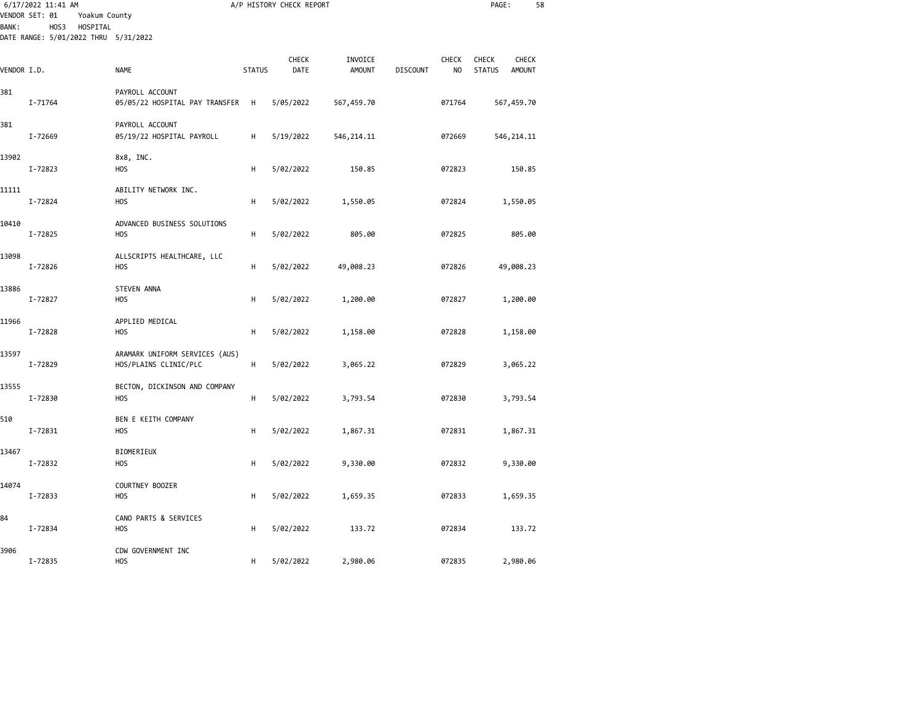6/17/2022 11:41 AM

A/P HISTORY CHECK REPORT

VENDOR SET: 01 Yoakum County
BANK: HOS3 HOSPITAL
DATE RANGE: 5/01/2022 THRU 5/31/2022

| VENDOR I.D. | NAME | STATUS | CHECK DATE | INVOICE AMOUNT | DISCOUNT | CHECK NO | CHECK STATUS | CHECK AMOUNT |
|---|---|---|---|---|---|---|---|---|
| 381 | PAYROLL ACCOUNT | | | | | | | |
| I-71764 | 05/05/22 HOSPITAL PAY TRANSFER | H | 5/05/2022 | 567,459.70 | | 071764 | | 567,459.70 |
| 381 | PAYROLL ACCOUNT | | | | | | | |
| I-72669 | 05/19/22 HOSPITAL PAYROLL | H | 5/19/2022 | 546,214.11 | | 072669 | | 546,214.11 |
| 13902 | 8x8, INC. | | | | | | | |
| I-72823 | HOS | H | 5/02/2022 | 150.85 | | 072823 | | 150.85 |
| 11111 | ABILITY NETWORK INC. | | | | | | | |
| I-72824 | HOS | H | 5/02/2022 | 1,550.05 | | 072824 | | 1,550.05 |
| 10410 | ADVANCED BUSINESS SOLUTIONS | | | | | | | |
| I-72825 | HOS | H | 5/02/2022 | 805.00 | | 072825 | | 805.00 |
| 13098 | ALLSCRIPTS HEALTHCARE, LLC | | | | | | | |
| I-72826 | HOS | H | 5/02/2022 | 49,008.23 | | 072826 | | 49,008.23 |
| 13886 | STEVEN ANNA | | | | | | | |
| I-72827 | HOS | H | 5/02/2022 | 1,200.00 | | 072827 | | 1,200.00 |
| 11966 | APPLIED MEDICAL | | | | | | | |
| I-72828 | HOS | H | 5/02/2022 | 1,158.00 | | 072828 | | 1,158.00 |
| 13597 | ARAMARK UNIFORM SERVICES (AUS) | | | | | | | |
| I-72829 | HOS/PLAINS CLINIC/PLC | H | 5/02/2022 | 3,065.22 | | 072829 | | 3,065.22 |
| 13555 | BECTON, DICKINSON AND COMPANY | | | | | | | |
| I-72830 | HOS | H | 5/02/2022 | 3,793.54 | | 072830 | | 3,793.54 |
| 510 | BEN E KEITH COMPANY | | | | | | | |
| I-72831 | HOS | H | 5/02/2022 | 1,867.31 | | 072831 | | 1,867.31 |
| 13467 | BIOMERIEUX | | | | | | | |
| I-72832 | HOS | H | 5/02/2022 | 9,330.00 | | 072832 | | 9,330.00 |
| 14074 | COURTNEY BOOZER | | | | | | | |
| I-72833 | HOS | H | 5/02/2022 | 1,659.35 | | 072833 | | 1,659.35 |
| 84 | CANO PARTS & SERVICES | | | | | | | |
| I-72834 | HOS | H | 5/02/2022 | 133.72 | | 072834 | | 133.72 |
| 3906 | CDW GOVERNMENT INC | | | | | | | |
| I-72835 | HOS | H | 5/02/2022 | 2,980.06 | | 072835 | | 2,980.06 |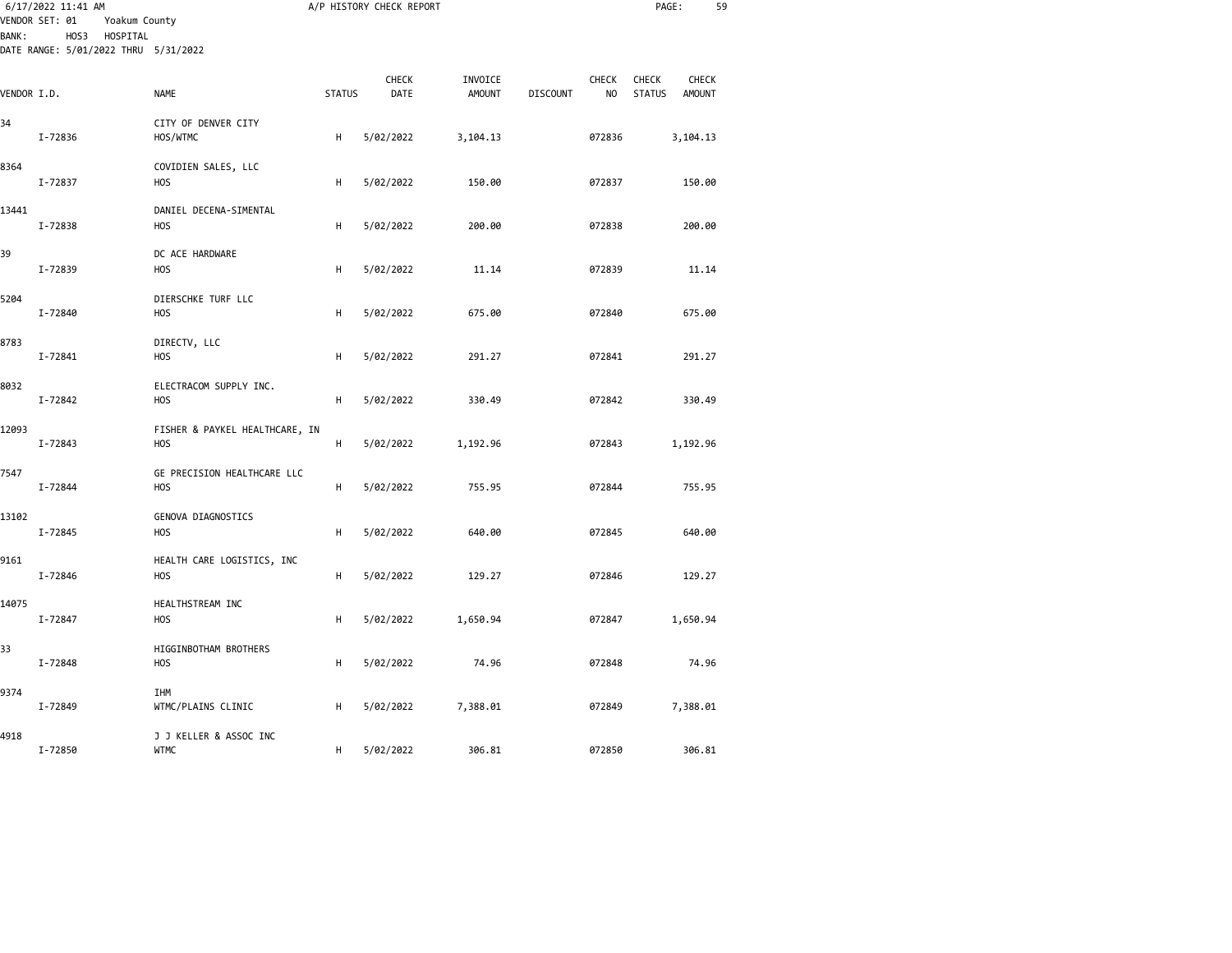A/P HISTORY CHECK REPORT

VENDOR SET: 01 Yoakum County
BANK: HOS3 HOSPITAL
DATE RANGE: 5/01/2022 THRU 5/31/2022

| VENDOR I.D. | NAME | STATUS | CHECK DATE | INVOICE AMOUNT | DISCOUNT | CHECK NO | CHECK STATUS | CHECK AMOUNT |
|---|---|---|---|---|---|---|---|---|
| 34 | CITY OF DENVER CITY | | | | | | | |
| I-72836 | HOS/WTMC | H | 5/02/2022 | 3,104.13 | | 072836 | | 3,104.13 |
| 8364 | COVIDIEN SALES, LLC | | | | | | | |
| I-72837 | HOS | H | 5/02/2022 | 150.00 | | 072837 | | 150.00 |
| 13441 | DANIEL DECENA-SIMENTAL | | | | | | | |
| I-72838 | HOS | H | 5/02/2022 | 200.00 | | 072838 | | 200.00 |
| 39 | DC ACE HARDWARE | | | | | | | |
| I-72839 | HOS | H | 5/02/2022 | 11.14 | | 072839 | | 11.14 |
| 5204 | DIERSCHKE TURF LLC | | | | | | | |
| I-72840 | HOS | H | 5/02/2022 | 675.00 | | 072840 | | 675.00 |
| 8783 | DIRECTV, LLC | | | | | | | |
| I-72841 | HOS | H | 5/02/2022 | 291.27 | | 072841 | | 291.27 |
| 8032 | ELECTRACOM SUPPLY INC. | | | | | | | |
| I-72842 | HOS | H | 5/02/2022 | 330.49 | | 072842 | | 330.49 |
| 12093 | FISHER & PAYKEL HEALTHCARE, IN | | | | | | | |
| I-72843 | HOS | H | 5/02/2022 | 1,192.96 | | 072843 | | 1,192.96 |
| 7547 | GE PRECISION HEALTHCARE LLC | | | | | | | |
| I-72844 | HOS | H | 5/02/2022 | 755.95 | | 072844 | | 755.95 |
| 13102 | GENOVA DIAGNOSTICS | | | | | | | |
| I-72845 | HOS | H | 5/02/2022 | 640.00 | | 072845 | | 640.00 |
| 9161 | HEALTH CARE LOGISTICS, INC | | | | | | | |
| I-72846 | HOS | H | 5/02/2022 | 129.27 | | 072846 | | 129.27 |
| 14075 | HEALTHSTREAM INC | | | | | | | |
| I-72847 | HOS | H | 5/02/2022 | 1,650.94 | | 072847 | | 1,650.94 |
| 33 | HIGGINBOTHAM BROTHERS | | | | | | | |
| I-72848 | HOS | H | 5/02/2022 | 74.96 | | 072848 | | 74.96 |
| 9374 | IHM | | | | | | | |
| I-72849 | WTMC/PLAINS CLINIC | H | 5/02/2022 | 7,388.01 | | 072849 | | 7,388.01 |
| 4918 | J J KELLER & ASSOC INC | | | | | | | |
| I-72850 | WTMC | H | 5/02/2022 | 306.81 | | 072850 | | 306.81 |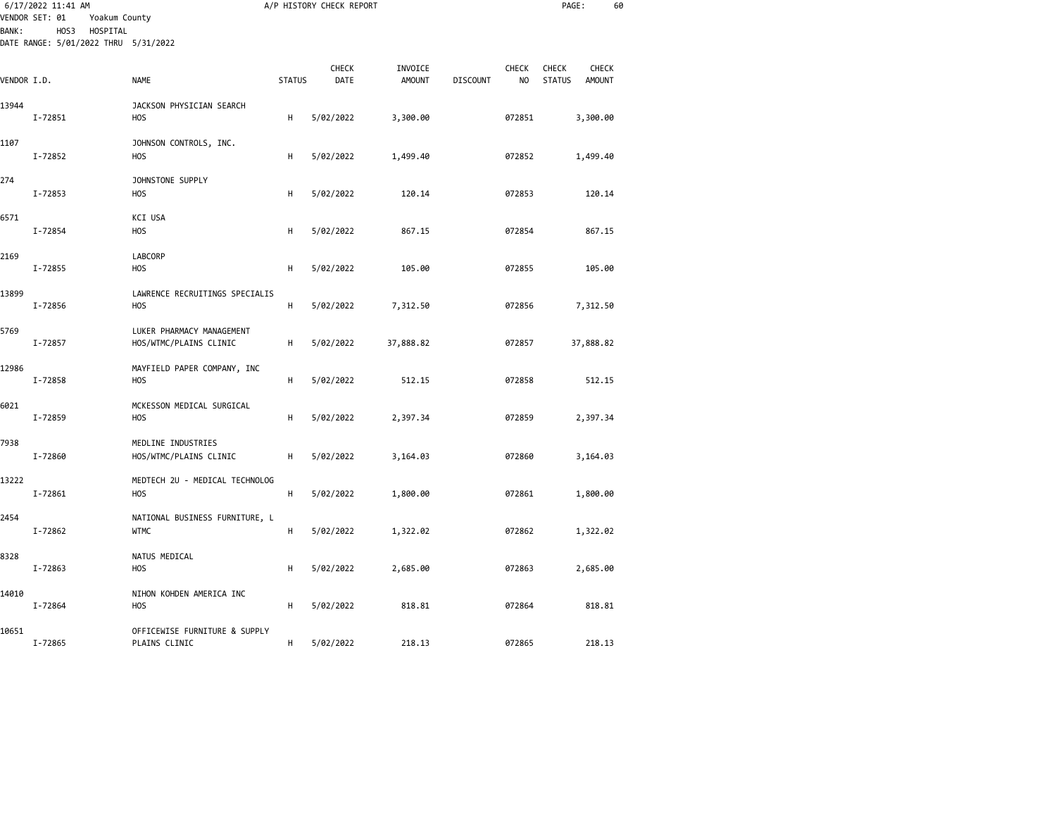A/P HISTORY CHECK REPORT

VENDOR SET: 01 Yoakum County
BANK: HOS3 HOSPITAL
DATE RANGE: 5/01/2022 THRU 5/31/2022

| VENDOR I.D. | | NAME | STATUS | CHECK DATE | INVOICE AMOUNT | DISCOUNT | CHECK NO | CHECK STATUS | CHECK AMOUNT |
|---|---|---|---|---|---|---|---|---|---|
| 13944 | | JACKSON PHYSICIAN SEARCH | | | | | | | |
| | I-72851 | HOS | H | 5/02/2022 | 3,300.00 | | 072851 | | 3,300.00 |
| 1107 | | JOHNSON CONTROLS, INC. | | | | | | | |
| | I-72852 | HOS | H | 5/02/2022 | 1,499.40 | | 072852 | | 1,499.40 |
| 274 | | JOHNSTONE SUPPLY | | | | | | | |
| | I-72853 | HOS | H | 5/02/2022 | 120.14 | | 072853 | | 120.14 |
| 6571 | | KCI USA | | | | | | | |
| | I-72854 | HOS | H | 5/02/2022 | 867.15 | | 072854 | | 867.15 |
| 2169 | | LABCORP | | | | | | | |
| | I-72855 | HOS | H | 5/02/2022 | 105.00 | | 072855 | | 105.00 |
| 13899 | | LAWRENCE RECRUITINGS SPECIALIS | | | | | | | |
| | I-72856 | HOS | H | 5/02/2022 | 7,312.50 | | 072856 | | 7,312.50 |
| 5769 | | LUKER PHARMACY MANAGEMENT | | | | | | | |
| | I-72857 | HOS/WTMC/PLAINS CLINIC | H | 5/02/2022 | 37,888.82 | | 072857 | | 37,888.82 |
| 12986 | | MAYFIELD PAPER COMPANY, INC | | | | | | | |
| | I-72858 | HOS | H | 5/02/2022 | 512.15 | | 072858 | | 512.15 |
| 6021 | | MCKESSON MEDICAL SURGICAL | | | | | | | |
| | I-72859 | HOS | H | 5/02/2022 | 2,397.34 | | 072859 | | 2,397.34 |
| 7938 | | MEDLINE INDUSTRIES | | | | | | | |
| | I-72860 | HOS/WTMC/PLAINS CLINIC | H | 5/02/2022 | 3,164.03 | | 072860 | | 3,164.03 |
| 13222 | | MEDTECH 2U - MEDICAL TECHNOLOG | | | | | | | |
| | I-72861 | HOS | H | 5/02/2022 | 1,800.00 | | 072861 | | 1,800.00 |
| 2454 | | NATIONAL BUSINESS FURNITURE, L | | | | | | | |
| | I-72862 | WTMC | H | 5/02/2022 | 1,322.02 | | 072862 | | 1,322.02 |
| 8328 | | NATUS MEDICAL | | | | | | | |
| | I-72863 | HOS | H | 5/02/2022 | 2,685.00 | | 072863 | | 2,685.00 |
| 14010 | | NIHON KOHDEN AMERICA INC | | | | | | | |
| | I-72864 | HOS | H | 5/02/2022 | 818.81 | | 072864 | | 818.81 |
| 10651 | | OFFICEWISE FURNITURE & SUPPLY | | | | | | | |
| | I-72865 | PLAINS CLINIC | H | 5/02/2022 | 218.13 | | 072865 | | 218.13 |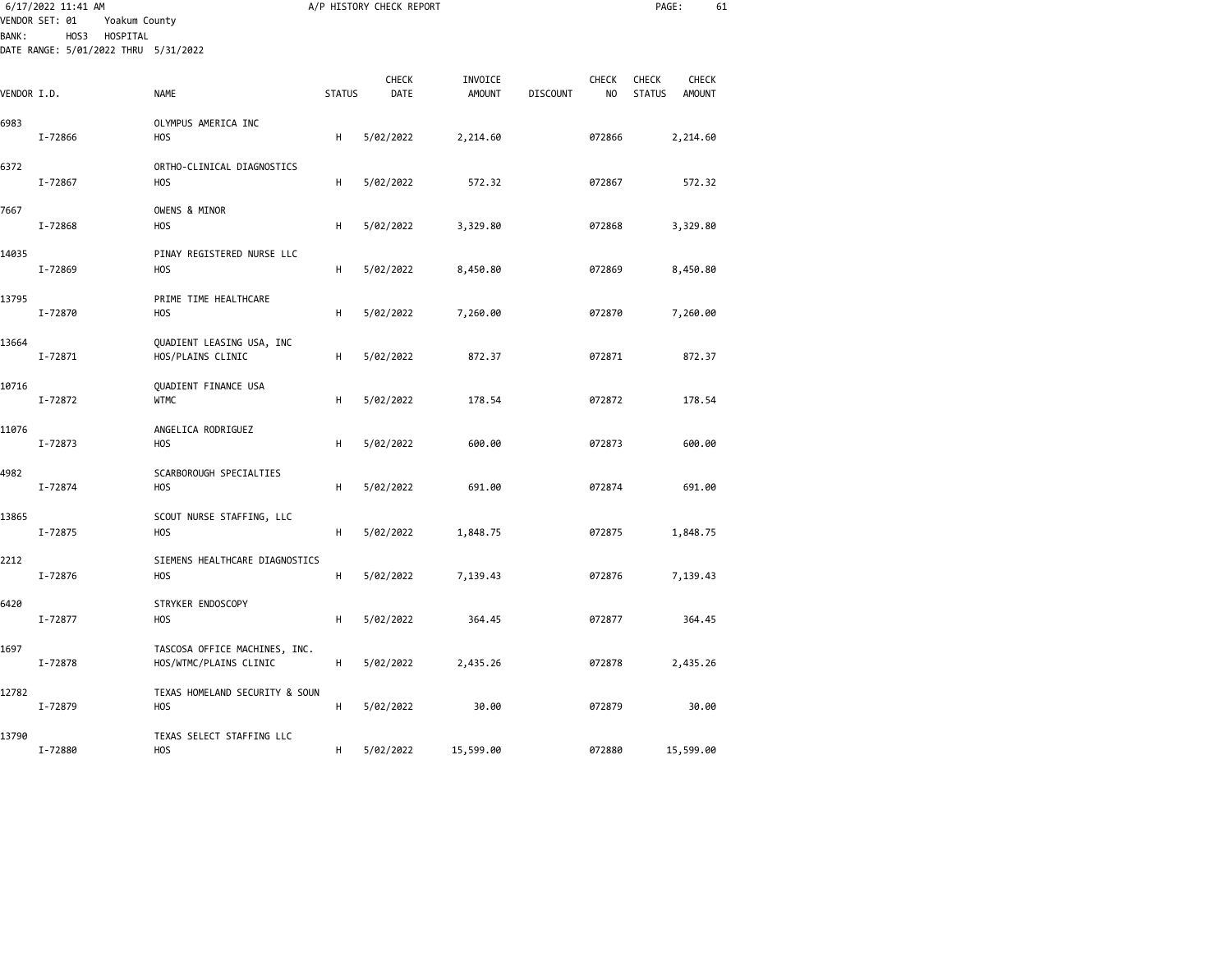VENDOR SET: 01 Yoakum County
BANK: HOS3 HOSPITAL
DATE RANGE: 5/01/2022 THRU 5/31/2022

A/P HISTORY CHECK REPORT

| VENDOR I.D. | | NAME | STATUS | CHECK DATE | INVOICE AMOUNT | DISCOUNT | CHECK NO | CHECK STATUS | CHECK AMOUNT |
|---|---|---|---|---|---|---|---|---|---|
| 6983 | | OLYMPUS AMERICA INC | | | | | | | |
| | I-72866 | HOS | H | 5/02/2022 | 2,214.60 | | 072866 | | 2,214.60 |
| 6372 | | ORTHO-CLINICAL DIAGNOSTICS | | | | | | | |
| | I-72867 | HOS | H | 5/02/2022 | 572.32 | | 072867 | | 572.32 |
| 7667 | | OWENS & MINOR | | | | | | | |
| | I-72868 | HOS | H | 5/02/2022 | 3,329.80 | | 072868 | | 3,329.80 |
| 14035 | | PINAY REGISTERED NURSE LLC | | | | | | | |
| | I-72869 | HOS | H | 5/02/2022 | 8,450.80 | | 072869 | | 8,450.80 |
| 13795 | | PRIME TIME HEALTHCARE | | | | | | | |
| | I-72870 | HOS | H | 5/02/2022 | 7,260.00 | | 072870 | | 7,260.00 |
| 13664 | | QUADIENT LEASING USA, INC | | | | | | | |
| | I-72871 | HOS/PLAINS CLINIC | H | 5/02/2022 | 872.37 | | 072871 | | 872.37 |
| 10716 | | QUADIENT FINANCE USA | | | | | | | |
| | I-72872 | WTMC | H | 5/02/2022 | 178.54 | | 072872 | | 178.54 |
| 11076 | | ANGELICA RODRIGUEZ | | | | | | | |
| | I-72873 | HOS | H | 5/02/2022 | 600.00 | | 072873 | | 600.00 |
| 4982 | | SCARBOROUGH SPECIALTIES | | | | | | | |
| | I-72874 | HOS | H | 5/02/2022 | 691.00 | | 072874 | | 691.00 |
| 13865 | | SCOUT NURSE STAFFING, LLC | | | | | | | |
| | I-72875 | HOS | H | 5/02/2022 | 1,848.75 | | 072875 | | 1,848.75 |
| 2212 | | SIEMENS HEALTHCARE DIAGNOSTICS | | | | | | | |
| | I-72876 | HOS | H | 5/02/2022 | 7,139.43 | | 072876 | | 7,139.43 |
| 6420 | | STRYKER ENDOSCOPY | | | | | | | |
| | I-72877 | HOS | H | 5/02/2022 | 364.45 | | 072877 | | 364.45 |
| 1697 | | TASCOSA OFFICE MACHINES, INC. | | | | | | | |
| | I-72878 | HOS/WTMC/PLAINS CLINIC | H | 5/02/2022 | 2,435.26 | | 072878 | | 2,435.26 |
| 12782 | | TEXAS HOMELAND SECURITY & SOUN | | | | | | | |
| | I-72879 | HOS | H | 5/02/2022 | 30.00 | | 072879 | | 30.00 |
| 13790 | | TEXAS SELECT STAFFING LLC | | | | | | | |
| | I-72880 | HOS | H | 5/02/2022 | 15,599.00 | | 072880 | | 15,599.00 |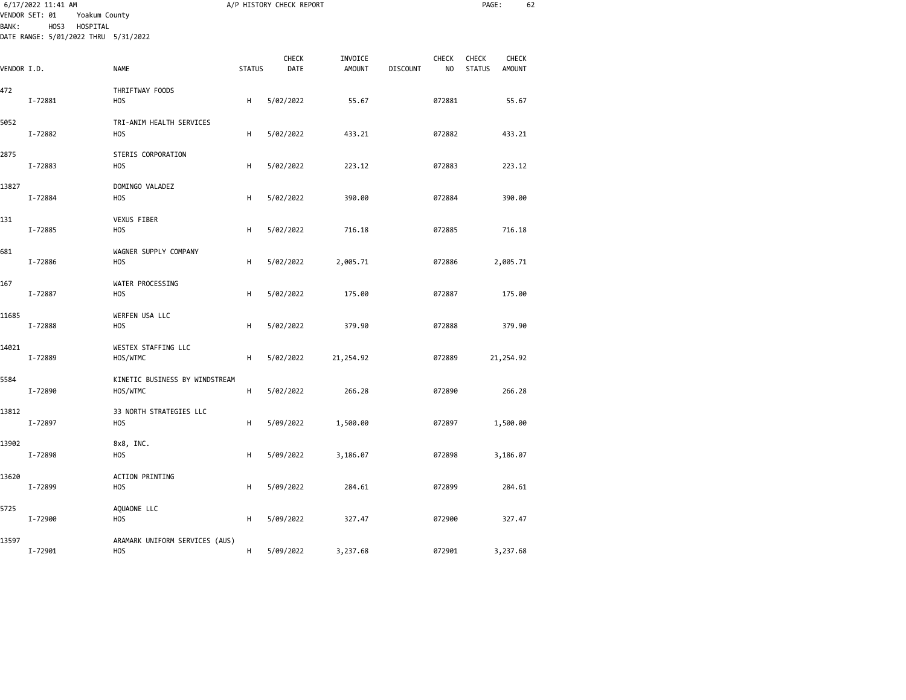6/17/2022 11:41 AM A/P HISTORY CHECK REPORT

VENDOR SET: 01 Yoakum County
BANK: HOS3 HOSPITAL
DATE RANGE: 5/01/2022 THRU 5/31/2022

| VENDOR I.D. | NAME | STATUS | CHECK DATE | INVOICE AMOUNT | DISCOUNT | CHECK NO | CHECK STATUS | CHECK AMOUNT |
|---|---|---|---|---|---|---|---|---|
| 472 | THRIFTWAY FOODS | | | | | | | |
| I-72881 | HOS | H | 5/02/2022 | 55.67 | | 072881 | | 55.67 |
| 5052 | TRI-ANIM HEALTH SERVICES | | | | | | | |
| I-72882 | HOS | H | 5/02/2022 | 433.21 | | 072882 | | 433.21 |
| 2875 | STERIS CORPORATION | | | | | | | |
| I-72883 | HOS | H | 5/02/2022 | 223.12 | | 072883 | | 223.12 |
| 13827 | DOMINGO VALADEZ | | | | | | | |
| I-72884 | HOS | H | 5/02/2022 | 390.00 | | 072884 | | 390.00 |
| 131 | VEXUS FIBER | | | | | | | |
| I-72885 | HOS | H | 5/02/2022 | 716.18 | | 072885 | | 716.18 |
| 681 | WAGNER SUPPLY COMPANY | | | | | | | |
| I-72886 | HOS | H | 5/02/2022 | 2,005.71 | | 072886 | | 2,005.71 |
| 167 | WATER PROCESSING | | | | | | | |
| I-72887 | HOS | H | 5/02/2022 | 175.00 | | 072887 | | 175.00 |
| 11685 | WERFEN USA LLC | | | | | | | |
| I-72888 | HOS | H | 5/02/2022 | 379.90 | | 072888 | | 379.90 |
| 14021 | WESTEX STAFFING LLC | | | | | | | |
| I-72889 | HOS/WTMC | H | 5/02/2022 | 21,254.92 | | 072889 | | 21,254.92 |
| 5584 | KINETIC BUSINESS BY WINDSTREAM | | | | | | | |
| I-72890 | HOS/WTMC | H | 5/02/2022 | 266.28 | | 072890 | | 266.28 |
| 13812 | 33 NORTH STRATEGIES LLC | | | | | | | |
| I-72897 | HOS | H | 5/09/2022 | 1,500.00 | | 072897 | | 1,500.00 |
| 13902 | 8x8, INC. | | | | | | | |
| I-72898 | HOS | H | 5/09/2022 | 3,186.07 | | 072898 | | 3,186.07 |
| 13620 | ACTION PRINTING | | | | | | | |
| I-72899 | HOS | H | 5/09/2022 | 284.61 | | 072899 | | 284.61 |
| 5725 | AQUAONE LLC | | | | | | | |
| I-72900 | HOS | H | 5/09/2022 | 327.47 | | 072900 | | 327.47 |
| 13597 | ARAMARK UNIFORM SERVICES (AUS) | | | | | | | |
| I-72901 | HOS | H | 5/09/2022 | 3,237.68 | | 072901 | | 3,237.68 |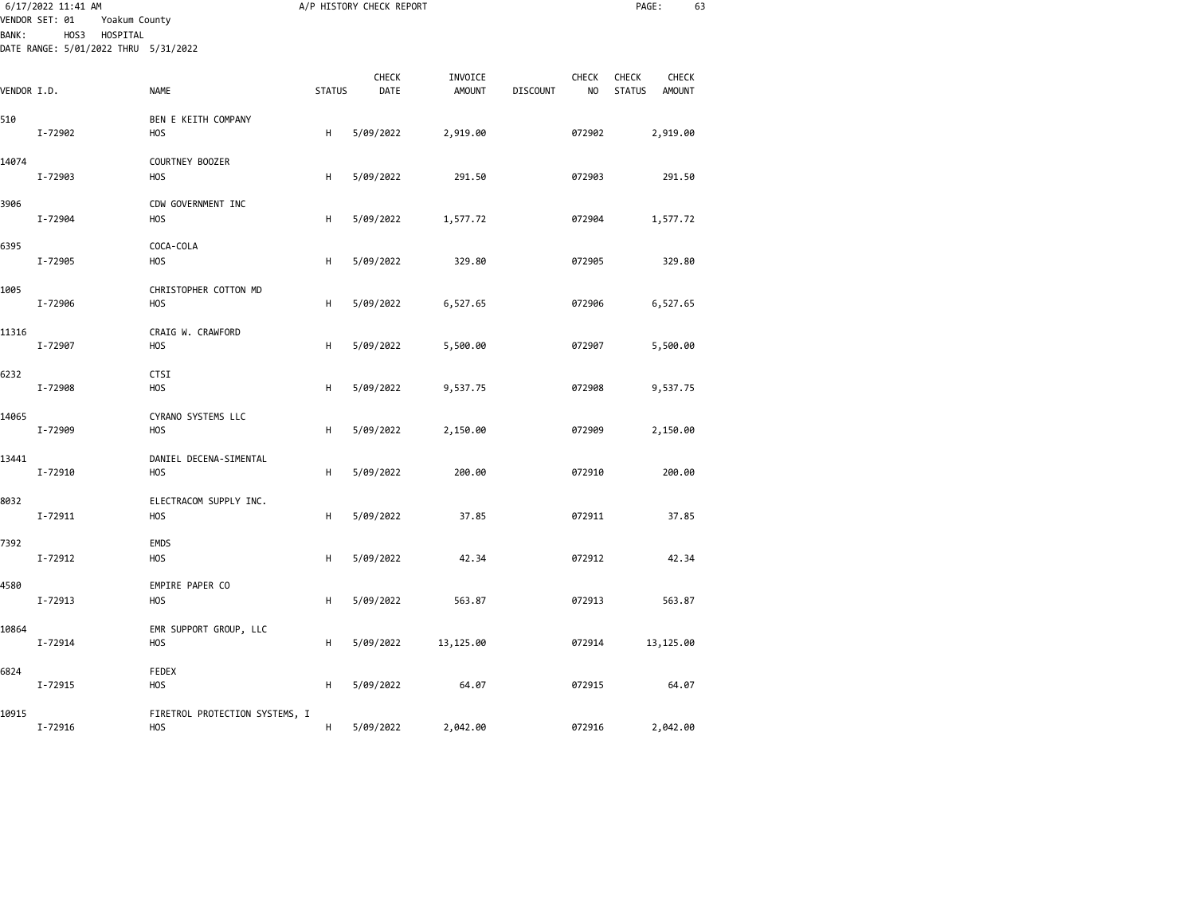6/17/2022 11:41 AM A/P HISTORY CHECK REPORT

VENDOR SET: 01 Yoakum County
BANK: HOS3 HOSPITAL
DATE RANGE: 5/01/2022 THRU 5/31/2022

| VENDOR I.D. | NAME | STATUS | CHECK DATE | INVOICE AMOUNT | DISCOUNT | CHECK NO | CHECK STATUS | CHECK AMOUNT |
|---|---|---|---|---|---|---|---|---|
| 510 | BEN E KEITH COMPANY | | | | | | | |
| I-72902 | HOS | H | 5/09/2022 | 2,919.00 | | 072902 | | 2,919.00 |
| 14074 | COURTNEY BOOZER | | | | | | | |
| I-72903 | HOS | H | 5/09/2022 | 291.50 | | 072903 | | 291.50 |
| 3906 | CDW GOVERNMENT INC | | | | | | | |
| I-72904 | HOS | H | 5/09/2022 | 1,577.72 | | 072904 | | 1,577.72 |
| 6395 | COCA-COLA | | | | | | | |
| I-72905 | HOS | H | 5/09/2022 | 329.80 | | 072905 | | 329.80 |
| 1005 | CHRISTOPHER COTTON MD | | | | | | | |
| I-72906 | HOS | H | 5/09/2022 | 6,527.65 | | 072906 | | 6,527.65 |
| 11316 | CRAIG W. CRAWFORD | | | | | | | |
| I-72907 | HOS | H | 5/09/2022 | 5,500.00 | | 072907 | | 5,500.00 |
| 6232 | CTSI | | | | | | | |
| I-72908 | HOS | H | 5/09/2022 | 9,537.75 | | 072908 | | 9,537.75 |
| 14065 | CYRANO SYSTEMS LLC | | | | | | | |
| I-72909 | HOS | H | 5/09/2022 | 2,150.00 | | 072909 | | 2,150.00 |
| 13441 | DANIEL DECENA-SIMENTAL | | | | | | | |
| I-72910 | HOS | H | 5/09/2022 | 200.00 | | 072910 | | 200.00 |
| 8032 | ELECTRACOM SUPPLY INC. | | | | | | | |
| I-72911 | HOS | H | 5/09/2022 | 37.85 | | 072911 | | 37.85 |
| 7392 | EMDS | | | | | | | |
| I-72912 | HOS | H | 5/09/2022 | 42.34 | | 072912 | | 42.34 |
| 4580 | EMPIRE PAPER CO | | | | | | | |
| I-72913 | HOS | H | 5/09/2022 | 563.87 | | 072913 | | 563.87 |
| 10864 | EMR SUPPORT GROUP, LLC | | | | | | | |
| I-72914 | HOS | H | 5/09/2022 | 13,125.00 | | 072914 | | 13,125.00 |
| 6824 | FEDEX | | | | | | | |
| I-72915 | HOS | H | 5/09/2022 | 64.07 | | 072915 | | 64.07 |
| 10915 | FIRETROL PROTECTION SYSTEMS, I | | | | | | | |
| I-72916 | HOS | H | 5/09/2022 | 2,042.00 | | 072916 | | 2,042.00 |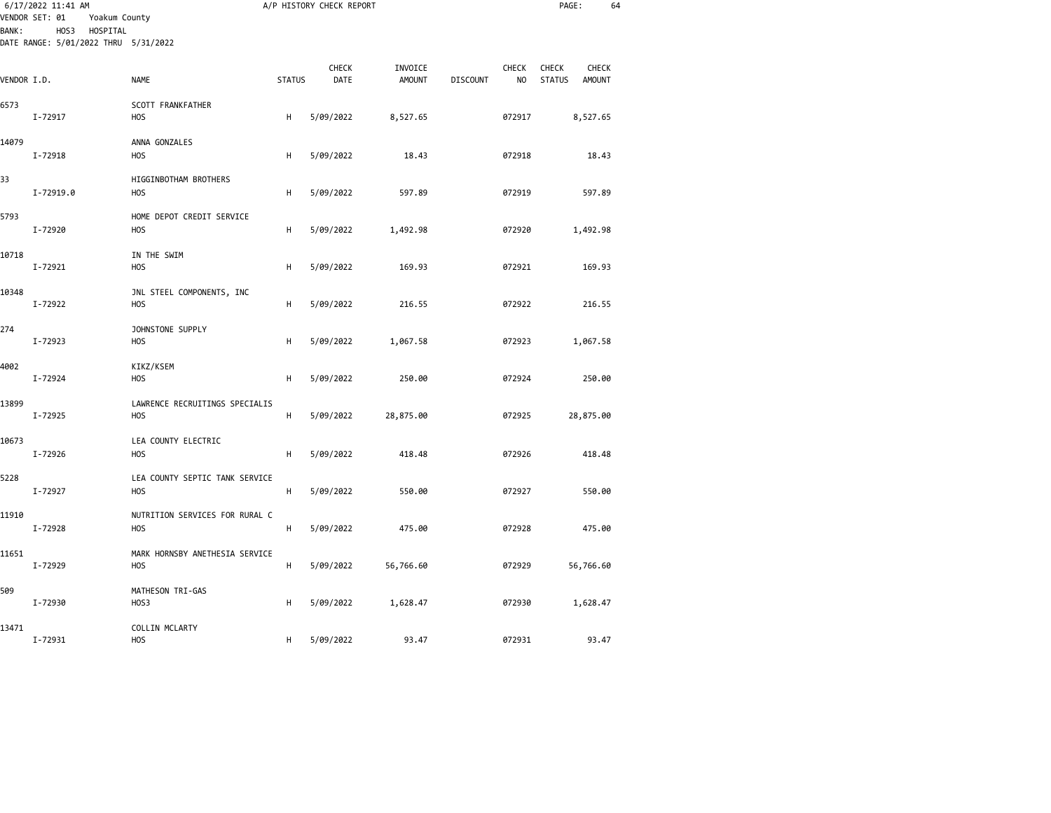6/17/2022 11:41 AM A/P HISTORY CHECK REPORT

VENDOR SET: 01 Yoakum County
BANK: HOS3 HOSPITAL
DATE RANGE: 5/01/2022 THRU 5/31/2022

| VENDOR I.D. | NAME | STATUS | CHECK DATE | INVOICE AMOUNT | DISCOUNT | CHECK NO | CHECK STATUS | CHECK AMOUNT |
|---|---|---|---|---|---|---|---|---|
| 6573 | SCOTT FRANKFATHER | | | | | | | |
| I-72917 | HOS | H | 5/09/2022 | 8,527.65 | | 072917 | | 8,527.65 |
| 14079 | ANNA GONZALES | | | | | | | |
| I-72918 | HOS | H | 5/09/2022 | 18.43 | | 072918 | | 18.43 |
| 33 | HIGGINBOTHAM BROTHERS | | | | | | | |
| I-72919.0 | HOS | H | 5/09/2022 | 597.89 | | 072919 | | 597.89 |
| 5793 | HOME DEPOT CREDIT SERVICE | | | | | | | |
| I-72920 | HOS | H | 5/09/2022 | 1,492.98 | | 072920 | | 1,492.98 |
| 10718 | IN THE SWIM | | | | | | | |
| I-72921 | HOS | H | 5/09/2022 | 169.93 | | 072921 | | 169.93 |
| 10348 | JNL STEEL COMPONENTS, INC | | | | | | | |
| I-72922 | HOS | H | 5/09/2022 | 216.55 | | 072922 | | 216.55 |
| 274 | JOHNSTONE SUPPLY | | | | | | | |
| I-72923 | HOS | H | 5/09/2022 | 1,067.58 | | 072923 | | 1,067.58 |
| 4002 | KIKZ/KSEM | | | | | | | |
| I-72924 | HOS | H | 5/09/2022 | 250.00 | | 072924 | | 250.00 |
| 13899 | LAWRENCE RECRUITINGS SPECIALIS | | | | | | | |
| I-72925 | HOS | H | 5/09/2022 | 28,875.00 | | 072925 | | 28,875.00 |
| 10673 | LEA COUNTY ELECTRIC | | | | | | | |
| I-72926 | HOS | H | 5/09/2022 | 418.48 | | 072926 | | 418.48 |
| 5228 | LEA COUNTY SEPTIC TANK SERVICE | | | | | | | |
| I-72927 | HOS | H | 5/09/2022 | 550.00 | | 072927 | | 550.00 |
| 11910 | NUTRITION SERVICES FOR RURAL C | | | | | | | |
| I-72928 | HOS | H | 5/09/2022 | 475.00 | | 072928 | | 475.00 |
| 11651 | MARK HORNSBY ANETHESIA SERVICE | | | | | | | |
| I-72929 | HOS | H | 5/09/2022 | 56,766.60 | | 072929 | | 56,766.60 |
| 509 | MATHESON TRI-GAS | | | | | | | |
| I-72930 | HOS3 | H | 5/09/2022 | 1,628.47 | | 072930 | | 1,628.47 |
| 13471 | COLLIN MCLARTY | | | | | | | |
| I-72931 | HOS | H | 5/09/2022 | 93.47 | | 072931 | | 93.47 |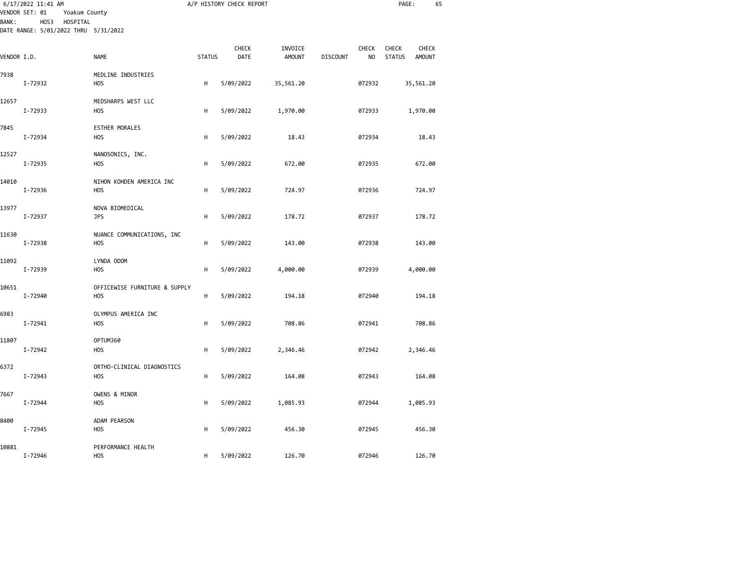6/17/2022 11:41 AM A/P HISTORY CHECK REPORT

VENDOR SET: 01 Yoakum County
BANK: HOS3 HOSPITAL
DATE RANGE: 5/01/2022 THRU 5/31/2022

| VENDOR I.D. | | NAME | STATUS | CHECK DATE | INVOICE AMOUNT | DISCOUNT | CHECK NO | CHECK STATUS | CHECK AMOUNT |
|---|---|---|---|---|---|---|---|---|---|
| 7938 | | MEDLINE INDUSTRIES | | | | | | | |
| | I-72932 | HOS | H | 5/09/2022 | 35,561.20 | | 072932 | | 35,561.20 |
| 12657 | | MEDSHARPS WEST LLC | | | | | | | |
| | I-72933 | HOS | H | 5/09/2022 | 1,970.00 | | 072933 | | 1,970.00 |
| 7845 | | ESTHER MORALES | | | | | | | |
| | I-72934 | HOS | H | 5/09/2022 | 18.43 | | 072934 | | 18.43 |
| 12527 | | NANOSONICS, INC. | | | | | | | |
| | I-72935 | HOS | H | 5/09/2022 | 672.00 | | 072935 | | 672.00 |
| 14010 | | NIHON KOHDEN AMERICA INC | | | | | | | |
| | I-72936 | HOS | H | 5/09/2022 | 724.97 | | 072936 | | 724.97 |
| 13977 | | NOVA BIOMEDICAL | | | | | | | |
| | I-72937 | JPS | H | 5/09/2022 | 178.72 | | 072937 | | 178.72 |
| 11630 | | NUANCE COMMUNICATIONS, INC | | | | | | | |
| | I-72938 | HOS | H | 5/09/2022 | 143.00 | | 072938 | | 143.00 |
| 11092 | | LYNDA ODOM | | | | | | | |
| | I-72939 | HOS | H | 5/09/2022 | 4,000.00 | | 072939 | | 4,000.00 |
| 10651 | | OFFICEWISE FURNITURE & SUPPLY | | | | | | | |
| | I-72940 | HOS | H | 5/09/2022 | 194.18 | | 072940 | | 194.18 |
| 6983 | | OLYMPUS AMERICA INC | | | | | | | |
| | I-72941 | HOS | H | 5/09/2022 | 708.86 | | 072941 | | 708.86 |
| 11807 | | OPTUM360 | | | | | | | |
| | I-72942 | HOS | H | 5/09/2022 | 2,346.46 | | 072942 | | 2,346.46 |
| 6372 | | ORTHO-CLINICAL DIAGNOSTICS | | | | | | | |
| | I-72943 | HOS | H | 5/09/2022 | 164.08 | | 072943 | | 164.08 |
| 7667 | | OWENS & MINOR | | | | | | | |
| | I-72944 | HOS | H | 5/09/2022 | 1,085.93 | | 072944 | | 1,085.93 |
| 8400 | | ADAM PEARSON | | | | | | | |
| | I-72945 | HOS | H | 5/09/2022 | 456.30 | | 072945 | | 456.30 |
| 10881 | | PERFORMANCE HEALTH | | | | | | | |
| | I-72946 | HOS | H | 5/09/2022 | 126.70 | | 072946 | | 126.70 |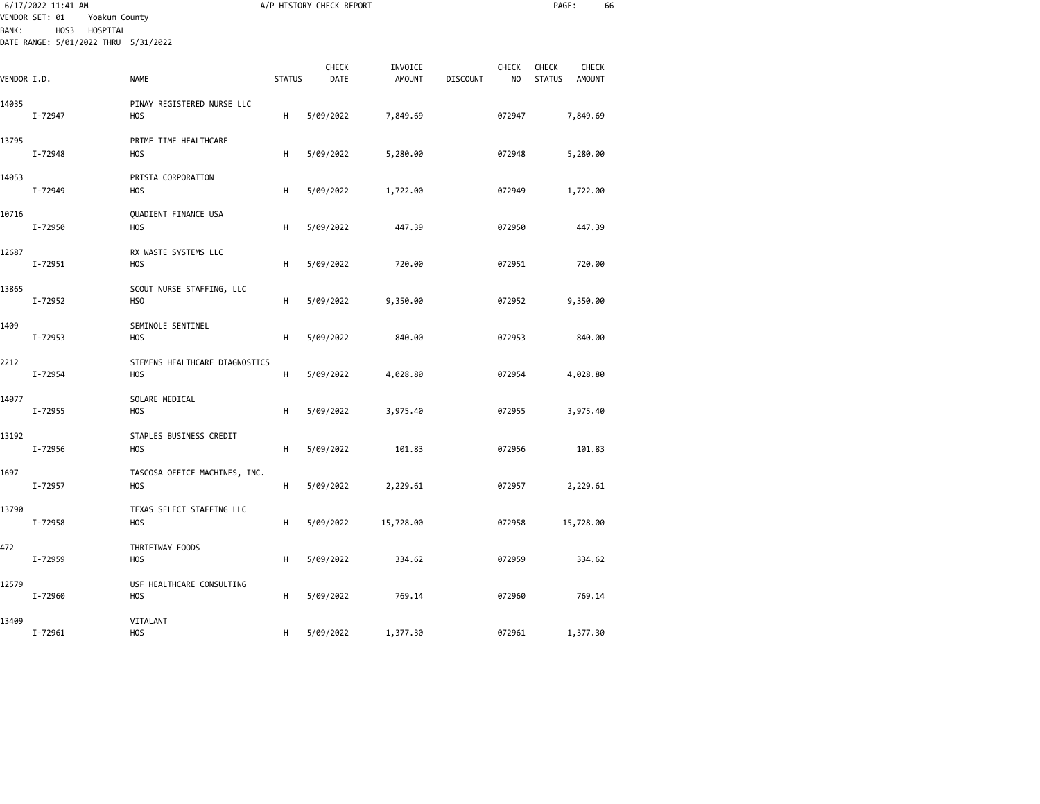6/17/2022 11:41 AM A/P HISTORY CHECK REPORT
VENDOR SET: 01 Yoakum County
BANK: HOS3 HOSPITAL
DATE RANGE: 5/01/2022 THRU 5/31/2022

| VENDOR I.D. | | NAME | STATUS | CHECK DATE | INVOICE AMOUNT | DISCOUNT | CHECK NO | CHECK STATUS | CHECK AMOUNT |
|---|---|---|---|---|---|---|---|---|---|
| 14035 | | PINAY REGISTERED NURSE LLC | | | | | | | |
| | I-72947 | HOS | H | 5/09/2022 | 7,849.69 | | 072947 | | 7,849.69 |
| 13795 | | PRIME TIME HEALTHCARE | | | | | | | |
| | I-72948 | HOS | H | 5/09/2022 | 5,280.00 | | 072948 | | 5,280.00 |
| 14053 | | PRISTA CORPORATION | | | | | | | |
| | I-72949 | HOS | H | 5/09/2022 | 1,722.00 | | 072949 | | 1,722.00 |
| 10716 | | QUADIENT FINANCE USA | | | | | | | |
| | I-72950 | HOS | H | 5/09/2022 | 447.39 | | 072950 | | 447.39 |
| 12687 | | RX WASTE SYSTEMS LLC | | | | | | | |
| | I-72951 | HOS | H | 5/09/2022 | 720.00 | | 072951 | | 720.00 |
| 13865 | | SCOUT NURSE STAFFING, LLC | | | | | | | |
| | I-72952 | HSO | H | 5/09/2022 | 9,350.00 | | 072952 | | 9,350.00 |
| 1409 | | SEMINOLE SENTINEL | | | | | | | |
| | I-72953 | HOS | H | 5/09/2022 | 840.00 | | 072953 | | 840.00 |
| 2212 | | SIEMENS HEALTHCARE DIAGNOSTICS | | | | | | | |
| | I-72954 | HOS | H | 5/09/2022 | 4,028.80 | | 072954 | | 4,028.80 |
| 14077 | | SOLARE MEDICAL | | | | | | | |
| | I-72955 | HOS | H | 5/09/2022 | 3,975.40 | | 072955 | | 3,975.40 |
| 13192 | | STAPLES BUSINESS CREDIT | | | | | | | |
| | I-72956 | HOS | H | 5/09/2022 | 101.83 | | 072956 | | 101.83 |
| 1697 | | TASCOSA OFFICE MACHINES, INC. | | | | | | | |
| | I-72957 | HOS | H | 5/09/2022 | 2,229.61 | | 072957 | | 2,229.61 |
| 13790 | | TEXAS SELECT STAFFING LLC | | | | | | | |
| | I-72958 | HOS | H | 5/09/2022 | 15,728.00 | | 072958 | | 15,728.00 |
| 472 | | THRIFTWAY FOODS | | | | | | | |
| | I-72959 | HOS | H | 5/09/2022 | 334.62 | | 072959 | | 334.62 |
| 12579 | | USF HEALTHCARE CONSULTING | | | | | | | |
| | I-72960 | HOS | H | 5/09/2022 | 769.14 | | 072960 | | 769.14 |
| 13409 | | VITALANT | | | | | | | |
| | I-72961 | HOS | H | 5/09/2022 | 1,377.30 | | 072961 | | 1,377.30 |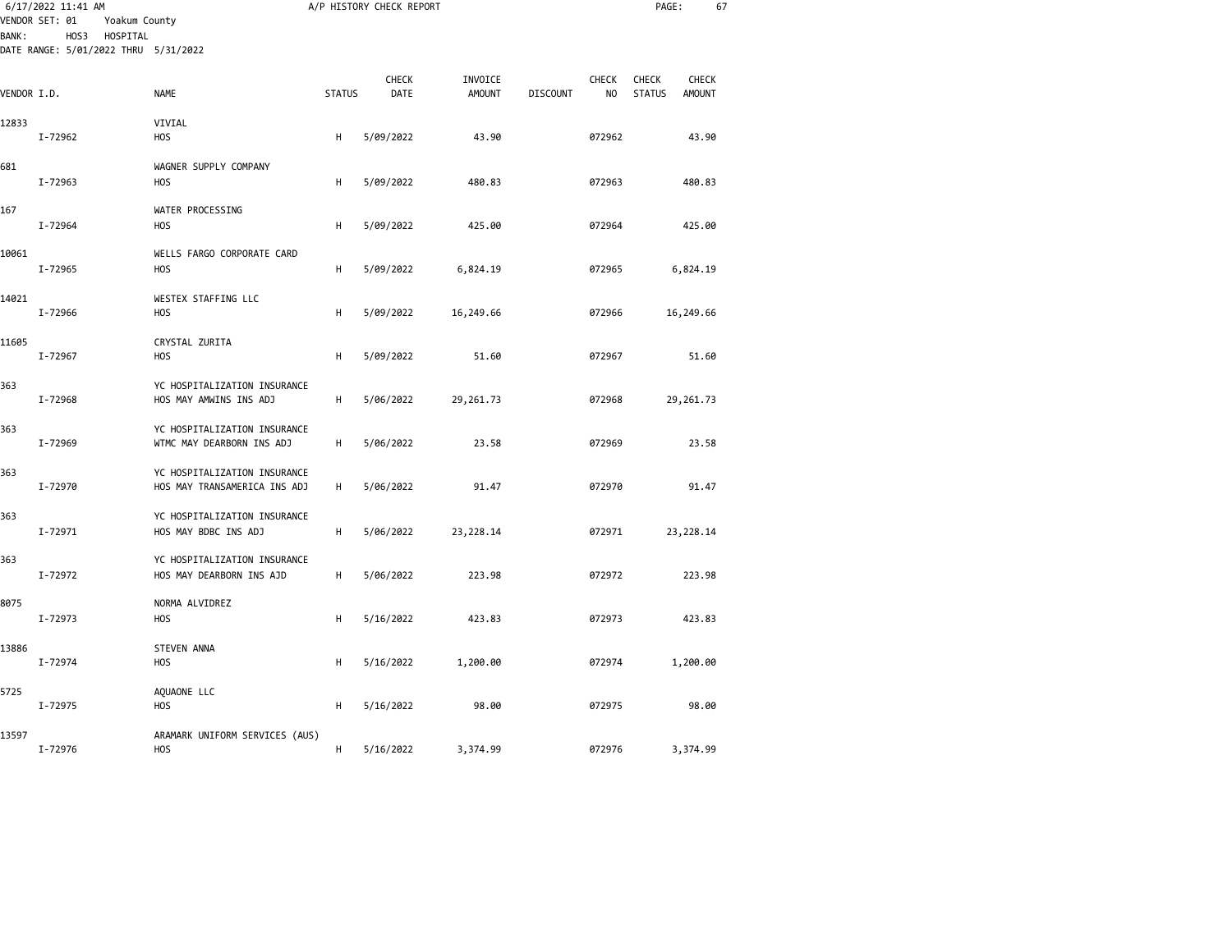A/P HISTORY CHECK REPORT

VENDOR SET: 01 Yoakum County
BANK: HOS3 HOSPITAL
DATE RANGE: 5/01/2022 THRU 5/31/2022

| VENDOR I.D. | NAME | STATUS | CHECK DATE | INVOICE AMOUNT | DISCOUNT | CHECK NO | CHECK STATUS | CHECK AMOUNT |
|---|---|---|---|---|---|---|---|---|
| 12833 | VIVIAL | | | | | | | |
| I-72962 | HOS | H | 5/09/2022 | 43.90 | | 072962 | | 43.90 |
| 681 | WAGNER SUPPLY COMPANY | | | | | | | |
| I-72963 | HOS | H | 5/09/2022 | 480.83 | | 072963 | | 480.83 |
| 167 | WATER PROCESSING | | | | | | | |
| I-72964 | HOS | H | 5/09/2022 | 425.00 | | 072964 | | 425.00 |
| 10061 | WELLS FARGO CORPORATE CARD | | | | | | | |
| I-72965 | HOS | H | 5/09/2022 | 6,824.19 | | 072965 | | 6,824.19 |
| 14021 | WESTEX STAFFING LLC | | | | | | | |
| I-72966 | HOS | H | 5/09/2022 | 16,249.66 | | 072966 | | 16,249.66 |
| 11605 | CRYSTAL ZURITA | | | | | | | |
| I-72967 | HOS | H | 5/09/2022 | 51.60 | | 072967 | | 51.60 |
| 363 | YC HOSPITALIZATION INSURANCE | | | | | | | |
| I-72968 | HOS MAY AMWINS INS ADJ | H | 5/06/2022 | 29,261.73 | | 072968 | | 29,261.73 |
| 363 | YC HOSPITALIZATION INSURANCE | | | | | | | |
| I-72969 | WTMC MAY DEARBORN INS ADJ | H | 5/06/2022 | 23.58 | | 072969 | | 23.58 |
| 363 | YC HOSPITALIZATION INSURANCE | | | | | | | |
| I-72970 | HOS MAY TRANSAMERICA INS ADJ | H | 5/06/2022 | 91.47 | | 072970 | | 91.47 |
| 363 | YC HOSPITALIZATION INSURANCE | | | | | | | |
| I-72971 | HOS MAY BDBC INS ADJ | H | 5/06/2022 | 23,228.14 | | 072971 | | 23,228.14 |
| 363 | YC HOSPITALIZATION INSURANCE | | | | | | | |
| I-72972 | HOS MAY DEARBORN INS AJD | H | 5/06/2022 | 223.98 | | 072972 | | 223.98 |
| 8075 | NORMA ALVIDREZ | | | | | | | |
| I-72973 | HOS | H | 5/16/2022 | 423.83 | | 072973 | | 423.83 |
| 13886 | STEVEN ANNA | | | | | | | |
| I-72974 | HOS | H | 5/16/2022 | 1,200.00 | | 072974 | | 1,200.00 |
| 5725 | AQUAONE LLC | | | | | | | |
| I-72975 | HOS | H | 5/16/2022 | 98.00 | | 072975 | | 98.00 |
| 13597 | ARAMARK UNIFORM SERVICES (AUS) | | | | | | | |
| I-72976 | HOS | H | 5/16/2022 | 3,374.99 | | 072976 | | 3,374.99 |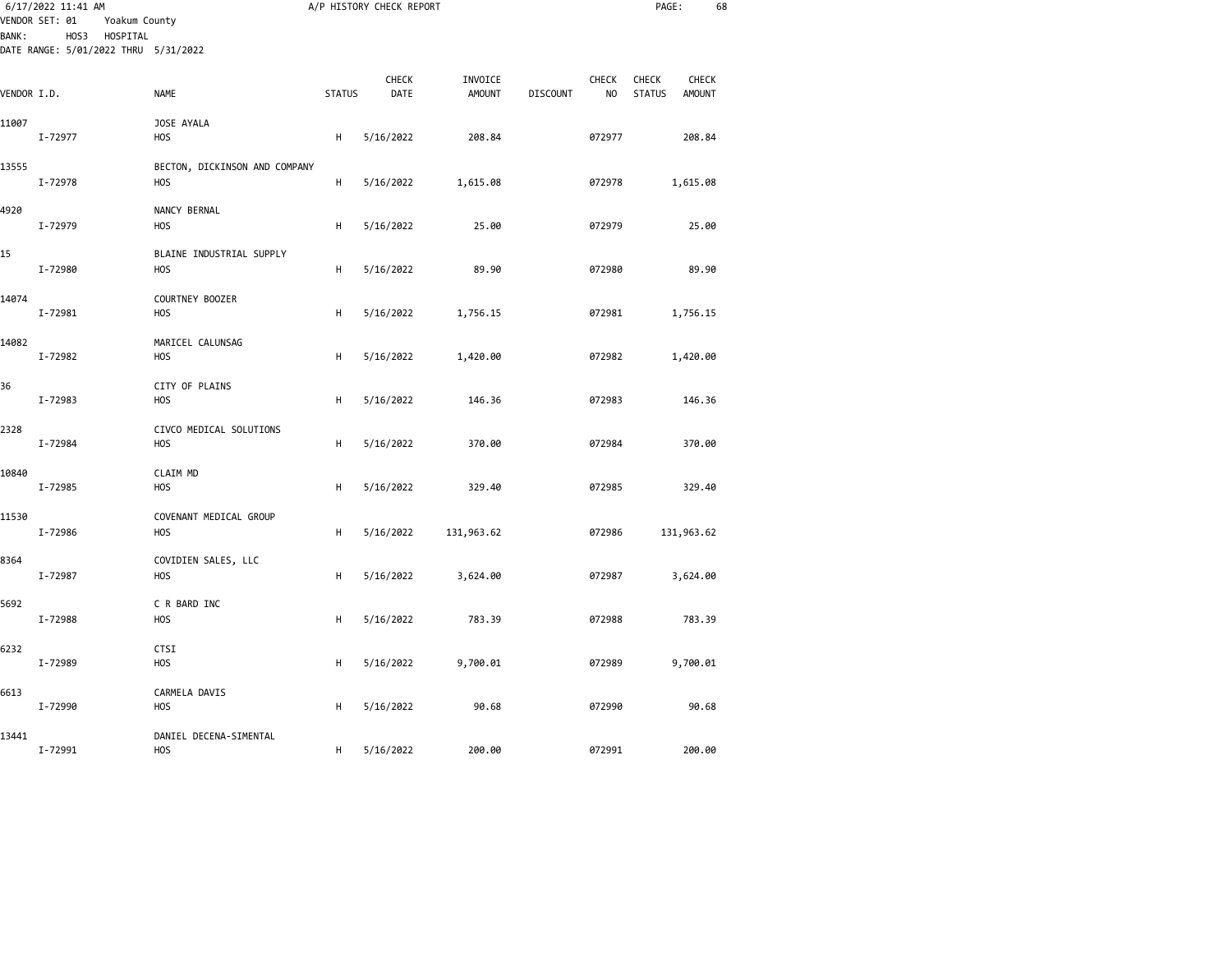6/17/2022 11:41 AM — A/P HISTORY CHECK REPORT

VENDOR SET: 01 Yoakum County
BANK: HOS3 HOSPITAL
DATE RANGE: 5/01/2022 THRU 5/31/2022

| VENDOR I.D. | | NAME | STATUS | CHECK DATE | INVOICE AMOUNT | DISCOUNT | CHECK NO | CHECK STATUS | CHECK AMOUNT |
|---|---|---|---|---|---|---|---|---|---|
| 11007 | | JOSE AYALA | | | | | | | |
| | I-72977 | HOS | H | 5/16/2022 | 208.84 | | 072977 | | 208.84 |
| 13555 | | BECTON, DICKINSON AND COMPANY | | | | | | | |
| | I-72978 | HOS | H | 5/16/2022 | 1,615.08 | | 072978 | | 1,615.08 |
| 4920 | | NANCY BERNAL | | | | | | | |
| | I-72979 | HOS | H | 5/16/2022 | 25.00 | | 072979 | | 25.00 |
| 15 | | BLAINE INDUSTRIAL SUPPLY | | | | | | | |
| | I-72980 | HOS | H | 5/16/2022 | 89.90 | | 072980 | | 89.90 |
| 14074 | | COURTNEY BOOZER | | | | | | | |
| | I-72981 | HOS | H | 5/16/2022 | 1,756.15 | | 072981 | | 1,756.15 |
| 14082 | | MARICEL CALUNSAG | | | | | | | |
| | I-72982 | HOS | H | 5/16/2022 | 1,420.00 | | 072982 | | 1,420.00 |
| 36 | | CITY OF PLAINS | | | | | | | |
| | I-72983 | HOS | H | 5/16/2022 | 146.36 | | 072983 | | 146.36 |
| 2328 | | CIVCO MEDICAL SOLUTIONS | | | | | | | |
| | I-72984 | HOS | H | 5/16/2022 | 370.00 | | 072984 | | 370.00 |
| 10840 | | CLAIM MD | | | | | | | |
| | I-72985 | HOS | H | 5/16/2022 | 329.40 | | 072985 | | 329.40 |
| 11530 | | COVENANT MEDICAL GROUP | | | | | | | |
| | I-72986 | HOS | H | 5/16/2022 | 131,963.62 | | 072986 | | 131,963.62 |
| 8364 | | COVIDIEN SALES, LLC | | | | | | | |
| | I-72987 | HOS | H | 5/16/2022 | 3,624.00 | | 072987 | | 3,624.00 |
| 5692 | | C R BARD INC | | | | | | | |
| | I-72988 | HOS | H | 5/16/2022 | 783.39 | | 072988 | | 783.39 |
| 6232 | | CTSI | | | | | | | |
| | I-72989 | HOS | H | 5/16/2022 | 9,700.01 | | 072989 | | 9,700.01 |
| 6613 | | CARMELA DAVIS | | | | | | | |
| | I-72990 | HOS | H | 5/16/2022 | 90.68 | | 072990 | | 90.68 |
| 13441 | | DANIEL DECENA-SIMENTAL | | | | | | | |
| | I-72991 | HOS | H | 5/16/2022 | 200.00 | | 072991 | | 200.00 |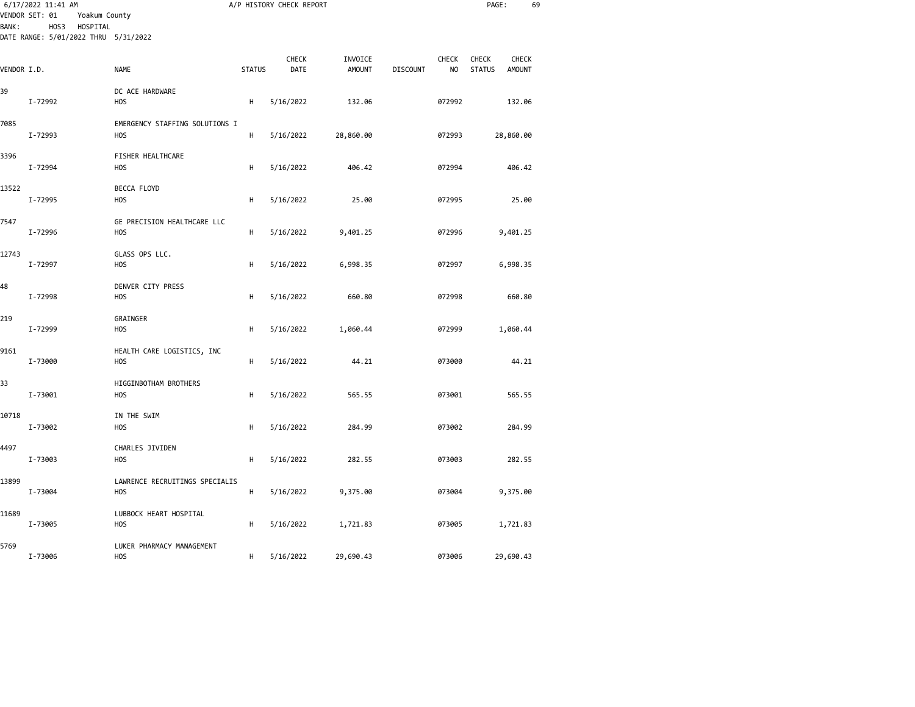6/17/2022 11:41 AM A/P HISTORY CHECK REPORT

VENDOR SET: 01 Yoakum County
BANK: HOS3 HOSPITAL
DATE RANGE: 5/01/2022 THRU 5/31/2022

| VENDOR I.D. | NAME | STATUS | CHECK DATE | INVOICE AMOUNT | DISCOUNT | CHECK NO | CHECK STATUS | CHECK AMOUNT |
|---|---|---|---|---|---|---|---|---|
| 39 | DC ACE HARDWARE | | | | | | | |
| I-72992 | HOS | H | 5/16/2022 | 132.06 | | 072992 | | 132.06 |
| 7085 | EMERGENCY STAFFING SOLUTIONS I | | | | | | | |
| I-72993 | HOS | H | 5/16/2022 | 28,860.00 | | 072993 | | 28,860.00 |
| 3396 | FISHER HEALTHCARE | | | | | | | |
| I-72994 | HOS | H | 5/16/2022 | 406.42 | | 072994 | | 406.42 |
| 13522 | BECCA FLOYD | | | | | | | |
| I-72995 | HOS | H | 5/16/2022 | 25.00 | | 072995 | | 25.00 |
| 7547 | GE PRECISION HEALTHCARE LLC | | | | | | | |
| I-72996 | HOS | H | 5/16/2022 | 9,401.25 | | 072996 | | 9,401.25 |
| 12743 | GLASS OPS LLC. | | | | | | | |
| I-72997 | HOS | H | 5/16/2022 | 6,998.35 | | 072997 | | 6,998.35 |
| 48 | DENVER CITY PRESS | | | | | | | |
| I-72998 | HOS | H | 5/16/2022 | 660.80 | | 072998 | | 660.80 |
| 219 | GRAINGER | | | | | | | |
| I-72999 | HOS | H | 5/16/2022 | 1,060.44 | | 072999 | | 1,060.44 |
| 9161 | HEALTH CARE LOGISTICS, INC | | | | | | | |
| I-73000 | HOS | H | 5/16/2022 | 44.21 | | 073000 | | 44.21 |
| 33 | HIGGINBOTHAM BROTHERS | | | | | | | |
| I-73001 | HOS | H | 5/16/2022 | 565.55 | | 073001 | | 565.55 |
| 10718 | IN THE SWIM | | | | | | | |
| I-73002 | HOS | H | 5/16/2022 | 284.99 | | 073002 | | 284.99 |
| 4497 | CHARLES JIVIDEN | | | | | | | |
| I-73003 | HOS | H | 5/16/2022 | 282.55 | | 073003 | | 282.55 |
| 13899 | LAWRENCE RECRUITINGS SPECIALIS | | | | | | | |
| I-73004 | HOS | H | 5/16/2022 | 9,375.00 | | 073004 | | 9,375.00 |
| 11689 | LUBBOCK HEART HOSPITAL | | | | | | | |
| I-73005 | HOS | H | 5/16/2022 | 1,721.83 | | 073005 | | 1,721.83 |
| 5769 | LUKER PHARMACY MANAGEMENT | | | | | | | |
| I-73006 | HOS | H | 5/16/2022 | 29,690.43 | | 073006 | | 29,690.43 |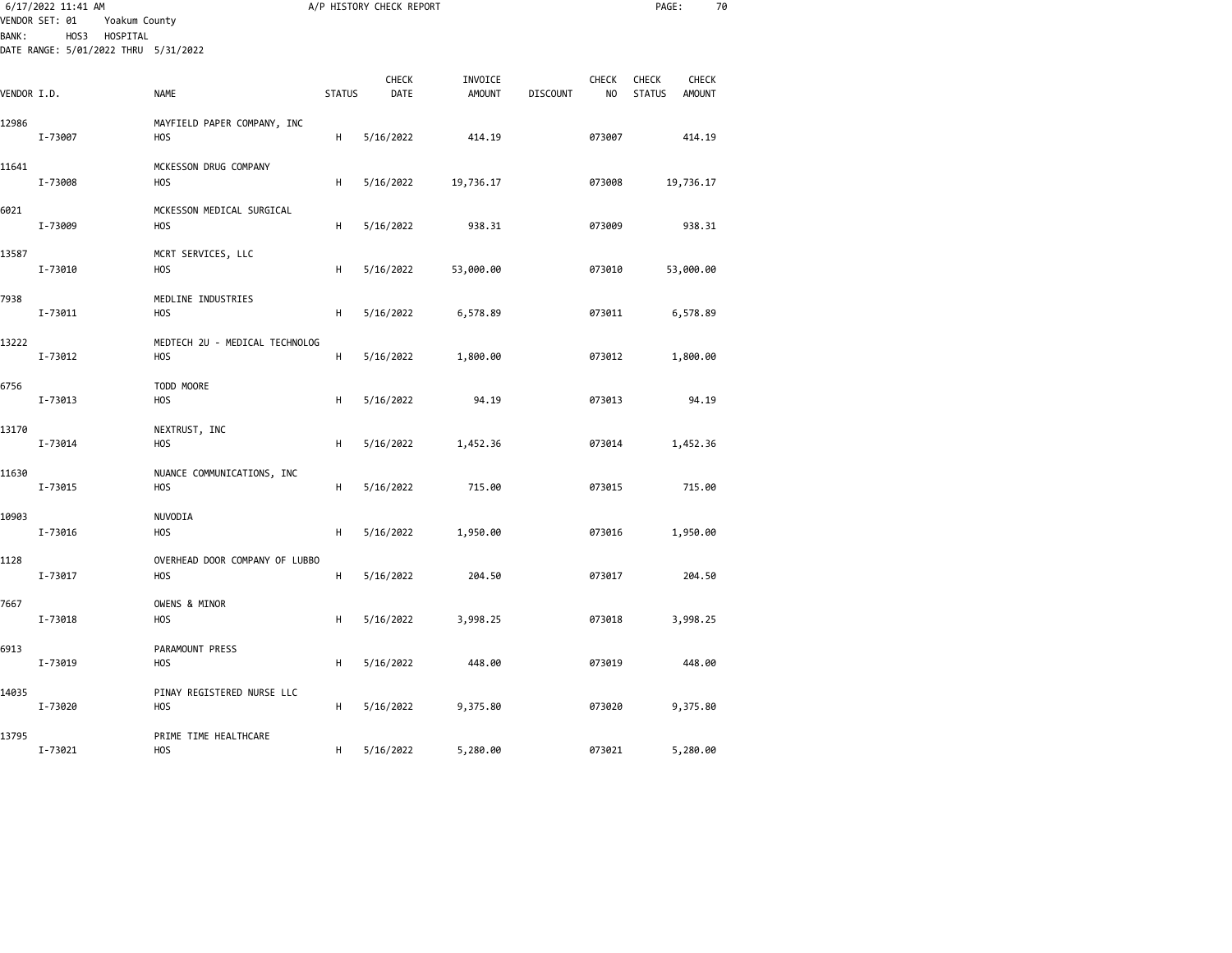6/17/2022 11:41 AM A/P HISTORY CHECK REPORT
VENDOR SET: 01 Yoakum County
BANK: HOS3 HOSPITAL
DATE RANGE: 5/01/2022 THRU 5/31/2022

| VENDOR I.D. | NAME | STATUS | CHECK DATE | INVOICE AMOUNT | DISCOUNT | CHECK NO | CHECK STATUS | CHECK AMOUNT |
|---|---|---|---|---|---|---|---|---|
| 12986 | MAYFIELD PAPER COMPANY, INC | | | | | | | |
| I-73007 | HOS | H | 5/16/2022 | 414.19 | | 073007 | | 414.19 |
| 11641 | MCKESSON DRUG COMPANY | | | | | | | |
| I-73008 | HOS | H | 5/16/2022 | 19,736.17 | | 073008 | | 19,736.17 |
| 6021 | MCKESSON MEDICAL SURGICAL | | | | | | | |
| I-73009 | HOS | H | 5/16/2022 | 938.31 | | 073009 | | 938.31 |
| 13587 | MCRT SERVICES, LLC | | | | | | | |
| I-73010 | HOS | H | 5/16/2022 | 53,000.00 | | 073010 | | 53,000.00 |
| 7938 | MEDLINE INDUSTRIES | | | | | | | |
| I-73011 | HOS | H | 5/16/2022 | 6,578.89 | | 073011 | | 6,578.89 |
| 13222 | MEDTECH 2U - MEDICAL TECHNOLOG | | | | | | | |
| I-73012 | HOS | H | 5/16/2022 | 1,800.00 | | 073012 | | 1,800.00 |
| 6756 | TODD MOORE | | | | | | | |
| I-73013 | HOS | H | 5/16/2022 | 94.19 | | 073013 | | 94.19 |
| 13170 | NEXTRUST, INC | | | | | | | |
| I-73014 | HOS | H | 5/16/2022 | 1,452.36 | | 073014 | | 1,452.36 |
| 11630 | NUANCE COMMUNICATIONS, INC | | | | | | | |
| I-73015 | HOS | H | 5/16/2022 | 715.00 | | 073015 | | 715.00 |
| 10903 | NUVODIA | | | | | | | |
| I-73016 | HOS | H | 5/16/2022 | 1,950.00 | | 073016 | | 1,950.00 |
| 1128 | OVERHEAD DOOR COMPANY OF LUBBO | | | | | | | |
| I-73017 | HOS | H | 5/16/2022 | 204.50 | | 073017 | | 204.50 |
| 7667 | OWENS & MINOR | | | | | | | |
| I-73018 | HOS | H | 5/16/2022 | 3,998.25 | | 073018 | | 3,998.25 |
| 6913 | PARAMOUNT PRESS | | | | | | | |
| I-73019 | HOS | H | 5/16/2022 | 448.00 | | 073019 | | 448.00 |
| 14035 | PINAY REGISTERED NURSE LLC | | | | | | | |
| I-73020 | HOS | H | 5/16/2022 | 9,375.80 | | 073020 | | 9,375.80 |
| 13795 | PRIME TIME HEALTHCARE | | | | | | | |
| I-73021 | HOS | H | 5/16/2022 | 5,280.00 | | 073021 | | 5,280.00 |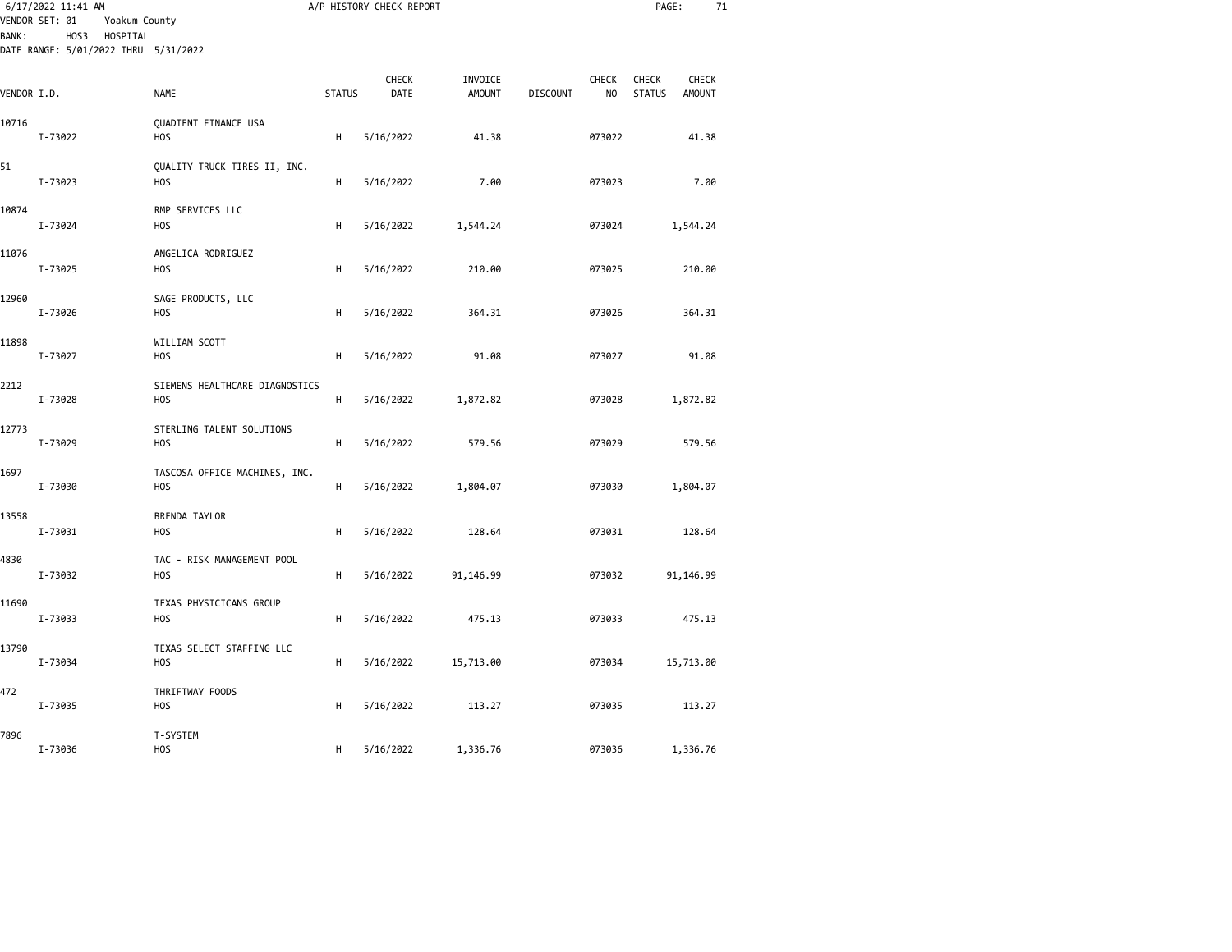6/17/2022 11:41 AM A/P HISTORY CHECK REPORT

VENDOR SET: 01 Yoakum County
BANK: HOS3 HOSPITAL
DATE RANGE: 5/01/2022 THRU 5/31/2022

| VENDOR I.D. | NAME | STATUS | CHECK DATE | INVOICE AMOUNT | DISCOUNT | CHECK NO | CHECK STATUS | CHECK AMOUNT |
|---|---|---|---|---|---|---|---|---|
| 10716 | QUADIENT FINANCE USA | | | | | | | |
| I-73022 | HOS | H | 5/16/2022 | 41.38 | | 073022 | | 41.38 |
| 51 | QUALITY TRUCK TIRES II, INC. | | | | | | | |
| I-73023 | HOS | H | 5/16/2022 | 7.00 | | 073023 | | 7.00 |
| 10874 | RMP SERVICES LLC | | | | | | | |
| I-73024 | HOS | H | 5/16/2022 | 1,544.24 | | 073024 | | 1,544.24 |
| 11076 | ANGELICA RODRIGUEZ | | | | | | | |
| I-73025 | HOS | H | 5/16/2022 | 210.00 | | 073025 | | 210.00 |
| 12960 | SAGE PRODUCTS, LLC | | | | | | | |
| I-73026 | HOS | H | 5/16/2022 | 364.31 | | 073026 | | 364.31 |
| 11898 | WILLIAM SCOTT | | | | | | | |
| I-73027 | HOS | H | 5/16/2022 | 91.08 | | 073027 | | 91.08 |
| 2212 | SIEMENS HEALTHCARE DIAGNOSTICS | | | | | | | |
| I-73028 | HOS | H | 5/16/2022 | 1,872.82 | | 073028 | | 1,872.82 |
| 12773 | STERLING TALENT SOLUTIONS | | | | | | | |
| I-73029 | HOS | H | 5/16/2022 | 579.56 | | 073029 | | 579.56 |
| 1697 | TASCOSA OFFICE MACHINES, INC. | | | | | | | |
| I-73030 | HOS | H | 5/16/2022 | 1,804.07 | | 073030 | | 1,804.07 |
| 13558 | BRENDA TAYLOR | | | | | | | |
| I-73031 | HOS | H | 5/16/2022 | 128.64 | | 073031 | | 128.64 |
| 4830 | TAC - RISK MANAGEMENT POOL | | | | | | | |
| I-73032 | HOS | H | 5/16/2022 | 91,146.99 | | 073032 | | 91,146.99 |
| 11690 | TEXAS PHYSICICANS GROUP | | | | | | | |
| I-73033 | HOS | H | 5/16/2022 | 475.13 | | 073033 | | 475.13 |
| 13790 | TEXAS SELECT STAFFING LLC | | | | | | | |
| I-73034 | HOS | H | 5/16/2022 | 15,713.00 | | 073034 | | 15,713.00 |
| 472 | THRIFTWAY FOODS | | | | | | | |
| I-73035 | HOS | H | 5/16/2022 | 113.27 | | 073035 | | 113.27 |
| 7896 | T-SYSTEM | | | | | | | |
| I-73036 | HOS | H | 5/16/2022 | 1,336.76 | | 073036 | | 1,336.76 |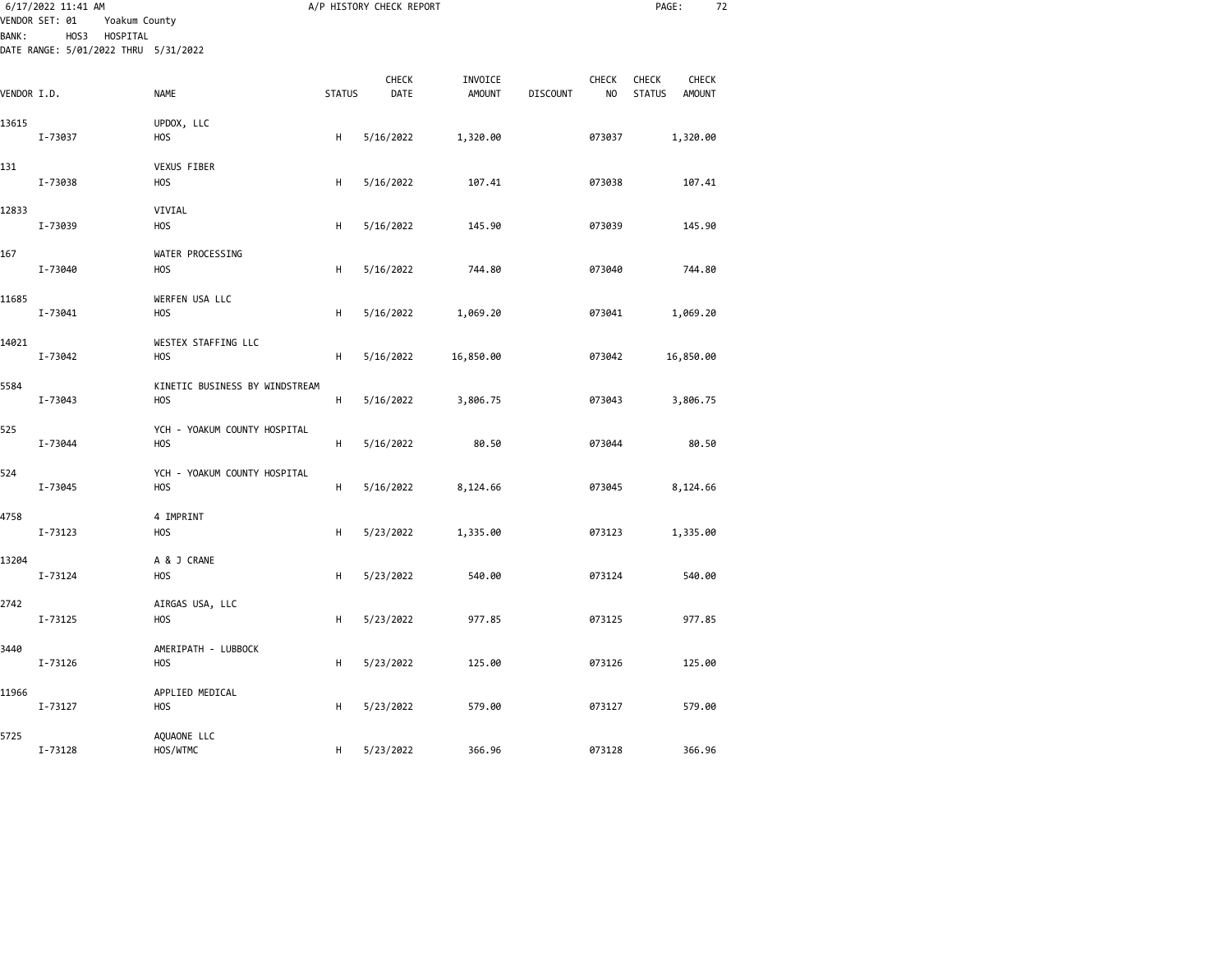VENDOR SET: 01 Yoakum County
BANK: HOS3 HOSPITAL
DATE RANGE: 5/01/2022 THRU 5/31/2022

| VENDOR I.D. | NAME | STATUS | CHECK DATE | INVOICE AMOUNT | DISCOUNT | CHECK NO | CHECK STATUS | CHECK AMOUNT |
|---|---|---|---|---|---|---|---|---|
| 13615 | UPDOX, LLC | | | | | | | |
| I-73037 | HOS | H | 5/16/2022 | 1,320.00 | | 073037 | | 1,320.00 |
| 131 | VEXUS FIBER | | | | | | | |
| I-73038 | HOS | H | 5/16/2022 | 107.41 | | 073038 | | 107.41 |
| 12833 | VIVIAL | | | | | | | |
| I-73039 | HOS | H | 5/16/2022 | 145.90 | | 073039 | | 145.90 |
| 167 | WATER PROCESSING | | | | | | | |
| I-73040 | HOS | H | 5/16/2022 | 744.80 | | 073040 | | 744.80 |
| 11685 | WERFEN USA LLC | | | | | | | |
| I-73041 | HOS | H | 5/16/2022 | 1,069.20 | | 073041 | | 1,069.20 |
| 14021 | WESTEX STAFFING LLC | | | | | | | |
| I-73042 | HOS | H | 5/16/2022 | 16,850.00 | | 073042 | | 16,850.00 |
| 5584 | KINETIC BUSINESS BY WINDSTREAM | | | | | | | |
| I-73043 | HOS | H | 5/16/2022 | 3,806.75 | | 073043 | | 3,806.75 |
| 525 | YCH - YOAKUM COUNTY HOSPITAL | | | | | | | |
| I-73044 | HOS | H | 5/16/2022 | 80.50 | | 073044 | | 80.50 |
| 524 | YCH - YOAKUM COUNTY HOSPITAL | | | | | | | |
| I-73045 | HOS | H | 5/16/2022 | 8,124.66 | | 073045 | | 8,124.66 |
| 4758 | 4 IMPRINT | | | | | | | |
| I-73123 | HOS | H | 5/23/2022 | 1,335.00 | | 073123 | | 1,335.00 |
| 13204 | A & J CRANE | | | | | | | |
| I-73124 | HOS | H | 5/23/2022 | 540.00 | | 073124 | | 540.00 |
| 2742 | AIRGAS USA, LLC | | | | | | | |
| I-73125 | HOS | H | 5/23/2022 | 977.85 | | 073125 | | 977.85 |
| 3440 | AMERIPATH - LUBBOCK | | | | | | | |
| I-73126 | HOS | H | 5/23/2022 | 125.00 | | 073126 | | 125.00 |
| 11966 | APPLIED MEDICAL | | | | | | | |
| I-73127 | HOS | H | 5/23/2022 | 579.00 | | 073127 | | 579.00 |
| 5725 | AQUAONE LLC | | | | | | | |
| I-73128 | HOS/WTMC | H | 5/23/2022 | 366.96 | | 073128 | | 366.96 |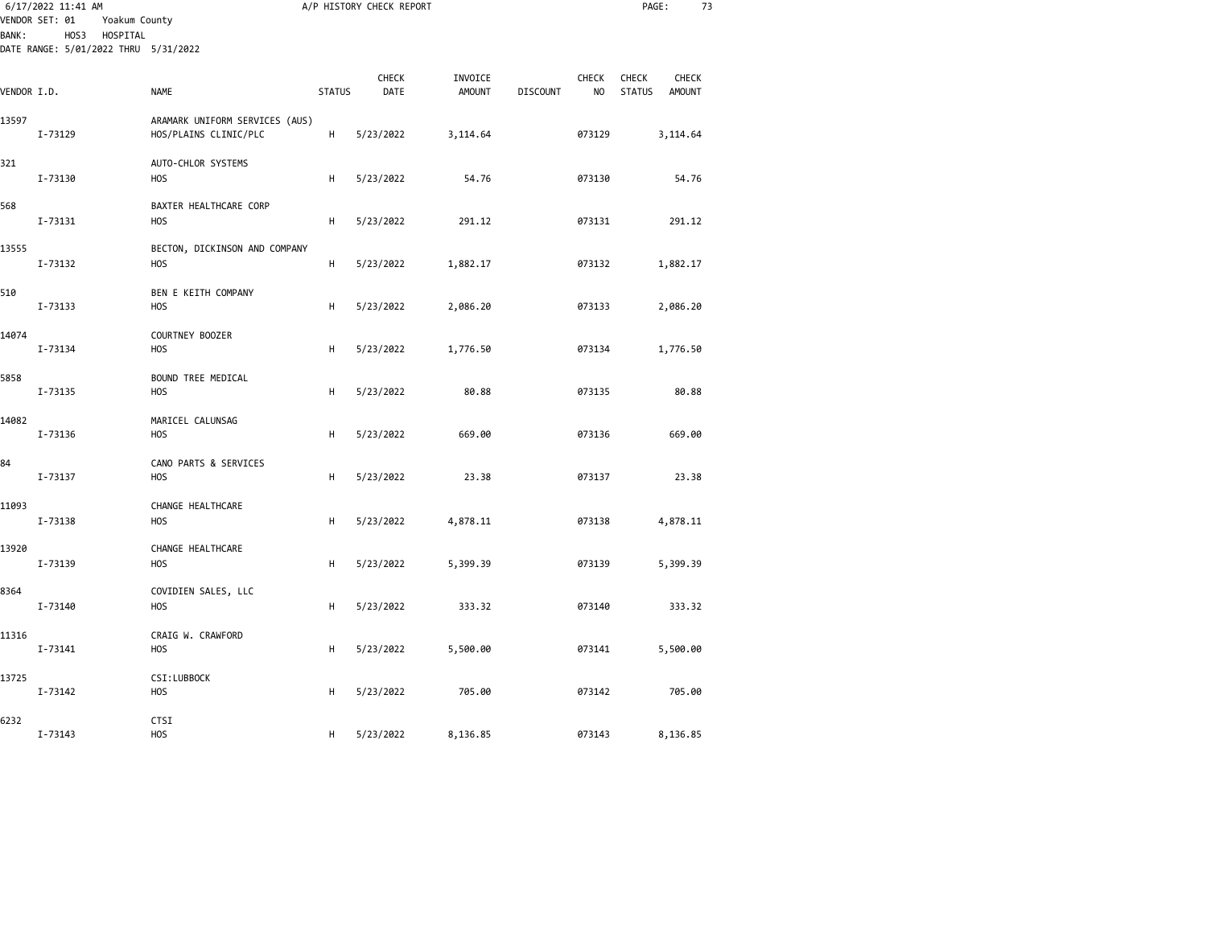A/P HISTORY CHECK REPORT

VENDOR SET: 01 Yoakum County
BANK: HOS3 HOSPITAL
DATE RANGE: 5/01/2022 THRU 5/31/2022

| VENDOR I.D. | | NAME | STATUS | CHECK DATE | INVOICE AMOUNT | DISCOUNT | CHECK NO | CHECK STATUS | CHECK AMOUNT |
|---|---|---|---|---|---|---|---|---|---|
| 13597 | | ARAMARK UNIFORM SERVICES (AUS) | | | | | | | |
| | I-73129 | HOS/PLAINS CLINIC/PLC | H | 5/23/2022 | 3,114.64 | | 073129 | | 3,114.64 |
| 321 | | AUTO-CHLOR SYSTEMS | | | | | | | |
| | I-73130 | HOS | H | 5/23/2022 | 54.76 | | 073130 | | 54.76 |
| 568 | | BAXTER HEALTHCARE CORP | | | | | | | |
| | I-73131 | HOS | H | 5/23/2022 | 291.12 | | 073131 | | 291.12 |
| 13555 | | BECTON, DICKINSON AND COMPANY | | | | | | | |
| | I-73132 | HOS | H | 5/23/2022 | 1,882.17 | | 073132 | | 1,882.17 |
| 510 | | BEN E KEITH COMPANY | | | | | | | |
| | I-73133 | HOS | H | 5/23/2022 | 2,086.20 | | 073133 | | 2,086.20 |
| 14074 | | COURTNEY BOOZER | | | | | | | |
| | I-73134 | HOS | H | 5/23/2022 | 1,776.50 | | 073134 | | 1,776.50 |
| 5858 | | BOUND TREE MEDICAL | | | | | | | |
| | I-73135 | HOS | H | 5/23/2022 | 80.88 | | 073135 | | 80.88 |
| 14082 | | MARICEL CALUNSAG | | | | | | | |
| | I-73136 | HOS | H | 5/23/2022 | 669.00 | | 073136 | | 669.00 |
| 84 | | CANO PARTS & SERVICES | | | | | | | |
| | I-73137 | HOS | H | 5/23/2022 | 23.38 | | 073137 | | 23.38 |
| 11093 | | CHANGE HEALTHCARE | | | | | | | |
| | I-73138 | HOS | H | 5/23/2022 | 4,878.11 | | 073138 | | 4,878.11 |
| 13920 | | CHANGE HEALTHCARE | | | | | | | |
| | I-73139 | HOS | H | 5/23/2022 | 5,399.39 | | 073139 | | 5,399.39 |
| 8364 | | COVIDIEN SALES, LLC | | | | | | | |
| | I-73140 | HOS | H | 5/23/2022 | 333.32 | | 073140 | | 333.32 |
| 11316 | | CRAIG W. CRAWFORD | | | | | | | |
| | I-73141 | HOS | H | 5/23/2022 | 5,500.00 | | 073141 | | 5,500.00 |
| 13725 | | CSI:LUBBOCK | | | | | | | |
| | I-73142 | HOS | H | 5/23/2022 | 705.00 | | 073142 | | 705.00 |
| 6232 | | CTSI | | | | | | | |
| | I-73143 | HOS | H | 5/23/2022 | 8,136.85 | | 073143 | | 8,136.85 |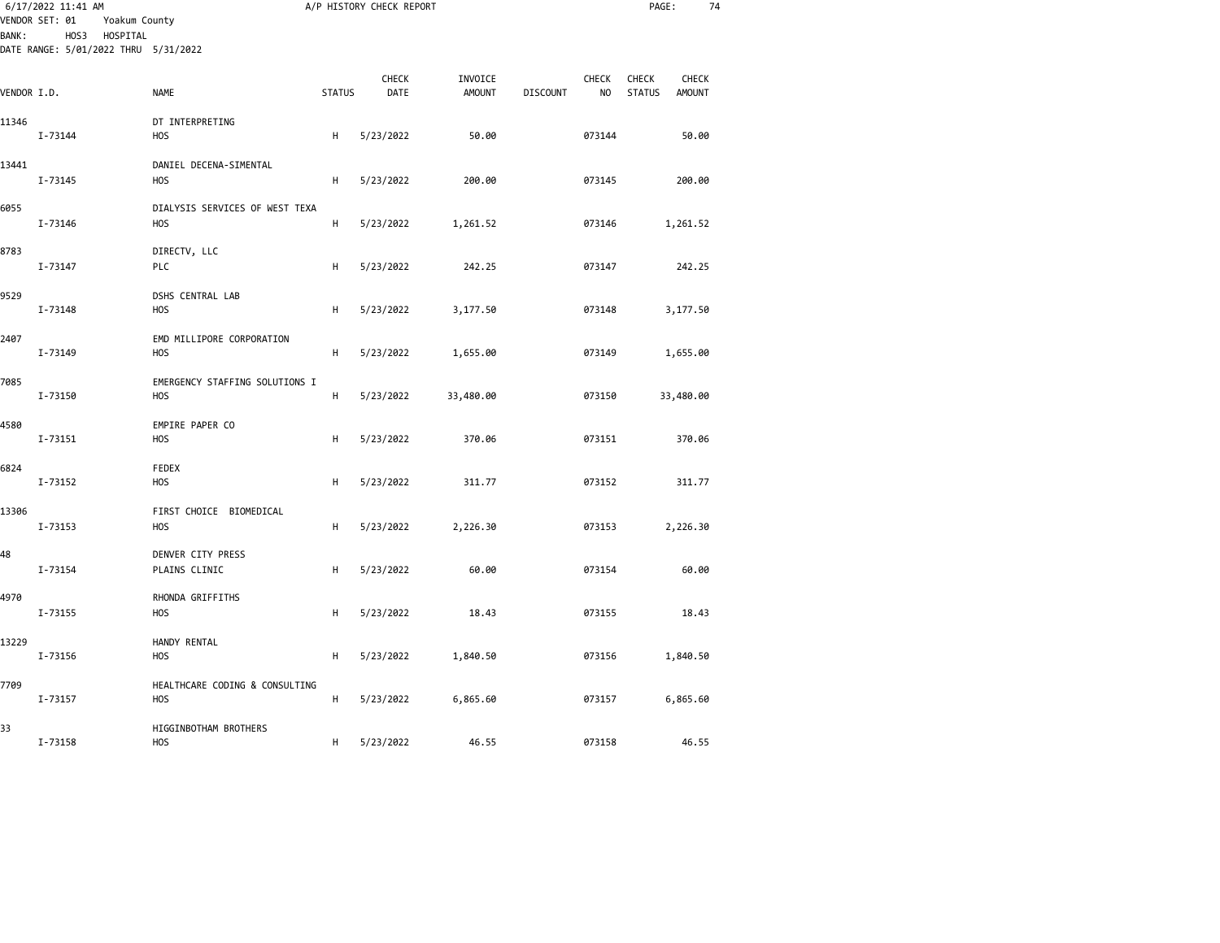6/17/2022 11:41 AM A/P HISTORY CHECK REPORT
VENDOR SET: 01 Yoakum County
BANK: HOS3 HOSPITAL
DATE RANGE: 5/01/2022 THRU 5/31/2022

| VENDOR I.D. | NAME | STATUS | CHECK DATE | INVOICE AMOUNT | DISCOUNT | CHECK NO | CHECK STATUS | CHECK AMOUNT |
|---|---|---|---|---|---|---|---|---|
| 11346 | DT INTERPRETING | | | | | | | |
| I-73144 | HOS | H | 5/23/2022 | 50.00 | | 073144 | | 50.00 |
| 13441 | DANIEL DECENA-SIMENTAL | | | | | | | |
| I-73145 | HOS | H | 5/23/2022 | 200.00 | | 073145 | | 200.00 |
| 6055 | DIALYSIS SERVICES OF WEST TEXA | | | | | | | |
| I-73146 | HOS | H | 5/23/2022 | 1,261.52 | | 073146 | | 1,261.52 |
| 8783 | DIRECTV, LLC | | | | | | | |
| I-73147 | PLC | H | 5/23/2022 | 242.25 | | 073147 | | 242.25 |
| 9529 | DSHS CENTRAL LAB | | | | | | | |
| I-73148 | HOS | H | 5/23/2022 | 3,177.50 | | 073148 | | 3,177.50 |
| 2407 | EMD MILLIPORE CORPORATION | | | | | | | |
| I-73149 | HOS | H | 5/23/2022 | 1,655.00 | | 073149 | | 1,655.00 |
| 7085 | EMERGENCY STAFFING SOLUTIONS I | | | | | | | |
| I-73150 | HOS | H | 5/23/2022 | 33,480.00 | | 073150 | | 33,480.00 |
| 4580 | EMPIRE PAPER CO | | | | | | | |
| I-73151 | HOS | H | 5/23/2022 | 370.06 | | 073151 | | 370.06 |
| 6824 | FEDEX | | | | | | | |
| I-73152 | HOS | H | 5/23/2022 | 311.77 | | 073152 | | 311.77 |
| 13306 | FIRST CHOICE BIOMEDICAL | | | | | | | |
| I-73153 | HOS | H | 5/23/2022 | 2,226.30 | | 073153 | | 2,226.30 |
| 48 | DENVER CITY PRESS | | | | | | | |
| I-73154 | PLAINS CLINIC | H | 5/23/2022 | 60.00 | | 073154 | | 60.00 |
| 4970 | RHONDA GRIFFITHS | | | | | | | |
| I-73155 | HOS | H | 5/23/2022 | 18.43 | | 073155 | | 18.43 |
| 13229 | HANDY RENTAL | | | | | | | |
| I-73156 | HOS | H | 5/23/2022 | 1,840.50 | | 073156 | | 1,840.50 |
| 7709 | HEALTHCARE CODING & CONSULTING | | | | | | | |
| I-73157 | HOS | H | 5/23/2022 | 6,865.60 | | 073157 | | 6,865.60 |
| 33 | HIGGINBOTHAM BROTHERS | | | | | | | |
| I-73158 | HOS | H | 5/23/2022 | 46.55 | | 073158 | | 46.55 |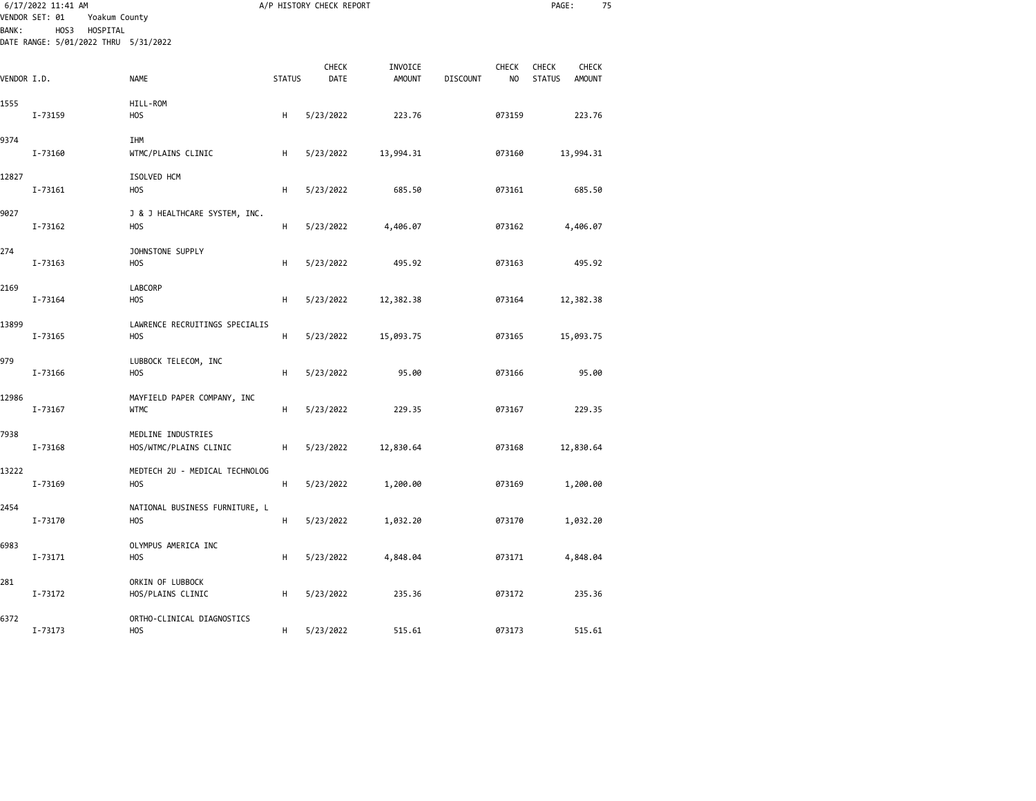6/17/2022 11:41 AM A/P HISTORY CHECK REPORT

VENDOR SET: 01 Yoakum County
BANK: HOS3 HOSPITAL
DATE RANGE: 5/01/2022 THRU 5/31/2022

| VENDOR I.D. | NAME | STATUS | CHECK DATE | INVOICE AMOUNT | DISCOUNT | CHECK NO | CHECK STATUS | CHECK AMOUNT |
|---|---|---|---|---|---|---|---|---|
| 1555 | HILL-ROM | | | | | | | |
| I-73159 | HOS | H | 5/23/2022 | 223.76 | | 073159 | | 223.76 |
| 9374 | IHM | | | | | | | |
| I-73160 | WTMC/PLAINS CLINIC | H | 5/23/2022 | 13,994.31 | | 073160 | | 13,994.31 |
| 12827 | ISOLVED HCM | | | | | | | |
| I-73161 | HOS | H | 5/23/2022 | 685.50 | | 073161 | | 685.50 |
| 9027 | J & J HEALTHCARE SYSTEM, INC. | | | | | | | |
| I-73162 | HOS | H | 5/23/2022 | 4,406.07 | | 073162 | | 4,406.07 |
| 274 | JOHNSTONE SUPPLY | | | | | | | |
| I-73163 | HOS | H | 5/23/2022 | 495.92 | | 073163 | | 495.92 |
| 2169 | LABCORP | | | | | | | |
| I-73164 | HOS | H | 5/23/2022 | 12,382.38 | | 073164 | | 12,382.38 |
| 13899 | LAWRENCE RECRUITINGS SPECIALIS | | | | | | | |
| I-73165 | HOS | H | 5/23/2022 | 15,093.75 | | 073165 | | 15,093.75 |
| 979 | LUBBOCK TELECOM, INC | | | | | | | |
| I-73166 | HOS | H | 5/23/2022 | 95.00 | | 073166 | | 95.00 |
| 12986 | MAYFIELD PAPER COMPANY, INC | | | | | | | |
| I-73167 | WTMC | H | 5/23/2022 | 229.35 | | 073167 | | 229.35 |
| 7938 | MEDLINE INDUSTRIES | | | | | | | |
| I-73168 | HOS/WTMC/PLAINS CLINIC | H | 5/23/2022 | 12,830.64 | | 073168 | | 12,830.64 |
| 13222 | MEDTECH 2U - MEDICAL TECHNOLOG | | | | | | | |
| I-73169 | HOS | H | 5/23/2022 | 1,200.00 | | 073169 | | 1,200.00 |
| 2454 | NATIONAL BUSINESS FURNITURE, L | | | | | | | |
| I-73170 | HOS | H | 5/23/2022 | 1,032.20 | | 073170 | | 1,032.20 |
| 6983 | OLYMPUS AMERICA INC | | | | | | | |
| I-73171 | HOS | H | 5/23/2022 | 4,848.04 | | 073171 | | 4,848.04 |
| 281 | ORKIN OF LUBBOCK | | | | | | | |
| I-73172 | HOS/PLAINS CLINIC | H | 5/23/2022 | 235.36 | | 073172 | | 235.36 |
| 6372 | ORTHO-CLINICAL DIAGNOSTICS | | | | | | | |
| I-73173 | HOS | H | 5/23/2022 | 515.61 | | 073173 | | 515.61 |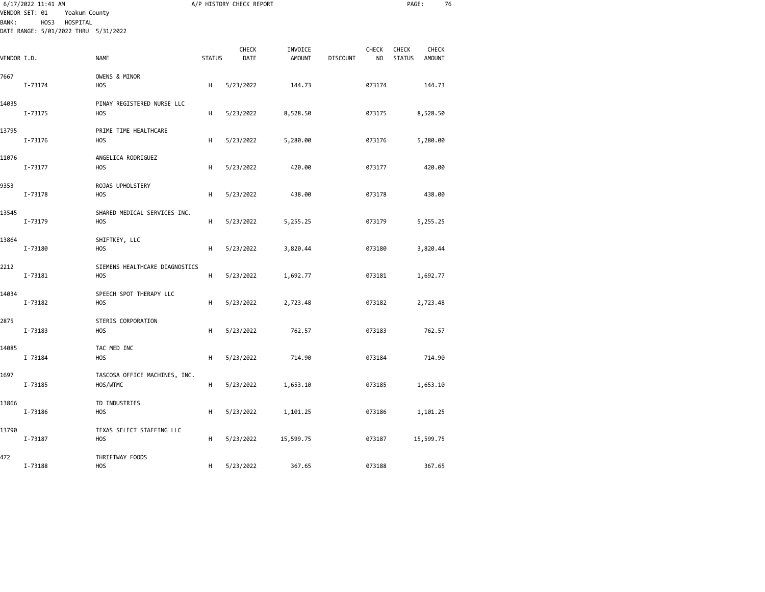6/17/2022 11:41 AM A/P HISTORY CHECK REPORT

VENDOR SET: 01 Yoakum County
BANK: HOS3 HOSPITAL
DATE RANGE: 5/01/2022 THRU 5/31/2022

| VENDOR I.D. | | NAME | STATUS | CHECK DATE | INVOICE AMOUNT | DISCOUNT | CHECK NO | CHECK STATUS | CHECK AMOUNT |
|---|---|---|---|---|---|---|---|---|---|
| 7667 | | OWENS & MINOR | | | | | | | |
| | I-73174 | HOS | H | 5/23/2022 | 144.73 | | 073174 | | 144.73 |
| 14035 | | PINAY REGISTERED NURSE LLC | | | | | | | |
| | I-73175 | HOS | H | 5/23/2022 | 8,528.50 | | 073175 | | 8,528.50 |
| 13795 | | PRIME TIME HEALTHCARE | | | | | | | |
| | I-73176 | HOS | H | 5/23/2022 | 5,280.00 | | 073176 | | 5,280.00 |
| 11076 | | ANGELICA RODRIGUEZ | | | | | | | |
| | I-73177 | HOS | H | 5/23/2022 | 420.00 | | 073177 | | 420.00 |
| 9353 | | ROJAS UPHOLSTERY | | | | | | | |
| | I-73178 | HOS | H | 5/23/2022 | 438.00 | | 073178 | | 438.00 |
| 13545 | | SHARED MEDICAL SERVICES INC. | | | | | | | |
| | I-73179 | HOS | H | 5/23/2022 | 5,255.25 | | 073179 | | 5,255.25 |
| 13864 | | SHIFTKEY, LLC | | | | | | | |
| | I-73180 | HOS | H | 5/23/2022 | 3,820.44 | | 073180 | | 3,820.44 |
| 2212 | | SIEMENS HEALTHCARE DIAGNOSTICS | | | | | | | |
| | I-73181 | HOS | H | 5/23/2022 | 1,692.77 | | 073181 | | 1,692.77 |
| 14034 | | SPEECH SPOT THERAPY LLC | | | | | | | |
| | I-73182 | HOS | H | 5/23/2022 | 2,723.48 | | 073182 | | 2,723.48 |
| 2875 | | STERIS CORPORATION | | | | | | | |
| | I-73183 | HOS | H | 5/23/2022 | 762.57 | | 073183 | | 762.57 |
| 14085 | | TAC MED INC | | | | | | | |
| | I-73184 | HOS | H | 5/23/2022 | 714.90 | | 073184 | | 714.90 |
| 1697 | | TASCOSA OFFICE MACHINES, INC. | | | | | | | |
| | I-73185 | HOS/WTMC | H | 5/23/2022 | 1,653.10 | | 073185 | | 1,653.10 |
| 13866 | | TD INDUSTRIES | | | | | | | |
| | I-73186 | HOS | H | 5/23/2022 | 1,101.25 | | 073186 | | 1,101.25 |
| 13790 | | TEXAS SELECT STAFFING LLC | | | | | | | |
| | I-73187 | HOS | H | 5/23/2022 | 15,599.75 | | 073187 | | 15,599.75 |
| 472 | | THRIFTWAY FOODS | | | | | | | |
| | I-73188 | HOS | H | 5/23/2022 | 367.65 | | 073188 | | 367.65 |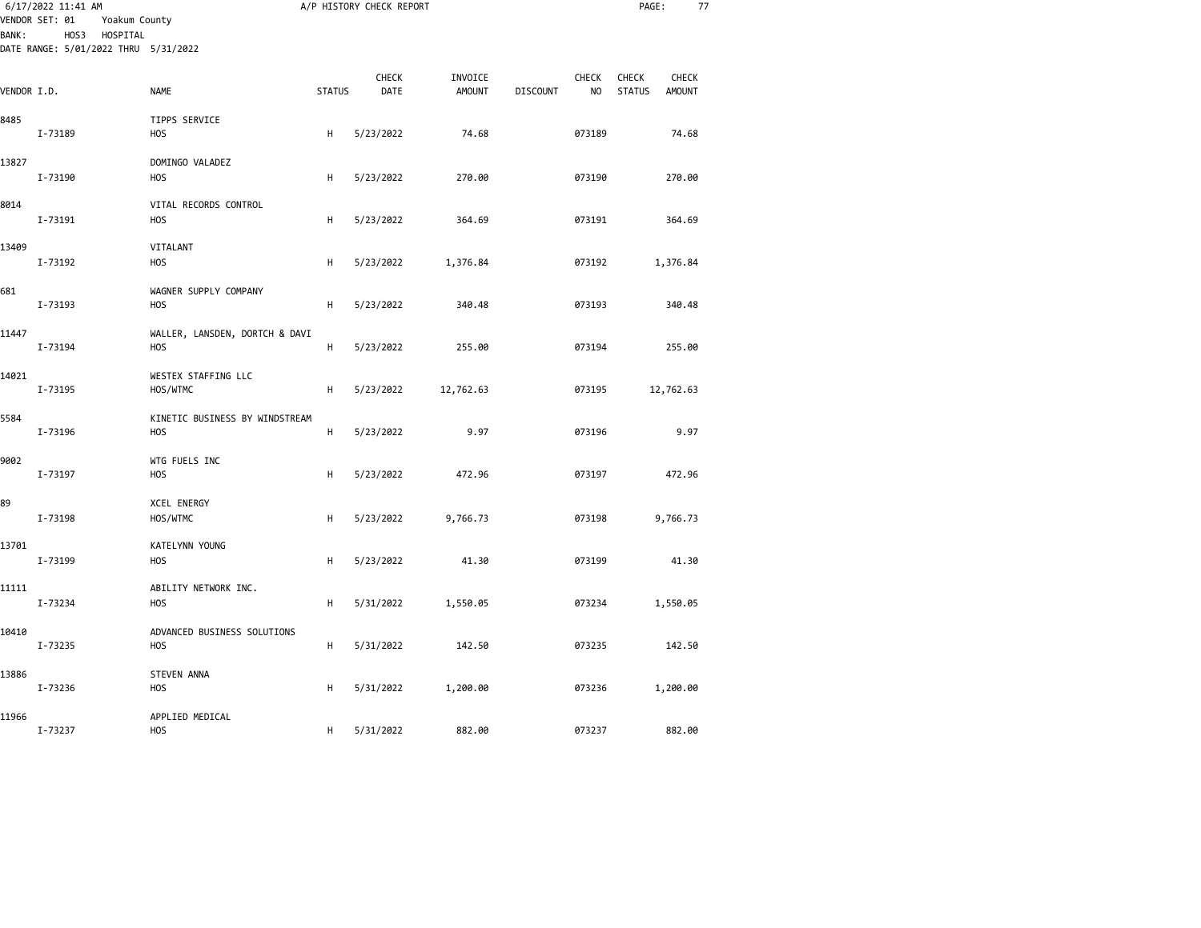VENDOR SET: 01 Yoakum County
BANK: HOS3 HOSPITAL
DATE RANGE: 5/01/2022 THRU 5/31/2022

# A/P HISTORY CHECK REPORT

| VENDOR I.D. | | NAME | STATUS | CHECK DATE | INVOICE AMOUNT | DISCOUNT | CHECK NO | CHECK STATUS | CHECK AMOUNT |
|---|---|---|---|---|---|---|---|---|---|
| 8485 | | TIPPS SERVICE | | | | | | | |
| | I-73189 | HOS | H | 5/23/2022 | 74.68 | | 073189 | | 74.68 |
| 13827 | | DOMINGO VALADEZ | | | | | | | |
| | I-73190 | HOS | H | 5/23/2022 | 270.00 | | 073190 | | 270.00 |
| 8014 | | VITAL RECORDS CONTROL | | | | | | | |
| | I-73191 | HOS | H | 5/23/2022 | 364.69 | | 073191 | | 364.69 |
| 13409 | | VITALANT | | | | | | | |
| | I-73192 | HOS | H | 5/23/2022 | 1,376.84 | | 073192 | | 1,376.84 |
| 681 | | WAGNER SUPPLY COMPANY | | | | | | | |
| | I-73193 | HOS | H | 5/23/2022 | 340.48 | | 073193 | | 340.48 |
| 11447 | | WALLER, LANSDEN, DORTCH & DAVI | | | | | | | |
| | I-73194 | HOS | H | 5/23/2022 | 255.00 | | 073194 | | 255.00 |
| 14021 | | WESTEX STAFFING LLC | | | | | | | |
| | I-73195 | HOS/WTMC | H | 5/23/2022 | 12,762.63 | | 073195 | | 12,762.63 |
| 5584 | | KINETIC BUSINESS BY WINDSTREAM | | | | | | | |
| | I-73196 | HOS | H | 5/23/2022 | 9.97 | | 073196 | | 9.97 |
| 9002 | | WTG FUELS INC | | | | | | | |
| | I-73197 | HOS | H | 5/23/2022 | 472.96 | | 073197 | | 472.96 |
| 89 | | XCEL ENERGY | | | | | | | |
| | I-73198 | HOS/WTMC | H | 5/23/2022 | 9,766.73 | | 073198 | | 9,766.73 |
| 13701 | | KATELYNN YOUNG | | | | | | | |
| | I-73199 | HOS | H | 5/23/2022 | 41.30 | | 073199 | | 41.30 |
| 11111 | | ABILITY NETWORK INC. | | | | | | | |
| | I-73234 | HOS | H | 5/31/2022 | 1,550.05 | | 073234 | | 1,550.05 |
| 10410 | | ADVANCED BUSINESS SOLUTIONS | | | | | | | |
| | I-73235 | HOS | H | 5/31/2022 | 142.50 | | 073235 | | 142.50 |
| 13886 | | STEVEN ANNA | | | | | | | |
| | I-73236 | HOS | H | 5/31/2022 | 1,200.00 | | 073236 | | 1,200.00 |
| 11966 | | APPLIED MEDICAL | | | | | | | |
| | I-73237 | HOS | H | 5/31/2022 | 882.00 | | 073237 | | 882.00 |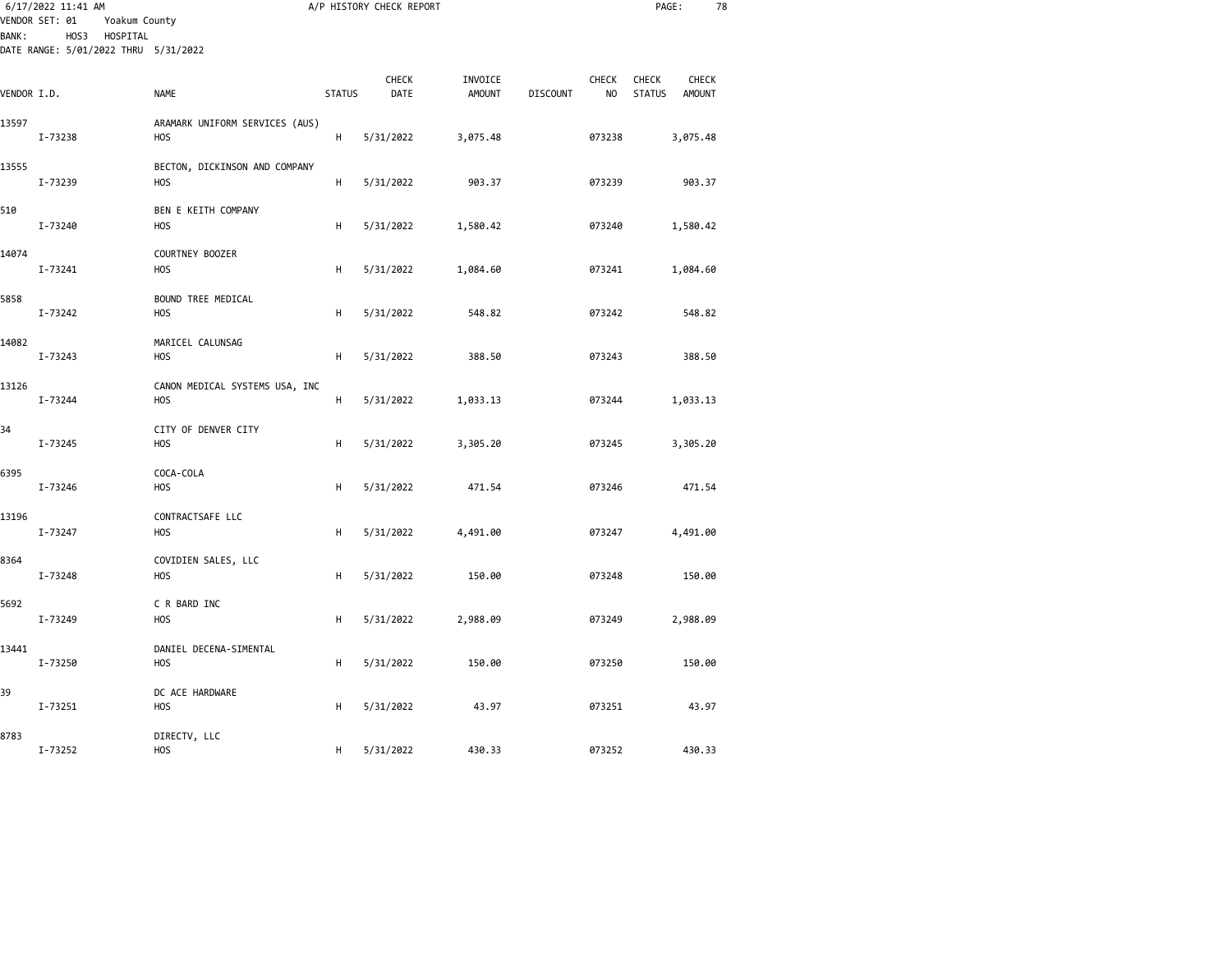A/P HISTORY CHECK REPORT

VENDOR SET: 01 Yoakum County
BANK: HOS3 HOSPITAL
DATE RANGE: 5/01/2022 THRU 5/31/2022

| VENDOR I.D. | | NAME | STATUS | CHECK DATE | INVOICE AMOUNT | DISCOUNT | CHECK NO | CHECK STATUS | CHECK AMOUNT |
|---|---|---|---|---|---|---|---|---|---|
| 13597 | | ARAMARK UNIFORM SERVICES (AUS) | | | | | | | |
| | I-73238 | HOS | H | 5/31/2022 | 3,075.48 | | 073238 | | 3,075.48 |
| 13555 | | BECTON, DICKINSON AND COMPANY | | | | | | | |
| | I-73239 | HOS | H | 5/31/2022 | 903.37 | | 073239 | | 903.37 |
| 510 | | BEN E KEITH COMPANY | | | | | | | |
| | I-73240 | HOS | H | 5/31/2022 | 1,580.42 | | 073240 | | 1,580.42 |
| 14074 | | COURTNEY BOOZER | | | | | | | |
| | I-73241 | HOS | H | 5/31/2022 | 1,084.60 | | 073241 | | 1,084.60 |
| 5858 | | BOUND TREE MEDICAL | | | | | | | |
| | I-73242 | HOS | H | 5/31/2022 | 548.82 | | 073242 | | 548.82 |
| 14082 | | MARICEL CALUNSAG | | | | | | | |
| | I-73243 | HOS | H | 5/31/2022 | 388.50 | | 073243 | | 388.50 |
| 13126 | | CANON MEDICAL SYSTEMS USA, INC | | | | | | | |
| | I-73244 | HOS | H | 5/31/2022 | 1,033.13 | | 073244 | | 1,033.13 |
| 34 | | CITY OF DENVER CITY | | | | | | | |
| | I-73245 | HOS | H | 5/31/2022 | 3,305.20 | | 073245 | | 3,305.20 |
| 6395 | | COCA-COLA | | | | | | | |
| | I-73246 | HOS | H | 5/31/2022 | 471.54 | | 073246 | | 471.54 |
| 13196 | | CONTRACTSAFE LLC | | | | | | | |
| | I-73247 | HOS | H | 5/31/2022 | 4,491.00 | | 073247 | | 4,491.00 |
| 8364 | | COVIDIEN SALES, LLC | | | | | | | |
| | I-73248 | HOS | H | 5/31/2022 | 150.00 | | 073248 | | 150.00 |
| 5692 | | C R BARD INC | | | | | | | |
| | I-73249 | HOS | H | 5/31/2022 | 2,988.09 | | 073249 | | 2,988.09 |
| 13441 | | DANIEL DECENA-SIMENTAL | | | | | | | |
| | I-73250 | HOS | H | 5/31/2022 | 150.00 | | 073250 | | 150.00 |
| 39 | | DC ACE HARDWARE | | | | | | | |
| | I-73251 | HOS | H | 5/31/2022 | 43.97 | | 073251 | | 43.97 |
| 8783 | | DIRECTV, LLC | | | | | | | |
| | I-73252 | HOS | H | 5/31/2022 | 430.33 | | 073252 | | 430.33 |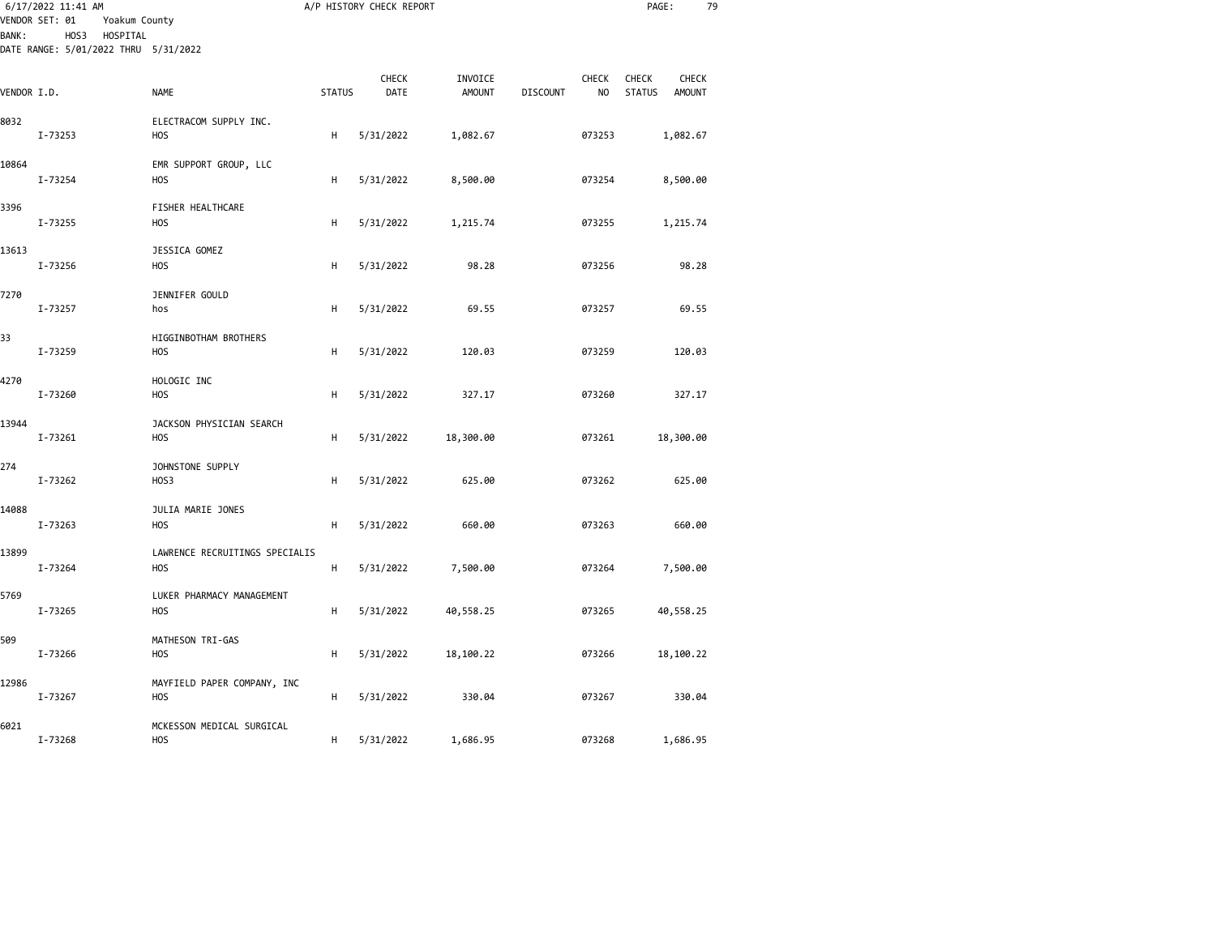A/P HISTORY CHECK REPORT

VENDOR SET: 01 Yoakum County
BANK: HOS3 HOSPITAL
DATE RANGE: 5/01/2022 THRU 5/31/2022

| VENDOR I.D. | NAME | STATUS | CHECK DATE | INVOICE AMOUNT | DISCOUNT | CHECK NO | CHECK STATUS | CHECK AMOUNT |
|---|---|---|---|---|---|---|---|---|
| 8032 | ELECTRACOM SUPPLY INC. | | | | | | | |
| I-73253 | HOS | H | 5/31/2022 | 1,082.67 | | 073253 | | 1,082.67 |
| 10864 | EMR SUPPORT GROUP, LLC | | | | | | | |
| I-73254 | HOS | H | 5/31/2022 | 8,500.00 | | 073254 | | 8,500.00 |
| 3396 | FISHER HEALTHCARE | | | | | | | |
| I-73255 | HOS | H | 5/31/2022 | 1,215.74 | | 073255 | | 1,215.74 |
| 13613 | JESSICA GOMEZ | | | | | | | |
| I-73256 | HOS | H | 5/31/2022 | 98.28 | | 073256 | | 98.28 |
| 7270 | JENNIFER GOULD | | | | | | | |
| I-73257 | hos | H | 5/31/2022 | 69.55 | | 073257 | | 69.55 |
| 33 | HIGGINBOTHAM BROTHERS | | | | | | | |
| I-73259 | HOS | H | 5/31/2022 | 120.03 | | 073259 | | 120.03 |
| 4270 | HOLOGIC INC | | | | | | | |
| I-73260 | HOS | H | 5/31/2022 | 327.17 | | 073260 | | 327.17 |
| 13944 | JACKSON PHYSICIAN SEARCH | | | | | | | |
| I-73261 | HOS | H | 5/31/2022 | 18,300.00 | | 073261 | | 18,300.00 |
| 274 | JOHNSTONE SUPPLY | | | | | | | |
| I-73262 | HOS3 | H | 5/31/2022 | 625.00 | | 073262 | | 625.00 |
| 14088 | JULIA MARIE JONES | | | | | | | |
| I-73263 | HOS | H | 5/31/2022 | 660.00 | | 073263 | | 660.00 |
| 13899 | LAWRENCE RECRUITINGS SPECIALIS | | | | | | | |
| I-73264 | HOS | H | 5/31/2022 | 7,500.00 | | 073264 | | 7,500.00 |
| 5769 | LUKER PHARMACY MANAGEMENT | | | | | | | |
| I-73265 | HOS | H | 5/31/2022 | 40,558.25 | | 073265 | | 40,558.25 |
| 509 | MATHESON TRI-GAS | | | | | | | |
| I-73266 | HOS | H | 5/31/2022 | 18,100.22 | | 073266 | | 18,100.22 |
| 12986 | MAYFIELD PAPER COMPANY, INC | | | | | | | |
| I-73267 | HOS | H | 5/31/2022 | 330.04 | | 073267 | | 330.04 |
| 6021 | MCKESSON MEDICAL SURGICAL | | | | | | | |
| I-73268 | HOS | H | 5/31/2022 | 1,686.95 | | 073268 | | 1,686.95 |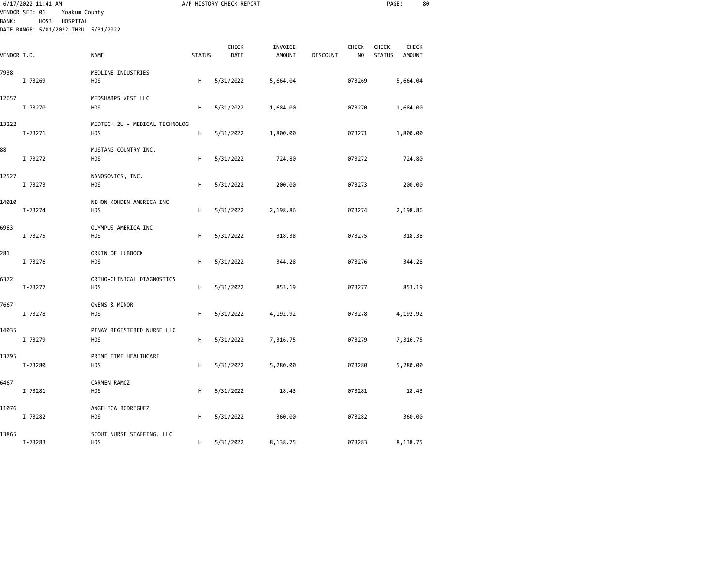VENDOR SET: 01 Yoakum County
BANK: HOS3 HOSPITAL
DATE RANGE: 5/01/2022 THRU 5/31/2022

# A/P HISTORY CHECK REPORT

| VENDOR I.D. | NAME | STATUS | CHECK DATE | INVOICE AMOUNT | DISCOUNT | CHECK NO | CHECK STATUS | CHECK AMOUNT |
|---|---|---|---|---|---|---|---|---|
| 7938 | MEDLINE INDUSTRIES | | | | | | | |
| I-73269 | HOS | H | 5/31/2022 | 5,664.04 | | 073269 | | 5,664.04 |
| 12657 | MEDSHARPS WEST LLC | | | | | | | |
| I-73270 | HOS | H | 5/31/2022 | 1,684.00 | | 073270 | | 1,684.00 |
| 13222 | MEDTECH 2U - MEDICAL TECHNOLOG | | | | | | | |
| I-73271 | HOS | H | 5/31/2022 | 1,800.00 | | 073271 | | 1,800.00 |
| 88 | MUSTANG COUNTRY INC. | | | | | | | |
| I-73272 | HOS | H | 5/31/2022 | 724.80 | | 073272 | | 724.80 |
| 12527 | NANOSONICS, INC. | | | | | | | |
| I-73273 | HOS | H | 5/31/2022 | 200.00 | | 073273 | | 200.00 |
| 14010 | NIHON KOHDEN AMERICA INC | | | | | | | |
| I-73274 | HOS | H | 5/31/2022 | 2,198.86 | | 073274 | | 2,198.86 |
| 6983 | OLYMPUS AMERICA INC | | | | | | | |
| I-73275 | HOS | H | 5/31/2022 | 318.38 | | 073275 | | 318.38 |
| 281 | ORKIN OF LUBBOCK | | | | | | | |
| I-73276 | HOS | H | 5/31/2022 | 344.28 | | 073276 | | 344.28 |
| 6372 | ORTHO-CLINICAL DIAGNOSTICS | | | | | | | |
| I-73277 | HOS | H | 5/31/2022 | 853.19 | | 073277 | | 853.19 |
| 7667 | OWENS & MINOR | | | | | | | |
| I-73278 | HOS | H | 5/31/2022 | 4,192.92 | | 073278 | | 4,192.92 |
| 14035 | PINAY REGISTERED NURSE LLC | | | | | | | |
| I-73279 | HOS | H | 5/31/2022 | 7,316.75 | | 073279 | | 7,316.75 |
| 13795 | PRIME TIME HEALTHCARE | | | | | | | |
| I-73280 | HOS | H | 5/31/2022 | 5,280.00 | | 073280 | | 5,280.00 |
| 6467 | CARMEN RAMOZ | | | | | | | |
| I-73281 | HOS | H | 5/31/2022 | 18.43 | | 073281 | | 18.43 |
| 11076 | ANGELICA RODRIGUEZ | | | | | | | |
| I-73282 | HOS | H | 5/31/2022 | 360.00 | | 073282 | | 360.00 |
| 13865 | SCOUT NURSE STAFFING, LLC | | | | | | | |
| I-73283 | HOS | H | 5/31/2022 | 8,138.75 | | 073283 | | 8,138.75 |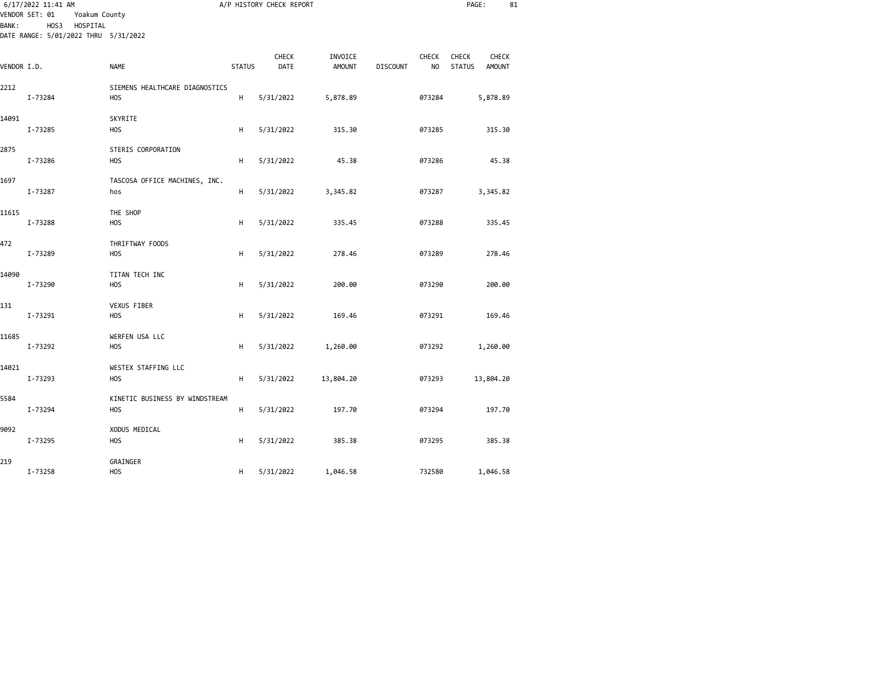6/17/2022 11:41 AM — A/P HISTORY CHECK REPORT

VENDOR SET: 01 Yoakum County
BANK: HOS3 HOSPITAL
DATE RANGE: 5/01/2022 THRU 5/31/2022

| VENDOR I.D. | | NAME | STATUS | CHECK DATE | INVOICE AMOUNT | DISCOUNT | CHECK NO | CHECK STATUS | CHECK AMOUNT |
|---|---|---|---|---|---|---|---|---|---|
| 2212 | | SIEMENS HEALTHCARE DIAGNOSTICS | | | | | | | |
| | I-73284 | HOS | H | 5/31/2022 | 5,878.89 | | 073284 | | 5,878.89 |
| 14091 | | SKYRITE | | | | | | | |
| | I-73285 | HOS | H | 5/31/2022 | 315.30 | | 073285 | | 315.30 |
| 2875 | | STERIS CORPORATION | | | | | | | |
| | I-73286 | HOS | H | 5/31/2022 | 45.38 | | 073286 | | 45.38 |
| 1697 | | TASCOSA OFFICE MACHINES, INC. | | | | | | | |
| | I-73287 | hos | H | 5/31/2022 | 3,345.82 | | 073287 | | 3,345.82 |
| 11615 | | THE SHOP | | | | | | | |
| | I-73288 | HOS | H | 5/31/2022 | 335.45 | | 073288 | | 335.45 |
| 472 | | THRIFTWAY FOODS | | | | | | | |
| | I-73289 | HOS | H | 5/31/2022 | 278.46 | | 073289 | | 278.46 |
| 14090 | | TITAN TECH INC | | | | | | | |
| | I-73290 | HOS | H | 5/31/2022 | 200.00 | | 073290 | | 200.00 |
| 131 | | VEXUS FIBER | | | | | | | |
| | I-73291 | HOS | H | 5/31/2022 | 169.46 | | 073291 | | 169.46 |
| 11685 | | WERFEN USA LLC | | | | | | | |
| | I-73292 | HOS | H | 5/31/2022 | 1,260.00 | | 073292 | | 1,260.00 |
| 14021 | | WESTEX STAFFING LLC | | | | | | | |
| | I-73293 | HOS | H | 5/31/2022 | 13,804.20 | | 073293 | | 13,804.20 |
| 5584 | | KINETIC BUSINESS BY WINDSTREAM | | | | | | | |
| | I-73294 | HOS | H | 5/31/2022 | 197.70 | | 073294 | | 197.70 |
| 9092 | | XODUS MEDICAL | | | | | | | |
| | I-73295 | HOS | H | 5/31/2022 | 385.38 | | 073295 | | 385.38 |
| 219 | | GRAINGER | | | | | | | |
| | I-73258 | HOS | H | 5/31/2022 | 1,046.58 | | 732580 | | 1,046.58 |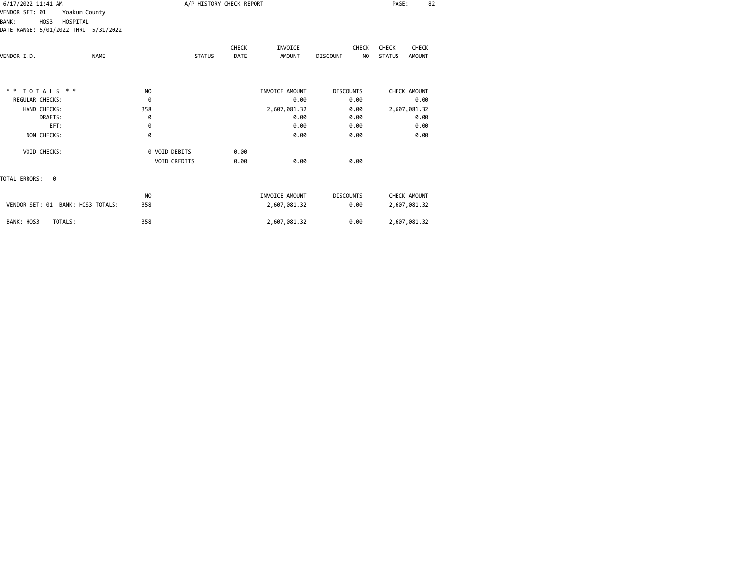A/P HISTORY CHECK REPORT

VENDOR SET: 01 Yoakum County
BANK: HOS3 HOSPITAL
DATE RANGE: 5/01/2022 THRU 5/31/2022

| VENDOR I.D. | NAME | STATUS | CHECK DATE | INVOICE AMOUNT | DISCOUNT | CHECK NO | CHECK STATUS | CHECK AMOUNT |
|---|---|---|---|---|---|---|---|---|

| * * T O T A L S * * | NO | | | INVOICE AMOUNT | DISCOUNTS | CHECK AMOUNT |
|---|---|---|---|---|---|---|
| REGULAR CHECKS: | 0 | | | 0.00 | 0.00 | 0.00 |
| HAND CHECKS: | 358 | | | 2,607,081.32 | 0.00 | 2,607,081.32 |
| DRAFTS: | 0 | | | 0.00 | 0.00 | 0.00 |
| EFT: | 0 | | | 0.00 | 0.00 | 0.00 |
| NON CHECKS: | 0 | | | 0.00 | 0.00 | 0.00 |
| VOID CHECKS: | 0 | VOID DEBITS | 0.00 | | | |
| | | VOID CREDITS | 0.00 | 0.00 | 0.00 | |

TOTAL ERRORS: 0

| | NO | INVOICE AMOUNT | DISCOUNTS | CHECK AMOUNT |
|---|---|---|---|---|
| VENDOR SET: 01 BANK: HOS3 TOTALS: | 358 | 2,607,081.32 | 0.00 | 2,607,081.32 |
| BANK: HOS3 TOTALS: | 358 | 2,607,081.32 | 0.00 | 2,607,081.32 |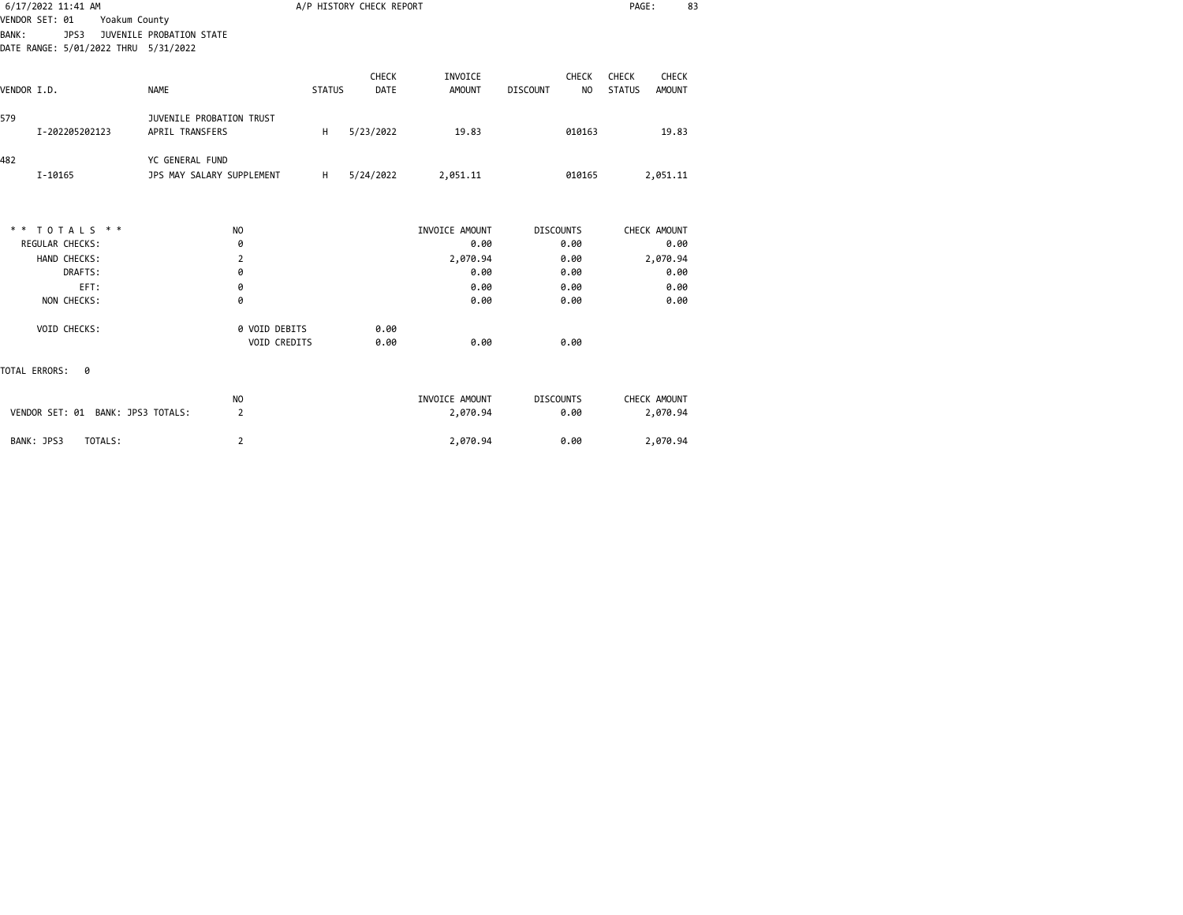6/17/2022 11:41 AM A/P HISTORY CHECK REPORT

VENDOR SET: 01 Yoakum County
BANK: JPS3 JUVENILE PROBATION STATE
DATE RANGE: 5/01/2022 THRU 5/31/2022

| VENDOR I.D. | NAME | STATUS | CHECK DATE | INVOICE AMOUNT | DISCOUNT | CHECK NO | CHECK STATUS | CHECK AMOUNT |
|---|---|---|---|---|---|---|---|---|
| 579 | JUVENILE PROBATION TRUST | | | | | | | |
| I-202205202123 | APRIL TRANSFERS | H | 5/23/2022 | 19.83 | | 010163 | | 19.83 |
| 482 | YC GENERAL FUND | | | | | | | |
| I-10165 | JPS MAY SALARY SUPPLEMENT | H | 5/24/2022 | 2,051.11 | | 010165 | | 2,051.11 |

| * * T O T A L S * * | NO | | INVOICE AMOUNT | DISCOUNTS | CHECK AMOUNT |
|---|---|---|---|---|---|
| REGULAR CHECKS: | 0 | | 0.00 | 0.00 | 0.00 |
| HAND CHECKS: | 2 | | 2,070.94 | 0.00 | 2,070.94 |
| DRAFTS: | 0 | | 0.00 | 0.00 | 0.00 |
| EFT: | 0 | | 0.00 | 0.00 | 0.00 |
| NON CHECKS: | 0 | | 0.00 | 0.00 | 0.00 |
| VOID CHECKS: | 0 VOID DEBITS | 0.00 | | | |
| | VOID CREDITS | 0.00 | 0.00 | 0.00 | |

TOTAL ERRORS: 0

| | NO | INVOICE AMOUNT | DISCOUNTS | CHECK AMOUNT |
|---|---|---|---|---|
| VENDOR SET: 01 BANK: JPS3 TOTALS: | 2 | 2,070.94 | 0.00 | 2,070.94 |
| BANK: JPS3 TOTALS: | 2 | 2,070.94 | 0.00 | 2,070.94 |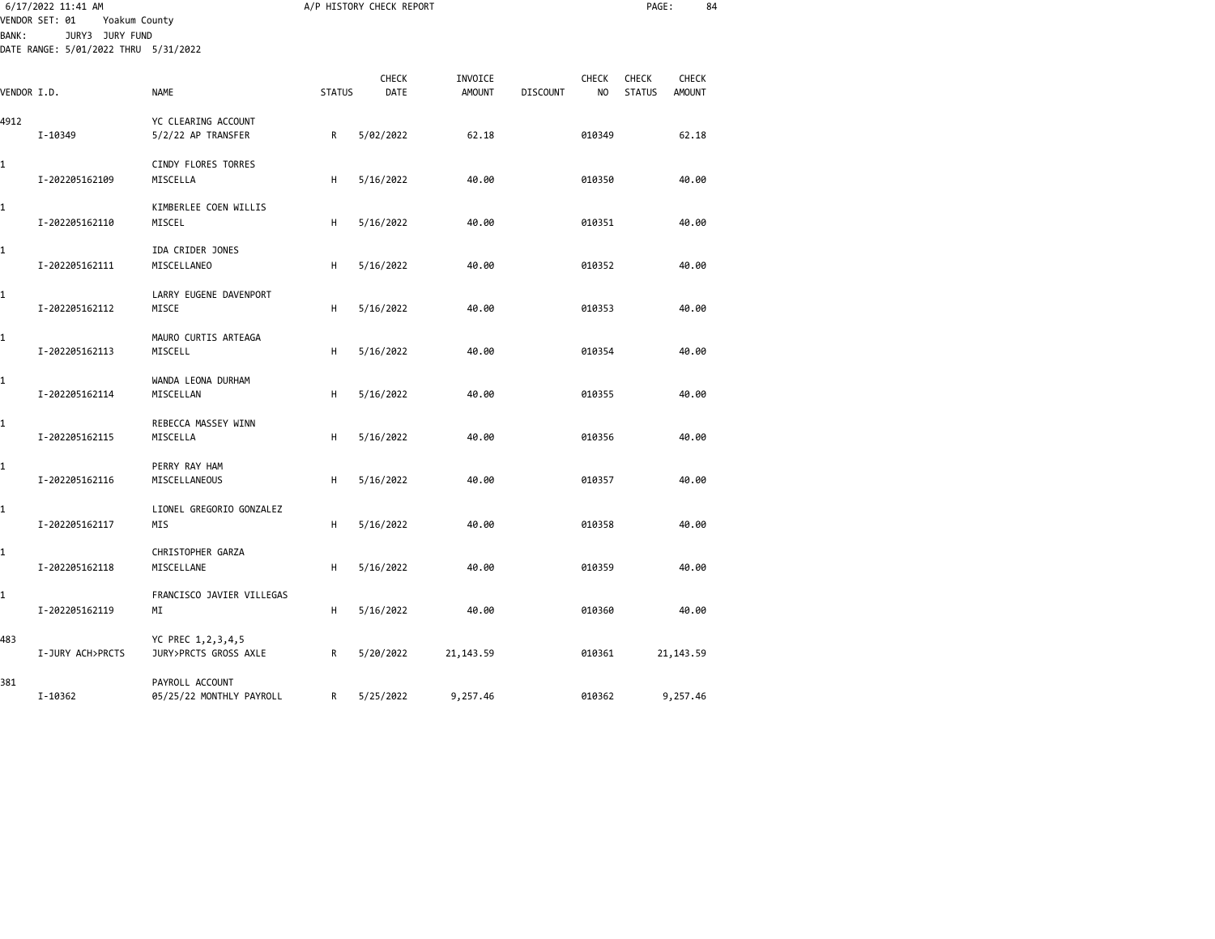6/17/2022 11:41 AM — A/P HISTORY CHECK REPORT

VENDOR SET: 01 Yoakum County
BANK: JURY3 JURY FUND
DATE RANGE: 5/01/2022 THRU 5/31/2022

| VENDOR I.D. | NAME | STATUS | CHECK DATE | INVOICE AMOUNT | DISCOUNT | CHECK NO | CHECK STATUS | CHECK AMOUNT |
|---|---|---|---|---|---|---|---|---|
| 4912 | YC CLEARING ACCOUNT | | | | | | | |
| I-10349 | 5/2/22 AP TRANSFER | R | 5/02/2022 | 62.18 | | 010349 | | 62.18 |
| 1 | CINDY FLORES TORRES | | | | | | | |
| I-202205162109 | MISCELLA | H | 5/16/2022 | 40.00 | | 010350 | | 40.00 |
| 1 | KIMBERLEE COEN WILLIS | | | | | | | |
| I-202205162110 | MISCEL | H | 5/16/2022 | 40.00 | | 010351 | | 40.00 |
| 1 | IDA CRIDER JONES | | | | | | | |
| I-202205162111 | MISCELLANEO | H | 5/16/2022 | 40.00 | | 010352 | | 40.00 |
| 1 | LARRY EUGENE DAVENPORT | | | | | | | |
| I-202205162112 | MISCE | H | 5/16/2022 | 40.00 | | 010353 | | 40.00 |
| 1 | MAURO CURTIS ARTEAGA | | | | | | | |
| I-202205162113 | MISCELL | H | 5/16/2022 | 40.00 | | 010354 | | 40.00 |
| 1 | WANDA LEONA DURHAM | | | | | | | |
| I-202205162114 | MISCELLAN | H | 5/16/2022 | 40.00 | | 010355 | | 40.00 |
| 1 | REBECCA MASSEY WINN | | | | | | | |
| I-202205162115 | MISCELLA | H | 5/16/2022 | 40.00 | | 010356 | | 40.00 |
| 1 | PERRY RAY HAM | | | | | | | |
| I-202205162116 | MISCELLANEOUS | H | 5/16/2022 | 40.00 | | 010357 | | 40.00 |
| 1 | LIONEL GREGORIO GONZALEZ | | | | | | | |
| I-202205162117 | MIS | H | 5/16/2022 | 40.00 | | 010358 | | 40.00 |
| 1 | CHRISTOPHER GARZA | | | | | | | |
| I-202205162118 | MISCELLANE | H | 5/16/2022 | 40.00 | | 010359 | | 40.00 |
| 1 | FRANCISCO JAVIER VILLEGAS | | | | | | | |
| I-202205162119 | MI | H | 5/16/2022 | 40.00 | | 010360 | | 40.00 |
| 483 | YC PREC 1,2,3,4,5 | | | | | | | |
| I-JURY ACH>PRCTS | JURY>PRCTS GROSS AXLE | R | 5/20/2022 | 21,143.59 | | 010361 | | 21,143.59 |
| 381 | PAYROLL ACCOUNT | | | | | | | |
| I-10362 | 05/25/22 MONTHLY PAYROLL | R | 5/25/2022 | 9,257.46 | | 010362 | | 9,257.46 |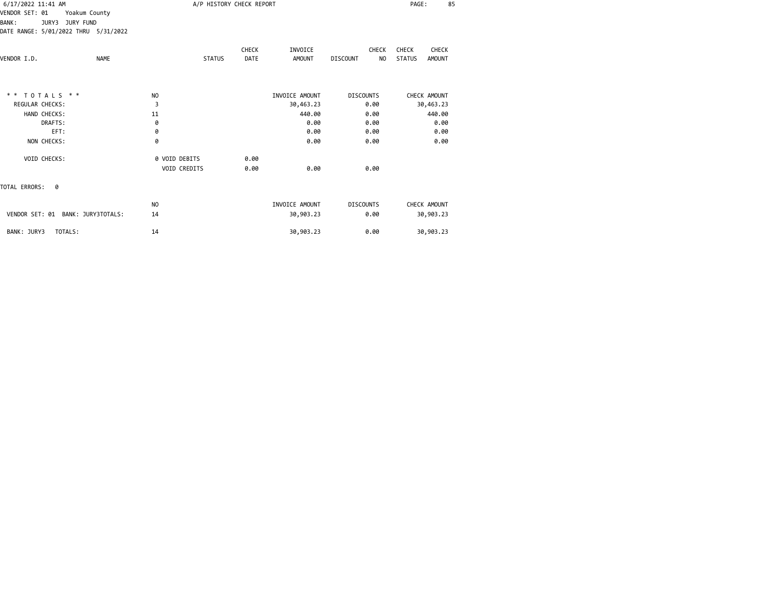A/P HISTORY CHECK REPORT

6/17/2022 11:41 AM

VENDOR SET: 01 Yoakum County
BANK: JURY3 JURY FUND
DATE RANGE: 5/01/2022 THRU 5/31/2022

| VENDOR I.D. | NAME | STATUS | CHECK DATE | INVOICE AMOUNT | DISCOUNT | CHECK NO | CHECK STATUS | CHECK AMOUNT |
|---|---|---|---|---|---|---|---|---|

| * * TOTALS * * | NO | | INVOICE AMOUNT | DISCOUNTS | CHECK AMOUNT |
|---|---|---|---|---|---|
| REGULAR CHECKS: | 3 | | 30,463.23 | 0.00 | 30,463.23 |
| HAND CHECKS: | 11 | | 440.00 | 0.00 | 440.00 |
| DRAFTS: | 0 | | 0.00 | 0.00 | 0.00 |
| EFT: | 0 | | 0.00 | 0.00 | 0.00 |
| NON CHECKS: | 0 | | 0.00 | 0.00 | 0.00 |
| VOID CHECKS: | 0 VOID DEBITS | 0.00 | | | |
| | VOID CREDITS | 0.00 | 0.00 | 0.00 | |

TOTAL ERRORS: 0

| | NO | INVOICE AMOUNT | DISCOUNTS | CHECK AMOUNT |
|---|---|---|---|---|
| VENDOR SET: 01 BANK: JURY3TOTALS: | 14 | 30,903.23 | 0.00 | 30,903.23 |
| BANK: JURY3 TOTALS: | 14 | 30,903.23 | 0.00 | 30,903.23 |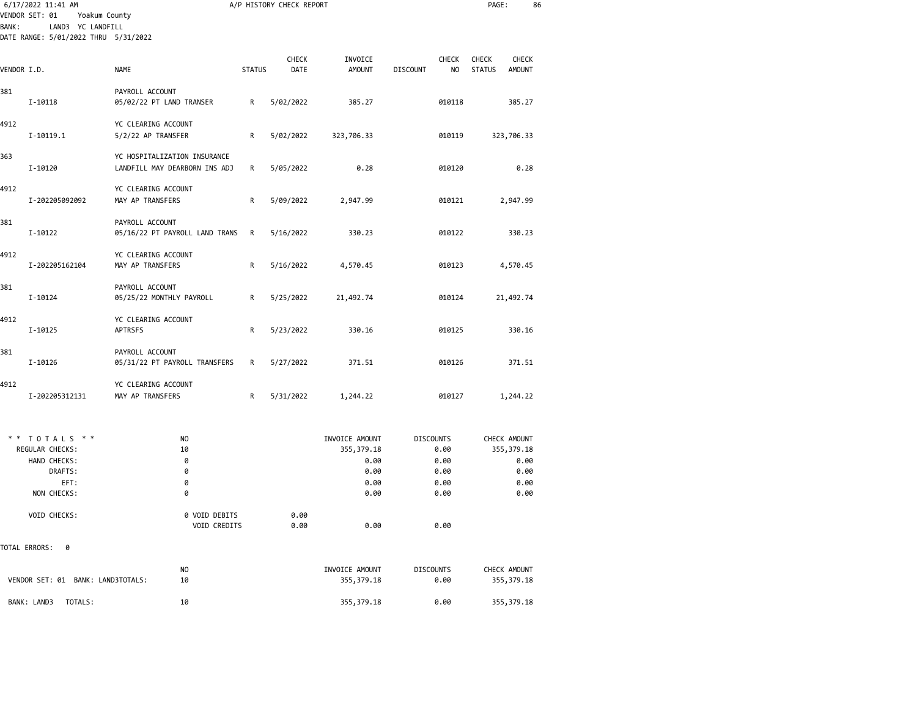6/17/2022 11:41 AM A/P HISTORY CHECK REPORT

VENDOR SET: 01 Yoakum County
BANK: LAND3 YC LANDFILL
DATE RANGE: 5/01/2022 THRU 5/31/2022

| VENDOR I.D. | NAME | STATUS | CHECK DATE | INVOICE AMOUNT | DISCOUNT | CHECK NO | CHECK STATUS | CHECK AMOUNT |
|---|---|---|---|---|---|---|---|---|
| 381 | PAYROLL ACCOUNT | | | | | | | |
| I-10118 | 05/02/22 PT LAND TRANSER | R | 5/02/2022 | 385.27 | | 010118 | | 385.27 |
| 4912 | YC CLEARING ACCOUNT | | | | | | | |
| I-10119.1 | 5/2/22 AP TRANSFER | R | 5/02/2022 | 323,706.33 | | 010119 | | 323,706.33 |
| 363 | YC HOSPITALIZATION INSURANCE | | | | | | | |
| I-10120 | LANDFILL MAY DEARBORN INS ADJ | R | 5/05/2022 | 0.28 | | 010120 | | 0.28 |
| 4912 | YC CLEARING ACCOUNT | | | | | | | |
| I-202205092092 | MAY AP TRANSFERS | R | 5/09/2022 | 2,947.99 | | 010121 | | 2,947.99 |
| 381 | PAYROLL ACCOUNT | | | | | | | |
| I-10122 | 05/16/22 PT PAYROLL LAND TRANS | R | 5/16/2022 | 330.23 | | 010122 | | 330.23 |
| 4912 | YC CLEARING ACCOUNT | | | | | | | |
| I-202205162104 | MAY AP TRANSFERS | R | 5/16/2022 | 4,570.45 | | 010123 | | 4,570.45 |
| 381 | PAYROLL ACCOUNT | | | | | | | |
| I-10124 | 05/25/22 MONTHLY PAYROLL | R | 5/25/2022 | 21,492.74 | | 010124 | | 21,492.74 |
| 4912 | YC CLEARING ACCOUNT | | | | | | | |
| I-10125 | APTRSFS | R | 5/23/2022 | 330.16 | | 010125 | | 330.16 |
| 381 | PAYROLL ACCOUNT | | | | | | | |
| I-10126 | 05/31/22 PT PAYROLL TRANSFERS | R | 5/27/2022 | 371.51 | | 010126 | | 371.51 |
| 4912 | YC CLEARING ACCOUNT | | | | | | | |
| I-202205312131 | MAY AP TRANSFERS | R | 5/31/2022 | 1,244.22 | | 010127 | | 1,244.22 |

| * * TOTALS * * | NO | | INVOICE AMOUNT | DISCOUNTS | CHECK AMOUNT |
|---|---|---|---|---|---|
| REGULAR CHECKS: | 10 | | 355,379.18 | 0.00 | 355,379.18 |
| HAND CHECKS: | 0 | | 0.00 | 0.00 | 0.00 |
| DRAFTS: | 0 | | 0.00 | 0.00 | 0.00 |
| EFT: | 0 | | 0.00 | 0.00 | 0.00 |
| NON CHECKS: | 0 | | 0.00 | 0.00 | 0.00 |
| VOID CHECKS: | 0 VOID DEBITS | 0.00 | | | |
| | VOID CREDITS | 0.00 | 0.00 | 0.00 | |

TOTAL ERRORS: 0

| | NO | INVOICE AMOUNT | DISCOUNTS | CHECK AMOUNT |
|---|---|---|---|---|
| VENDOR SET: 01 BANK: LAND3TOTALS: | 10 | 355,379.18 | 0.00 | 355,379.18 |
| BANK: LAND3 TOTALS: | 10 | 355,379.18 | 0.00 | 355,379.18 |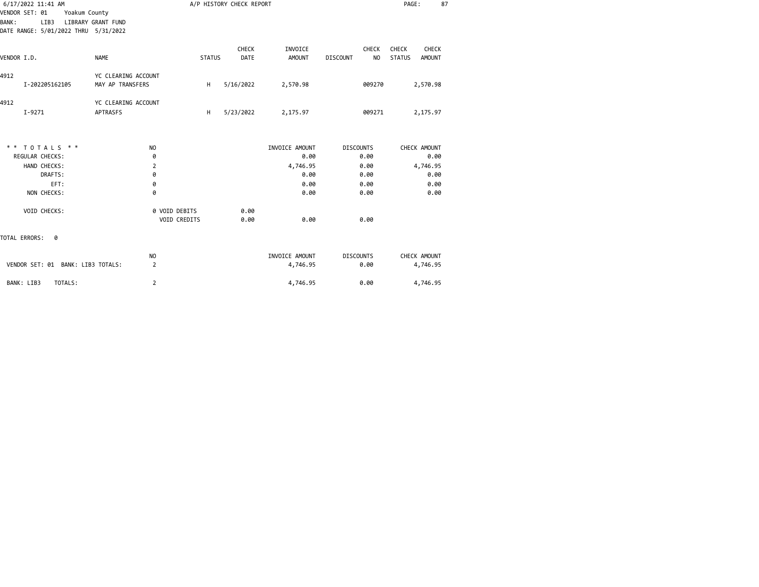6/17/2022 11:41 AM — A/P HISTORY CHECK REPORT

VENDOR SET: 01 Yoakum County
BANK: LIB3 LIBRARY GRANT FUND
DATE RANGE: 5/01/2022 THRU 5/31/2022

| VENDOR I.D. | NAME | STATUS | CHECK DATE | INVOICE AMOUNT | DISCOUNT | CHECK NO | CHECK STATUS | CHECK AMOUNT |
|---|---|---|---|---|---|---|---|---|
| 4912 | YC CLEARING ACCOUNT | | | | | | | |
| I-202205162105 | MAY AP TRANSFERS | H | 5/16/2022 | 2,570.98 | | 009270 | | 2,570.98 |
| 4912 | YC CLEARING ACCOUNT | | | | | | | |
| I-9271 | APTRASFS | H | 5/23/2022 | 2,175.97 | | 009271 | | 2,175.97 |

| * * T O T A L S * * | NO | | INVOICE AMOUNT | DISCOUNTS | CHECK AMOUNT |
|---|---|---|---|---|---|
| REGULAR CHECKS: | 0 | | 0.00 | 0.00 | 0.00 |
| HAND CHECKS: | 2 | | 4,746.95 | 0.00 | 4,746.95 |
| DRAFTS: | 0 | | 0.00 | 0.00 | 0.00 |
| EFT: | 0 | | 0.00 | 0.00 | 0.00 |
| NON CHECKS: | 0 | | 0.00 | 0.00 | 0.00 |
| VOID CHECKS: | 0 VOID DEBITS | 0.00 | | | |
| | VOID CREDITS | 0.00 | 0.00 | 0.00 | |

TOTAL ERRORS: 0

| | NO | INVOICE AMOUNT | DISCOUNTS | CHECK AMOUNT |
|---|---|---|---|---|
| VENDOR SET: 01 BANK: LIB3 TOTALS: | 2 | 4,746.95 | 0.00 | 4,746.95 |
| BANK: LIB3 TOTALS: | 2 | 4,746.95 | 0.00 | 4,746.95 |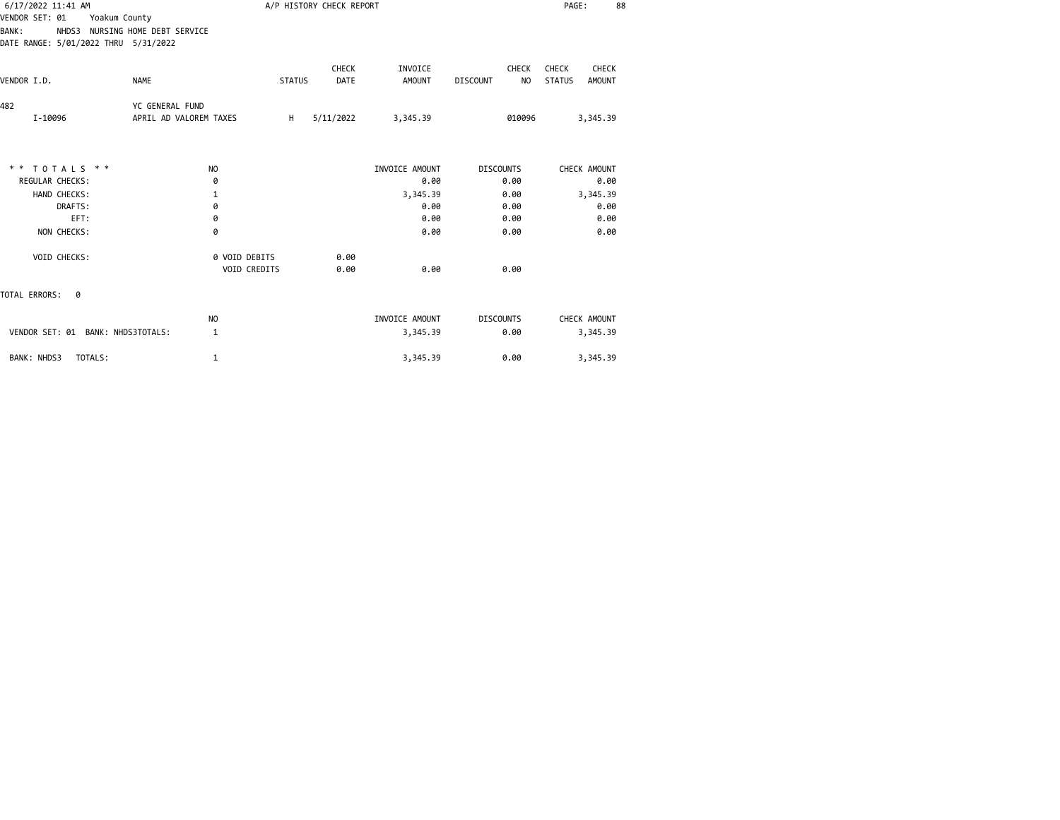6/17/2022 11:41 AM — A/P HISTORY CHECK REPORT

VENDOR SET: 01 Yoakum County
BANK: NHDS3 NURSING HOME DEBT SERVICE
DATE RANGE: 5/01/2022 THRU 5/31/2022

| VENDOR I.D. | NAME | STATUS | CHECK DATE | INVOICE AMOUNT | DISCOUNT | CHECK NO | CHECK STATUS | CHECK AMOUNT |
|---|---|---|---|---|---|---|---|---|
| 482 | YC GENERAL FUND | | | | | | | |
| I-10096 | APRIL AD VALOREM TAXES | H | 5/11/2022 | 3,345.39 | | 010096 | | 3,345.39 |

| * * T O T A L S * * | NO | | INVOICE AMOUNT | DISCOUNTS | CHECK AMOUNT |
|---|---|---|---|---|---|
| REGULAR CHECKS: | 0 | | 0.00 | 0.00 | 0.00 |
| HAND CHECKS: | 1 | | 3,345.39 | 0.00 | 3,345.39 |
| DRAFTS: | 0 | | 0.00 | 0.00 | 0.00 |
| EFT: | 0 | | 0.00 | 0.00 | 0.00 |
| NON CHECKS: | 0 | | 0.00 | 0.00 | 0.00 |
| VOID CHECKS: | 0 VOID DEBITS | 0.00 | | | |
| | VOID CREDITS | 0.00 | 0.00 | 0.00 | |

TOTAL ERRORS: 0

| | NO | INVOICE AMOUNT | DISCOUNTS | CHECK AMOUNT |
|---|---|---|---|---|
| VENDOR SET: 01 BANK: NHDS3TOTALS: | 1 | 3,345.39 | 0.00 | 3,345.39 |
| BANK: NHDS3 TOTALS: | 1 | 3,345.39 | 0.00 | 3,345.39 |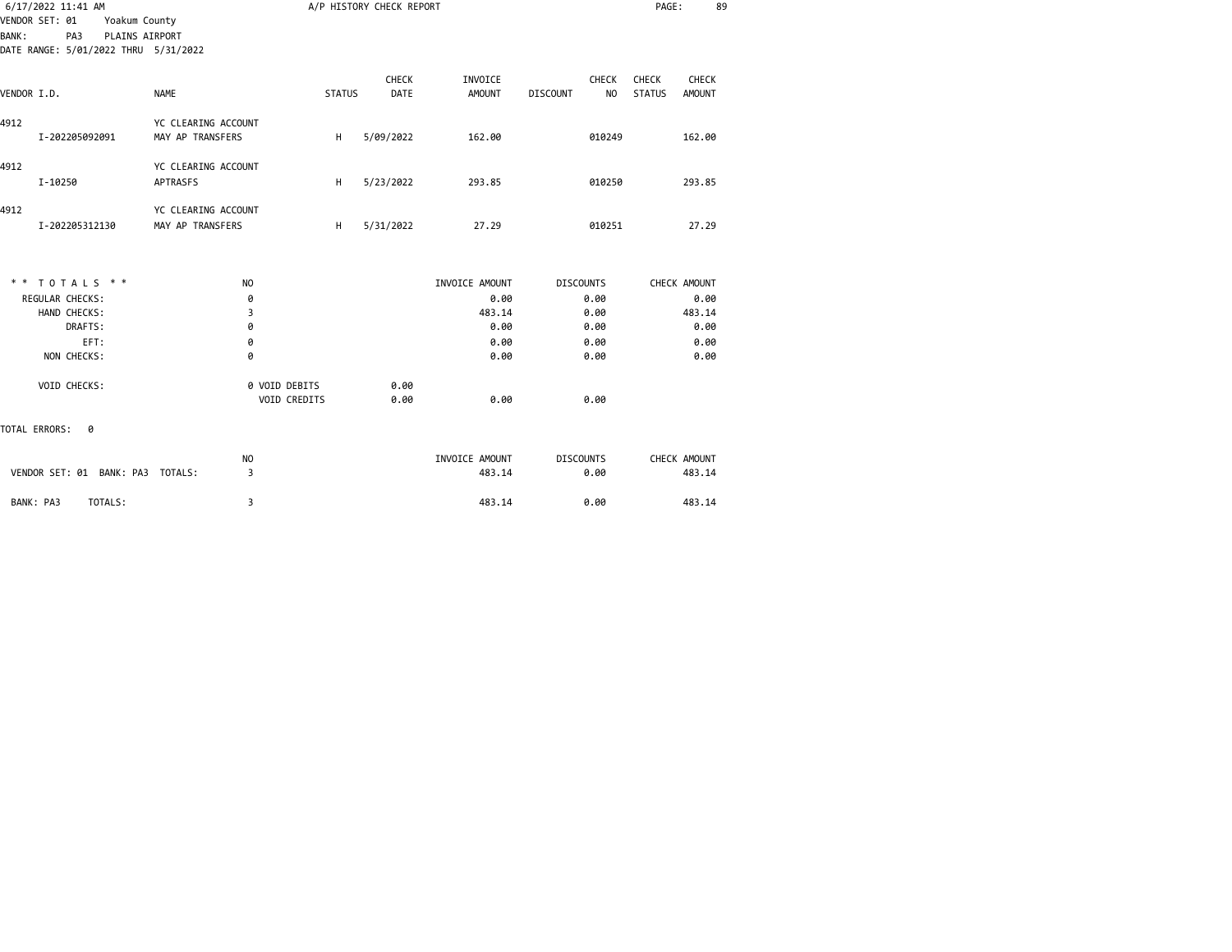6/17/2022 11:41 AM

A/P HISTORY CHECK REPORT

VENDOR SET: 01 Yoakum County
BANK: PA3 PLAINS AIRPORT
DATE RANGE: 5/01/2022 THRU 5/31/2022

| VENDOR I.D. | NAME | STATUS | CHECK DATE | INVOICE AMOUNT | DISCOUNT | CHECK NO | CHECK STATUS | CHECK AMOUNT |
|---|---|---|---|---|---|---|---|---|
| 4912 | YC CLEARING ACCOUNT | | | | | | | |
| I-202205092091 | MAY AP TRANSFERS | H | 5/09/2022 | 162.00 | | 010249 | | 162.00 |
| 4912 | YC CLEARING ACCOUNT | | | | | | | |
| I-10250 | APTRASFS | H | 5/23/2022 | 293.85 | | 010250 | | 293.85 |
| 4912 | YC CLEARING ACCOUNT | | | | | | | |
| I-202205312130 | MAY AP TRANSFERS | H | 5/31/2022 | 27.29 | | 010251 | | 27.29 |

| * * TOTALS * * | NO | | INVOICE AMOUNT | DISCOUNTS | CHECK AMOUNT |
|---|---|---|---|---|---|
| REGULAR CHECKS: | 0 | | 0.00 | 0.00 | 0.00 |
| HAND CHECKS: | 3 | | 483.14 | 0.00 | 483.14 |
| DRAFTS: | 0 | | 0.00 | 0.00 | 0.00 |
| EFT: | 0 | | 0.00 | 0.00 | 0.00 |
| NON CHECKS: | 0 | | 0.00 | 0.00 | 0.00 |
| VOID CHECKS: | 0 VOID DEBITS | 0.00 | | | |
| | VOID CREDITS | 0.00 | 0.00 | 0.00 | |

TOTAL ERRORS: 0

| | NO | INVOICE AMOUNT | DISCOUNTS | CHECK AMOUNT |
|---|---|---|---|---|
| VENDOR SET: 01 BANK: PA3 TOTALS: | 3 | 483.14 | 0.00 | 483.14 |
| BANK: PA3 TOTALS: | 3 | 483.14 | 0.00 | 483.14 |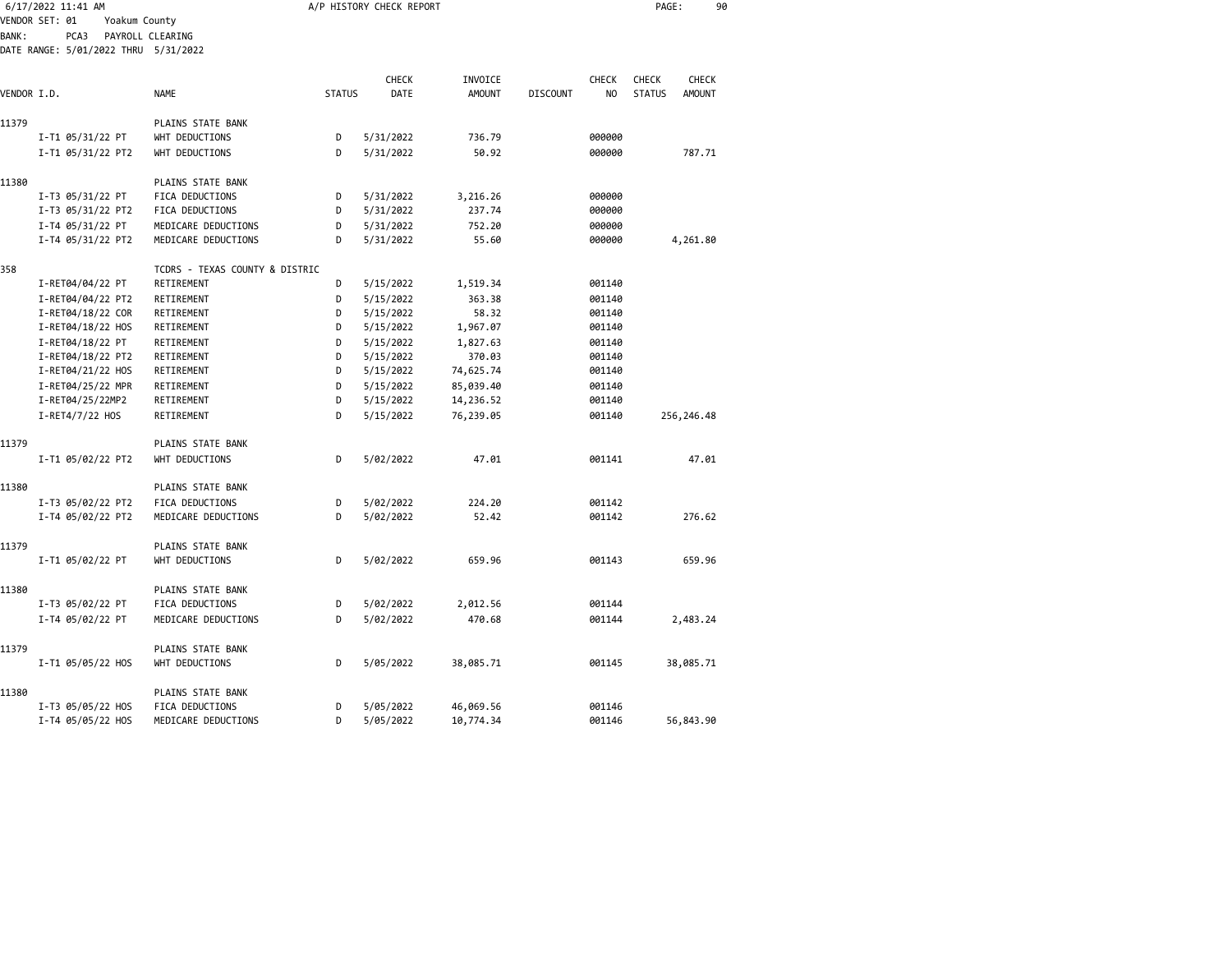6/17/2022 11:41 AM A/P HISTORY CHECK REPORT

VENDOR SET: 01 Yoakum County
BANK: PCA3 PAYROLL CLEARING
DATE RANGE: 5/01/2022 THRU 5/31/2022

| VENDOR I.D. | | NAME | STATUS | CHECK DATE | INVOICE AMOUNT | DISCOUNT | CHECK NO | CHECK STATUS | CHECK AMOUNT |
|---|---|---|---|---|---|---|---|---|---|
| 11379 | | PLAINS STATE BANK | | | | | | | |
| | I-T1 05/31/22 PT | WHT DEDUCTIONS | D | 5/31/2022 | 736.79 | | 000000 | | |
| | I-T1 05/31/22 PT2 | WHT DEDUCTIONS | D | 5/31/2022 | 50.92 | | 000000 | | 787.71 |
| 11380 | | PLAINS STATE BANK | | | | | | | |
| | I-T3 05/31/22 PT | FICA DEDUCTIONS | D | 5/31/2022 | 3,216.26 | | 000000 | | |
| | I-T3 05/31/22 PT2 | FICA DEDUCTIONS | D | 5/31/2022 | 237.74 | | 000000 | | |
| | I-T4 05/31/22 PT | MEDICARE DEDUCTIONS | D | 5/31/2022 | 752.20 | | 000000 | | |
| | I-T4 05/31/22 PT2 | MEDICARE DEDUCTIONS | D | 5/31/2022 | 55.60 | | 000000 | | 4,261.80 |
| 358 | | TCDRS - TEXAS COUNTY & DISTRIC | | | | | | | |
| | I-RET04/04/22 PT | RETIREMENT | D | 5/15/2022 | 1,519.34 | | 001140 | | |
| | I-RET04/04/22 PT2 | RETIREMENT | D | 5/15/2022 | 363.38 | | 001140 | | |
| | I-RET04/18/22 COR | RETIREMENT | D | 5/15/2022 | 58.32 | | 001140 | | |
| | I-RET04/18/22 HOS | RETIREMENT | D | 5/15/2022 | 1,967.07 | | 001140 | | |
| | I-RET04/18/22 PT | RETIREMENT | D | 5/15/2022 | 1,827.63 | | 001140 | | |
| | I-RET04/18/22 PT2 | RETIREMENT | D | 5/15/2022 | 370.03 | | 001140 | | |
| | I-RET04/21/22 HOS | RETIREMENT | D | 5/15/2022 | 74,625.74 | | 001140 | | |
| | I-RET04/25/22 MPR | RETIREMENT | D | 5/15/2022 | 85,039.40 | | 001140 | | |
| | I-RET04/25/22MP2 | RETIREMENT | D | 5/15/2022 | 14,236.52 | | 001140 | | |
| | I-RET4/7/22 HOS | RETIREMENT | D | 5/15/2022 | 76,239.05 | | 001140 | | 256,246.48 |
| 11379 | | PLAINS STATE BANK | | | | | | | |
| | I-T1 05/02/22 PT2 | WHT DEDUCTIONS | D | 5/02/2022 | 47.01 | | 001141 | | 47.01 |
| 11380 | | PLAINS STATE BANK | | | | | | | |
| | I-T3 05/02/22 PT2 | FICA DEDUCTIONS | D | 5/02/2022 | 224.20 | | 001142 | | |
| | I-T4 05/02/22 PT2 | MEDICARE DEDUCTIONS | D | 5/02/2022 | 52.42 | | 001142 | | 276.62 |
| 11379 | | PLAINS STATE BANK | | | | | | | |
| | I-T1 05/02/22 PT | WHT DEDUCTIONS | D | 5/02/2022 | 659.96 | | 001143 | | 659.96 |
| 11380 | | PLAINS STATE BANK | | | | | | | |
| | I-T3 05/02/22 PT | FICA DEDUCTIONS | D | 5/02/2022 | 2,012.56 | | 001144 | | |
| | I-T4 05/02/22 PT | MEDICARE DEDUCTIONS | D | 5/02/2022 | 470.68 | | 001144 | | 2,483.24 |
| 11379 | | PLAINS STATE BANK | | | | | | | |
| | I-T1 05/05/22 HOS | WHT DEDUCTIONS | D | 5/05/2022 | 38,085.71 | | 001145 | | 38,085.71 |
| 11380 | | PLAINS STATE BANK | | | | | | | |
| | I-T3 05/05/22 HOS | FICA DEDUCTIONS | D | 5/05/2022 | 46,069.56 | | 001146 | | |
| | I-T4 05/05/22 HOS | MEDICARE DEDUCTIONS | D | 5/05/2022 | 10,774.34 | | 001146 | | 56,843.90 |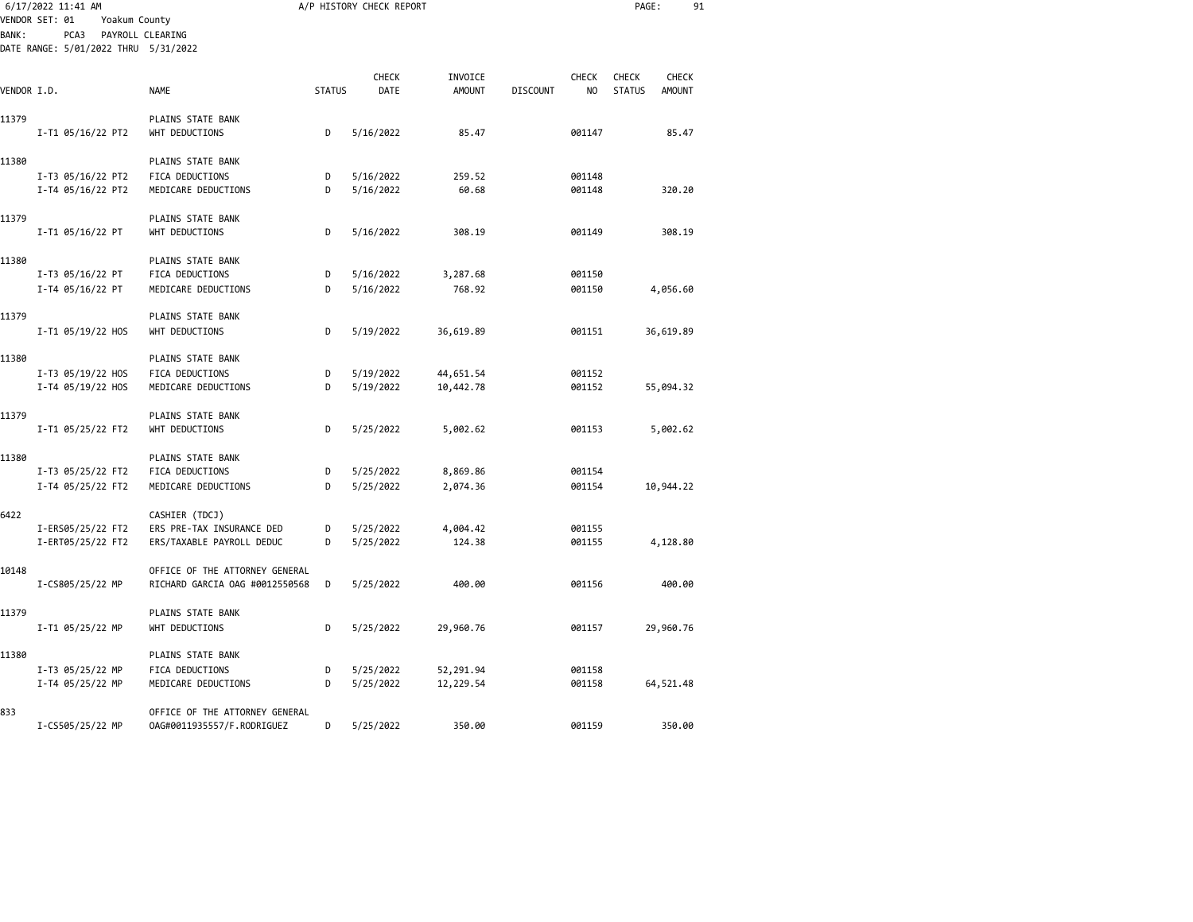6/17/2022 11:41 AM — A/P HISTORY CHECK REPORT

VENDOR SET: 01 Yoakum County
BANK: PCA3 PAYROLL CLEARING
DATE RANGE: 5/01/2022 THRU 5/31/2022

| VENDOR I.D. | NAME | STATUS | CHECK DATE | INVOICE AMOUNT | DISCOUNT | CHECK NO | CHECK STATUS | CHECK AMOUNT |
|---|---|---|---|---|---|---|---|---|
| 11379 | PLAINS STATE BANK | | | | | | | |
| I-T1 05/16/22 PT2 | WHT DEDUCTIONS | D | 5/16/2022 | 85.47 | | 001147 | | 85.47 |
| 11380 | PLAINS STATE BANK | | | | | | | |
| I-T3 05/16/22 PT2 | FICA DEDUCTIONS | D | 5/16/2022 | 259.52 | | 001148 | | |
| I-T4 05/16/22 PT2 | MEDICARE DEDUCTIONS | D | 5/16/2022 | 60.68 | | 001148 | | 320.20 |
| 11379 | PLAINS STATE BANK | | | | | | | |
| I-T1 05/16/22 PT | WHT DEDUCTIONS | D | 5/16/2022 | 308.19 | | 001149 | | 308.19 |
| 11380 | PLAINS STATE BANK | | | | | | | |
| I-T3 05/16/22 PT | FICA DEDUCTIONS | D | 5/16/2022 | 3,287.68 | | 001150 | | |
| I-T4 05/16/22 PT | MEDICARE DEDUCTIONS | D | 5/16/2022 | 768.92 | | 001150 | | 4,056.60 |
| 11379 | PLAINS STATE BANK | | | | | | | |
| I-T1 05/19/22 HOS | WHT DEDUCTIONS | D | 5/19/2022 | 36,619.89 | | 001151 | | 36,619.89 |
| 11380 | PLAINS STATE BANK | | | | | | | |
| I-T3 05/19/22 HOS | FICA DEDUCTIONS | D | 5/19/2022 | 44,651.54 | | 001152 | | |
| I-T4 05/19/22 HOS | MEDICARE DEDUCTIONS | D | 5/19/2022 | 10,442.78 | | 001152 | | 55,094.32 |
| 11379 | PLAINS STATE BANK | | | | | | | |
| I-T1 05/25/22 FT2 | WHT DEDUCTIONS | D | 5/25/2022 | 5,002.62 | | 001153 | | 5,002.62 |
| 11380 | PLAINS STATE BANK | | | | | | | |
| I-T3 05/25/22 FT2 | FICA DEDUCTIONS | D | 5/25/2022 | 8,869.86 | | 001154 | | |
| I-T4 05/25/22 FT2 | MEDICARE DEDUCTIONS | D | 5/25/2022 | 2,074.36 | | 001154 | | 10,944.22 |
| 6422 | CASHIER (TDCJ) | | | | | | | |
| I-ERS05/25/22 FT2 | ERS PRE-TAX INSURANCE DED | D | 5/25/2022 | 4,004.42 | | 001155 | | |
| I-ERT05/25/22 FT2 | ERS/TAXABLE PAYROLL DEDUC | D | 5/25/2022 | 124.38 | | 001155 | | 4,128.80 |
| 10148 | OFFICE OF THE ATTORNEY GENERAL | | | | | | | |
| I-CS805/25/22 MP | RICHARD GARCIA OAG #0012550568 | D | 5/25/2022 | 400.00 | | 001156 | | 400.00 |
| 11379 | PLAINS STATE BANK | | | | | | | |
| I-T1 05/25/22 MP | WHT DEDUCTIONS | D | 5/25/2022 | 29,960.76 | | 001157 | | 29,960.76 |
| 11380 | PLAINS STATE BANK | | | | | | | |
| I-T3 05/25/22 MP | FICA DEDUCTIONS | D | 5/25/2022 | 52,291.94 | | 001158 | | |
| I-T4 05/25/22 MP | MEDICARE DEDUCTIONS | D | 5/25/2022 | 12,229.54 | | 001158 | | 64,521.48 |
| 833 | OFFICE OF THE ATTORNEY GENERAL | | | | | | | |
| I-CS505/25/22 MP | OAG#0011935557/F.RODRIGUEZ | D | 5/25/2022 | 350.00 | | 001159 | | 350.00 |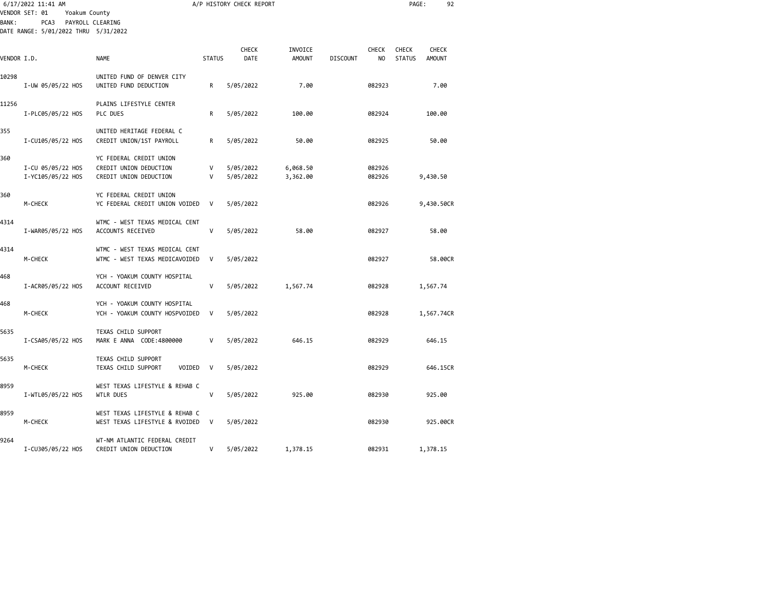6/17/2022 11:41 AM — A/P HISTORY CHECK REPORT

VENDOR SET: 01 Yoakum County
BANK: PCA3 PAYROLL CLEARING
DATE RANGE: 5/01/2022 THRU 5/31/2022

| VENDOR I.D. | NAME | STATUS | CHECK DATE | INVOICE AMOUNT | DISCOUNT | CHECK NO | CHECK STATUS | CHECK AMOUNT |
|---|---|---|---|---|---|---|---|---|
| 10298 | UNITED FUND OF DENVER CITY | | | | | | | |
| I-UW 05/05/22 HOS | UNITED FUND DEDUCTION | R | 5/05/2022 | 7.00 | | 082923 | | 7.00 |
| 11256 | PLAINS LIFESTYLE CENTER | | | | | | | |
| I-PLC05/05/22 HOS | PLC DUES | R | 5/05/2022 | 100.00 | | 082924 | | 100.00 |
| 355 | UNITED HERITAGE FEDERAL C | | | | | | | |
| I-CU105/05/22 HOS | CREDIT UNION/1ST PAYROLL | R | 5/05/2022 | 50.00 | | 082925 | | 50.00 |
| 360 | YC FEDERAL CREDIT UNION | | | | | | | |
| I-CU 05/05/22 HOS | CREDIT UNION DEDUCTION | V | 5/05/2022 | 6,068.50 | | 082926 | | |
| I-YC105/05/22 HOS | CREDIT UNION DEDUCTION | V | 5/05/2022 | 3,362.00 | | 082926 | | 9,430.50 |
| 360 | YC FEDERAL CREDIT UNION | | | | | | | |
| M-CHECK | YC FEDERAL CREDIT UNION VOIDED | V | 5/05/2022 | | | 082926 | | 9,430.50CR |
| 4314 | WTMC - WEST TEXAS MEDICAL CENT | | | | | | | |
| I-WAR05/05/22 HOS | ACCOUNTS RECEIVED | V | 5/05/2022 | 58.00 | | 082927 | | 58.00 |
| 4314 | WTMC - WEST TEXAS MEDICAL CENT | | | | | | | |
| M-CHECK | WTMC - WEST TEXAS MEDICAVOIDED | V | 5/05/2022 | | | 082927 | | 58.00CR |
| 468 | YCH - YOAKUM COUNTY HOSPITAL | | | | | | | |
| I-ACR05/05/22 HOS | ACCOUNT RECEIVED | V | 5/05/2022 | 1,567.74 | | 082928 | | 1,567.74 |
| 468 | YCH - YOAKUM COUNTY HOSPITAL | | | | | | | |
| M-CHECK | YCH - YOAKUM COUNTY HOSPVOIDED | V | 5/05/2022 | | | 082928 | | 1,567.74CR |
| 5635 | TEXAS CHILD SUPPORT | | | | | | | |
| I-CSA05/05/22 HOS | MARK E ANNA CODE:4800000 | V | 5/05/2022 | 646.15 | | 082929 | | 646.15 |
| 5635 | TEXAS CHILD SUPPORT | | | | | | | |
| M-CHECK | TEXAS CHILD SUPPORT VOIDED | V | 5/05/2022 | | | 082929 | | 646.15CR |
| 8959 | WEST TEXAS LIFESTYLE & REHAB C | | | | | | | |
| I-WTL05/05/22 HOS | WTLR DUES | V | 5/05/2022 | 925.00 | | 082930 | | 925.00 |
| 8959 | WEST TEXAS LIFESTYLE & REHAB C | | | | | | | |
| M-CHECK | WEST TEXAS LIFESTYLE & RVOIDED | V | 5/05/2022 | | | 082930 | | 925.00CR |
| 9264 | WT-NM ATLANTIC FEDERAL CREDIT | | | | | | | |
| I-CU305/05/22 HOS | CREDIT UNION DEDUCTION | V | 5/05/2022 | 1,378.15 | | 082931 | | 1,378.15 |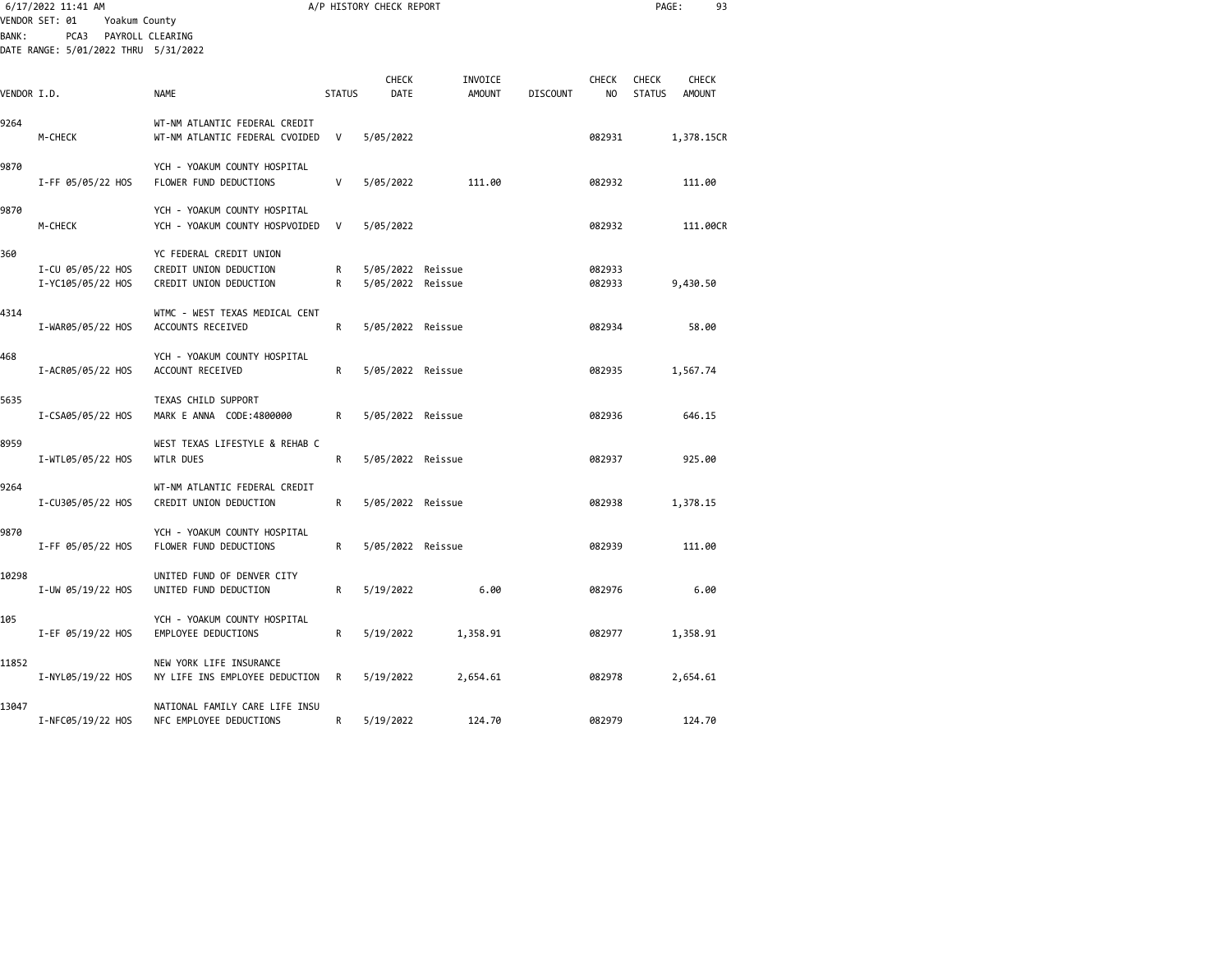6/17/2022 11:41 AM A/P HISTORY CHECK REPORT

VENDOR SET: 01 Yoakum County
BANK: PCA3 PAYROLL CLEARING
DATE RANGE: 5/01/2022 THRU 5/31/2022

| VENDOR I.D. | NAME | STATUS | CHECK DATE | INVOICE AMOUNT | DISCOUNT | CHECK NO | CHECK STATUS | CHECK AMOUNT |
|---|---|---|---|---|---|---|---|---|
| 9264 | WT-NM ATLANTIC FEDERAL CREDIT | | | | | | | |
| M-CHECK | WT-NM ATLANTIC FEDERAL CVOIDED | V | 5/05/2022 | | | 082931 | | 1,378.15CR |
| 9870 | YCH - YOAKUM COUNTY HOSPITAL | | | | | | | |
| I-FF 05/05/22 HOS | FLOWER FUND DEDUCTIONS | V | 5/05/2022 | 111.00 | | 082932 | | 111.00 |
| 9870 | YCH - YOAKUM COUNTY HOSPITAL | | | | | | | |
| M-CHECK | YCH - YOAKUM COUNTY HOSPVOIDED | V | 5/05/2022 | | | 082932 | | 111.00CR |
| 360 | YC FEDERAL CREDIT UNION | | | | | | | |
| I-CU 05/05/22 HOS | CREDIT UNION DEDUCTION | R | 5/05/2022 | Reissue | | 082933 | | |
| I-YC105/05/22 HOS | CREDIT UNION DEDUCTION | R | 5/05/2022 | Reissue | | 082933 | | 9,430.50 |
| 4314 | WTMC - WEST TEXAS MEDICAL CENT | | | | | | | |
| I-WAR05/05/22 HOS | ACCOUNTS RECEIVED | R | 5/05/2022 | Reissue | | 082934 | | 58.00 |
| 468 | YCH - YOAKUM COUNTY HOSPITAL | | | | | | | |
| I-ACR05/05/22 HOS | ACCOUNT RECEIVED | R | 5/05/2022 | Reissue | | 082935 | | 1,567.74 |
| 5635 | TEXAS CHILD SUPPORT | | | | | | | |
| I-CSA05/05/22 HOS | MARK E ANNA CODE:4800000 | R | 5/05/2022 | Reissue | | 082936 | | 646.15 |
| 8959 | WEST TEXAS LIFESTYLE & REHAB C | | | | | | | |
| I-WTL05/05/22 HOS | WTLR DUES | R | 5/05/2022 | Reissue | | 082937 | | 925.00 |
| 9264 | WT-NM ATLANTIC FEDERAL CREDIT | | | | | | | |
| I-CU305/05/22 HOS | CREDIT UNION DEDUCTION | R | 5/05/2022 | Reissue | | 082938 | | 1,378.15 |
| 9870 | YCH - YOAKUM COUNTY HOSPITAL | | | | | | | |
| I-FF 05/05/22 HOS | FLOWER FUND DEDUCTIONS | R | 5/05/2022 | Reissue | | 082939 | | 111.00 |
| 10298 | UNITED FUND OF DENVER CITY | | | | | | | |
| I-UW 05/19/22 HOS | UNITED FUND DEDUCTION | R | 5/19/2022 | 6.00 | | 082976 | | 6.00 |
| 105 | YCH - YOAKUM COUNTY HOSPITAL | | | | | | | |
| I-EF 05/19/22 HOS | EMPLOYEE DEDUCTIONS | R | 5/19/2022 | 1,358.91 | | 082977 | | 1,358.91 |
| 11852 | NEW YORK LIFE INSURANCE | | | | | | | |
| I-NYL05/19/22 HOS | NY LIFE INS EMPLOYEE DEDUCTION | R | 5/19/2022 | 2,654.61 | | 082978 | | 2,654.61 |
| 13047 | NATIONAL FAMILY CARE LIFE INSU | | | | | | | |
| I-NFC05/19/22 HOS | NFC EMPLOYEE DEDUCTIONS | R | 5/19/2022 | 124.70 | | 082979 | | 124.70 |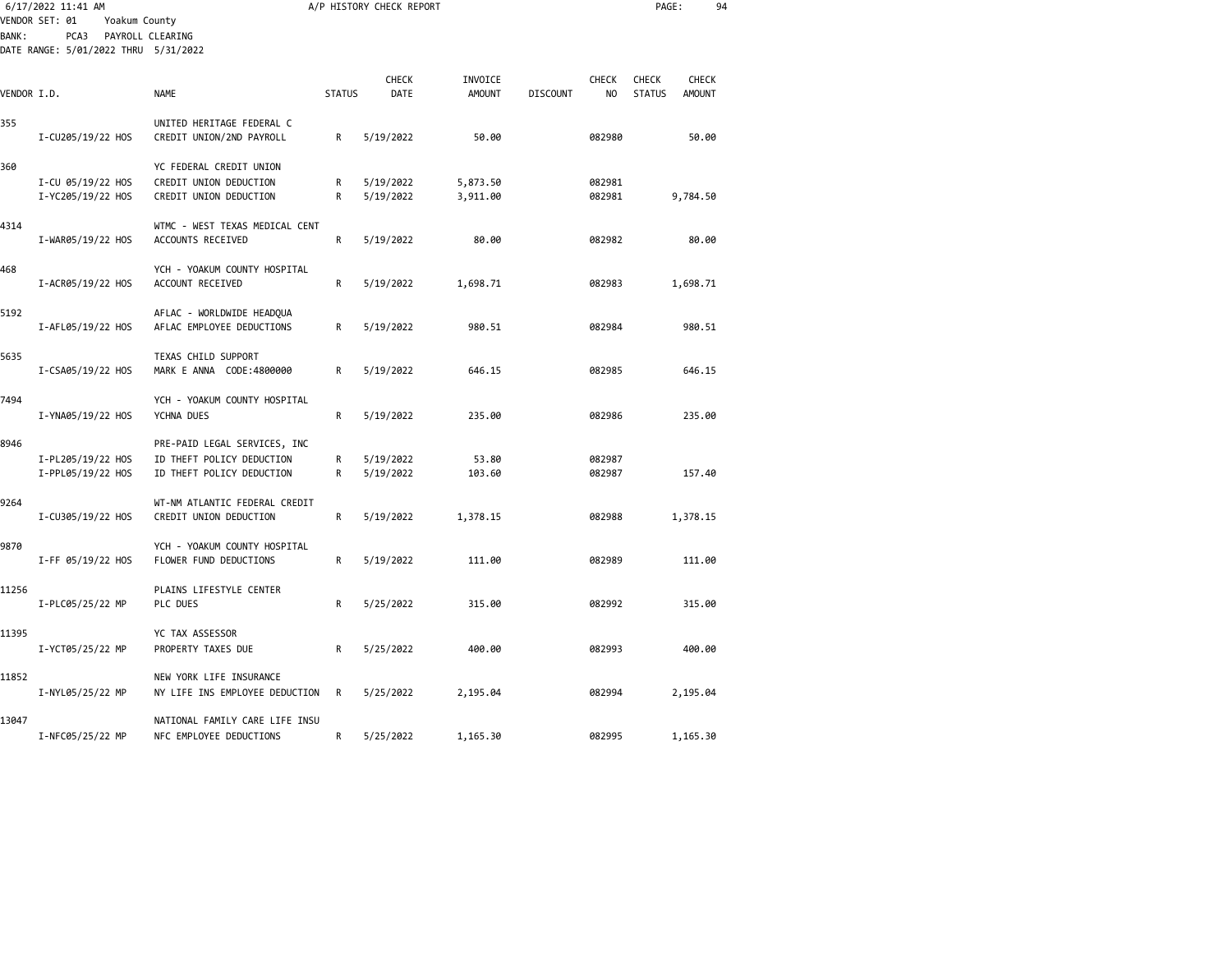6/17/2022 11:41 AM A/P HISTORY CHECK REPORT

VENDOR SET: 01 Yoakum County
BANK: PCA3 PAYROLL CLEARING
DATE RANGE: 5/01/2022 THRU 5/31/2022

| VENDOR I.D. | NAME | STATUS | CHECK DATE | INVOICE AMOUNT | DISCOUNT | CHECK NO | CHECK STATUS | CHECK AMOUNT |
|---|---|---|---|---|---|---|---|---|
| 355 | UNITED HERITAGE FEDERAL C | | | | | | | |
| I-CU205/19/22 HOS | CREDIT UNION/2ND PAYROLL | R | 5/19/2022 | 50.00 | | 082980 | | 50.00 |
| 360 | YC FEDERAL CREDIT UNION | | | | | | | |
| I-CU 05/19/22 HOS | CREDIT UNION DEDUCTION | R | 5/19/2022 | 5,873.50 | | 082981 | | |
| I-YC205/19/22 HOS | CREDIT UNION DEDUCTION | R | 5/19/2022 | 3,911.00 | | 082981 | | 9,784.50 |
| 4314 | WTMC - WEST TEXAS MEDICAL CENT | | | | | | | |
| I-WAR05/19/22 HOS | ACCOUNTS RECEIVED | R | 5/19/2022 | 80.00 | | 082982 | | 80.00 |
| 468 | YCH - YOAKUM COUNTY HOSPITAL | | | | | | | |
| I-ACR05/19/22 HOS | ACCOUNT RECEIVED | R | 5/19/2022 | 1,698.71 | | 082983 | | 1,698.71 |
| 5192 | AFLAC - WORLDWIDE HEADQUA | | | | | | | |
| I-AFL05/19/22 HOS | AFLAC EMPLOYEE DEDUCTIONS | R | 5/19/2022 | 980.51 | | 082984 | | 980.51 |
| 5635 | TEXAS CHILD SUPPORT | | | | | | | |
| I-CSA05/19/22 HOS | MARK E ANNA CODE:4800000 | R | 5/19/2022 | 646.15 | | 082985 | | 646.15 |
| 7494 | YCH - YOAKUM COUNTY HOSPITAL | | | | | | | |
| I-YNA05/19/22 HOS | YCHNA DUES | R | 5/19/2022 | 235.00 | | 082986 | | 235.00 |
| 8946 | PRE-PAID LEGAL SERVICES, INC | | | | | | | |
| I-PL205/19/22 HOS | ID THEFT POLICY DEDUCTION | R | 5/19/2022 | 53.80 | | 082987 | | |
| I-PPL05/19/22 HOS | ID THEFT POLICY DEDUCTION | R | 5/19/2022 | 103.60 | | 082987 | | 157.40 |
| 9264 | WT-NM ATLANTIC FEDERAL CREDIT | | | | | | | |
| I-CU305/19/22 HOS | CREDIT UNION DEDUCTION | R | 5/19/2022 | 1,378.15 | | 082988 | | 1,378.15 |
| 9870 | YCH - YOAKUM COUNTY HOSPITAL | | | | | | | |
| I-FF 05/19/22 HOS | FLOWER FUND DEDUCTIONS | R | 5/19/2022 | 111.00 | | 082989 | | 111.00 |
| 11256 | PLAINS LIFESTYLE CENTER | | | | | | | |
| I-PLC05/25/22 MP | PLC DUES | R | 5/25/2022 | 315.00 | | 082992 | | 315.00 |
| 11395 | YC TAX ASSESSOR | | | | | | | |
| I-YCT05/25/22 MP | PROPERTY TAXES DUE | R | 5/25/2022 | 400.00 | | 082993 | | 400.00 |
| 11852 | NEW YORK LIFE INSURANCE | | | | | | | |
| I-NYL05/25/22 MP | NY LIFE INS EMPLOYEE DEDUCTION | R | 5/25/2022 | 2,195.04 | | 082994 | | 2,195.04 |
| 13047 | NATIONAL FAMILY CARE LIFE INSU | | | | | | | |
| I-NFC05/25/22 MP | NFC EMPLOYEE DEDUCTIONS | R | 5/25/2022 | 1,165.30 | | 082995 | | 1,165.30 |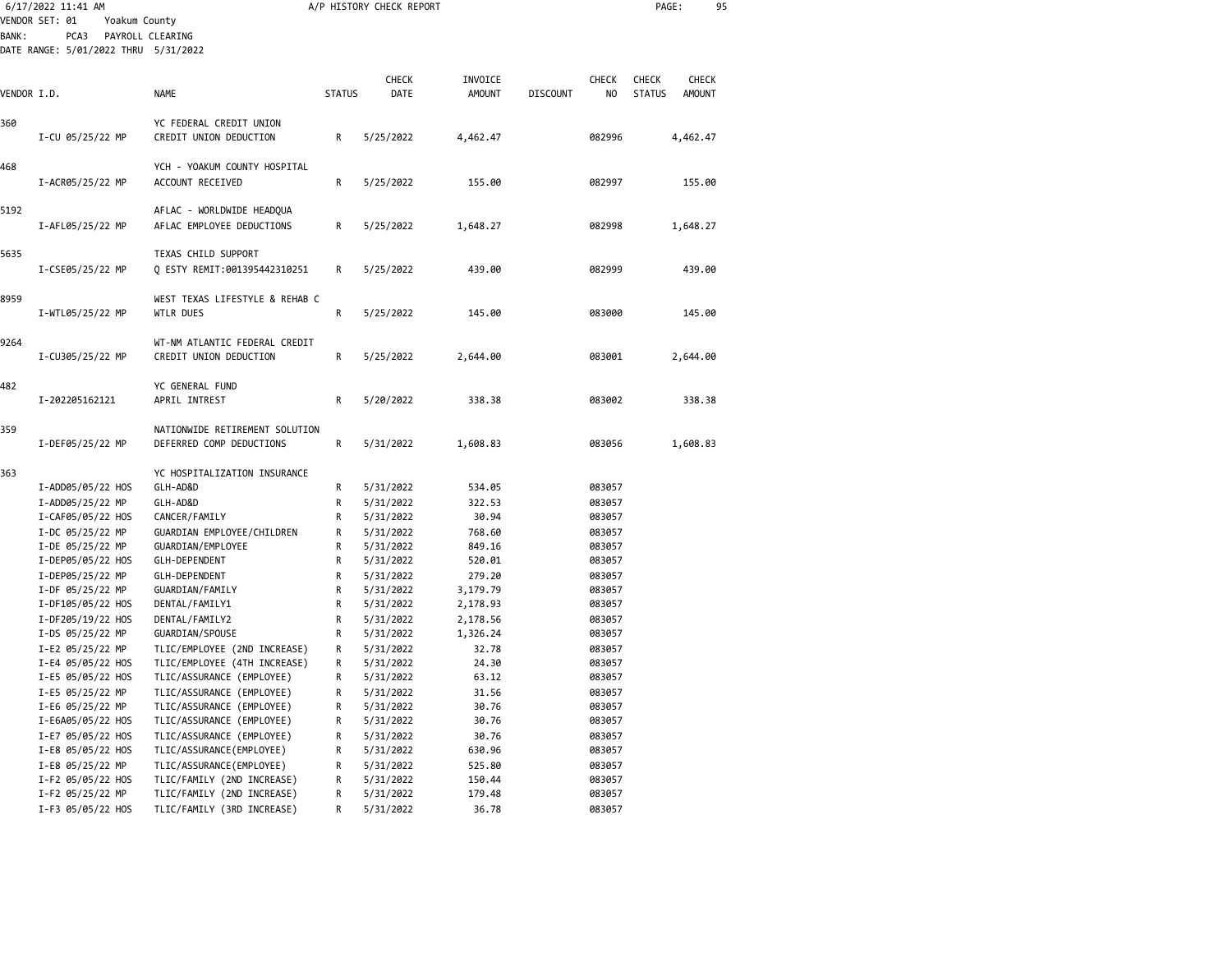6/17/2022 11:41 AM — A/P HISTORY CHECK REPORT

VENDOR SET: 01 Yoakum County
BANK: PCA3 PAYROLL CLEARING
DATE RANGE: 5/01/2022 THRU 5/31/2022

| VENDOR I.D. | NAME | STATUS | CHECK DATE | INVOICE AMOUNT | DISCOUNT | CHECK NO | CHECK STATUS | CHECK AMOUNT |
|---|---|---|---|---|---|---|---|---|
| 360 | YC FEDERAL CREDIT UNION | | | | | | | |
| I-CU 05/25/22 MP | CREDIT UNION DEDUCTION | R | 5/25/2022 | 4,462.47 | | 082996 | | 4,462.47 |
| 468 | YCH - YOAKUM COUNTY HOSPITAL | | | | | | | |
| I-ACR05/25/22 MP | ACCOUNT RECEIVED | R | 5/25/2022 | 155.00 | | 082997 | | 155.00 |
| 5192 | AFLAC - WORLDWIDE HEADQUA | | | | | | | |
| I-AFL05/25/22 MP | AFLAC EMPLOYEE DEDUCTIONS | R | 5/25/2022 | 1,648.27 | | 082998 | | 1,648.27 |
| 5635 | TEXAS CHILD SUPPORT | | | | | | | |
| I-CSE05/25/22 MP | Q ESTY REMIT:001395442310251 | R | 5/25/2022 | 439.00 | | 082999 | | 439.00 |
| 8959 | WEST TEXAS LIFESTYLE & REHAB C | | | | | | | |
| I-WTL05/25/22 MP | WTLR DUES | R | 5/25/2022 | 145.00 | | 083000 | | 145.00 |
| 9264 | WT-NM ATLANTIC FEDERAL CREDIT | | | | | | | |
| I-CU305/25/22 MP | CREDIT UNION DEDUCTION | R | 5/25/2022 | 2,644.00 | | 083001 | | 2,644.00 |
| 482 | YC GENERAL FUND | | | | | | | |
| I-202205162121 | APRIL INTREST | R | 5/20/2022 | 338.38 | | 083002 | | 338.38 |
| 359 | NATIONWIDE RETIREMENT SOLUTION | | | | | | | |
| I-DEF05/25/22 MP | DEFERRED COMP DEDUCTIONS | R | 5/31/2022 | 1,608.83 | | 083056 | | 1,608.83 |
| 363 | YC HOSPITALIZATION INSURANCE | | | | | | | |
| I-ADD05/05/22 HOS | GLH-AD&D | R | 5/31/2022 | 534.05 | | 083057 | | |
| I-ADD05/25/22 MP | GLH-AD&D | R | 5/31/2022 | 322.53 | | 083057 | | |
| I-CAF05/05/22 HOS | CANCER/FAMILY | R | 5/31/2022 | 30.94 | | 083057 | | |
| I-DC 05/25/22 MP | GUARDIAN EMPLOYEE/CHILDREN | R | 5/31/2022 | 768.60 | | 083057 | | |
| I-DE 05/25/22 MP | GUARDIAN/EMPLOYEE | R | 5/31/2022 | 849.16 | | 083057 | | |
| I-DEP05/05/22 HOS | GLH-DEPENDENT | R | 5/31/2022 | 520.01 | | 083057 | | |
| I-DEP05/25/22 MP | GLH-DEPENDENT | R | 5/31/2022 | 279.20 | | 083057 | | |
| I-DF 05/25/22 MP | GUARDIAN/FAMILY | R | 5/31/2022 | 3,179.79 | | 083057 | | |
| I-DF105/05/22 HOS | DENTAL/FAMILY1 | R | 5/31/2022 | 2,178.93 | | 083057 | | |
| I-DF205/19/22 HOS | DENTAL/FAMILY2 | R | 5/31/2022 | 2,178.56 | | 083057 | | |
| I-DS 05/25/22 MP | GUARDIAN/SPOUSE | R | 5/31/2022 | 1,326.24 | | 083057 | | |
| I-E2 05/25/22 MP | TLIC/EMPLOYEE (2ND INCREASE) | R | 5/31/2022 | 32.78 | | 083057 | | |
| I-E4 05/05/22 HOS | TLIC/EMPLOYEE (4TH INCREASE) | R | 5/31/2022 | 24.30 | | 083057 | | |
| I-E5 05/05/22 HOS | TLIC/ASSURANCE (EMPLOYEE) | R | 5/31/2022 | 63.12 | | 083057 | | |
| I-E5 05/25/22 MP | TLIC/ASSURANCE (EMPLOYEE) | R | 5/31/2022 | 31.56 | | 083057 | | |
| I-E6 05/25/22 MP | TLIC/ASSURANCE (EMPLOYEE) | R | 5/31/2022 | 30.76 | | 083057 | | |
| I-E6A05/05/22 HOS | TLIC/ASSURANCE (EMPLOYEE) | R | 5/31/2022 | 30.76 | | 083057 | | |
| I-E7 05/05/22 HOS | TLIC/ASSURANCE (EMPLOYEE) | R | 5/31/2022 | 30.76 | | 083057 | | |
| I-E8 05/05/22 HOS | TLIC/ASSURANCE(EMPLOYEE) | R | 5/31/2022 | 630.96 | | 083057 | | |
| I-E8 05/25/22 MP | TLIC/ASSURANCE(EMPLOYEE) | R | 5/31/2022 | 525.80 | | 083057 | | |
| I-F2 05/05/22 HOS | TLIC/FAMILY (2ND INCREASE) | R | 5/31/2022 | 150.44 | | 083057 | | |
| I-F2 05/25/22 MP | TLIC/FAMILY (2ND INCREASE) | R | 5/31/2022 | 179.48 | | 083057 | | |
| I-F3 05/05/22 HOS | TLIC/FAMILY (3RD INCREASE) | R | 5/31/2022 | 36.78 | | 083057 | | |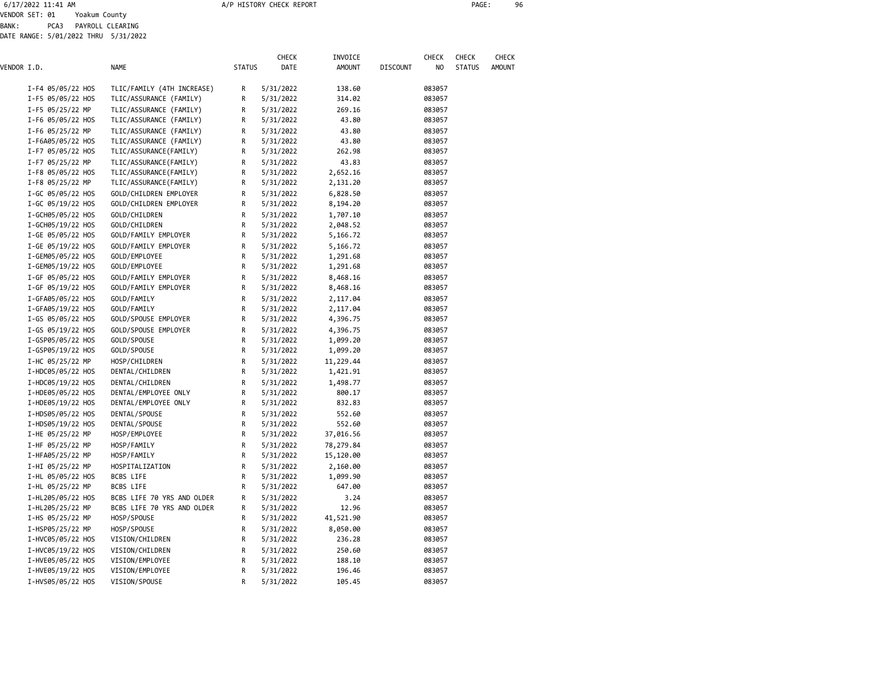6/17/2022 11:41 AM A/P HISTORY CHECK REPORT

VENDOR SET: 01 Yoakum County
BANK: PCA3 PAYROLL CLEARING
DATE RANGE: 5/01/2022 THRU 5/31/2022

| VENDOR I.D. | NAME | STATUS | CHECK DATE | INVOICE AMOUNT | DISCOUNT | CHECK NO | CHECK STATUS | CHECK AMOUNT |
|---|---|---|---|---|---|---|---|---|
| I-F4 05/05/22 HOS | TLIC/FAMILY (4TH INCREASE) | R | 5/31/2022 | 138.60 | | 083057 | | |
| I-F5 05/05/22 HOS | TLIC/ASSURANCE (FAMILY) | R | 5/31/2022 | 314.02 | | 083057 | | |
| I-F5 05/25/22 MP | TLIC/ASSURANCE (FAMILY) | R | 5/31/2022 | 269.16 | | 083057 | | |
| I-F6 05/05/22 HOS | TLIC/ASSURANCE (FAMILY) | R | 5/31/2022 | 43.80 | | 083057 | | |
| I-F6 05/25/22 MP | TLIC/ASSURANCE (FAMILY) | R | 5/31/2022 | 43.80 | | 083057 | | |
| I-F6A05/05/22 HOS | TLIC/ASSURANCE (FAMILY) | R | 5/31/2022 | 43.80 | | 083057 | | |
| I-F7 05/05/22 HOS | TLIC/ASSURANCE(FAMILY) | R | 5/31/2022 | 262.98 | | 083057 | | |
| I-F7 05/25/22 MP | TLIC/ASSURANCE(FAMILY) | R | 5/31/2022 | 43.83 | | 083057 | | |
| I-F8 05/05/22 HOS | TLIC/ASSURANCE(FAMILY) | R | 5/31/2022 | 2,652.16 | | 083057 | | |
| I-F8 05/25/22 MP | TLIC/ASSURANCE(FAMILY) | R | 5/31/2022 | 2,131.20 | | 083057 | | |
| I-GC 05/05/22 HOS | GOLD/CHILDREN EMPLOYER | R | 5/31/2022 | 6,828.50 | | 083057 | | |
| I-GC 05/19/22 HOS | GOLD/CHILDREN EMPLOYER | R | 5/31/2022 | 8,194.20 | | 083057 | | |
| I-GCH05/05/22 HOS | GOLD/CHILDREN | R | 5/31/2022 | 1,707.10 | | 083057 | | |
| I-GCH05/19/22 HOS | GOLD/CHILDREN | R | 5/31/2022 | 2,048.52 | | 083057 | | |
| I-GE 05/05/22 HOS | GOLD/FAMILY EMPLOYER | R | 5/31/2022 | 5,166.72 | | 083057 | | |
| I-GE 05/19/22 HOS | GOLD/FAMILY EMPLOYER | R | 5/31/2022 | 5,166.72 | | 083057 | | |
| I-GEM05/05/22 HOS | GOLD/EMPLOYEE | R | 5/31/2022 | 1,291.68 | | 083057 | | |
| I-GEM05/19/22 HOS | GOLD/EMPLOYEE | R | 5/31/2022 | 1,291.68 | | 083057 | | |
| I-GF 05/05/22 HOS | GOLD/FAMILY EMPLOYER | R | 5/31/2022 | 8,468.16 | | 083057 | | |
| I-GF 05/19/22 HOS | GOLD/FAMILY EMPLOYER | R | 5/31/2022 | 8,468.16 | | 083057 | | |
| I-GFA05/05/22 HOS | GOLD/FAMILY | R | 5/31/2022 | 2,117.04 | | 083057 | | |
| I-GFA05/19/22 HOS | GOLD/FAMILY | R | 5/31/2022 | 2,117.04 | | 083057 | | |
| I-GS 05/05/22 HOS | GOLD/SPOUSE EMPLOYER | R | 5/31/2022 | 4,396.75 | | 083057 | | |
| I-GS 05/19/22 HOS | GOLD/SPOUSE EMPLOYER | R | 5/31/2022 | 4,396.75 | | 083057 | | |
| I-GSP05/05/22 HOS | GOLD/SPOUSE | R | 5/31/2022 | 1,099.20 | | 083057 | | |
| I-GSP05/19/22 HOS | GOLD/SPOUSE | R | 5/31/2022 | 1,099.20 | | 083057 | | |
| I-HC 05/25/22 MP | HOSP/CHILDREN | R | 5/31/2022 | 11,229.44 | | 083057 | | |
| I-HDC05/05/22 HOS | DENTAL/CHILDREN | R | 5/31/2022 | 1,421.91 | | 083057 | | |
| I-HDC05/19/22 HOS | DENTAL/CHILDREN | R | 5/31/2022 | 1,498.77 | | 083057 | | |
| I-HDE05/05/22 HOS | DENTAL/EMPLOYEE ONLY | R | 5/31/2022 | 800.17 | | 083057 | | |
| I-HDE05/19/22 HOS | DENTAL/EMPLOYEE ONLY | R | 5/31/2022 | 832.83 | | 083057 | | |
| I-HDS05/05/22 HOS | DENTAL/SPOUSE | R | 5/31/2022 | 552.60 | | 083057 | | |
| I-HDS05/19/22 HOS | DENTAL/SPOUSE | R | 5/31/2022 | 552.60 | | 083057 | | |
| I-HE 05/25/22 MP | HOSP/EMPLOYEE | R | 5/31/2022 | 37,016.56 | | 083057 | | |
| I-HF 05/25/22 MP | HOSP/FAMILY | R | 5/31/2022 | 78,279.84 | | 083057 | | |
| I-HFA05/25/22 MP | HOSP/FAMILY | R | 5/31/2022 | 15,120.00 | | 083057 | | |
| I-HI 05/25/22 MP | HOSPITALIZATION | R | 5/31/2022 | 2,160.00 | | 083057 | | |
| I-HL 05/05/22 HOS | BCBS LIFE | R | 5/31/2022 | 1,099.90 | | 083057 | | |
| I-HL 05/25/22 MP | BCBS LIFE | R | 5/31/2022 | 647.00 | | 083057 | | |
| I-HL205/05/22 HOS | BCBS LIFE 70 YRS AND OLDER | R | 5/31/2022 | 3.24 | | 083057 | | |
| I-HL205/25/22 MP | BCBS LIFE 70 YRS AND OLDER | R | 5/31/2022 | 12.96 | | 083057 | | |
| I-HS 05/25/22 MP | HOSP/SPOUSE | R | 5/31/2022 | 41,521.90 | | 083057 | | |
| I-HSP05/25/22 MP | HOSP/SPOUSE | R | 5/31/2022 | 8,050.00 | | 083057 | | |
| I-HVC05/05/22 HOS | VISION/CHILDREN | R | 5/31/2022 | 236.28 | | 083057 | | |
| I-HVC05/19/22 HOS | VISION/CHILDREN | R | 5/31/2022 | 250.60 | | 083057 | | |
| I-HVE05/05/22 HOS | VISION/EMPLOYEE | R | 5/31/2022 | 188.10 | | 083057 | | |
| I-HVE05/19/22 HOS | VISION/EMPLOYEE | R | 5/31/2022 | 196.46 | | 083057 | | |
| I-HVS05/05/22 HOS | VISION/SPOUSE | R | 5/31/2022 | 105.45 | | 083057 | | |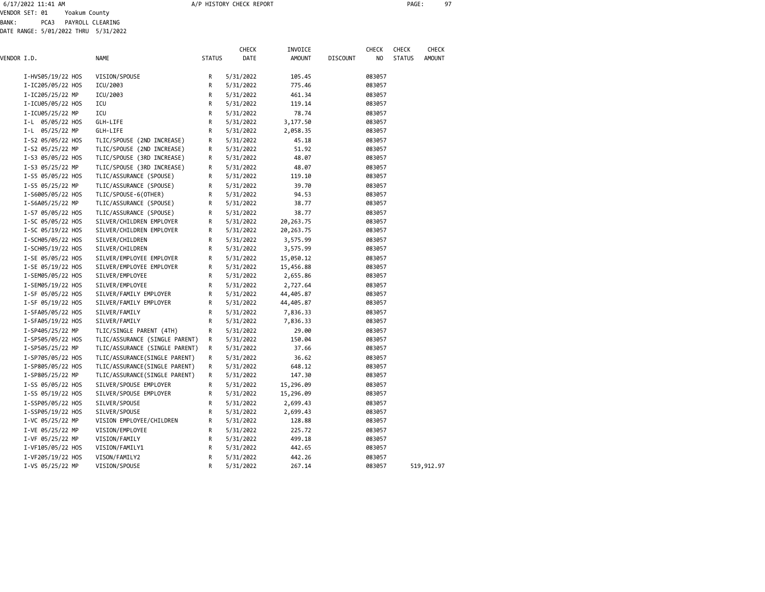6/17/2022 11:41 AM A/P HISTORY CHECK REPORT

VENDOR SET: 01 Yoakum County
BANK: PCA3 PAYROLL CLEARING
DATE RANGE: 5/01/2022 THRU 5/31/2022

| VENDOR I.D. | NAME | STATUS | CHECK DATE | INVOICE AMOUNT | DISCOUNT | CHECK NO | CHECK STATUS | CHECK AMOUNT |
|---|---|---|---|---|---|---|---|---|
| I-HVS05/19/22 HOS | VISION/SPOUSE | R | 5/31/2022 | 105.45 | | 083057 | | |
| I-IC205/05/22 HOS | ICU/2003 | R | 5/31/2022 | 775.46 | | 083057 | | |
| I-IC205/25/22 MP | ICU/2003 | R | 5/31/2022 | 461.34 | | 083057 | | |
| I-ICU05/05/22 HOS | ICU | R | 5/31/2022 | 119.14 | | 083057 | | |
| I-ICU05/25/22 MP | ICU | R | 5/31/2022 | 78.74 | | 083057 | | |
| I-L 05/05/22 HOS | GLH-LIFE | R | 5/31/2022 | 3,177.50 | | 083057 | | |
| I-L 05/25/22 MP | GLH-LIFE | R | 5/31/2022 | 2,058.35 | | 083057 | | |
| I-S2 05/05/22 HOS | TLIC/SPOUSE (2ND INCREASE) | R | 5/31/2022 | 45.18 | | 083057 | | |
| I-S2 05/25/22 MP | TLIC/SPOUSE (2ND INCREASE) | R | 5/31/2022 | 51.92 | | 083057 | | |
| I-S3 05/05/22 HOS | TLIC/SPOUSE (3RD INCREASE) | R | 5/31/2022 | 48.07 | | 083057 | | |
| I-S3 05/25/22 MP | TLIC/SPOUSE (3RD INCREASE) | R | 5/31/2022 | 48.07 | | 083057 | | |
| I-S5 05/05/22 HOS | TLIC/ASSURANCE (SPOUSE) | R | 5/31/2022 | 119.10 | | 083057 | | |
| I-S5 05/25/22 MP | TLIC/ASSURANCE (SPOUSE) | R | 5/31/2022 | 39.70 | | 083057 | | |
| I-S6005/05/22 HOS | TLIC/SPOUSE-6(OTHER) | R | 5/31/2022 | 94.53 | | 083057 | | |
| I-S6A05/25/22 MP | TLIC/ASSURANCE (SPOUSE) | R | 5/31/2022 | 38.77 | | 083057 | | |
| I-S7 05/05/22 HOS | TLIC/ASSURANCE (SPOUSE) | R | 5/31/2022 | 38.77 | | 083057 | | |
| I-SC 05/05/22 HOS | SILVER/CHILDREN EMPLOYER | R | 5/31/2022 | 20,263.75 | | 083057 | | |
| I-SC 05/19/22 HOS | SILVER/CHILDREN EMPLOYER | R | 5/31/2022 | 20,263.75 | | 083057 | | |
| I-SCH05/05/22 HOS | SILVER/CHILDREN | R | 5/31/2022 | 3,575.99 | | 083057 | | |
| I-SCH05/19/22 HOS | SILVER/CHILDREN | R | 5/31/2022 | 3,575.99 | | 083057 | | |
| I-SE 05/05/22 HOS | SILVER/EMPLOYEE EMPLOYER | R | 5/31/2022 | 15,050.12 | | 083057 | | |
| I-SE 05/19/22 HOS | SILVER/EMPLOYEE EMPLOYER | R | 5/31/2022 | 15,456.88 | | 083057 | | |
| I-SEM05/05/22 HOS | SILVER/EMPLOYEE | R | 5/31/2022 | 2,655.86 | | 083057 | | |
| I-SEM05/19/22 HOS | SILVER/EMPLOYEE | R | 5/31/2022 | 2,727.64 | | 083057 | | |
| I-SF 05/05/22 HOS | SILVER/FAMILY EMPLOYER | R | 5/31/2022 | 44,405.87 | | 083057 | | |
| I-SF 05/19/22 HOS | SILVER/FAMILY EMPLOYER | R | 5/31/2022 | 44,405.87 | | 083057 | | |
| I-SFA05/05/22 HOS | SILVER/FAMILY | R | 5/31/2022 | 7,836.33 | | 083057 | | |
| I-SFA05/19/22 HOS | SILVER/FAMILY | R | 5/31/2022 | 7,836.33 | | 083057 | | |
| I-SP405/25/22 MP | TLIC/SINGLE PARENT (4TH) | R | 5/31/2022 | 29.00 | | 083057 | | |
| I-SP505/05/22 HOS | TLIC/ASSURANCE (SINGLE PARENT) | R | 5/31/2022 | 150.04 | | 083057 | | |
| I-SP505/25/22 MP | TLIC/ASSURANCE (SINGLE PARENT) | R | 5/31/2022 | 37.66 | | 083057 | | |
| I-SP705/05/22 HOS | TLIC/ASSURANCE(SINGLE PARENT) | R | 5/31/2022 | 36.62 | | 083057 | | |
| I-SP805/05/22 HOS | TLIC/ASSURANCE(SINGLE PARENT) | R | 5/31/2022 | 648.12 | | 083057 | | |
| I-SP805/25/22 MP | TLIC/ASSURANCE(SINGLE PARENT) | R | 5/31/2022 | 147.30 | | 083057 | | |
| I-SS 05/05/22 HOS | SILVER/SPOUSE EMPLOYER | R | 5/31/2022 | 15,296.09 | | 083057 | | |
| I-SS 05/19/22 HOS | SILVER/SPOUSE EMPLOYER | R | 5/31/2022 | 15,296.09 | | 083057 | | |
| I-SSP05/05/22 HOS | SILVER/SPOUSE | R | 5/31/2022 | 2,699.43 | | 083057 | | |
| I-SSP05/19/22 HOS | SILVER/SPOUSE | R | 5/31/2022 | 2,699.43 | | 083057 | | |
| I-VC 05/25/22 MP | VISION EMPLOYEE/CHILDREN | R | 5/31/2022 | 128.88 | | 083057 | | |
| I-VE 05/25/22 MP | VISION/EMPLOYEE | R | 5/31/2022 | 225.72 | | 083057 | | |
| I-VF 05/25/22 MP | VISION/FAMILY | R | 5/31/2022 | 499.18 | | 083057 | | |
| I-VF105/05/22 HOS | VISION/FAMILY1 | R | 5/31/2022 | 442.65 | | 083057 | | |
| I-VF205/19/22 HOS | VISON/FAMILY2 | R | 5/31/2022 | 442.26 | | 083057 | | |
| I-VS 05/25/22 MP | VISION/SPOUSE | R | 5/31/2022 | 267.14 | | 083057 | | 519,912.97 |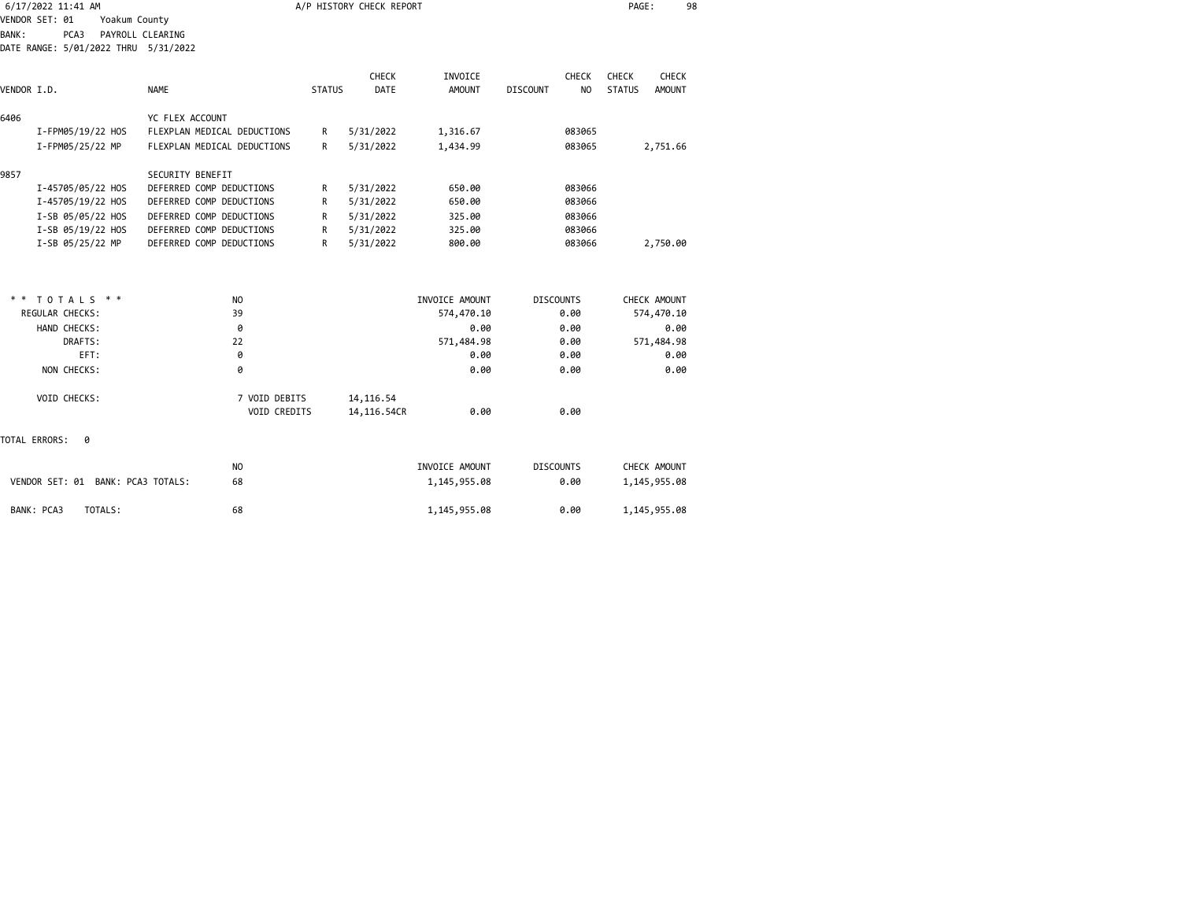6/17/2022 11:41 AM A/P HISTORY CHECK REPORT

VENDOR SET: 01 Yoakum County
BANK: PCA3 PAYROLL CLEARING
DATE RANGE: 5/01/2022 THRU 5/31/2022

| VENDOR I.D. | NAME | STATUS | CHECK DATE | INVOICE AMOUNT | DISCOUNT | CHECK NO | CHECK STATUS | CHECK AMOUNT |
|---|---|---|---|---|---|---|---|---|
| 6406 | YC FLEX ACCOUNT | | | | | | | |
| I-FPM05/19/22 HOS | FLEXPLAN MEDICAL DEDUCTIONS | R | 5/31/2022 | 1,316.67 | | 083065 | | |
| I-FPM05/25/22 MP | FLEXPLAN MEDICAL DEDUCTIONS | R | 5/31/2022 | 1,434.99 | | 083065 | | 2,751.66 |
| 9857 | SECURITY BENEFIT | | | | | | | |
| I-45705/05/22 HOS | DEFERRED COMP DEDUCTIONS | R | 5/31/2022 | 650.00 | | 083066 | | |
| I-45705/19/22 HOS | DEFERRED COMP DEDUCTIONS | R | 5/31/2022 | 650.00 | | 083066 | | |
| I-SB 05/05/22 HOS | DEFERRED COMP DEDUCTIONS | R | 5/31/2022 | 325.00 | | 083066 | | |
| I-SB 05/19/22 HOS | DEFERRED COMP DEDUCTIONS | R | 5/31/2022 | 325.00 | | 083066 | | |
| I-SB 05/25/22 MP | DEFERRED COMP DEDUCTIONS | R | 5/31/2022 | 800.00 | | 083066 | | 2,750.00 |

| ** TOTALS ** | NO | | INVOICE AMOUNT | DISCOUNTS | CHECK AMOUNT |
|---|---|---|---|---|---|
| REGULAR CHECKS: | 39 | | 574,470.10 | 0.00 | 574,470.10 |
| HAND CHECKS: | 0 | | 0.00 | 0.00 | 0.00 |
| DRAFTS: | 22 | | 571,484.98 | 0.00 | 571,484.98 |
| EFT: | 0 | | 0.00 | 0.00 | 0.00 |
| NON CHECKS: | 0 | | 0.00 | 0.00 | 0.00 |
| VOID CHECKS: | 7 VOID DEBITS | 14,116.54 | | | |
| | VOID CREDITS | 14,116.54CR | 0.00 | 0.00 | |

TOTAL ERRORS: 0

| | NO | INVOICE AMOUNT | DISCOUNTS | CHECK AMOUNT |
|---|---|---|---|---|
| VENDOR SET: 01 BANK: PCA3 TOTALS: | 68 | 1,145,955.08 | 0.00 | 1,145,955.08 |
| BANK: PCA3 TOTALS: | 68 | 1,145,955.08 | 0.00 | 1,145,955.08 |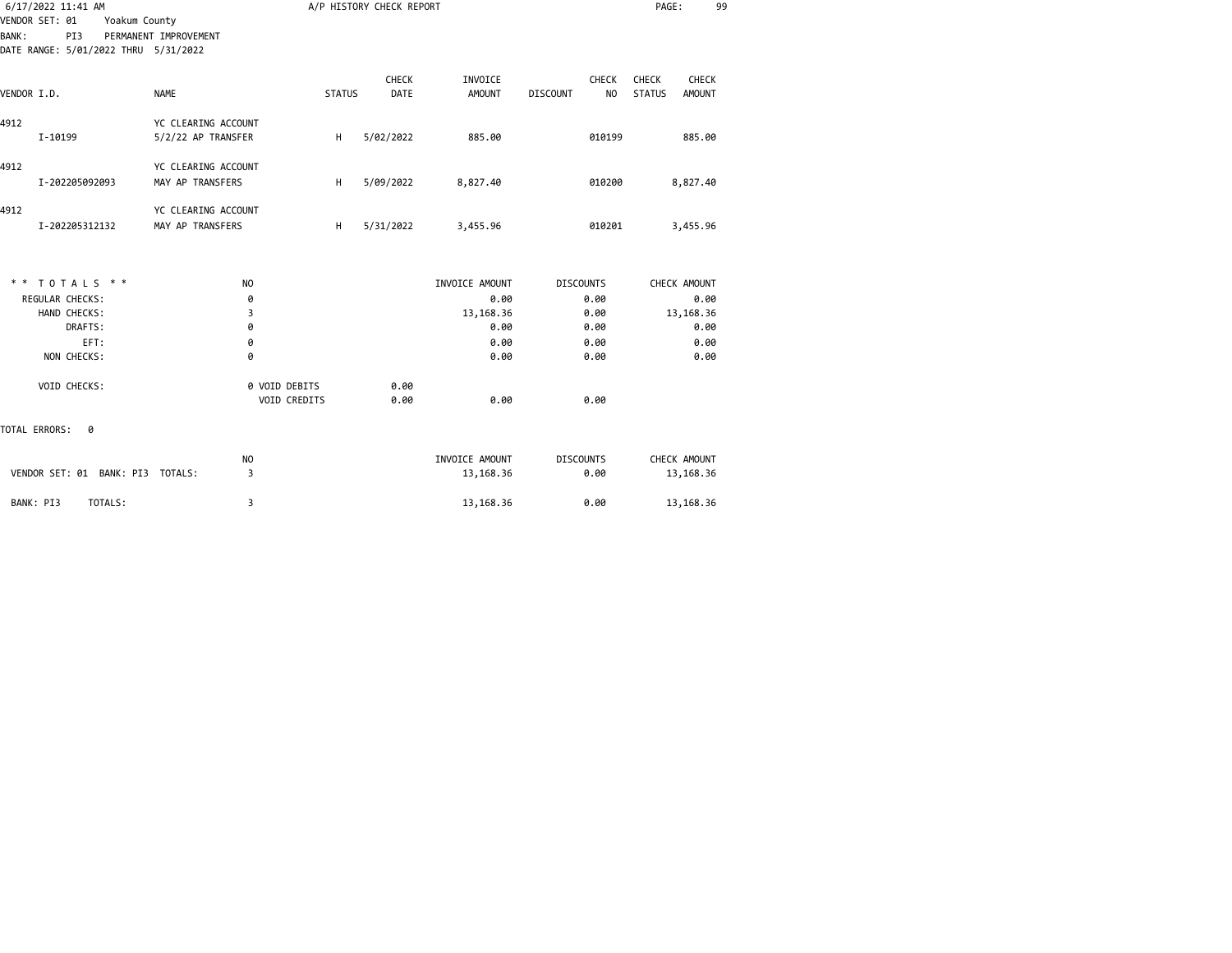6/17/2022 11:41 AM A/P HISTORY CHECK REPORT

VENDOR SET: 01 Yoakum County
BANK: PI3 PERMANENT IMPROVEMENT
DATE RANGE: 5/01/2022 THRU 5/31/2022

| VENDOR I.D. | NAME | STATUS | CHECK DATE | INVOICE AMOUNT | DISCOUNT | CHECK NO | CHECK STATUS | CHECK AMOUNT |
|---|---|---|---|---|---|---|---|---|
| 4912 | YC CLEARING ACCOUNT | | | | | | | |
| I-10199 | 5/2/22 AP TRANSFER | H | 5/02/2022 | 885.00 | | 010199 | | 885.00 |
| 4912 | YC CLEARING ACCOUNT | | | | | | | |
| I-202205092093 | MAY AP TRANSFERS | H | 5/09/2022 | 8,827.40 | | 010200 | | 8,827.40 |
| 4912 | YC CLEARING ACCOUNT | | | | | | | |
| I-202205312132 | MAY AP TRANSFERS | H | 5/31/2022 | 3,455.96 | | 010201 | | 3,455.96 |

| * * TOTALS * * | NO | | INVOICE AMOUNT | DISCOUNTS | CHECK AMOUNT |
|---|---|---|---|---|---|
| REGULAR CHECKS: | 0 | | 0.00 | 0.00 | 0.00 |
| HAND CHECKS: | 3 | | 13,168.36 | 0.00 | 13,168.36 |
| DRAFTS: | 0 | | 0.00 | 0.00 | 0.00 |
| EFT: | 0 | | 0.00 | 0.00 | 0.00 |
| NON CHECKS: | 0 | | 0.00 | 0.00 | 0.00 |
| VOID CHECKS: | 0 VOID DEBITS | 0.00 | | | |
| | VOID CREDITS | 0.00 | 0.00 | 0.00 | |

TOTAL ERRORS: 0

| | NO | INVOICE AMOUNT | DISCOUNTS | CHECK AMOUNT |
|---|---|---|---|---|
| VENDOR SET: 01 BANK: PI3 TOTALS: | 3 | 13,168.36 | 0.00 | 13,168.36 |
| BANK: PI3 TOTALS: | 3 | 13,168.36 | 0.00 | 13,168.36 |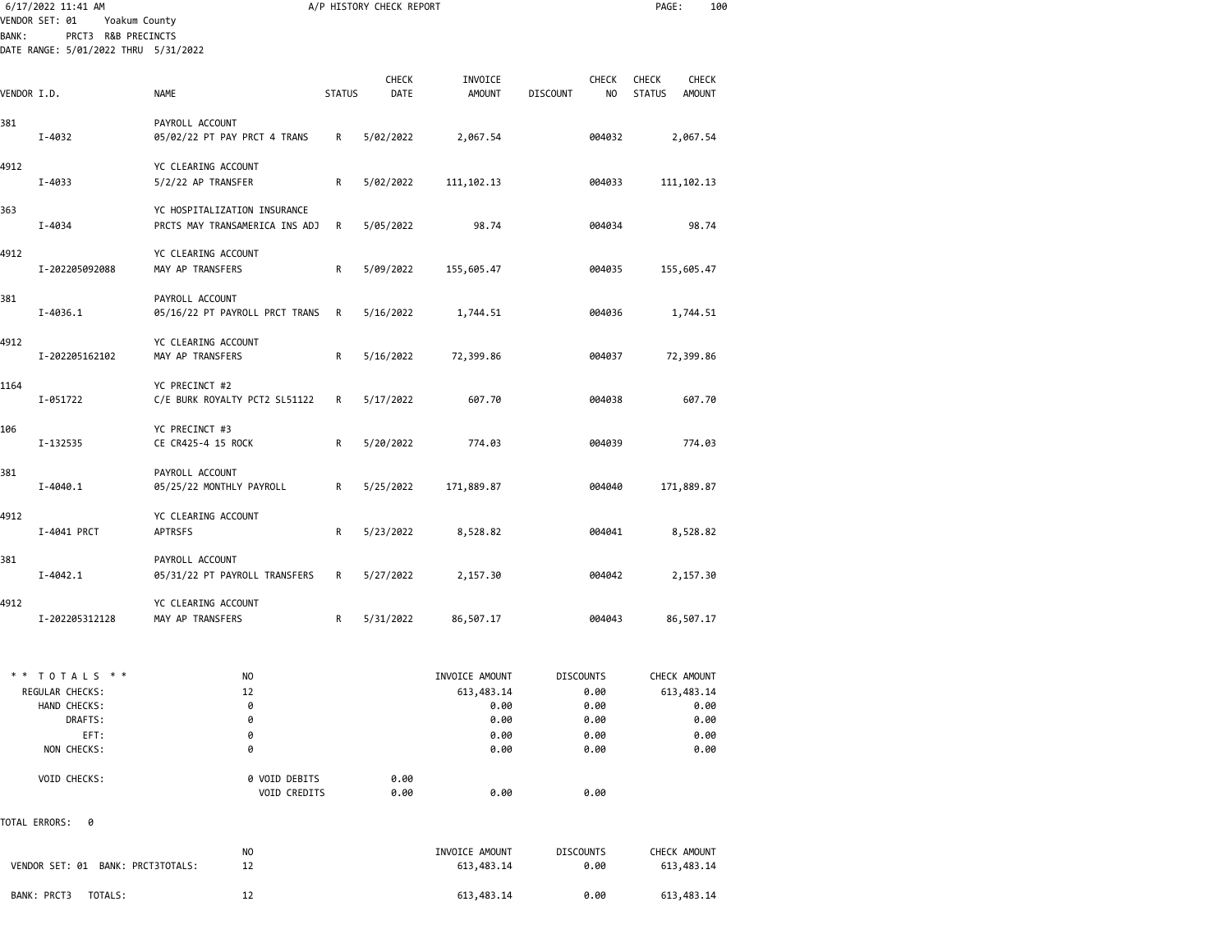6/17/2022 11:41 AM — A/P HISTORY CHECK REPORT

VENDOR SET: 01 Yoakum County
BANK: PRCT3 R&B PRECINCTS
DATE RANGE: 5/01/2022 THRU 5/31/2022

| VENDOR I.D. | NAME | STATUS | CHECK DATE | INVOICE AMOUNT | DISCOUNT | CHECK NO | CHECK STATUS | CHECK AMOUNT |
|---|---|---|---|---|---|---|---|---|
| 381 | PAYROLL ACCOUNT | | | | | | | |
| I-4032 | 05/02/22 PT PAY PRCT 4 TRANS | R | 5/02/2022 | 2,067.54 | | 004032 | | 2,067.54 |
| 4912 | YC CLEARING ACCOUNT | | | | | | | |
| I-4033 | 5/2/22 AP TRANSFER | R | 5/02/2022 | 111,102.13 | | 004033 | | 111,102.13 |
| 363 | YC HOSPITALIZATION INSURANCE | | | | | | | |
| I-4034 | PRCTS MAY TRANSAMERICA INS ADJ | R | 5/05/2022 | 98.74 | | 004034 | | 98.74 |
| 4912 | YC CLEARING ACCOUNT | | | | | | | |
| I-202205092088 | MAY AP TRANSFERS | R | 5/09/2022 | 155,605.47 | | 004035 | | 155,605.47 |
| 381 | PAYROLL ACCOUNT | | | | | | | |
| I-4036.1 | 05/16/22 PT PAYROLL PRCT TRANS | R | 5/16/2022 | 1,744.51 | | 004036 | | 1,744.51 |
| 4912 | YC CLEARING ACCOUNT | | | | | | | |
| I-202205162102 | MAY AP TRANSFERS | R | 5/16/2022 | 72,399.86 | | 004037 | | 72,399.86 |
| 1164 | YC PRECINCT #2 | | | | | | | |
| I-051722 | C/E BURK ROYALTY PCT2 SL51122 | R | 5/17/2022 | 607.70 | | 004038 | | 607.70 |
| 106 | YC PRECINCT #3 | | | | | | | |
| I-132535 | CE CR425-4 15 ROCK | R | 5/20/2022 | 774.03 | | 004039 | | 774.03 |
| 381 | PAYROLL ACCOUNT | | | | | | | |
| I-4040.1 | 05/25/22 MONTHLY PAYROLL | R | 5/25/2022 | 171,889.87 | | 004040 | | 171,889.87 |
| 4912 | YC CLEARING ACCOUNT | | | | | | | |
| I-4041 PRCT | APTRSFS | R | 5/23/2022 | 8,528.82 | | 004041 | | 8,528.82 |
| 381 | PAYROLL ACCOUNT | | | | | | | |
| I-4042.1 | 05/31/22 PT PAYROLL TRANSFERS | R | 5/27/2022 | 2,157.30 | | 004042 | | 2,157.30 |
| 4912 | YC CLEARING ACCOUNT | | | | | | | |
| I-202205312128 | MAY AP TRANSFERS | R | 5/31/2022 | 86,507.17 | | 004043 | | 86,507.17 |

| ** TOTALS ** | NO | | INVOICE AMOUNT | DISCOUNTS | CHECK AMOUNT |
|---|---|---|---|---|---|
| REGULAR CHECKS: | 12 | | 613,483.14 | 0.00 | 613,483.14 |
| HAND CHECKS: | 0 | | 0.00 | 0.00 | 0.00 |
| DRAFTS: | 0 | | 0.00 | 0.00 | 0.00 |
| EFT: | 0 | | 0.00 | 0.00 | 0.00 |
| NON CHECKS: | 0 | | 0.00 | 0.00 | 0.00 |
| VOID CHECKS: | 0 VOID DEBITS | 0.00 | | | |
| | VOID CREDITS | 0.00 | 0.00 | 0.00 | |

TOTAL ERRORS: 0

| | NO | INVOICE AMOUNT | DISCOUNTS | CHECK AMOUNT |
|---|---|---|---|---|
| VENDOR SET: 01 BANK: PRCT3TOTALS: | 12 | 613,483.14 | 0.00 | 613,483.14 |
| BANK: PRCT3 TOTALS: | 12 | 613,483.14 | 0.00 | 613,483.14 |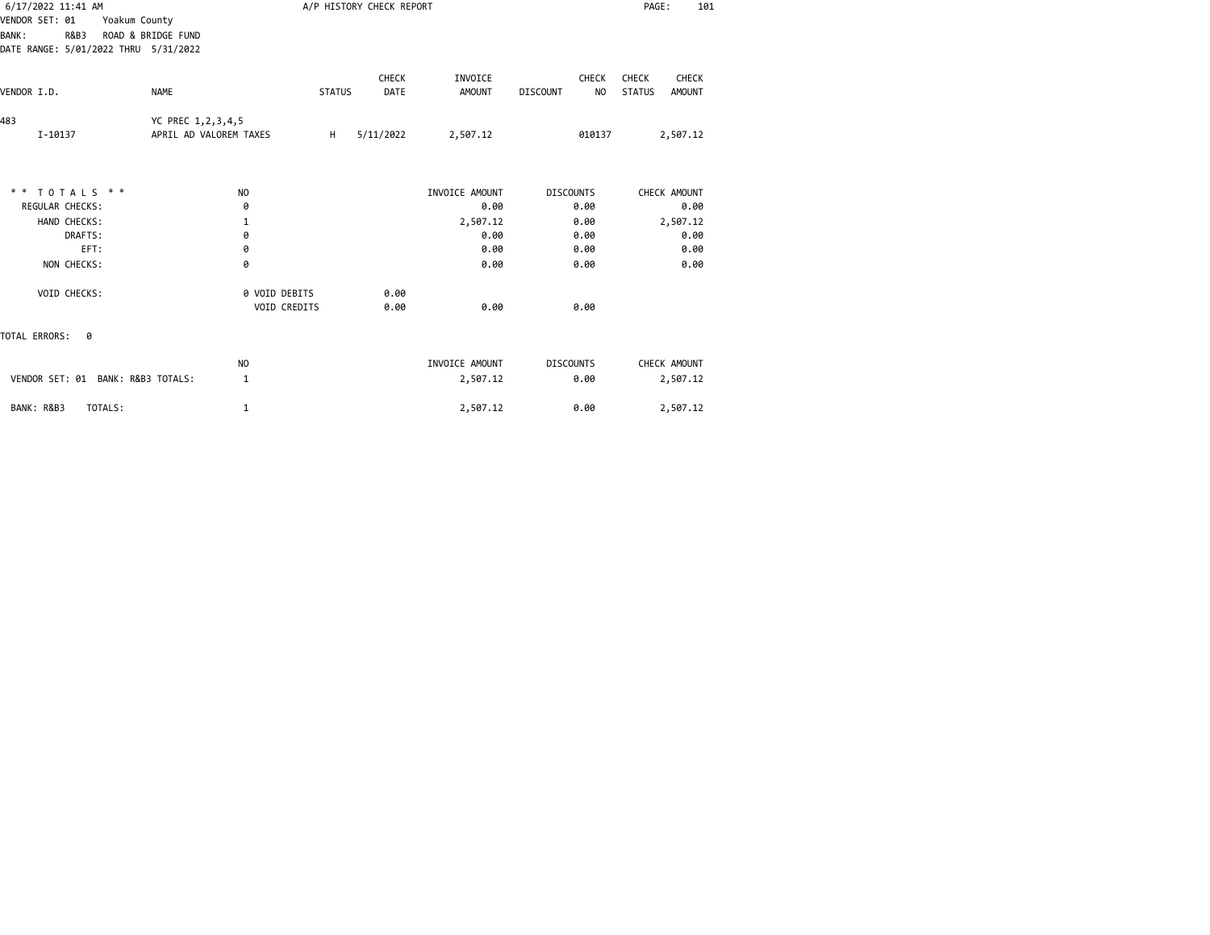A/P HISTORY CHECK REPORT

6/17/2022 11:41 AM

VENDOR SET: 01 Yoakum County
BANK: R&B3 ROAD & BRIDGE FUND
DATE RANGE: 5/01/2022 THRU 5/31/2022

| VENDOR I.D. | NAME | STATUS | CHECK DATE | INVOICE AMOUNT | DISCOUNT | CHECK NO | CHECK STATUS | CHECK AMOUNT |
|---|---|---|---|---|---|---|---|---|
| 483 | YC PREC 1,2,3,4,5 | | | | | | | |
| I-10137 | APRIL AD VALOREM TAXES | H | 5/11/2022 | 2,507.12 | | 010137 | | 2,507.12 |

| * * T O T A L S * * | NO | | | INVOICE AMOUNT | DISCOUNTS | CHECK AMOUNT |
|---|---|---|---|---|---|---|
| REGULAR CHECKS: | 0 | | | 0.00 | 0.00 | 0.00 |
| HAND CHECKS: | 1 | | | 2,507.12 | 0.00 | 2,507.12 |
| DRAFTS: | 0 | | | 0.00 | 0.00 | 0.00 |
| EFT: | 0 | | | 0.00 | 0.00 | 0.00 |
| NON CHECKS: | 0 | | | 0.00 | 0.00 | 0.00 |
| VOID CHECKS: | 0 | VOID DEBITS | 0.00 | | | |
| | | VOID CREDITS | 0.00 | 0.00 | 0.00 | |

TOTAL ERRORS: 0

| | NO | INVOICE AMOUNT | DISCOUNTS | CHECK AMOUNT |
|---|---|---|---|---|
| VENDOR SET: 01 BANK: R&B3 TOTALS: | 1 | 2,507.12 | 0.00 | 2,507.12 |
| BANK: R&B3 TOTALS: | 1 | 2,507.12 | 0.00 | 2,507.12 |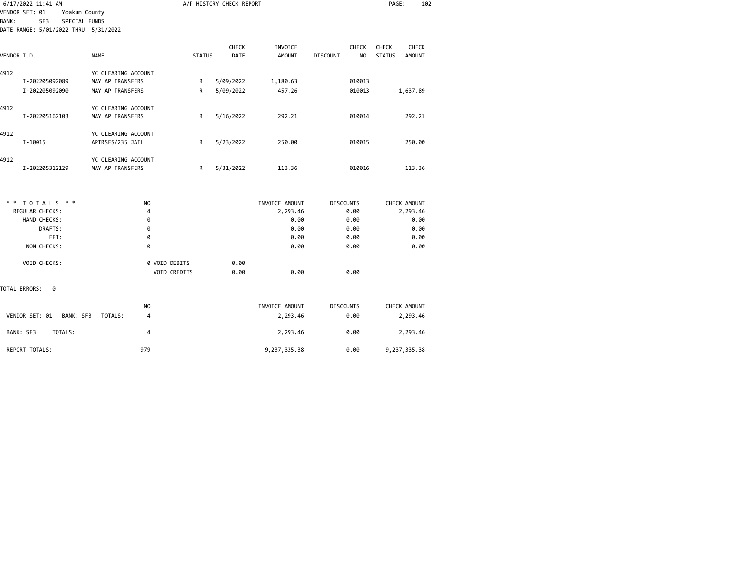VENDOR SET: 01 Yoakum County
BANK: SF3 SPECIAL FUNDS
DATE RANGE: 5/01/2022 THRU 5/31/2022

A/P HISTORY CHECK REPORT

| VENDOR I.D. | NAME | STATUS | CHECK DATE | INVOICE AMOUNT | DISCOUNT | CHECK NO | CHECK STATUS | CHECK AMOUNT |
|---|---|---|---|---|---|---|---|---|
| 4912 | YC CLEARING ACCOUNT | | | | | | | |
| I-202205092089 | MAY AP TRANSFERS | R | 5/09/2022 | 1,180.63 | | 010013 | | |
| I-202205092090 | MAY AP TRANSFERS | R | 5/09/2022 | 457.26 | | 010013 | | 1,637.89 |
| 4912 | YC CLEARING ACCOUNT | | | | | | | |
| I-202205162103 | MAY AP TRANSFERS | R | 5/16/2022 | 292.21 | | 010014 | | 292.21 |
| 4912 | YC CLEARING ACCOUNT | | | | | | | |
| I-10015 | APTRSFS/235 JAIL | R | 5/23/2022 | 250.00 | | 010015 | | 250.00 |
| 4912 | YC CLEARING ACCOUNT | | | | | | | |
| I-202205312129 | MAY AP TRANSFERS | R | 5/31/2022 | 113.36 | | 010016 | | 113.36 |

| * * TOTALS * * | NO | | INVOICE AMOUNT | DISCOUNTS | CHECK AMOUNT |
|---|---|---|---|---|---|
| REGULAR CHECKS: | 4 | | 2,293.46 | 0.00 | 2,293.46 |
| HAND CHECKS: | 0 | | 0.00 | 0.00 | 0.00 |
| DRAFTS: | 0 | | 0.00 | 0.00 | 0.00 |
| EFT: | 0 | | 0.00 | 0.00 | 0.00 |
| NON CHECKS: | 0 | | 0.00 | 0.00 | 0.00 |
| VOID CHECKS: | 0 VOID DEBITS | 0.00 | | | |
| | VOID CREDITS | 0.00 | 0.00 | 0.00 | |

TOTAL ERRORS: 0

| | NO | INVOICE AMOUNT | DISCOUNTS | CHECK AMOUNT |
|---|---|---|---|---|
| VENDOR SET: 01 BANK: SF3 TOTALS: | 4 | 2,293.46 | 0.00 | 2,293.46 |
| BANK: SF3 TOTALS: | 4 | 2,293.46 | 0.00 | 2,293.46 |
| REPORT TOTALS: | 979 | 9,237,335.38 | 0.00 | 9,237,335.38 |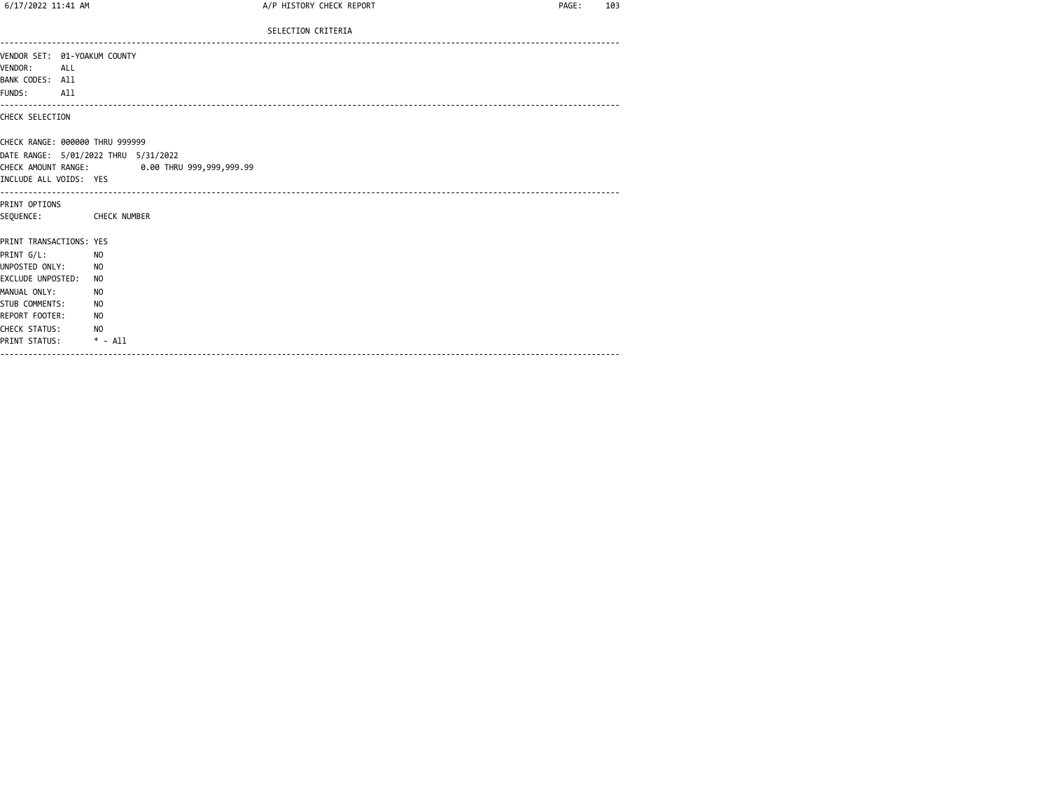SELECTION CRITERIA

VENDOR SET: 01-YOAKUM COUNTY
VENDOR: ALL
BANK CODES: All
FUNDS: All

CHECK SELECTION

CHECK RANGE: 000000 THRU 999999
DATE RANGE: 5/01/2022 THRU 5/31/2022
CHECK AMOUNT RANGE: 0.00 THRU 999,999,999.99
INCLUDE ALL VOIDS: YES

PRINT OPTIONS
SEQUENCE: CHECK NUMBER

PRINT TRANSACTIONS: YES
PRINT G/L: NO
UNPOSTED ONLY: NO
EXCLUDE UNPOSTED: NO
MANUAL ONLY: NO
STUB COMMENTS: NO
REPORT FOOTER: NO
CHECK STATUS: NO
PRINT STATUS: * - All